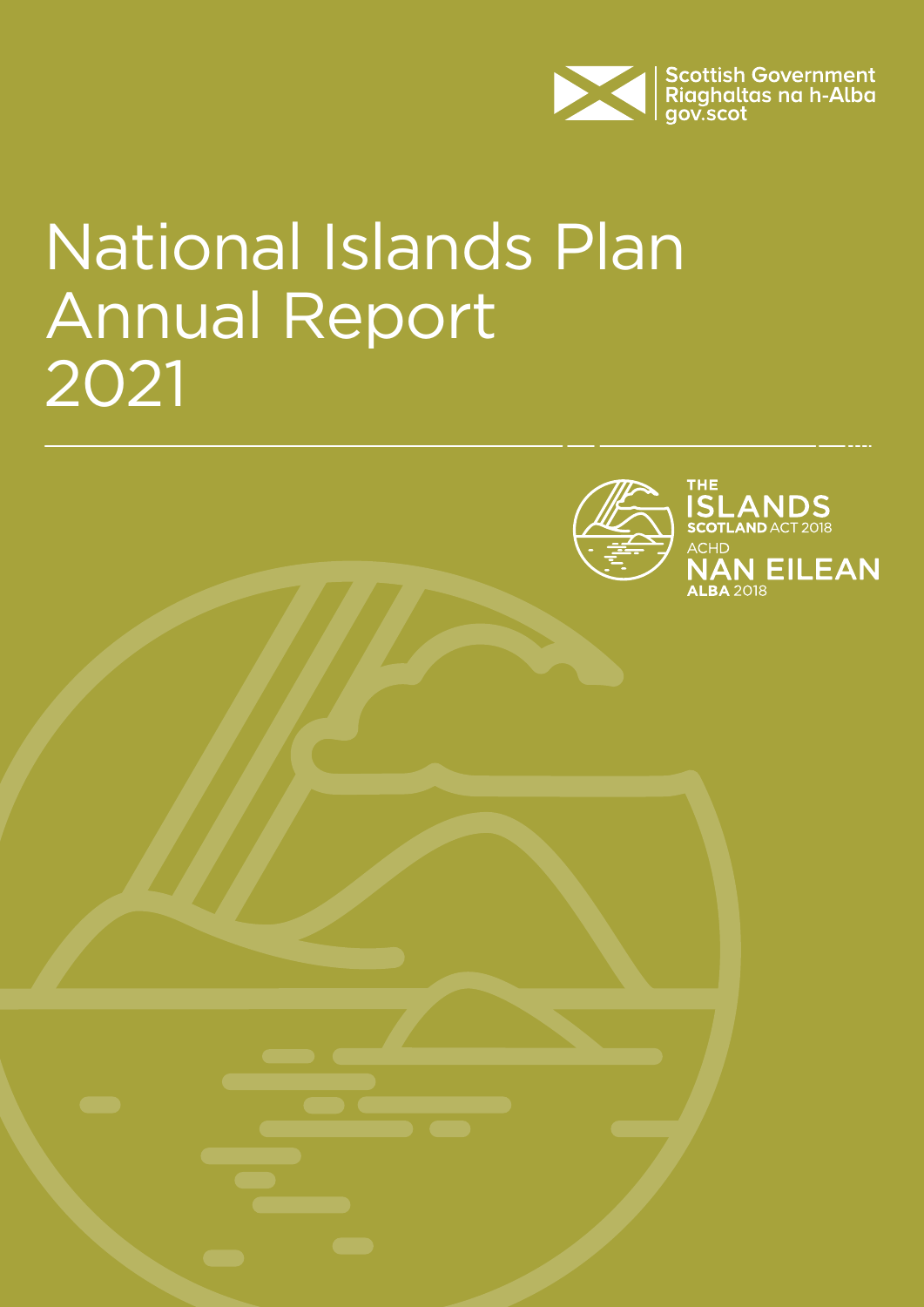Scottish Government
Riaghaltas na h-Alba
gov.scot

# National Islands Plan Annual Report 2021

THE ISLANDS SCOTLAND ACT 2018
ACHD NAN EILEAN ALBA 2018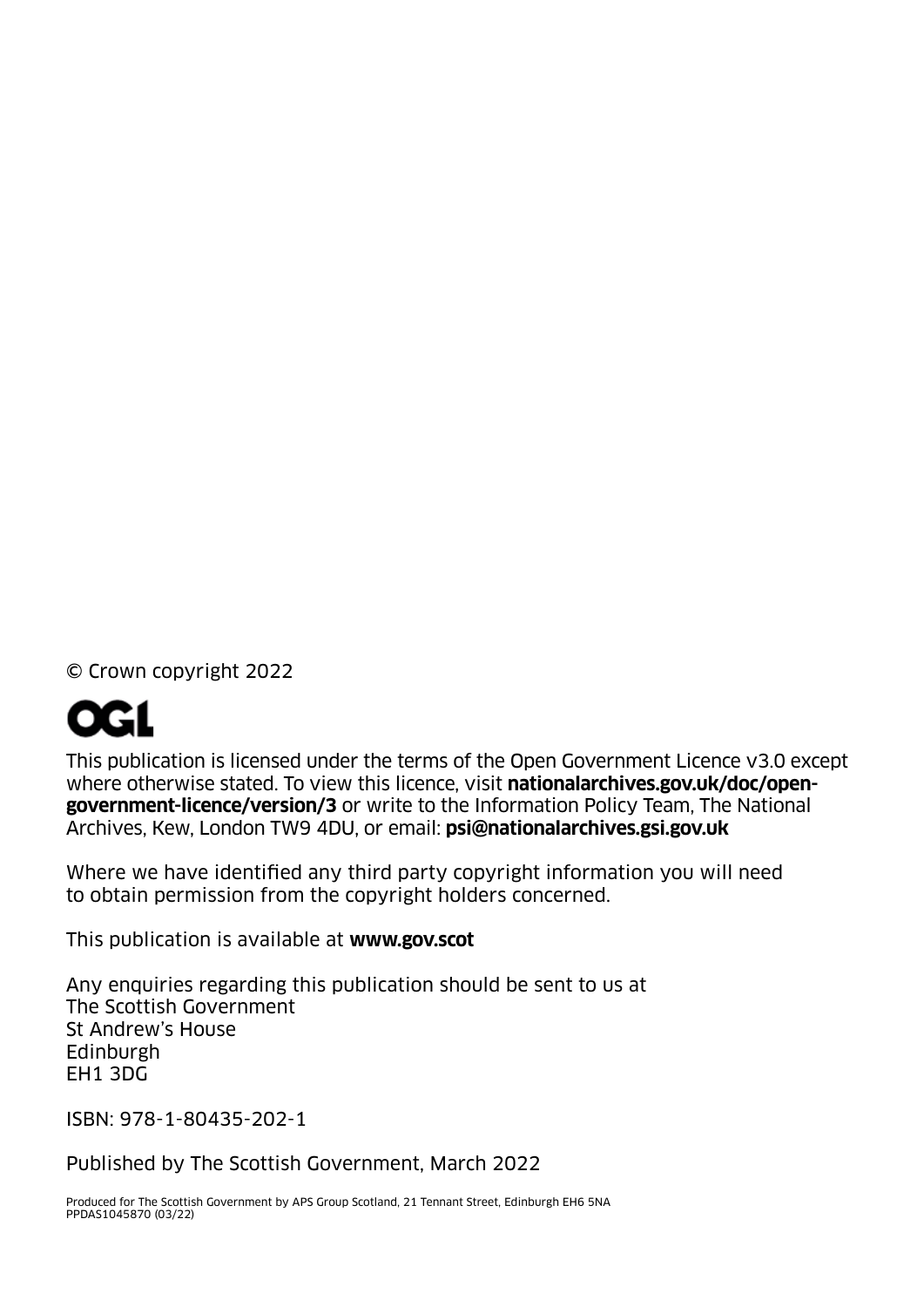© Crown copyright 2022

OGL

This publication is licensed under the terms of the Open Government Licence v3.0 except where otherwise stated. To view this licence, visit **nationalarchives.gov.uk/doc/open-government-licence/version/3** or write to the Information Policy Team, The National Archives, Kew, London TW9 4DU, or email: **psi@nationalarchives.gsi.gov.uk**

Where we have identified any third party copyright information you will need to obtain permission from the copyright holders concerned.

This publication is available at **www.gov.scot**

Any enquiries regarding this publication should be sent to us at
The Scottish Government
St Andrew's House
Edinburgh
EH1 3DG

ISBN: 978-1-80435-202-1

Published by The Scottish Government, March 2022

Produced for The Scottish Government by APS Group Scotland, 21 Tennant Street, Edinburgh EH6 5NA
PPDAS1045870 (03/22)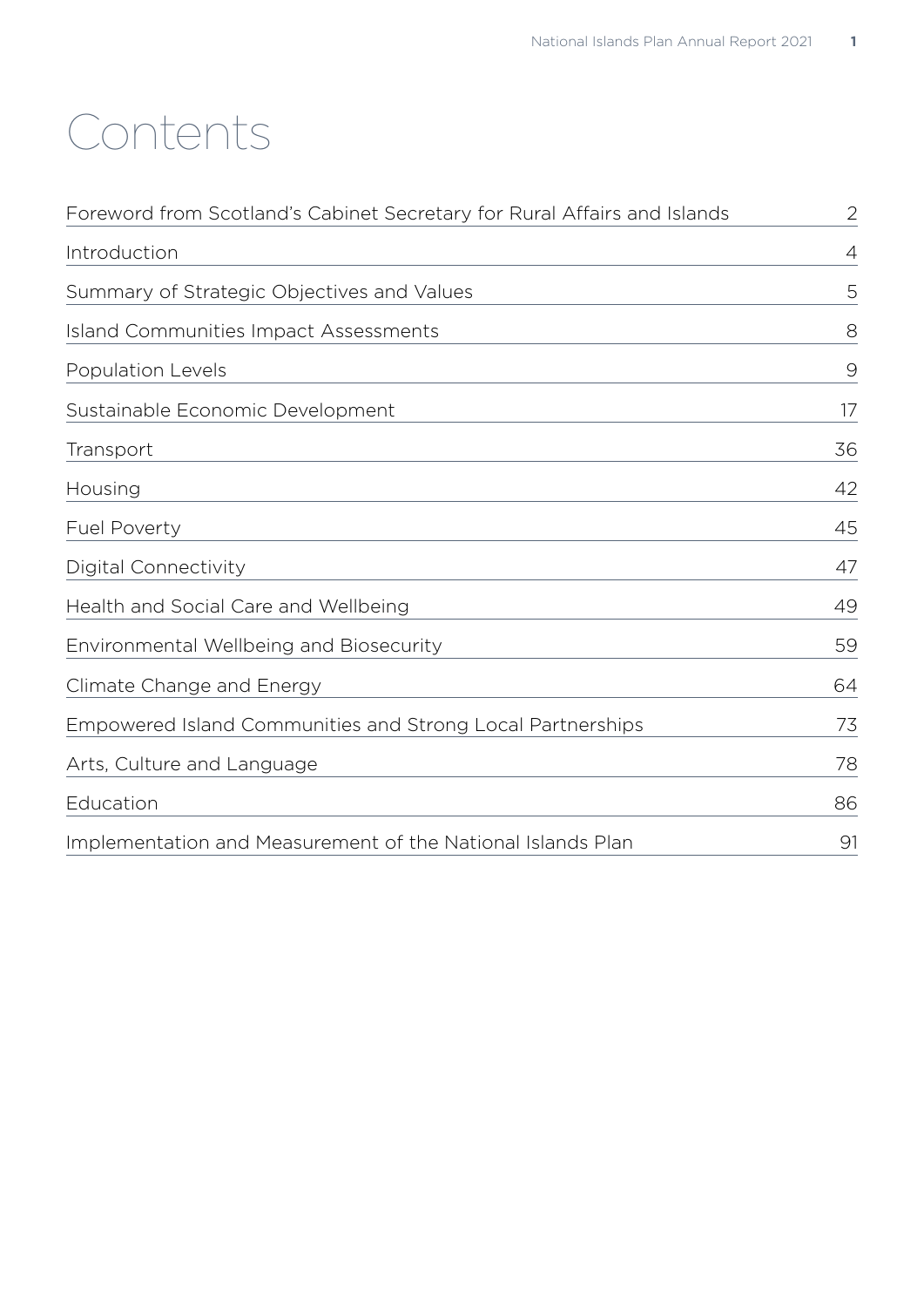# Contents

| | |
|---|---|
| Foreword from Scotland's Cabinet Secretary for Rural Affairs and Islands | 2 |
| Introduction | 4 |
| Summary of Strategic Objectives and Values | 5 |
| Island Communities Impact Assessments | 8 |
| Population Levels | 9 |
| Sustainable Economic Development | 17 |
| Transport | 36 |
| Housing | 42 |
| Fuel Poverty | 45 |
| Digital Connectivity | 47 |
| Health and Social Care and Wellbeing | 49 |
| Environmental Wellbeing and Biosecurity | 59 |
| Climate Change and Energy | 64 |
| Empowered Island Communities and Strong Local Partnerships | 73 |
| Arts, Culture and Language | 78 |
| Education | 86 |
| Implementation and Measurement of the National Islands Plan | 91 |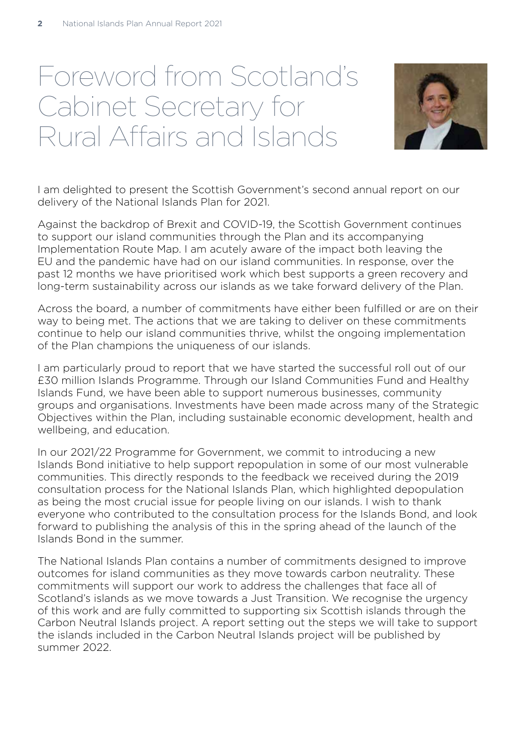# Foreword from Scotland's Cabinet Secretary for Rural Affairs and Islands

I am delighted to present the Scottish Government's second annual report on our delivery of the National Islands Plan for 2021.

Against the backdrop of Brexit and COVID-19, the Scottish Government continues to support our island communities through the Plan and its accompanying Implementation Route Map. I am acutely aware of the impact both leaving the EU and the pandemic have had on our island communities. In response, over the past 12 months we have prioritised work which best supports a green recovery and long-term sustainability across our islands as we take forward delivery of the Plan.

Across the board, a number of commitments have either been fulfilled or are on their way to being met. The actions that we are taking to deliver on these commitments continue to help our island communities thrive, whilst the ongoing implementation of the Plan champions the uniqueness of our islands.

I am particularly proud to report that we have started the successful roll out of our £30 million Islands Programme. Through our Island Communities Fund and Healthy Islands Fund, we have been able to support numerous businesses, community groups and organisations. Investments have been made across many of the Strategic Objectives within the Plan, including sustainable economic development, health and wellbeing, and education.

In our 2021/22 Programme for Government, we commit to introducing a new Islands Bond initiative to help support repopulation in some of our most vulnerable communities. This directly responds to the feedback we received during the 2019 consultation process for the National Islands Plan, which highlighted depopulation as being the most crucial issue for people living on our islands. I wish to thank everyone who contributed to the consultation process for the Islands Bond, and look forward to publishing the analysis of this in the spring ahead of the launch of the Islands Bond in the summer.

The National Islands Plan contains a number of commitments designed to improve outcomes for island communities as they move towards carbon neutrality. These commitments will support our work to address the challenges that face all of Scotland's islands as we move towards a Just Transition. We recognise the urgency of this work and are fully committed to supporting six Scottish islands through the Carbon Neutral Islands project. A report setting out the steps we will take to support the islands included in the Carbon Neutral Islands project will be published by summer 2022.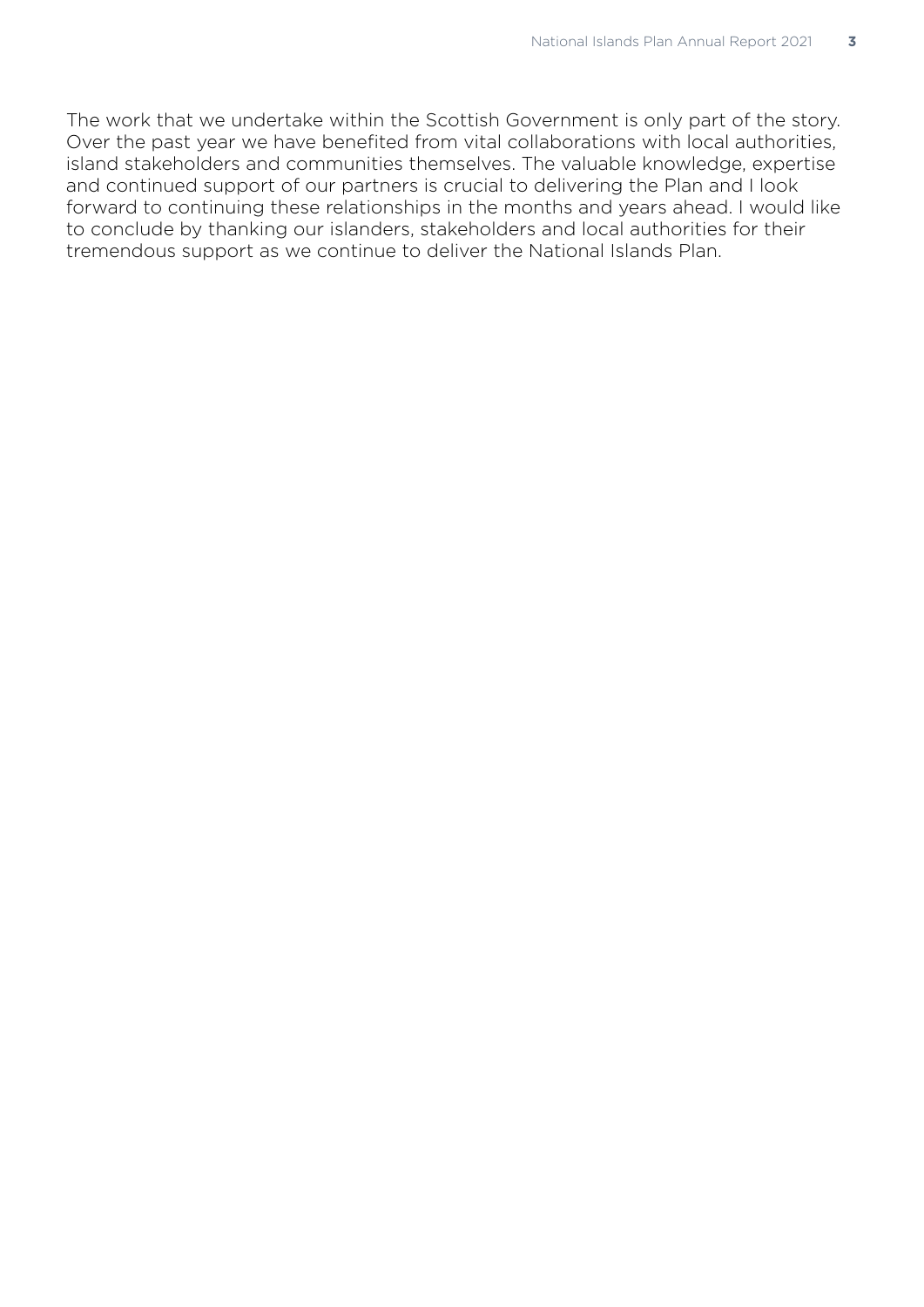The work that we undertake within the Scottish Government is only part of the story. Over the past year we have benefited from vital collaborations with local authorities, island stakeholders and communities themselves. The valuable knowledge, expertise and continued support of our partners is crucial to delivering the Plan and I look forward to continuing these relationships in the months and years ahead. I would like to conclude by thanking our islanders, stakeholders and local authorities for their tremendous support as we continue to deliver the National Islands Plan.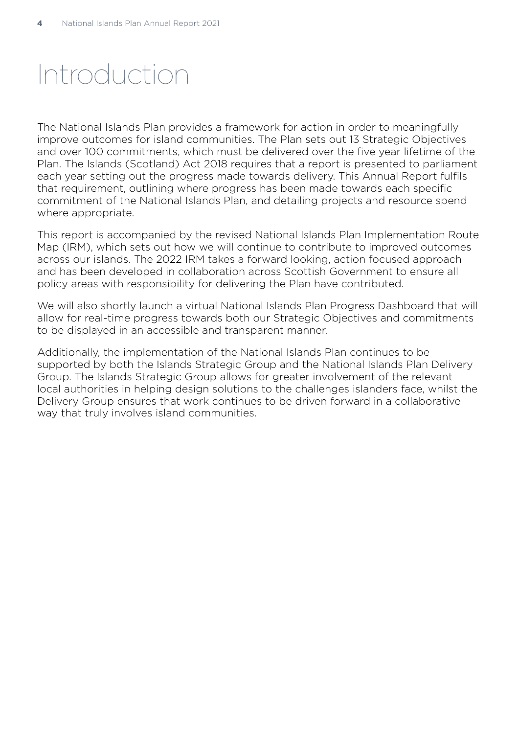# Introduction

The National Islands Plan provides a framework for action in order to meaningfully improve outcomes for island communities. The Plan sets out 13 Strategic Objectives and over 100 commitments, which must be delivered over the five year lifetime of the Plan. The Islands (Scotland) Act 2018 requires that a report is presented to parliament each year setting out the progress made towards delivery. This Annual Report fulfils that requirement, outlining where progress has been made towards each specific commitment of the National Islands Plan, and detailing projects and resource spend where appropriate.

This report is accompanied by the revised National Islands Plan Implementation Route Map (IRM), which sets out how we will continue to contribute to improved outcomes across our islands. The 2022 IRM takes a forward looking, action focused approach and has been developed in collaboration across Scottish Government to ensure all policy areas with responsibility for delivering the Plan have contributed.

We will also shortly launch a virtual National Islands Plan Progress Dashboard that will allow for real-time progress towards both our Strategic Objectives and commitments to be displayed in an accessible and transparent manner.

Additionally, the implementation of the National Islands Plan continues to be supported by both the Islands Strategic Group and the National Islands Plan Delivery Group. The Islands Strategic Group allows for greater involvement of the relevant local authorities in helping design solutions to the challenges islanders face, whilst the Delivery Group ensures that work continues to be driven forward in a collaborative way that truly involves island communities.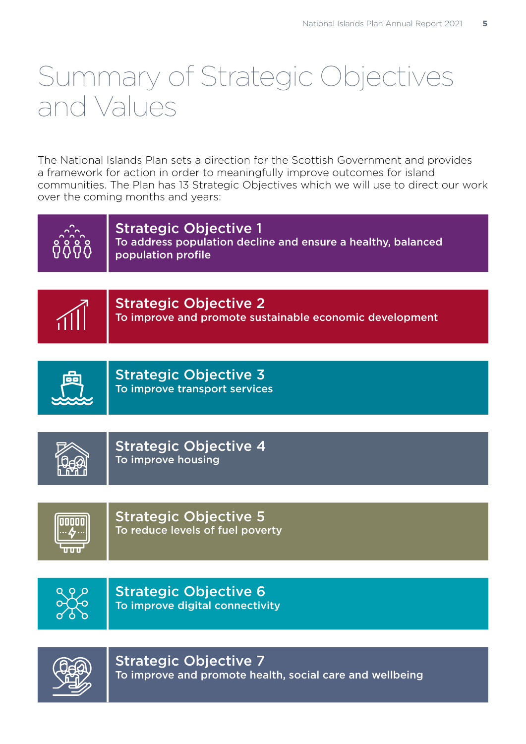# Summary of Strategic Objectives and Values

The National Islands Plan sets a direction for the Scottish Government and provides a framework for action in order to meaningfully improve outcomes for island communities. The Plan has 13 Strategic Objectives which we will use to direct our work over the coming months and years:

### Strategic Objective 1
To address population decline and ensure a healthy, balanced population profile

### Strategic Objective 2
To improve and promote sustainable economic development

### Strategic Objective 3
To improve transport services

### Strategic Objective 4
To improve housing

### Strategic Objective 5
To reduce levels of fuel poverty

### Strategic Objective 6
To improve digital connectivity

### Strategic Objective 7
To improve and promote health, social care and wellbeing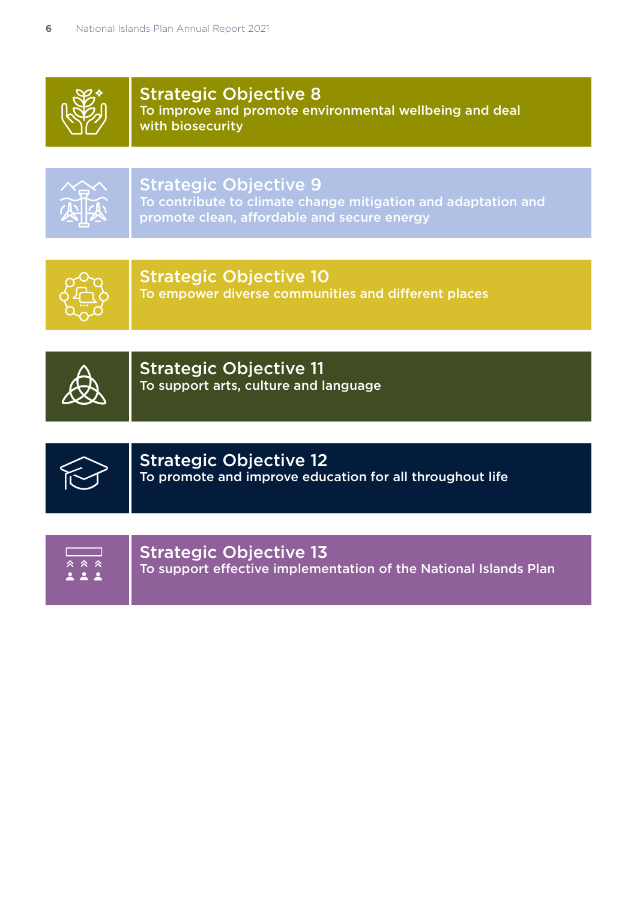## Strategic Objective 8

To improve and promote environmental wellbeing and deal with biosecurity

## Strategic Objective 9

To contribute to climate change mitigation and adaptation and promote clean, affordable and secure energy

## Strategic Objective 10

To empower diverse communities and different places

## Strategic Objective 11

To support arts, culture and language

## Strategic Objective 12

To promote and improve education for all throughout life

## Strategic Objective 13

To support effective implementation of the National Islands Plan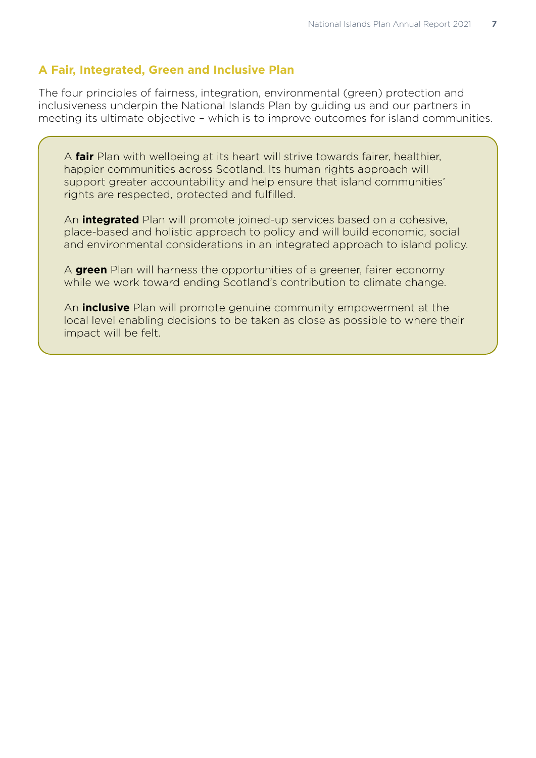## A Fair, Integrated, Green and Inclusive Plan

The four principles of fairness, integration, environmental (green) protection and inclusiveness underpin the National Islands Plan by guiding us and our partners in meeting its ultimate objective – which is to improve outcomes for island communities.

A **fair** Plan with wellbeing at its heart will strive towards fairer, healthier, happier communities across Scotland. Its human rights approach will support greater accountability and help ensure that island communities' rights are respected, protected and fulfilled.

An **integrated** Plan will promote joined-up services based on a cohesive, place-based and holistic approach to policy and will build economic, social and environmental considerations in an integrated approach to island policy.

A **green** Plan will harness the opportunities of a greener, fairer economy while we work toward ending Scotland's contribution to climate change.

An **inclusive** Plan will promote genuine community empowerment at the local level enabling decisions to be taken as close as possible to where their impact will be felt.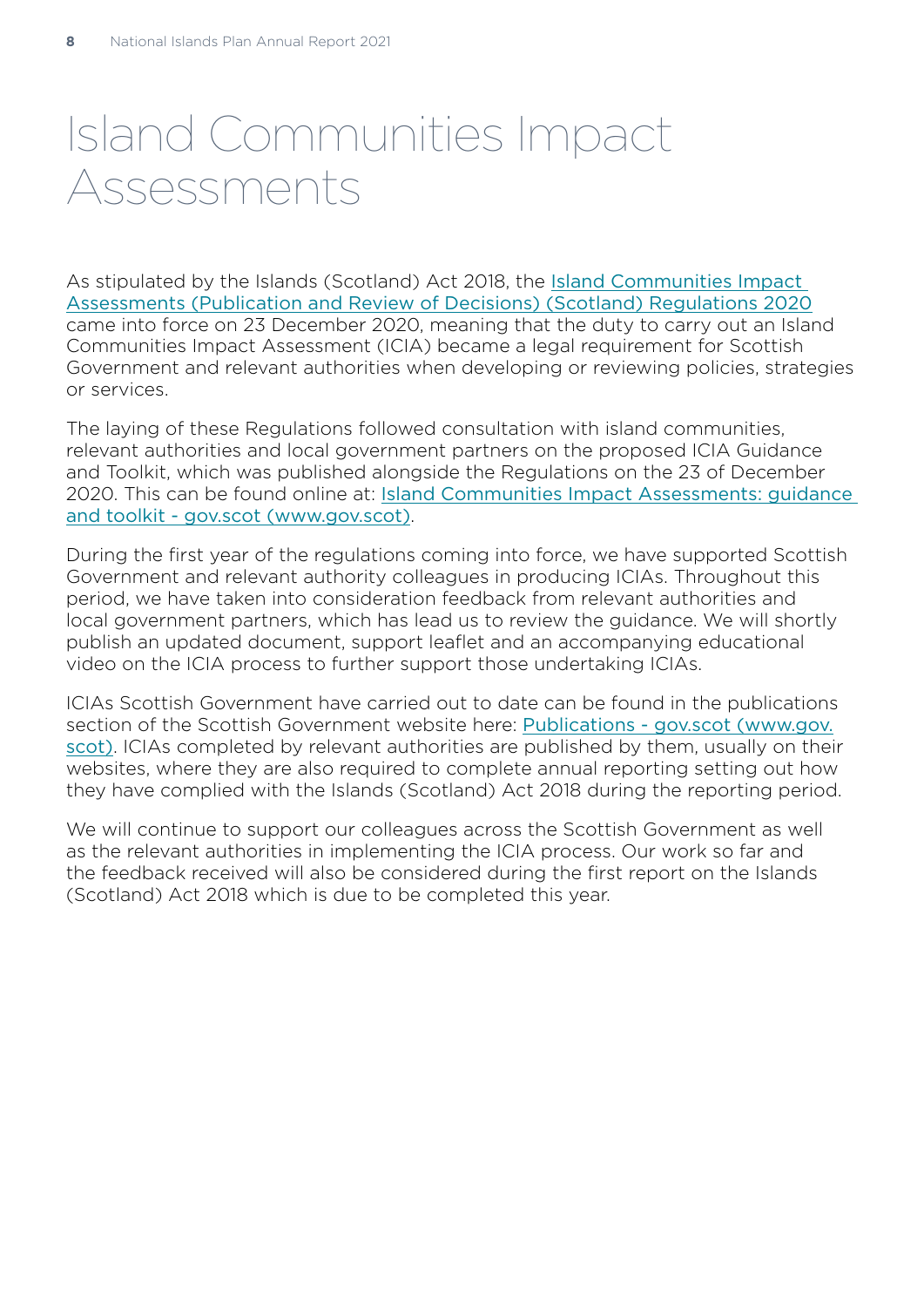# Island Communities Impact Assessments

As stipulated by the Islands (Scotland) Act 2018, the Island Communities Impact Assessments (Publication and Review of Decisions) (Scotland) Regulations 2020 came into force on 23 December 2020, meaning that the duty to carry out an Island Communities Impact Assessment (ICIA) became a legal requirement for Scottish Government and relevant authorities when developing or reviewing policies, strategies or services.

The laying of these Regulations followed consultation with island communities, relevant authorities and local government partners on the proposed ICIA Guidance and Toolkit, which was published alongside the Regulations on the 23 of December 2020. This can be found online at: Island Communities Impact Assessments: guidance and toolkit - gov.scot (www.gov.scot).

During the first year of the regulations coming into force, we have supported Scottish Government and relevant authority colleagues in producing ICIAs. Throughout this period, we have taken into consideration feedback from relevant authorities and local government partners, which has lead us to review the guidance. We will shortly publish an updated document, support leaflet and an accompanying educational video on the ICIA process to further support those undertaking ICIAs.

ICIAs Scottish Government have carried out to date can be found in the publications section of the Scottish Government website here: Publications - gov.scot (www.gov.scot). ICIAs completed by relevant authorities are published by them, usually on their websites, where they are also required to complete annual reporting setting out how they have complied with the Islands (Scotland) Act 2018 during the reporting period.

We will continue to support our colleagues across the Scottish Government as well as the relevant authorities in implementing the ICIA process. Our work so far and the feedback received will also be considered during the first report on the Islands (Scotland) Act 2018 which is due to be completed this year.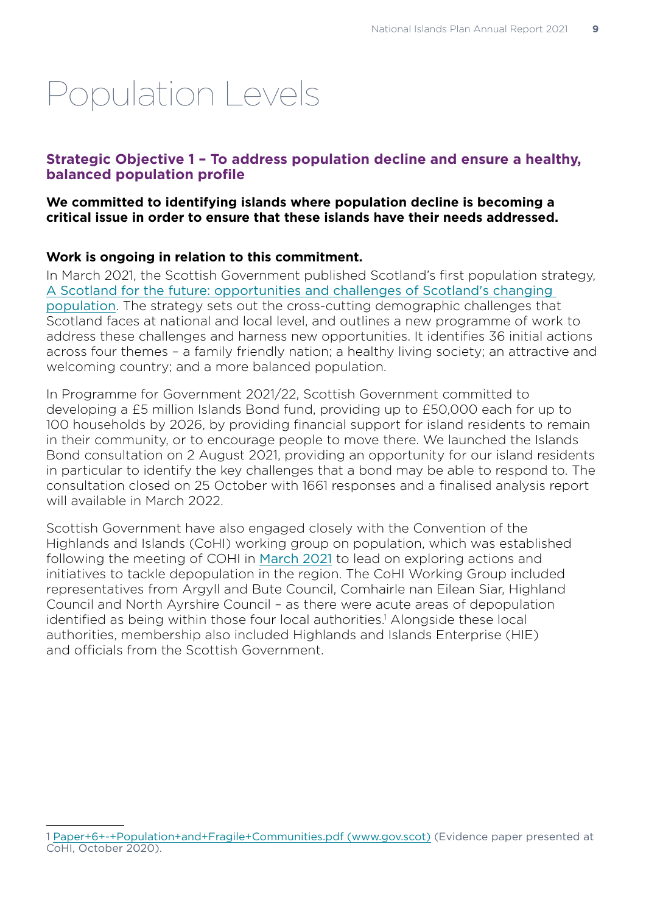# Population Levels

## Strategic Objective 1 – To address population decline and ensure a healthy, balanced population profile

**We committed to identifying islands where population decline is becoming a critical issue in order to ensure that these islands have their needs addressed.**

**Work is ongoing in relation to this commitment.**

In March 2021, the Scottish Government published Scotland's first population strategy, [A Scotland for the future: opportunities and challenges of Scotland's changing population](). The strategy sets out the cross-cutting demographic challenges that Scotland faces at national and local level, and outlines a new programme of work to address these challenges and harness new opportunities. It identifies 36 initial actions across four themes – a family friendly nation; a healthy living society; an attractive and welcoming country; and a more balanced population.

In Programme for Government 2021/22, Scottish Government committed to developing a £5 million Islands Bond fund, providing up to £50,000 each for up to 100 households by 2026, by providing financial support for island residents to remain in their community, or to encourage people to move there. We launched the Islands Bond consultation on 2 August 2021, providing an opportunity for our island residents in particular to identify the key challenges that a bond may be able to respond to. The consultation closed on 25 October with 1661 responses and a finalised analysis report will available in March 2022.

Scottish Government have also engaged closely with the Convention of the Highlands and Islands (CoHI) working group on population, which was established following the meeting of COHI in [March 2021]() to lead on exploring actions and initiatives to tackle depopulation in the region. The CoHI Working Group included representatives from Argyll and Bute Council, Comhairle nan Eilean Siar, Highland Council and North Ayrshire Council – as there were acute areas of depopulation identified as being within those four local authorities.[1] Alongside these local authorities, membership also included Highlands and Islands Enterprise (HIE) and officials from the Scottish Government.

---

1 [Paper+6+-+Population+and+Fragile+Communities.pdf (www.gov.scot)]() (Evidence paper presented at CoHI, October 2020).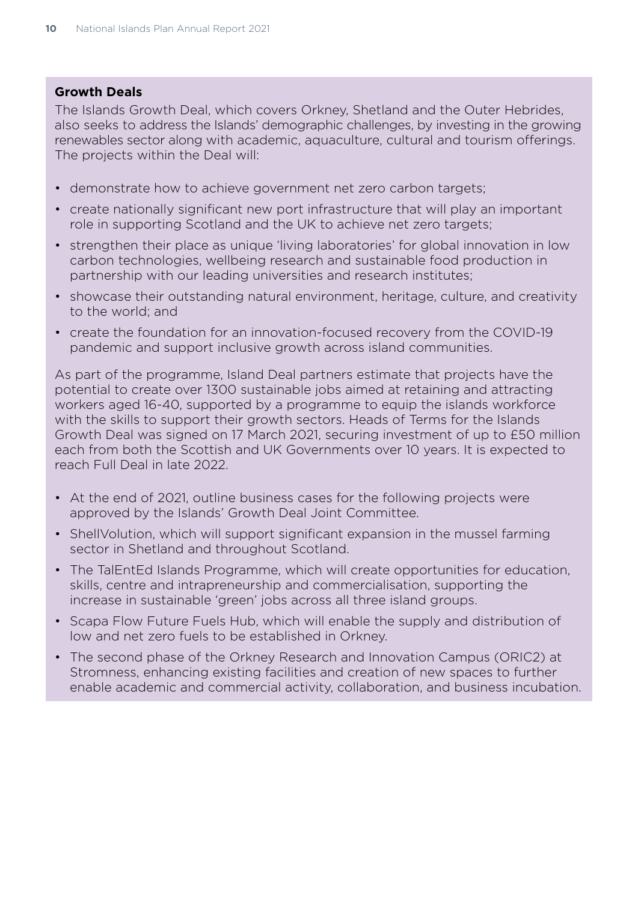**Growth Deals**

The Islands Growth Deal, which covers Orkney, Shetland and the Outer Hebrides, also seeks to address the Islands' demographic challenges, by investing in the growing renewables sector along with academic, aquaculture, cultural and tourism offerings. The projects within the Deal will:

- demonstrate how to achieve government net zero carbon targets;
- create nationally significant new port infrastructure that will play an important role in supporting Scotland and the UK to achieve net zero targets;
- strengthen their place as unique 'living laboratories' for global innovation in low carbon technologies, wellbeing research and sustainable food production in partnership with our leading universities and research institutes;
- showcase their outstanding natural environment, heritage, culture, and creativity to the world; and
- create the foundation for an innovation-focused recovery from the COVID-19 pandemic and support inclusive growth across island communities.

As part of the programme, Island Deal partners estimate that projects have the potential to create over 1300 sustainable jobs aimed at retaining and attracting workers aged 16-40, supported by a programme to equip the islands workforce with the skills to support their growth sectors. Heads of Terms for the Islands Growth Deal was signed on 17 March 2021, securing investment of up to £50 million each from both the Scottish and UK Governments over 10 years. It is expected to reach Full Deal in late 2022.

- At the end of 2021, outline business cases for the following projects were approved by the Islands' Growth Deal Joint Committee.
- ShellVolution, which will support significant expansion in the mussel farming sector in Shetland and throughout Scotland.
- The TalEntEd Islands Programme, which will create opportunities for education, skills, centre and intrapreneurship and commercialisation, supporting the increase in sustainable 'green' jobs across all three island groups.
- Scapa Flow Future Fuels Hub, which will enable the supply and distribution of low and net zero fuels to be established in Orkney.
- The second phase of the Orkney Research and Innovation Campus (ORIC2) at Stromness, enhancing existing facilities and creation of new spaces to further enable academic and commercial activity, collaboration, and business incubation.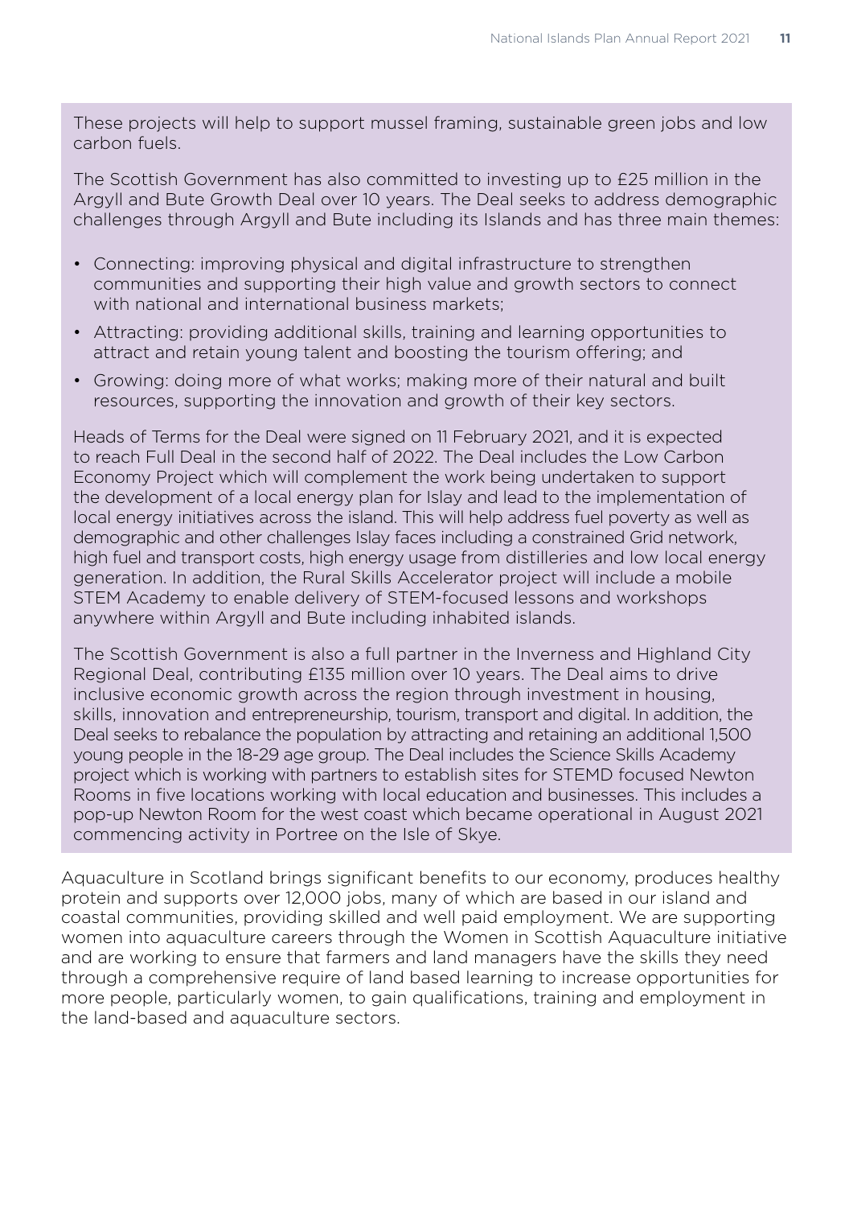These projects will help to support mussel framing, sustainable green jobs and low carbon fuels.

The Scottish Government has also committed to investing up to £25 million in the Argyll and Bute Growth Deal over 10 years. The Deal seeks to address demographic challenges through Argyll and Bute including its Islands and has three main themes:

- Connecting: improving physical and digital infrastructure to strengthen communities and supporting their high value and growth sectors to connect with national and international business markets;
- Attracting: providing additional skills, training and learning opportunities to attract and retain young talent and boosting the tourism offering; and
- Growing: doing more of what works; making more of their natural and built resources, supporting the innovation and growth of their key sectors.

Heads of Terms for the Deal were signed on 11 February 2021, and it is expected to reach Full Deal in the second half of 2022. The Deal includes the Low Carbon Economy Project which will complement the work being undertaken to support the development of a local energy plan for Islay and lead to the implementation of local energy initiatives across the island. This will help address fuel poverty as well as demographic and other challenges Islay faces including a constrained Grid network, high fuel and transport costs, high energy usage from distilleries and low local energy generation. In addition, the Rural Skills Accelerator project will include a mobile STEM Academy to enable delivery of STEM-focused lessons and workshops anywhere within Argyll and Bute including inhabited islands.

The Scottish Government is also a full partner in the Inverness and Highland City Regional Deal, contributing £135 million over 10 years. The Deal aims to drive inclusive economic growth across the region through investment in housing, skills, innovation and entrepreneurship, tourism, transport and digital. In addition, the Deal seeks to rebalance the population by attracting and retaining an additional 1,500 young people in the 18-29 age group. The Deal includes the Science Skills Academy project which is working with partners to establish sites for STEMD focused Newton Rooms in five locations working with local education and businesses. This includes a pop-up Newton Room for the west coast which became operational in August 2021 commencing activity in Portree on the Isle of Skye.

Aquaculture in Scotland brings significant benefits to our economy, produces healthy protein and supports over 12,000 jobs, many of which are based in our island and coastal communities, providing skilled and well paid employment. We are supporting women into aquaculture careers through the Women in Scottish Aquaculture initiative and are working to ensure that farmers and land managers have the skills they need through a comprehensive require of land based learning to increase opportunities for more people, particularly women, to gain qualifications, training and employment in the land-based and aquaculture sectors.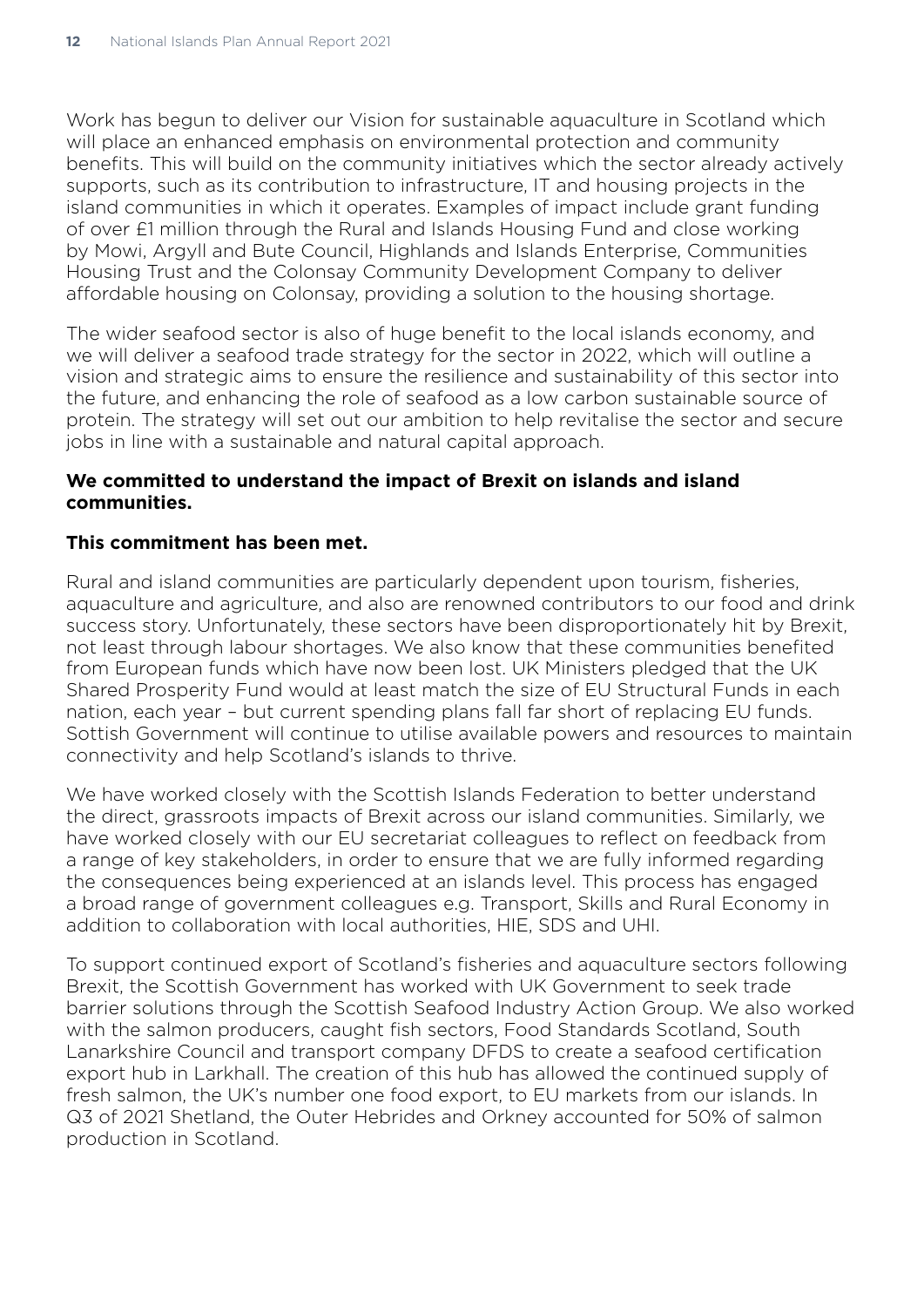Work has begun to deliver our Vision for sustainable aquaculture in Scotland which will place an enhanced emphasis on environmental protection and community benefits. This will build on the community initiatives which the sector already actively supports, such as its contribution to infrastructure, IT and housing projects in the island communities in which it operates. Examples of impact include grant funding of over £1 million through the Rural and Islands Housing Fund and close working by Mowi, Argyll and Bute Council, Highlands and Islands Enterprise, Communities Housing Trust and the Colonsay Community Development Company to deliver affordable housing on Colonsay, providing a solution to the housing shortage.

The wider seafood sector is also of huge benefit to the local islands economy, and we will deliver a seafood trade strategy for the sector in 2022, which will outline a vision and strategic aims to ensure the resilience and sustainability of this sector into the future, and enhancing the role of seafood as a low carbon sustainable source of protein. The strategy will set out our ambition to help revitalise the sector and secure jobs in line with a sustainable and natural capital approach.

**We committed to understand the impact of Brexit on islands and island communities.**

**This commitment has been met.**

Rural and island communities are particularly dependent upon tourism, fisheries, aquaculture and agriculture, and also are renowned contributors to our food and drink success story. Unfortunately, these sectors have been disproportionately hit by Brexit, not least through labour shortages. We also know that these communities benefited from European funds which have now been lost. UK Ministers pledged that the UK Shared Prosperity Fund would at least match the size of EU Structural Funds in each nation, each year – but current spending plans fall far short of replacing EU funds. Sottish Government will continue to utilise available powers and resources to maintain connectivity and help Scotland's islands to thrive.

We have worked closely with the Scottish Islands Federation to better understand the direct, grassroots impacts of Brexit across our island communities. Similarly, we have worked closely with our EU secretariat colleagues to reflect on feedback from a range of key stakeholders, in order to ensure that we are fully informed regarding the consequences being experienced at an islands level. This process has engaged a broad range of government colleagues e.g. Transport, Skills and Rural Economy in addition to collaboration with local authorities, HIE, SDS and UHI.

To support continued export of Scotland's fisheries and aquaculture sectors following Brexit, the Scottish Government has worked with UK Government to seek trade barrier solutions through the Scottish Seafood Industry Action Group. We also worked with the salmon producers, caught fish sectors, Food Standards Scotland, South Lanarkshire Council and transport company DFDS to create a seafood certification export hub in Larkhall. The creation of this hub has allowed the continued supply of fresh salmon, the UK's number one food export, to EU markets from our islands. In Q3 of 2021 Shetland, the Outer Hebrides and Orkney accounted for 50% of salmon production in Scotland.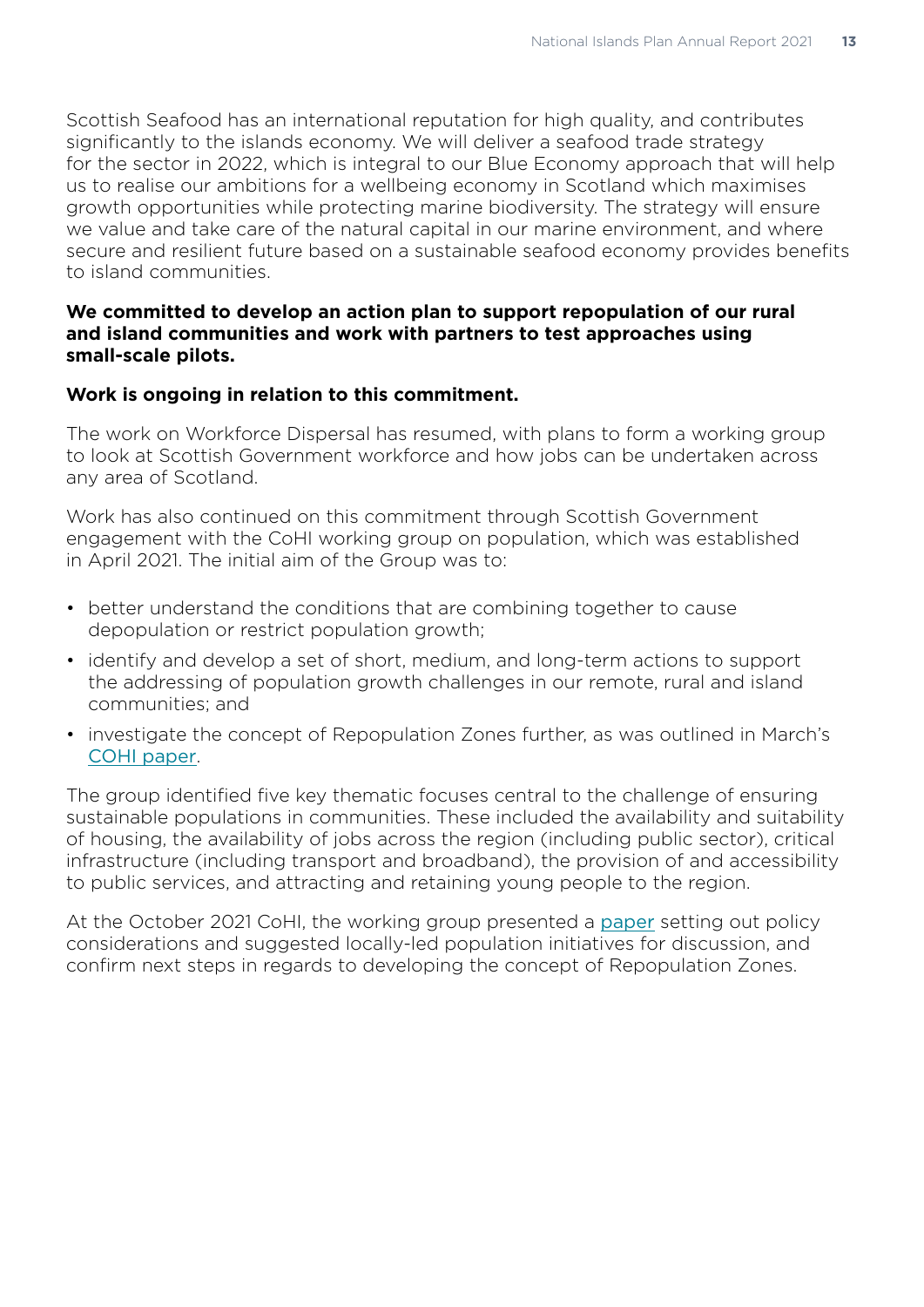Scottish Seafood has an international reputation for high quality, and contributes significantly to the islands economy. We will deliver a seafood trade strategy for the sector in 2022, which is integral to our Blue Economy approach that will help us to realise our ambitions for a wellbeing economy in Scotland which maximises growth opportunities while protecting marine biodiversity. The strategy will ensure we value and take care of the natural capital in our marine environment, and where secure and resilient future based on a sustainable seafood economy provides benefits to island communities.

**We committed to develop an action plan to support repopulation of our rural and island communities and work with partners to test approaches using small-scale pilots.**

**Work is ongoing in relation to this commitment.**

The work on Workforce Dispersal has resumed, with plans to form a working group to look at Scottish Government workforce and how jobs can be undertaken across any area of Scotland.

Work has also continued on this commitment through Scottish Government engagement with the CoHI working group on population, which was established in April 2021. The initial aim of the Group was to:

- better understand the conditions that are combining together to cause depopulation or restrict population growth;
- identify and develop a set of short, medium, and long-term actions to support the addressing of population growth challenges in our remote, rural and island communities; and
- investigate the concept of Repopulation Zones further, as was outlined in March's COHI paper.

The group identified five key thematic focuses central to the challenge of ensuring sustainable populations in communities. These included the availability and suitability of housing, the availability of jobs across the region (including public sector), critical infrastructure (including transport and broadband), the provision of and accessibility to public services, and attracting and retaining young people to the region.

At the October 2021 CoHI, the working group presented a paper setting out policy considerations and suggested locally-led population initiatives for discussion, and confirm next steps in regards to developing the concept of Repopulation Zones.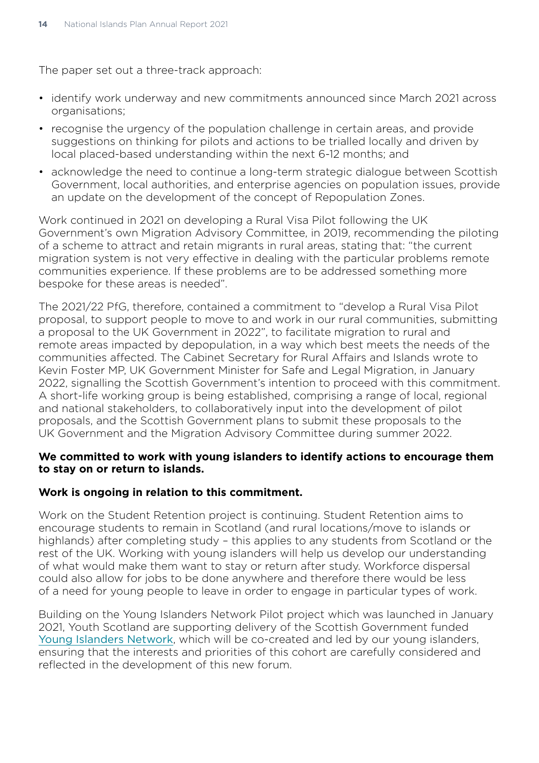The paper set out a three-track approach:

- identify work underway and new commitments announced since March 2021 across organisations;
- recognise the urgency of the population challenge in certain areas, and provide suggestions on thinking for pilots and actions to be trialled locally and driven by local placed-based understanding within the next 6-12 months; and
- acknowledge the need to continue a long-term strategic dialogue between Scottish Government, local authorities, and enterprise agencies on population issues, provide an update on the development of the concept of Repopulation Zones.

Work continued in 2021 on developing a Rural Visa Pilot following the UK Government's own Migration Advisory Committee, in 2019, recommending the piloting of a scheme to attract and retain migrants in rural areas, stating that: "the current migration system is not very effective in dealing with the particular problems remote communities experience. If these problems are to be addressed something more bespoke for these areas is needed".

The 2021/22 PfG, therefore, contained a commitment to "develop a Rural Visa Pilot proposal, to support people to move to and work in our rural communities, submitting a proposal to the UK Government in 2022", to facilitate migration to rural and remote areas impacted by depopulation, in a way which best meets the needs of the communities affected. The Cabinet Secretary for Rural Affairs and Islands wrote to Kevin Foster MP, UK Government Minister for Safe and Legal Migration, in January 2022, signalling the Scottish Government's intention to proceed with this commitment. A short-life working group is being established, comprising a range of local, regional and national stakeholders, to collaboratively input into the development of pilot proposals, and the Scottish Government plans to submit these proposals to the UK Government and the Migration Advisory Committee during summer 2022.

**We committed to work with young islanders to identify actions to encourage them to stay on or return to islands.**

**Work is ongoing in relation to this commitment.**

Work on the Student Retention project is continuing. Student Retention aims to encourage students to remain in Scotland (and rural locations/move to islands or highlands) after completing study – this applies to any students from Scotland or the rest of the UK. Working with young islanders will help us develop our understanding of what would make them want to stay or return after study. Workforce dispersal could also allow for jobs to be done anywhere and therefore there would be less of a need for young people to leave in order to engage in particular types of work.

Building on the Young Islanders Network Pilot project which was launched in January 2021, Youth Scotland are supporting delivery of the Scottish Government funded Young Islanders Network, which will be co-created and led by our young islanders, ensuring that the interests and priorities of this cohort are carefully considered and reflected in the development of this new forum.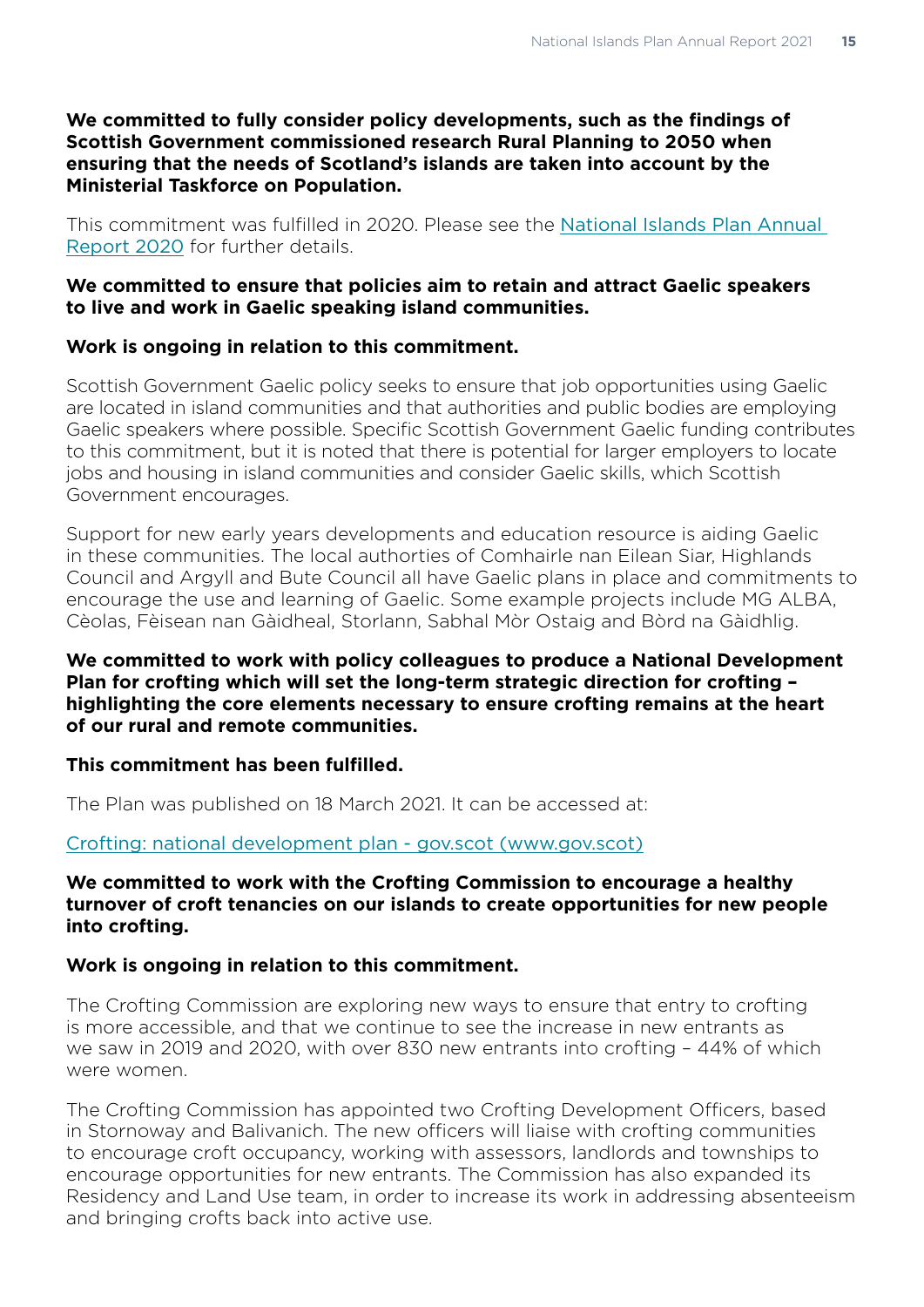**We committed to fully consider policy developments, such as the findings of Scottish Government commissioned research Rural Planning to 2050 when ensuring that the needs of Scotland's islands are taken into account by the Ministerial Taskforce on Population.**

This commitment was fulfilled in 2020. Please see the [National Islands Plan Annual Report 2020]() for further details.

**We committed to ensure that policies aim to retain and attract Gaelic speakers to live and work in Gaelic speaking island communities.**

**Work is ongoing in relation to this commitment.**

Scottish Government Gaelic policy seeks to ensure that job opportunities using Gaelic are located in island communities and that authorities and public bodies are employing Gaelic speakers where possible. Specific Scottish Government Gaelic funding contributes to this commitment, but it is noted that there is potential for larger employers to locate jobs and housing in island communities and consider Gaelic skills, which Scottish Government encourages.

Support for new early years developments and education resource is aiding Gaelic in these communities. The local authorities of Comhairle nan Eilean Siar, Highlands Council and Argyll and Bute Council all have Gaelic plans in place and commitments to encourage the use and learning of Gaelic. Some example projects include MG ALBA, Cèolas, Fèisean nan Gàidheal, Storlann, Sabhal Mòr Ostaig and Bòrd na Gàidhlig.

**We committed to work with policy colleagues to produce a National Development Plan for crofting which will set the long-term strategic direction for crofting – highlighting the core elements necessary to ensure crofting remains at the heart of our rural and remote communities.**

**This commitment has been fulfilled.**

The Plan was published on 18 March 2021. It can be accessed at:

[Crofting: national development plan - gov.scot (www.gov.scot)]()

**We committed to work with the Crofting Commission to encourage a healthy turnover of croft tenancies on our islands to create opportunities for new people into crofting.**

**Work is ongoing in relation to this commitment.**

The Crofting Commission are exploring new ways to ensure that entry to crofting is more accessible, and that we continue to see the increase in new entrants as we saw in 2019 and 2020, with over 830 new entrants into crofting – 44% of which were women.

The Crofting Commission has appointed two Crofting Development Officers, based in Stornoway and Balivanich. The new officers will liaise with crofting communities to encourage croft occupancy, working with assessors, landlords and townships to encourage opportunities for new entrants. The Commission has also expanded its Residency and Land Use team, in order to increase its work in addressing absenteeism and bringing crofts back into active use.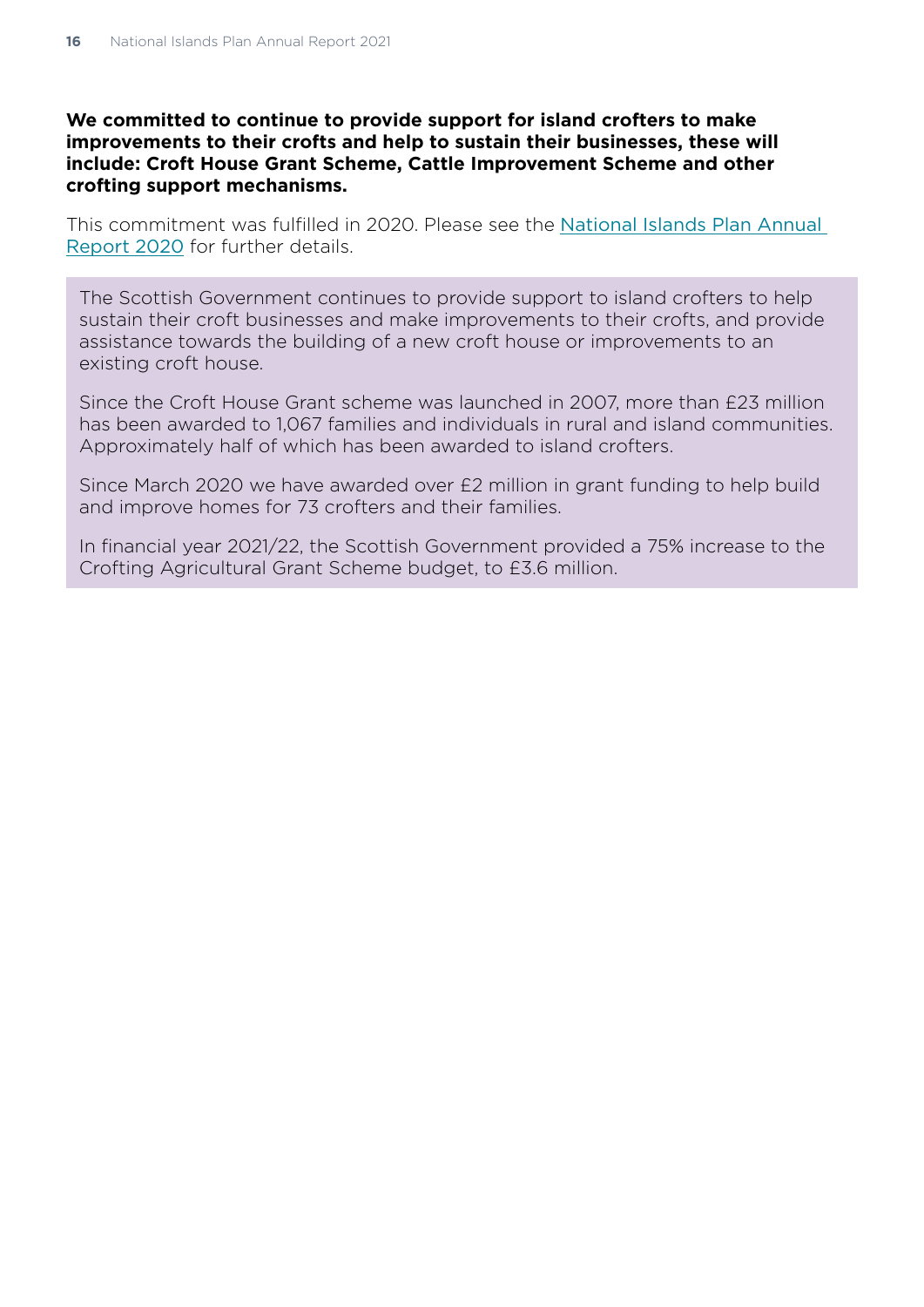**We committed to continue to provide support for island crofters to make improvements to their crofts and help to sustain their businesses, these will include: Croft House Grant Scheme, Cattle Improvement Scheme and other crofting support mechanisms.**

This commitment was fulfilled in 2020. Please see the National Islands Plan Annual Report 2020 for further details.

The Scottish Government continues to provide support to island crofters to help sustain their croft businesses and make improvements to their crofts, and provide assistance towards the building of a new croft house or improvements to an existing croft house.

Since the Croft House Grant scheme was launched in 2007, more than £23 million has been awarded to 1,067 families and individuals in rural and island communities. Approximately half of which has been awarded to island crofters.

Since March 2020 we have awarded over £2 million in grant funding to help build and improve homes for 73 crofters and their families.

In financial year 2021/22, the Scottish Government provided a 75% increase to the Crofting Agricultural Grant Scheme budget, to £3.6 million.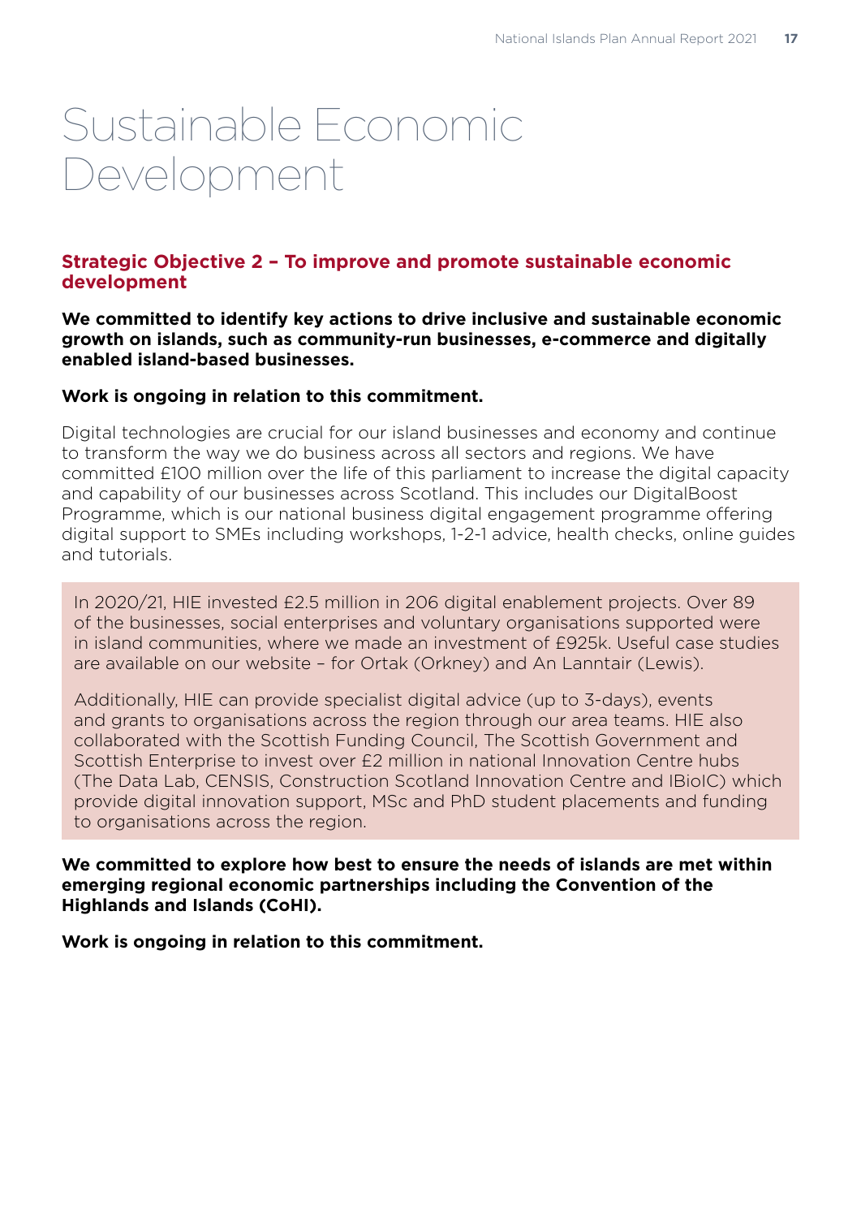# Sustainable Economic Development

## Strategic Objective 2 – To improve and promote sustainable economic development

**We committed to identify key actions to drive inclusive and sustainable economic growth on islands, such as community-run businesses, e-commerce and digitally enabled island-based businesses.**

**Work is ongoing in relation to this commitment.**

Digital technologies are crucial for our island businesses and economy and continue to transform the way we do business across all sectors and regions. We have committed £100 million over the life of this parliament to increase the digital capacity and capability of our businesses across Scotland. This includes our DigitalBoost Programme, which is our national business digital engagement programme offering digital support to SMEs including workshops, 1-2-1 advice, health checks, online guides and tutorials.

In 2020/21, HIE invested £2.5 million in 206 digital enablement projects. Over 89 of the businesses, social enterprises and voluntary organisations supported were in island communities, where we made an investment of £925k. Useful case studies are available on our website – for Ortak (Orkney) and An Lanntair (Lewis).

Additionally, HIE can provide specialist digital advice (up to 3-days), events and grants to organisations across the region through our area teams. HIE also collaborated with the Scottish Funding Council, The Scottish Government and Scottish Enterprise to invest over £2 million in national Innovation Centre hubs (The Data Lab, CENSIS, Construction Scotland Innovation Centre and IBioIC) which provide digital innovation support, MSc and PhD student placements and funding to organisations across the region.

**We committed to explore how best to ensure the needs of islands are met within emerging regional economic partnerships including the Convention of the Highlands and Islands (CoHI).**

**Work is ongoing in relation to this commitment.**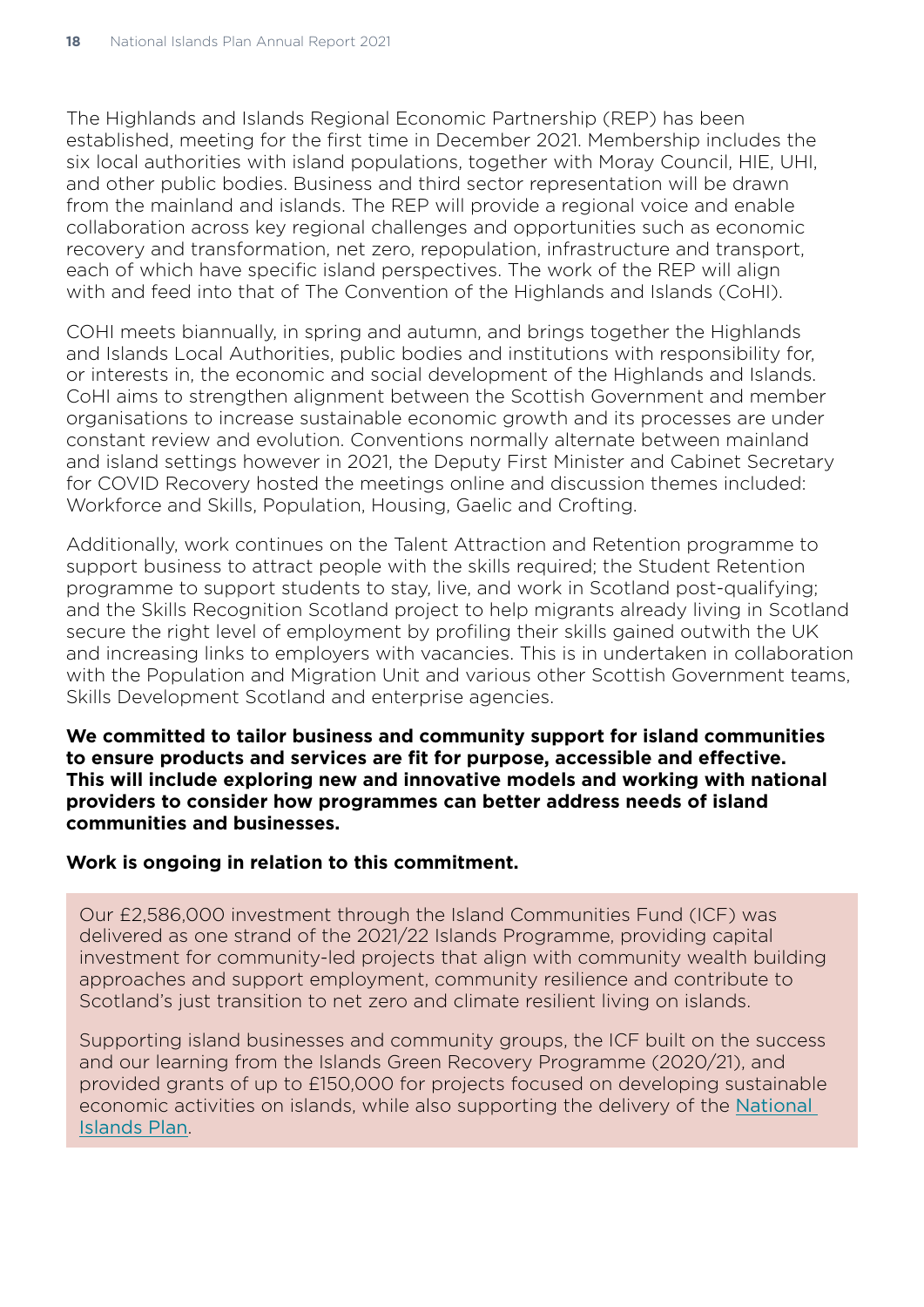The Highlands and Islands Regional Economic Partnership (REP) has been established, meeting for the first time in December 2021. Membership includes the six local authorities with island populations, together with Moray Council, HIE, UHI, and other public bodies. Business and third sector representation will be drawn from the mainland and islands. The REP will provide a regional voice and enable collaboration across key regional challenges and opportunities such as economic recovery and transformation, net zero, repopulation, infrastructure and transport, each of which have specific island perspectives. The work of the REP will align with and feed into that of The Convention of the Highlands and Islands (CoHI).

COHI meets biannually, in spring and autumn, and brings together the Highlands and Islands Local Authorities, public bodies and institutions with responsibility for, or interests in, the economic and social development of the Highlands and Islands. CoHI aims to strengthen alignment between the Scottish Government and member organisations to increase sustainable economic growth and its processes are under constant review and evolution. Conventions normally alternate between mainland and island settings however in 2021, the Deputy First Minister and Cabinet Secretary for COVID Recovery hosted the meetings online and discussion themes included: Workforce and Skills, Population, Housing, Gaelic and Crofting.

Additionally, work continues on the Talent Attraction and Retention programme to support business to attract people with the skills required; the Student Retention programme to support students to stay, live, and work in Scotland post-qualifying; and the Skills Recognition Scotland project to help migrants already living in Scotland secure the right level of employment by profiling their skills gained outwith the UK and increasing links to employers with vacancies. This is in undertaken in collaboration with the Population and Migration Unit and various other Scottish Government teams, Skills Development Scotland and enterprise agencies.

**We committed to tailor business and community support for island communities to ensure products and services are fit for purpose, accessible and effective. This will include exploring new and innovative models and working with national providers to consider how programmes can better address needs of island communities and businesses.**

**Work is ongoing in relation to this commitment.**

Our £2,586,000 investment through the Island Communities Fund (ICF) was delivered as one strand of the 2021/22 Islands Programme, providing capital investment for community-led projects that align with community wealth building approaches and support employment, community resilience and contribute to Scotland's just transition to net zero and climate resilient living on islands.

Supporting island businesses and community groups, the ICF built on the success and our learning from the Islands Green Recovery Programme (2020/21), and provided grants of up to £150,000 for projects focused on developing sustainable economic activities on islands, while also supporting the delivery of the National Islands Plan.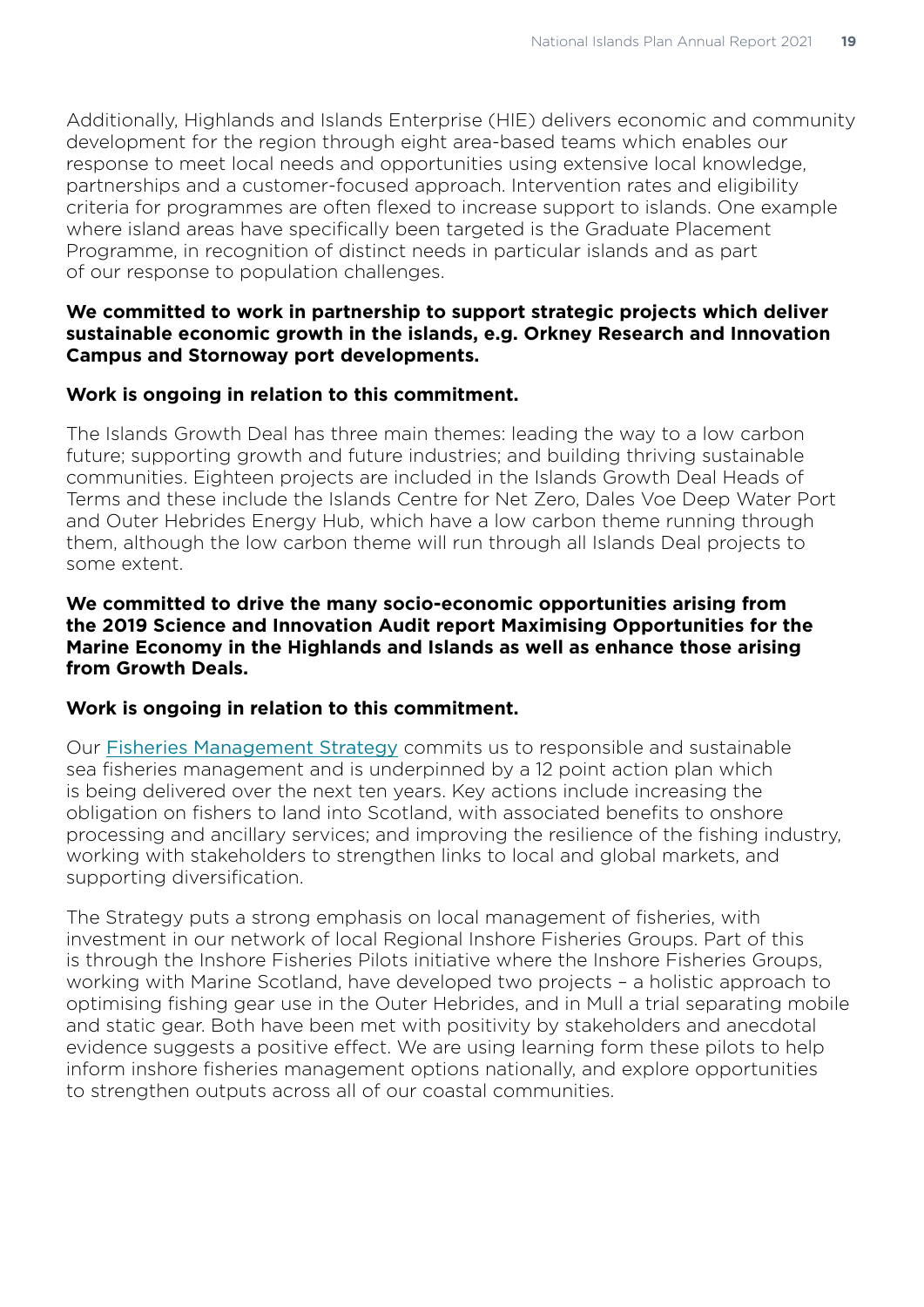Additionally, Highlands and Islands Enterprise (HIE) delivers economic and community development for the region through eight area-based teams which enables our response to meet local needs and opportunities using extensive local knowledge, partnerships and a customer-focused approach. Intervention rates and eligibility criteria for programmes are often flexed to increase support to islands. One example where island areas have specifically been targeted is the Graduate Placement Programme, in recognition of distinct needs in particular islands and as part of our response to population challenges.

**We committed to work in partnership to support strategic projects which deliver sustainable economic growth in the islands, e.g. Orkney Research and Innovation Campus and Stornoway port developments.**

**Work is ongoing in relation to this commitment.**

The Islands Growth Deal has three main themes: leading the way to a low carbon future; supporting growth and future industries; and building thriving sustainable communities. Eighteen projects are included in the Islands Growth Deal Heads of Terms and these include the Islands Centre for Net Zero, Dales Voe Deep Water Port and Outer Hebrides Energy Hub, which have a low carbon theme running through them, although the low carbon theme will run through all Islands Deal projects to some extent.

**We committed to drive the many socio-economic opportunities arising from the 2019 Science and Innovation Audit report Maximising Opportunities for the Marine Economy in the Highlands and Islands as well as enhance those arising from Growth Deals.**

**Work is ongoing in relation to this commitment.**

Our Fisheries Management Strategy commits us to responsible and sustainable sea fisheries management and is underpinned by a 12 point action plan which is being delivered over the next ten years. Key actions include increasing the obligation on fishers to land into Scotland, with associated benefits to onshore processing and ancillary services; and improving the resilience of the fishing industry, working with stakeholders to strengthen links to local and global markets, and supporting diversification.

The Strategy puts a strong emphasis on local management of fisheries, with investment in our network of local Regional Inshore Fisheries Groups. Part of this is through the Inshore Fisheries Pilots initiative where the Inshore Fisheries Groups, working with Marine Scotland, have developed two projects – a holistic approach to optimising fishing gear use in the Outer Hebrides, and in Mull a trial separating mobile and static gear. Both have been met with positivity by stakeholders and anecdotal evidence suggests a positive effect. We are using learning form these pilots to help inform inshore fisheries management options nationally, and explore opportunities to strengthen outputs across all of our coastal communities.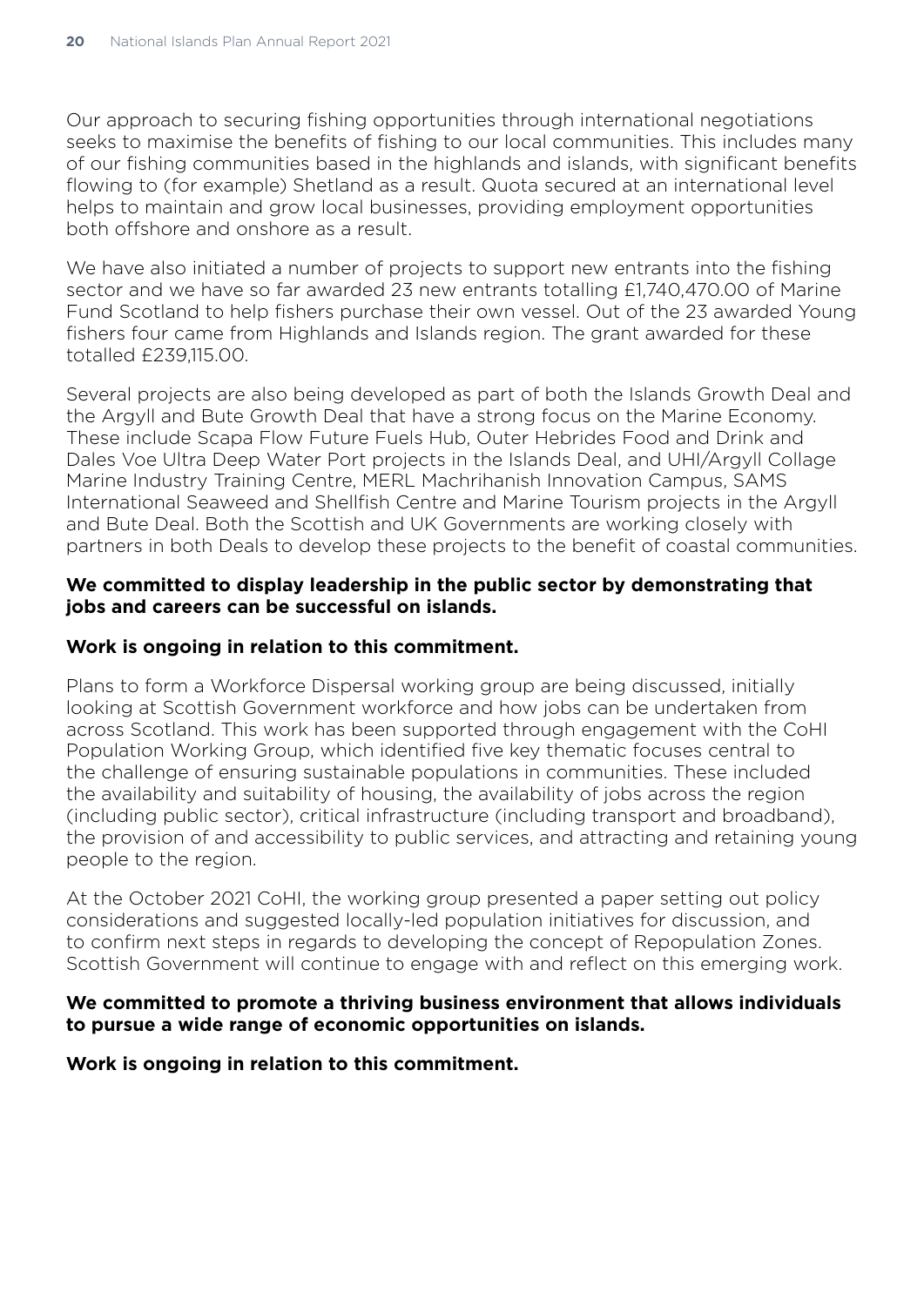Our approach to securing fishing opportunities through international negotiations seeks to maximise the benefits of fishing to our local communities. This includes many of our fishing communities based in the highlands and islands, with significant benefits flowing to (for example) Shetland as a result. Quota secured at an international level helps to maintain and grow local businesses, providing employment opportunities both offshore and onshore as a result.

We have also initiated a number of projects to support new entrants into the fishing sector and we have so far awarded 23 new entrants totalling £1,740,470.00 of Marine Fund Scotland to help fishers purchase their own vessel. Out of the 23 awarded Young fishers four came from Highlands and Islands region. The grant awarded for these totalled £239,115.00.

Several projects are also being developed as part of both the Islands Growth Deal and the Argyll and Bute Growth Deal that have a strong focus on the Marine Economy. These include Scapa Flow Future Fuels Hub, Outer Hebrides Food and Drink and Dales Voe Ultra Deep Water Port projects in the Islands Deal, and UHI/Argyll Collage Marine Industry Training Centre, MERL Machrihanish Innovation Campus, SAMS International Seaweed and Shellfish Centre and Marine Tourism projects in the Argyll and Bute Deal. Both the Scottish and UK Governments are working closely with partners in both Deals to develop these projects to the benefit of coastal communities.

**We committed to display leadership in the public sector by demonstrating that jobs and careers can be successful on islands.**

**Work is ongoing in relation to this commitment.**

Plans to form a Workforce Dispersal working group are being discussed, initially looking at Scottish Government workforce and how jobs can be undertaken from across Scotland. This work has been supported through engagement with the CoHI Population Working Group, which identified five key thematic focuses central to the challenge of ensuring sustainable populations in communities. These included the availability and suitability of housing, the availability of jobs across the region (including public sector), critical infrastructure (including transport and broadband), the provision of and accessibility to public services, and attracting and retaining young people to the region.

At the October 2021 CoHI, the working group presented a paper setting out policy considerations and suggested locally-led population initiatives for discussion, and to confirm next steps in regards to developing the concept of Repopulation Zones. Scottish Government will continue to engage with and reflect on this emerging work.

**We committed to promote a thriving business environment that allows individuals to pursue a wide range of economic opportunities on islands.**

**Work is ongoing in relation to this commitment.**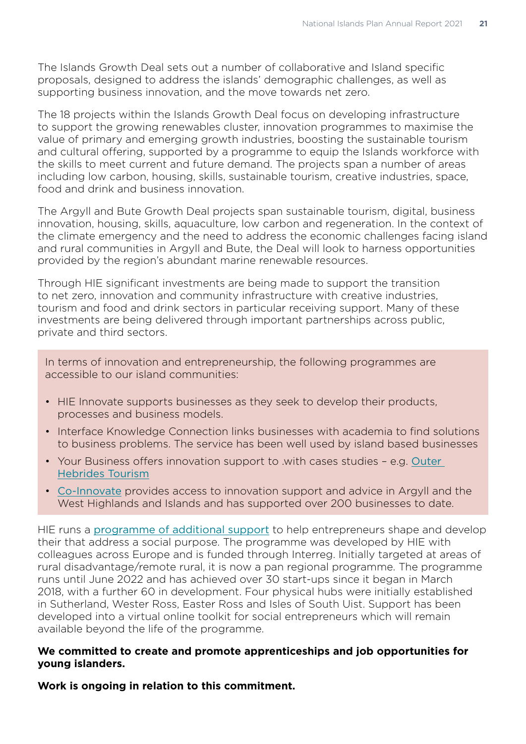The Islands Growth Deal sets out a number of collaborative and Island specific proposals, designed to address the islands' demographic challenges, as well as supporting business innovation, and the move towards net zero.

The 18 projects within the Islands Growth Deal focus on developing infrastructure to support the growing renewables cluster, innovation programmes to maximise the value of primary and emerging growth industries, boosting the sustainable tourism and cultural offering, supported by a programme to equip the Islands workforce with the skills to meet current and future demand. The projects span a number of areas including low carbon, housing, skills, sustainable tourism, creative industries, space, food and drink and business innovation.

The Argyll and Bute Growth Deal projects span sustainable tourism, digital, business innovation, housing, skills, aquaculture, low carbon and regeneration. In the context of the climate emergency and the need to address the economic challenges facing island and rural communities in Argyll and Bute, the Deal will look to harness opportunities provided by the region's abundant marine renewable resources.

Through HIE significant investments are being made to support the transition to net zero, innovation and community infrastructure with creative industries, tourism and food and drink sectors in particular receiving support. Many of these investments are being delivered through important partnerships across public, private and third sectors.

In terms of innovation and entrepreneurship, the following programmes are accessible to our island communities:

- HIE Innovate supports businesses as they seek to develop their products, processes and business models.
- Interface Knowledge Connection links businesses with academia to find solutions to business problems. The service has been well used by island based businesses
- Your Business offers innovation support to .with cases studies – e.g. Outer Hebrides Tourism
- Co-Innovate provides access to innovation support and advice in Argyll and the West Highlands and Islands and has supported over 200 businesses to date.

HIE runs a programme of additional support to help entrepreneurs shape and develop their that address a social purpose. The programme was developed by HIE with colleagues across Europe and is funded through Interreg. Initially targeted at areas of rural disadvantage/remote rural, it is now a pan regional programme. The programme runs until June 2022 and has achieved over 30 start-ups since it began in March 2018, with a further 60 in development. Four physical hubs were initially established in Sutherland, Wester Ross, Easter Ross and Isles of South Uist. Support has been developed into a virtual online toolkit for social entrepreneurs which will remain available beyond the life of the programme.

**We committed to create and promote apprenticeships and job opportunities for young islanders.**

**Work is ongoing in relation to this commitment.**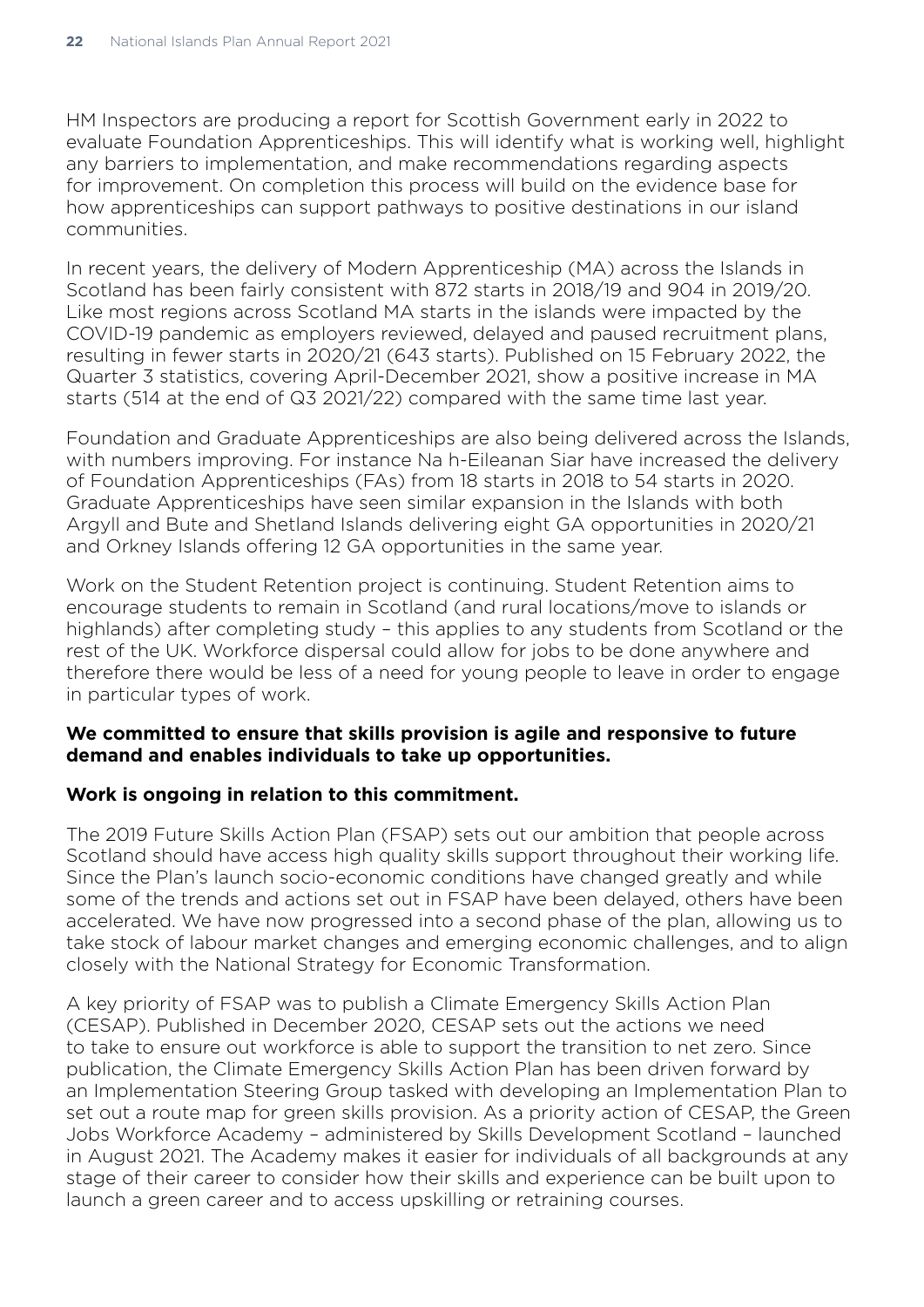HM Inspectors are producing a report for Scottish Government early in 2022 to evaluate Foundation Apprenticeships. This will identify what is working well, highlight any barriers to implementation, and make recommendations regarding aspects for improvement. On completion this process will build on the evidence base for how apprenticeships can support pathways to positive destinations in our island communities.

In recent years, the delivery of Modern Apprenticeship (MA) across the Islands in Scotland has been fairly consistent with 872 starts in 2018/19 and 904 in 2019/20. Like most regions across Scotland MA starts in the islands were impacted by the COVID-19 pandemic as employers reviewed, delayed and paused recruitment plans, resulting in fewer starts in 2020/21 (643 starts). Published on 15 February 2022, the Quarter 3 statistics, covering April-December 2021, show a positive increase in MA starts (514 at the end of Q3 2021/22) compared with the same time last year.

Foundation and Graduate Apprenticeships are also being delivered across the Islands, with numbers improving. For instance Na h-Eileanan Siar have increased the delivery of Foundation Apprenticeships (FAs) from 18 starts in 2018 to 54 starts in 2020. Graduate Apprenticeships have seen similar expansion in the Islands with both Argyll and Bute and Shetland Islands delivering eight GA opportunities in 2020/21 and Orkney Islands offering 12 GA opportunities in the same year.

Work on the Student Retention project is continuing. Student Retention aims to encourage students to remain in Scotland (and rural locations/move to islands or highlands) after completing study – this applies to any students from Scotland or the rest of the UK. Workforce dispersal could allow for jobs to be done anywhere and therefore there would be less of a need for young people to leave in order to engage in particular types of work.

**We committed to ensure that skills provision is agile and responsive to future demand and enables individuals to take up opportunities.**

**Work is ongoing in relation to this commitment.**

The 2019 Future Skills Action Plan (FSAP) sets out our ambition that people across Scotland should have access high quality skills support throughout their working life. Since the Plan's launch socio-economic conditions have changed greatly and while some of the trends and actions set out in FSAP have been delayed, others have been accelerated. We have now progressed into a second phase of the plan, allowing us to take stock of labour market changes and emerging economic challenges, and to align closely with the National Strategy for Economic Transformation.

A key priority of FSAP was to publish a Climate Emergency Skills Action Plan (CESAP). Published in December 2020, CESAP sets out the actions we need to take to ensure out workforce is able to support the transition to net zero. Since publication, the Climate Emergency Skills Action Plan has been driven forward by an Implementation Steering Group tasked with developing an Implementation Plan to set out a route map for green skills provision. As a priority action of CESAP, the Green Jobs Workforce Academy – administered by Skills Development Scotland – launched in August 2021. The Academy makes it easier for individuals of all backgrounds at any stage of their career to consider how their skills and experience can be built upon to launch a green career and to access upskilling or retraining courses.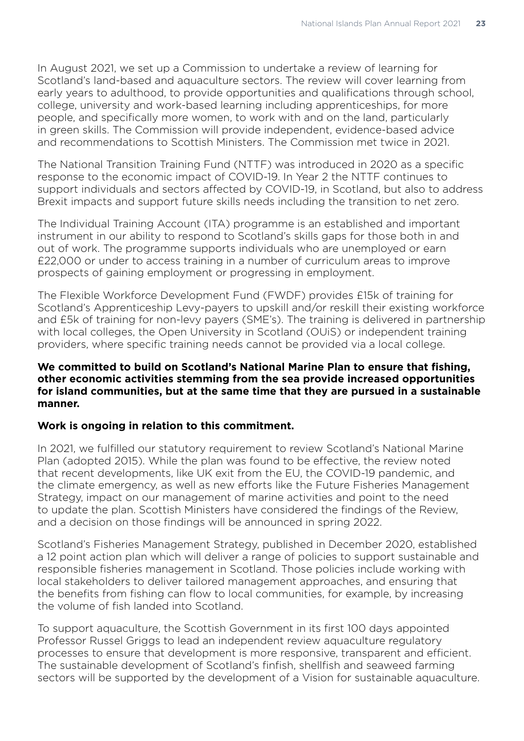In August 2021, we set up a Commission to undertake a review of learning for Scotland's land-based and aquaculture sectors. The review will cover learning from early years to adulthood, to provide opportunities and qualifications through school, college, university and work-based learning including apprenticeships, for more people, and specifically more women, to work with and on the land, particularly in green skills. The Commission will provide independent, evidence-based advice and recommendations to Scottish Ministers. The Commission met twice in 2021.

The National Transition Training Fund (NTTF) was introduced in 2020 as a specific response to the economic impact of COVID-19. In Year 2 the NTTF continues to support individuals and sectors affected by COVID-19, in Scotland, but also to address Brexit impacts and support future skills needs including the transition to net zero.

The Individual Training Account (ITA) programme is an established and important instrument in our ability to respond to Scotland's skills gaps for those both in and out of work. The programme supports individuals who are unemployed or earn £22,000 or under to access training in a number of curriculum areas to improve prospects of gaining employment or progressing in employment.

The Flexible Workforce Development Fund (FWDF) provides £15k of training for Scotland's Apprenticeship Levy-payers to upskill and/or reskill their existing workforce and £5k of training for non-levy payers (SME's). The training is delivered in partnership with local colleges, the Open University in Scotland (OUiS) or independent training providers, where specific training needs cannot be provided via a local college.

**We committed to build on Scotland's National Marine Plan to ensure that fishing, other economic activities stemming from the sea provide increased opportunities for island communities, but at the same time that they are pursued in a sustainable manner.**

**Work is ongoing in relation to this commitment.**

In 2021, we fulfilled our statutory requirement to review Scotland's National Marine Plan (adopted 2015). While the plan was found to be effective, the review noted that recent developments, like UK exit from the EU, the COVID-19 pandemic, and the climate emergency, as well as new efforts like the Future Fisheries Management Strategy, impact on our management of marine activities and point to the need to update the plan. Scottish Ministers have considered the findings of the Review, and a decision on those findings will be announced in spring 2022.

Scotland's Fisheries Management Strategy, published in December 2020, established a 12 point action plan which will deliver a range of policies to support sustainable and responsible fisheries management in Scotland. Those policies include working with local stakeholders to deliver tailored management approaches, and ensuring that the benefits from fishing can flow to local communities, for example, by increasing the volume of fish landed into Scotland.

To support aquaculture, the Scottish Government in its first 100 days appointed Professor Russel Griggs to lead an independent review aquaculture regulatory processes to ensure that development is more responsive, transparent and efficient. The sustainable development of Scotland's finfish, shellfish and seaweed farming sectors will be supported by the development of a Vision for sustainable aquaculture.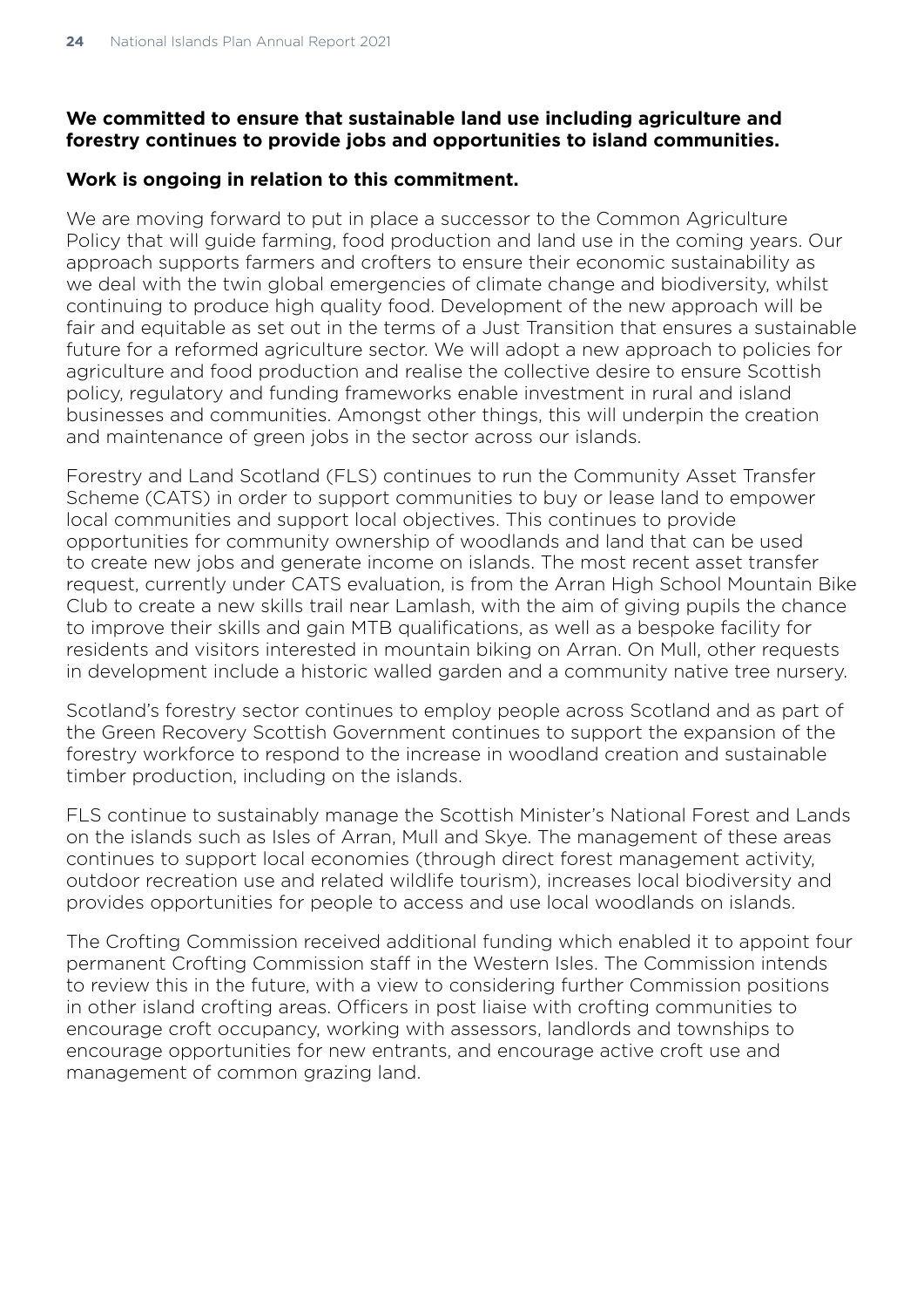**We committed to ensure that sustainable land use including agriculture and forestry continues to provide jobs and opportunities to island communities.**

**Work is ongoing in relation to this commitment.**

We are moving forward to put in place a successor to the Common Agriculture Policy that will guide farming, food production and land use in the coming years. Our approach supports farmers and crofters to ensure their economic sustainability as we deal with the twin global emergencies of climate change and biodiversity, whilst continuing to produce high quality food. Development of the new approach will be fair and equitable as set out in the terms of a Just Transition that ensures a sustainable future for a reformed agriculture sector. We will adopt a new approach to policies for agriculture and food production and realise the collective desire to ensure Scottish policy, regulatory and funding frameworks enable investment in rural and island businesses and communities. Amongst other things, this will underpin the creation and maintenance of green jobs in the sector across our islands.

Forestry and Land Scotland (FLS) continues to run the Community Asset Transfer Scheme (CATS) in order to support communities to buy or lease land to empower local communities and support local objectives. This continues to provide opportunities for community ownership of woodlands and land that can be used to create new jobs and generate income on islands. The most recent asset transfer request, currently under CATS evaluation, is from the Arran High School Mountain Bike Club to create a new skills trail near Lamlash, with the aim of giving pupils the chance to improve their skills and gain MTB qualifications, as well as a bespoke facility for residents and visitors interested in mountain biking on Arran. On Mull, other requests in development include a historic walled garden and a community native tree nursery.

Scotland's forestry sector continues to employ people across Scotland and as part of the Green Recovery Scottish Government continues to support the expansion of the forestry workforce to respond to the increase in woodland creation and sustainable timber production, including on the islands.

FLS continue to sustainably manage the Scottish Minister's National Forest and Lands on the islands such as Isles of Arran, Mull and Skye. The management of these areas continues to support local economies (through direct forest management activity, outdoor recreation use and related wildlife tourism), increases local biodiversity and provides opportunities for people to access and use local woodlands on islands.

The Crofting Commission received additional funding which enabled it to appoint four permanent Crofting Commission staff in the Western Isles. The Commission intends to review this in the future, with a view to considering further Commission positions in other island crofting areas. Officers in post liaise with crofting communities to encourage croft occupancy, working with assessors, landlords and townships to encourage opportunities for new entrants, and encourage active croft use and management of common grazing land.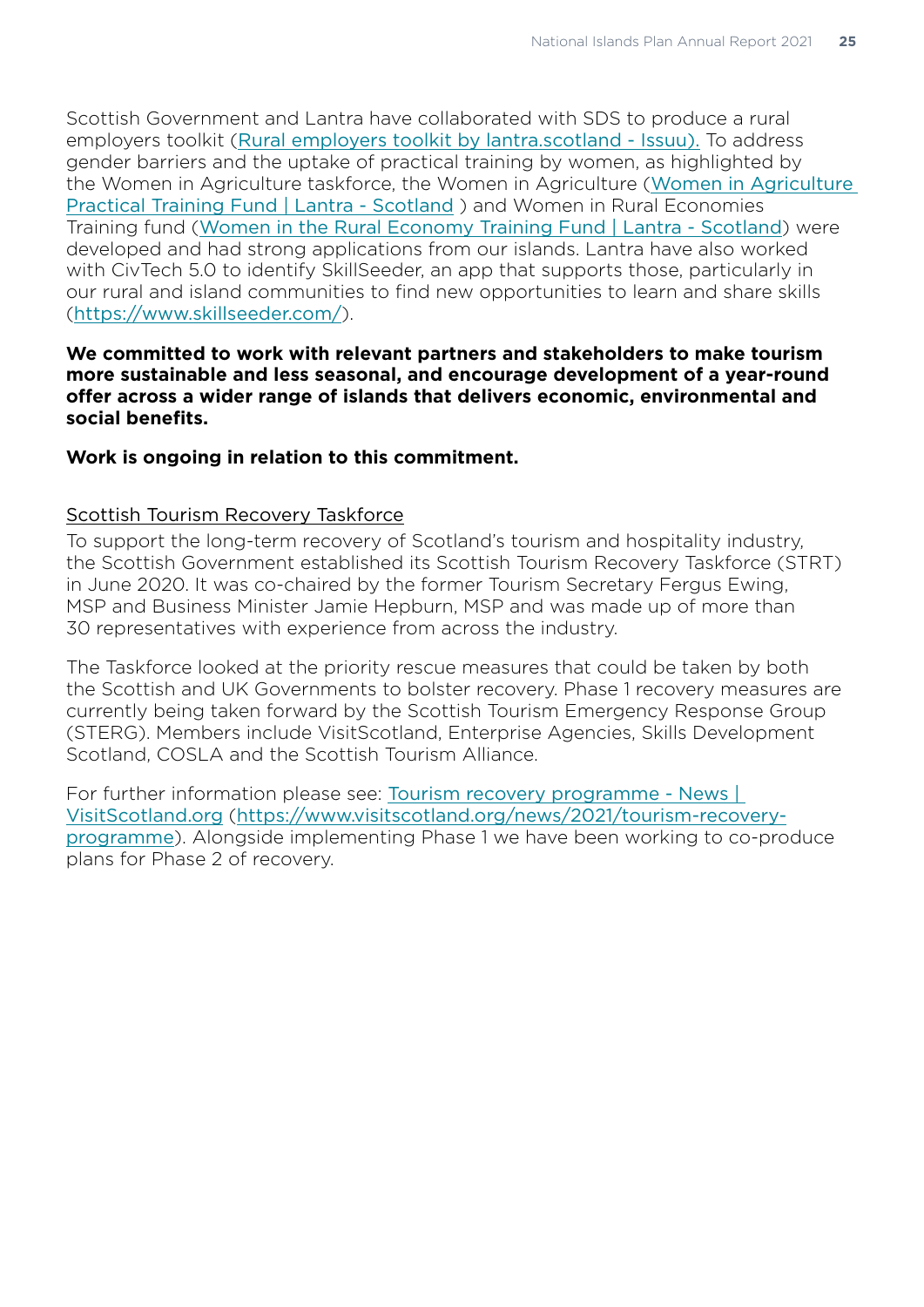Scottish Government and Lantra have collaborated with SDS to produce a rural employers toolkit (Rural employers toolkit by lantra.scotland - Issuu). To address gender barriers and the uptake of practical training by women, as highlighted by the Women in Agriculture taskforce, the Women in Agriculture (Women in Agriculture Practical Training Fund | Lantra - Scotland ) and Women in Rural Economies Training fund (Women in the Rural Economy Training Fund | Lantra - Scotland) were developed and had strong applications from our islands. Lantra have also worked with CivTech 5.0 to identify SkillSeeder, an app that supports those, particularly in our rural and island communities to find new opportunities to learn and share skills (https://www.skillseeder.com/).

**We committed to work with relevant partners and stakeholders to make tourism more sustainable and less seasonal, and encourage development of a year-round offer across a wider range of islands that delivers economic, environmental and social benefits.**

**Work is ongoing in relation to this commitment.**

Scottish Tourism Recovery Taskforce

To support the long-term recovery of Scotland's tourism and hospitality industry, the Scottish Government established its Scottish Tourism Recovery Taskforce (STRT) in June 2020. It was co-chaired by the former Tourism Secretary Fergus Ewing, MSP and Business Minister Jamie Hepburn, MSP and was made up of more than 30 representatives with experience from across the industry.

The Taskforce looked at the priority rescue measures that could be taken by both the Scottish and UK Governments to bolster recovery. Phase 1 recovery measures are currently being taken forward by the Scottish Tourism Emergency Response Group (STERG). Members include VisitScotland, Enterprise Agencies, Skills Development Scotland, COSLA and the Scottish Tourism Alliance.

For further information please see: Tourism recovery programme - News | VisitScotland.org (https://www.visitscotland.org/news/2021/tourism-recovery-programme). Alongside implementing Phase 1 we have been working to co-produce plans for Phase 2 of recovery.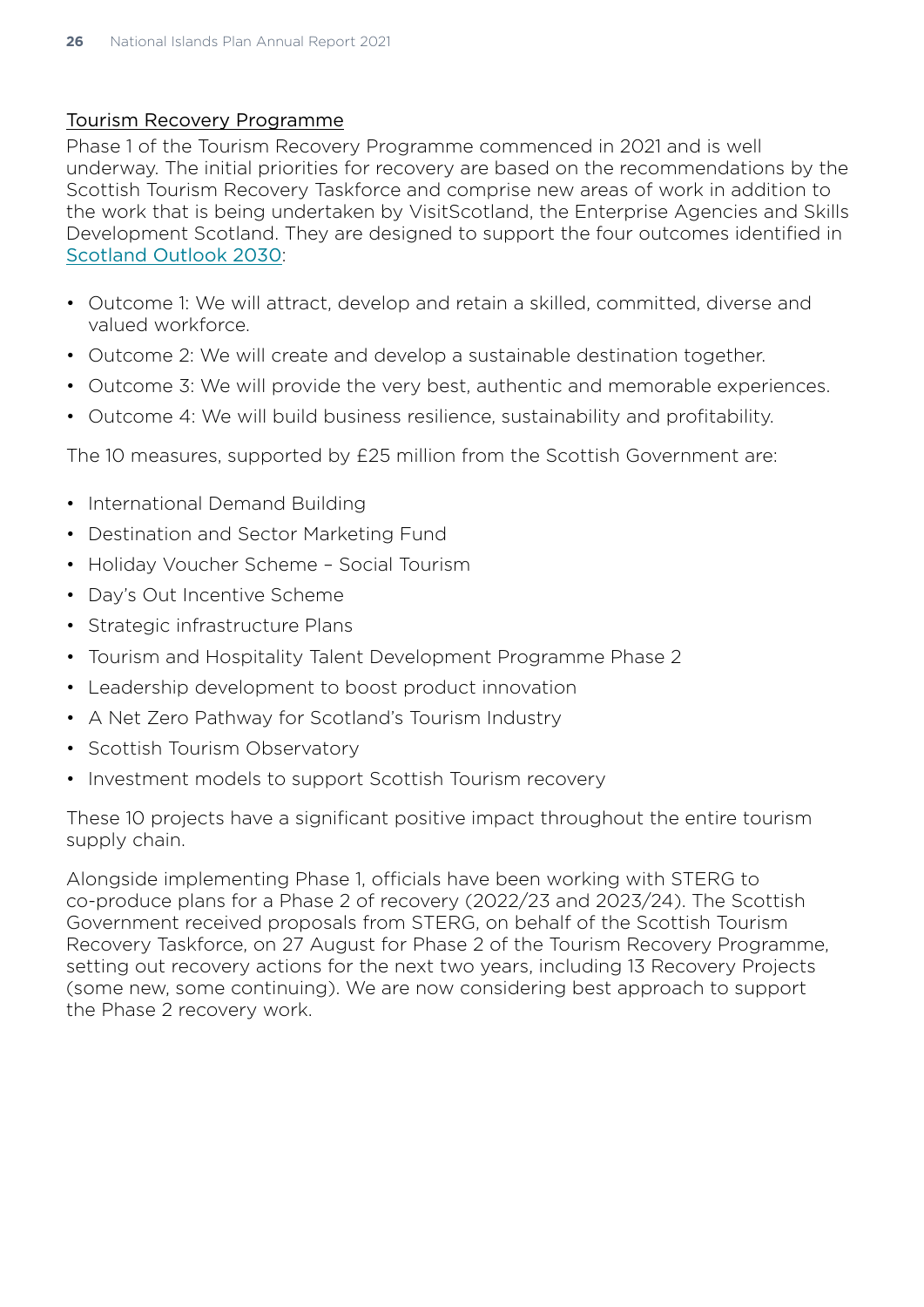## Tourism Recovery Programme

Phase 1 of the Tourism Recovery Programme commenced in 2021 and is well underway. The initial priorities for recovery are based on the recommendations by the Scottish Tourism Recovery Taskforce and comprise new areas of work in addition to the work that is being undertaken by VisitScotland, the Enterprise Agencies and Skills Development Scotland. They are designed to support the four outcomes identified in Scotland Outlook 2030:

- Outcome 1: We will attract, develop and retain a skilled, committed, diverse and valued workforce.
- Outcome 2: We will create and develop a sustainable destination together.
- Outcome 3: We will provide the very best, authentic and memorable experiences.
- Outcome 4: We will build business resilience, sustainability and profitability.

The 10 measures, supported by £25 million from the Scottish Government are:

- International Demand Building
- Destination and Sector Marketing Fund
- Holiday Voucher Scheme – Social Tourism
- Day's Out Incentive Scheme
- Strategic infrastructure Plans
- Tourism and Hospitality Talent Development Programme Phase 2
- Leadership development to boost product innovation
- A Net Zero Pathway for Scotland's Tourism Industry
- Scottish Tourism Observatory
- Investment models to support Scottish Tourism recovery

These 10 projects have a significant positive impact throughout the entire tourism supply chain.

Alongside implementing Phase 1, officials have been working with STERG to co-produce plans for a Phase 2 of recovery (2022/23 and 2023/24). The Scottish Government received proposals from STERG, on behalf of the Scottish Tourism Recovery Taskforce, on 27 August for Phase 2 of the Tourism Recovery Programme, setting out recovery actions for the next two years, including 13 Recovery Projects (some new, some continuing). We are now considering best approach to support the Phase 2 recovery work.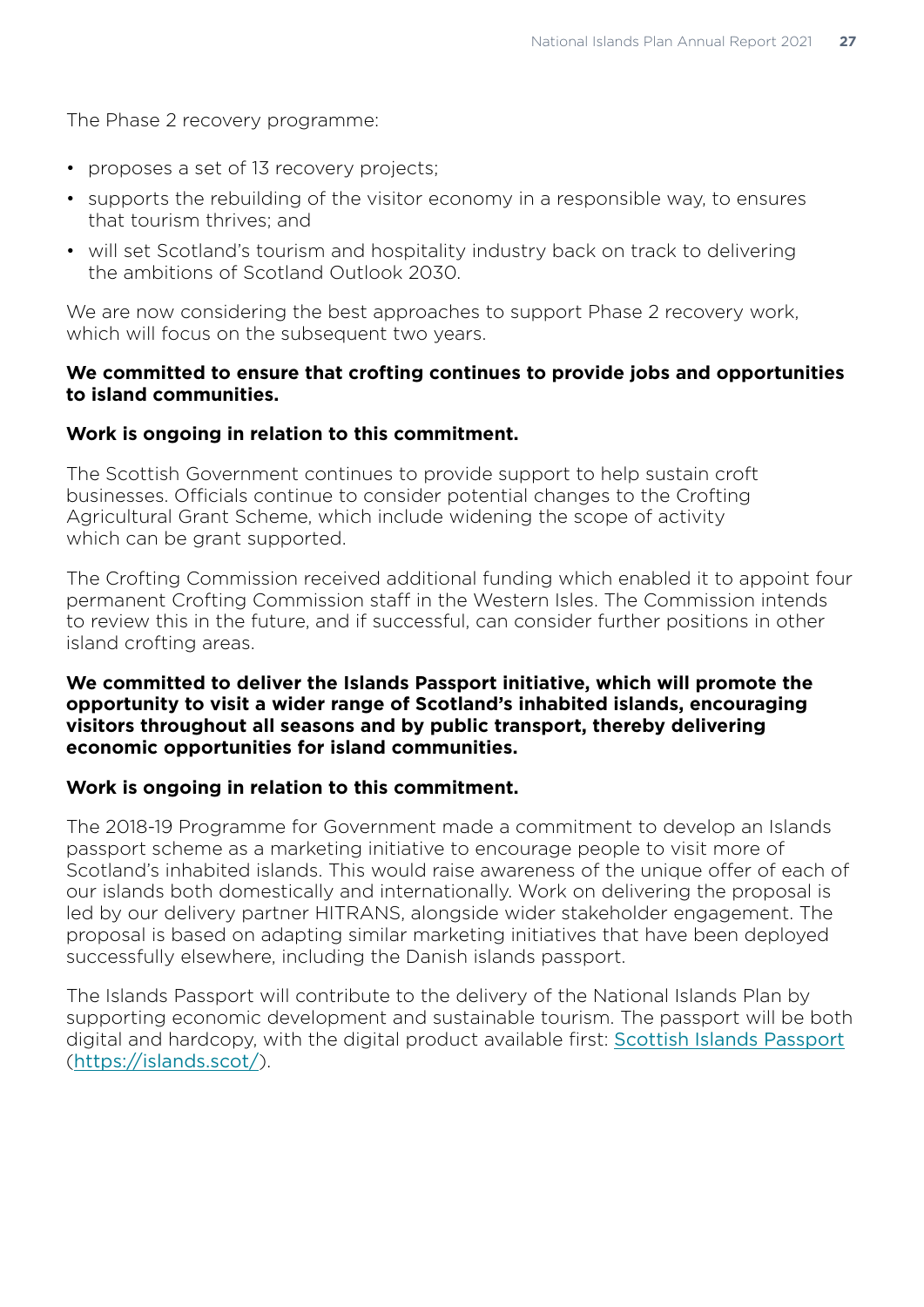The Phase 2 recovery programme:

- proposes a set of 13 recovery projects;
- supports the rebuilding of the visitor economy in a responsible way, to ensures that tourism thrives; and
- will set Scotland's tourism and hospitality industry back on track to delivering the ambitions of Scotland Outlook 2030.

We are now considering the best approaches to support Phase 2 recovery work, which will focus on the subsequent two years.

**We committed to ensure that crofting continues to provide jobs and opportunities to island communities.**

**Work is ongoing in relation to this commitment.**

The Scottish Government continues to provide support to help sustain croft businesses. Officials continue to consider potential changes to the Crofting Agricultural Grant Scheme, which include widening the scope of activity which can be grant supported.

The Crofting Commission received additional funding which enabled it to appoint four permanent Crofting Commission staff in the Western Isles. The Commission intends to review this in the future, and if successful, can consider further positions in other island crofting areas.

**We committed to deliver the Islands Passport initiative, which will promote the opportunity to visit a wider range of Scotland's inhabited islands, encouraging visitors throughout all seasons and by public transport, thereby delivering economic opportunities for island communities.**

**Work is ongoing in relation to this commitment.**

The 2018-19 Programme for Government made a commitment to develop an Islands passport scheme as a marketing initiative to encourage people to visit more of Scotland's inhabited islands. This would raise awareness of the unique offer of each of our islands both domestically and internationally. Work on delivering the proposal is led by our delivery partner HITRANS, alongside wider stakeholder engagement. The proposal is based on adapting similar marketing initiatives that have been deployed successfully elsewhere, including the Danish islands passport.

The Islands Passport will contribute to the delivery of the National Islands Plan by supporting economic development and sustainable tourism. The passport will be both digital and hardcopy, with the digital product available first: [Scottish Islands Passport](https://islands.scot/) ([https://islands.scot/](https://islands.scot/)).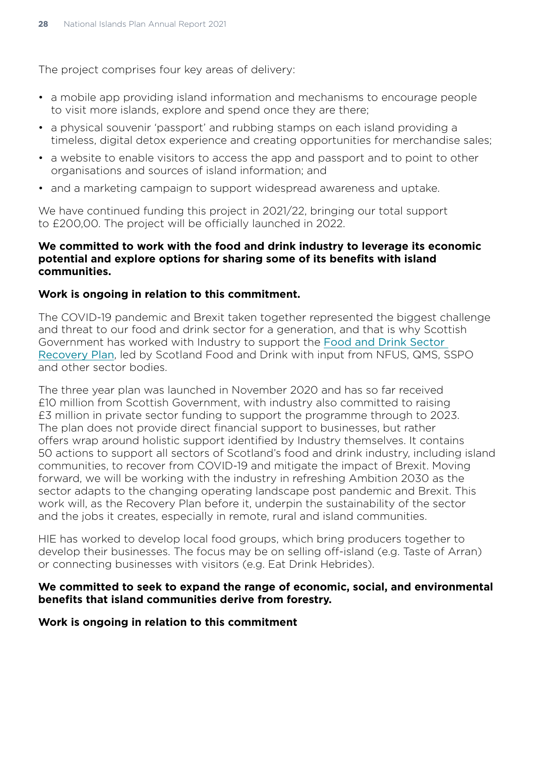The project comprises four key areas of delivery:

- a mobile app providing island information and mechanisms to encourage people to visit more islands, explore and spend once they are there;
- a physical souvenir 'passport' and rubbing stamps on each island providing a timeless, digital detox experience and creating opportunities for merchandise sales;
- a website to enable visitors to access the app and passport and to point to other organisations and sources of island information; and
- and a marketing campaign to support widespread awareness and uptake.

We have continued funding this project in 2021/22, bringing our total support to £200,00. The project will be officially launched in 2022.

**We committed to work with the food and drink industry to leverage its economic potential and explore options for sharing some of its benefits with island communities.**

**Work is ongoing in relation to this commitment.**

The COVID-19 pandemic and Brexit taken together represented the biggest challenge and threat to our food and drink sector for a generation, and that is why Scottish Government has worked with Industry to support the Food and Drink Sector Recovery Plan, led by Scotland Food and Drink with input from NFUS, QMS, SSPO and other sector bodies.

The three year plan was launched in November 2020 and has so far received £10 million from Scottish Government, with industry also committed to raising £3 million in private sector funding to support the programme through to 2023. The plan does not provide direct financial support to businesses, but rather offers wrap around holistic support identified by Industry themselves. It contains 50 actions to support all sectors of Scotland's food and drink industry, including island communities, to recover from COVID-19 and mitigate the impact of Brexit. Moving forward, we will be working with the industry in refreshing Ambition 2030 as the sector adapts to the changing operating landscape post pandemic and Brexit. This work will, as the Recovery Plan before it, underpin the sustainability of the sector and the jobs it creates, especially in remote, rural and island communities.

HIE has worked to develop local food groups, which bring producers together to develop their businesses. The focus may be on selling off-island (e.g. Taste of Arran) or connecting businesses with visitors (e.g. Eat Drink Hebrides).

**We committed to seek to expand the range of economic, social, and environmental benefits that island communities derive from forestry.**

**Work is ongoing in relation to this commitment**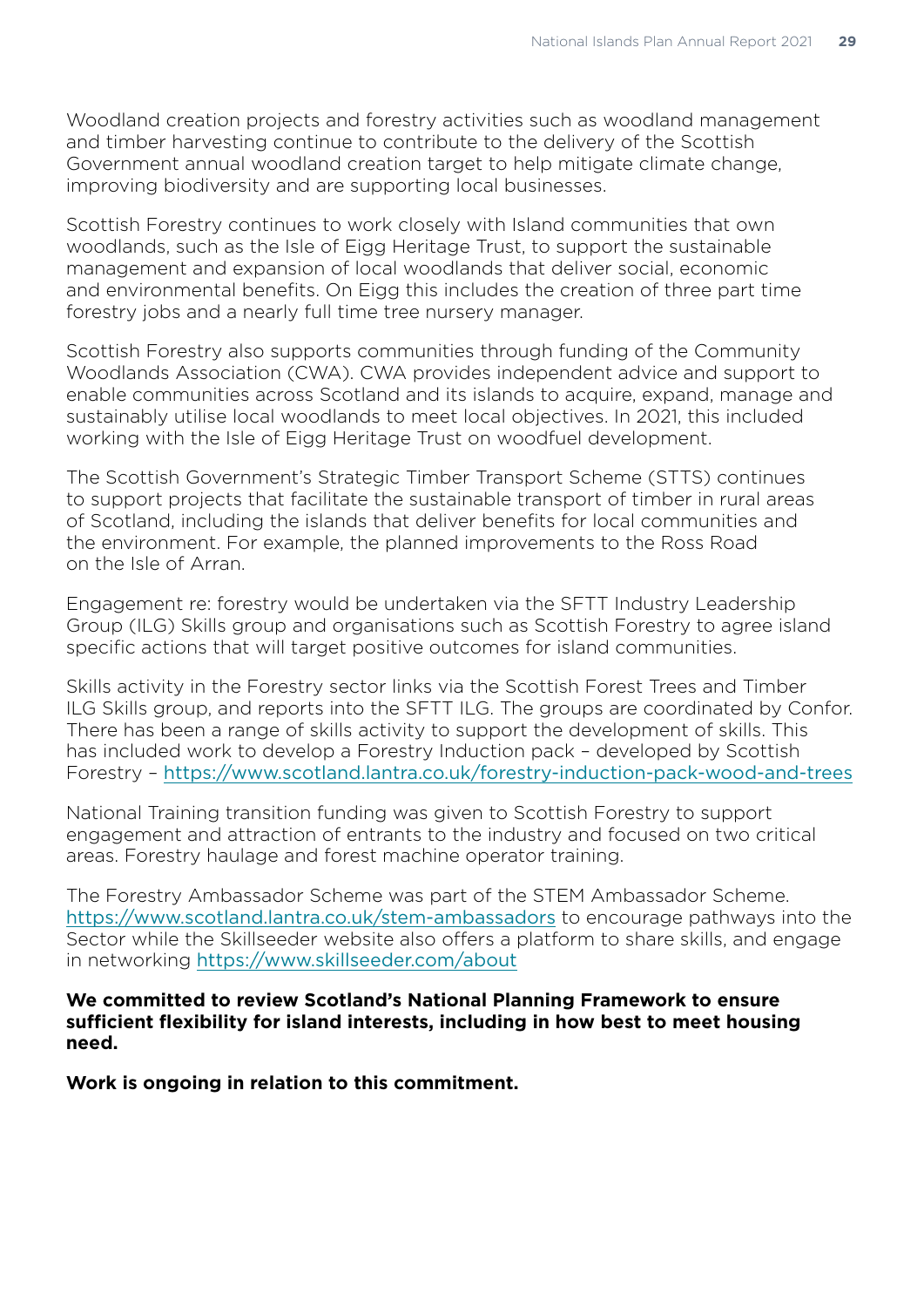Woodland creation projects and forestry activities such as woodland management and timber harvesting continue to contribute to the delivery of the Scottish Government annual woodland creation target to help mitigate climate change, improving biodiversity and are supporting local businesses.

Scottish Forestry continues to work closely with Island communities that own woodlands, such as the Isle of Eigg Heritage Trust, to support the sustainable management and expansion of local woodlands that deliver social, economic and environmental benefits. On Eigg this includes the creation of three part time forestry jobs and a nearly full time tree nursery manager.

Scottish Forestry also supports communities through funding of the Community Woodlands Association (CWA). CWA provides independent advice and support to enable communities across Scotland and its islands to acquire, expand, manage and sustainably utilise local woodlands to meet local objectives. In 2021, this included working with the Isle of Eigg Heritage Trust on woodfuel development.

The Scottish Government's Strategic Timber Transport Scheme (STTS) continues to support projects that facilitate the sustainable transport of timber in rural areas of Scotland, including the islands that deliver benefits for local communities and the environment. For example, the planned improvements to the Ross Road on the Isle of Arran.

Engagement re: forestry would be undertaken via the SFTT Industry Leadership Group (ILG) Skills group and organisations such as Scottish Forestry to agree island specific actions that will target positive outcomes for island communities.

Skills activity in the Forestry sector links via the Scottish Forest Trees and Timber ILG Skills group, and reports into the SFTT ILG. The groups are coordinated by Confor. There has been a range of skills activity to support the development of skills. This has included work to develop a Forestry Induction pack – developed by Scottish Forestry – https://www.scotland.lantra.co.uk/forestry-induction-pack-wood-and-trees

National Training transition funding was given to Scottish Forestry to support engagement and attraction of entrants to the industry and focused on two critical areas. Forestry haulage and forest machine operator training.

The Forestry Ambassador Scheme was part of the STEM Ambassador Scheme. https://www.scotland.lantra.co.uk/stem-ambassadors to encourage pathways into the Sector while the Skillseeder website also offers a platform to share skills, and engage in networking https://www.skillseeder.com/about

**We committed to review Scotland's National Planning Framework to ensure sufficient flexibility for island interests, including in how best to meet housing need.**

**Work is ongoing in relation to this commitment.**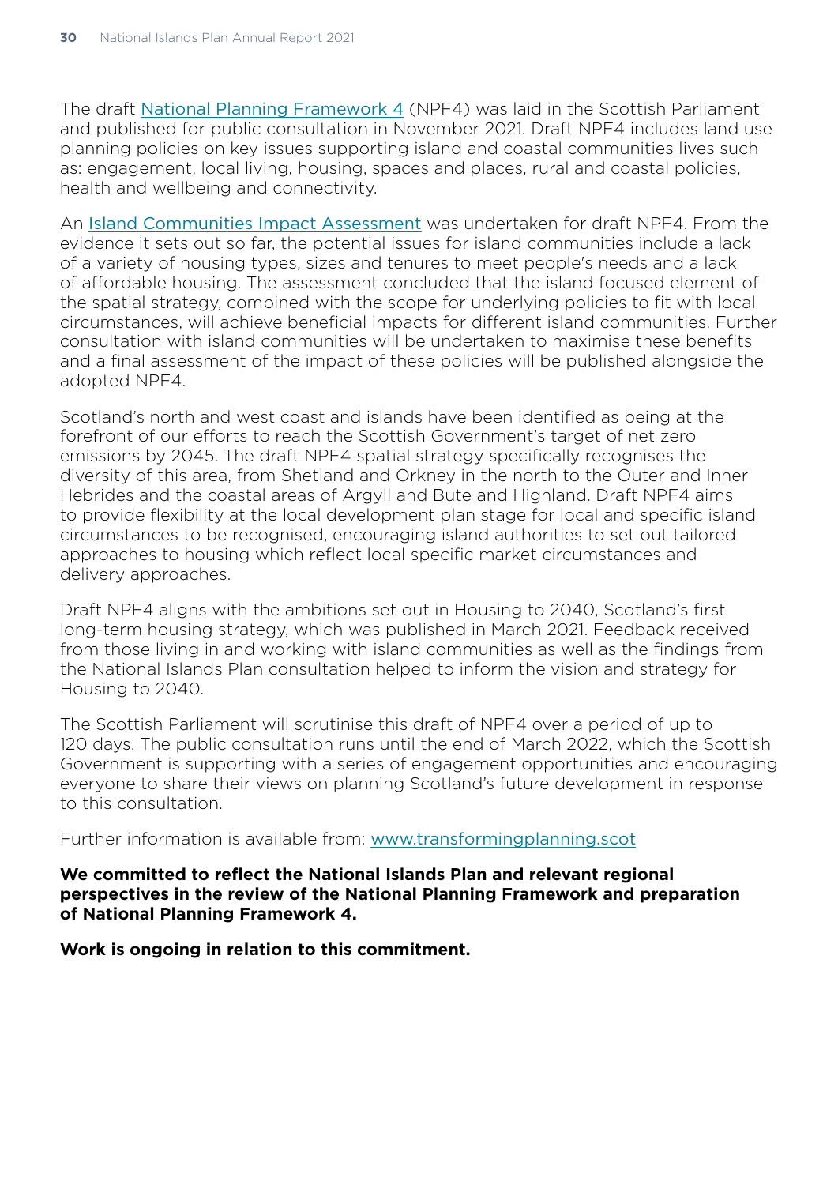The draft National Planning Framework 4 (NPF4) was laid in the Scottish Parliament and published for public consultation in November 2021. Draft NPF4 includes land use planning policies on key issues supporting island and coastal communities lives such as: engagement, local living, housing, spaces and places, rural and coastal policies, health and wellbeing and connectivity.

An Island Communities Impact Assessment was undertaken for draft NPF4. From the evidence it sets out so far, the potential issues for island communities include a lack of a variety of housing types, sizes and tenures to meet people's needs and a lack of affordable housing. The assessment concluded that the island focused element of the spatial strategy, combined with the scope for underlying policies to fit with local circumstances, will achieve beneficial impacts for different island communities. Further consultation with island communities will be undertaken to maximise these benefits and a final assessment of the impact of these policies will be published alongside the adopted NPF4.

Scotland's north and west coast and islands have been identified as being at the forefront of our efforts to reach the Scottish Government's target of net zero emissions by 2045. The draft NPF4 spatial strategy specifically recognises the diversity of this area, from Shetland and Orkney in the north to the Outer and Inner Hebrides and the coastal areas of Argyll and Bute and Highland. Draft NPF4 aims to provide flexibility at the local development plan stage for local and specific island circumstances to be recognised, encouraging island authorities to set out tailored approaches to housing which reflect local specific market circumstances and delivery approaches.

Draft NPF4 aligns with the ambitions set out in Housing to 2040, Scotland's first long-term housing strategy, which was published in March 2021. Feedback received from those living in and working with island communities as well as the findings from the National Islands Plan consultation helped to inform the vision and strategy for Housing to 2040.

The Scottish Parliament will scrutinise this draft of NPF4 over a period of up to 120 days. The public consultation runs until the end of March 2022, which the Scottish Government is supporting with a series of engagement opportunities and encouraging everyone to share their views on planning Scotland's future development in response to this consultation.

Further information is available from: www.transformingplanning.scot

**We committed to reflect the National Islands Plan and relevant regional perspectives in the review of the National Planning Framework and preparation of National Planning Framework 4.**

**Work is ongoing in relation to this commitment.**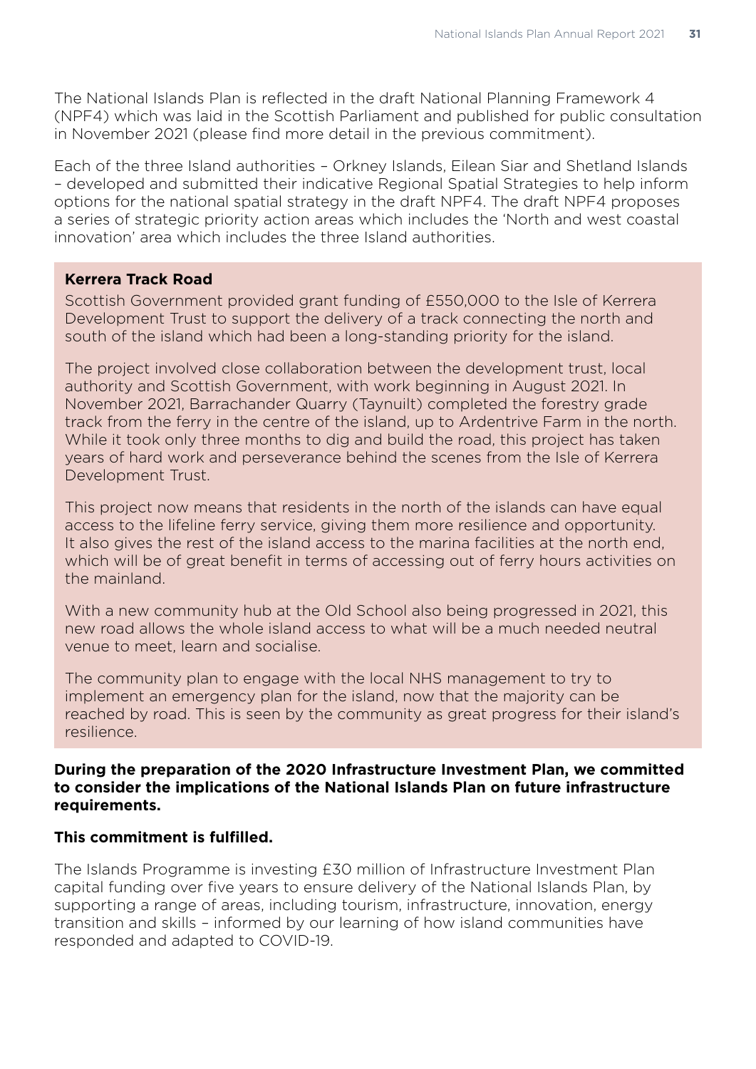The National Islands Plan is reflected in the draft National Planning Framework 4 (NPF4) which was laid in the Scottish Parliament and published for public consultation in November 2021 (please find more detail in the previous commitment).

Each of the three Island authorities – Orkney Islands, Eilean Siar and Shetland Islands – developed and submitted their indicative Regional Spatial Strategies to help inform options for the national spatial strategy in the draft NPF4. The draft NPF4 proposes a series of strategic priority action areas which includes the 'North and west coastal innovation' area which includes the three Island authorities.

**Kerrera Track Road**

Scottish Government provided grant funding of £550,000 to the Isle of Kerrera Development Trust to support the delivery of a track connecting the north and south of the island which had been a long-standing priority for the island.

The project involved close collaboration between the development trust, local authority and Scottish Government, with work beginning in August 2021. In November 2021, Barrachander Quarry (Taynuilt) completed the forestry grade track from the ferry in the centre of the island, up to Ardentrive Farm in the north. While it took only three months to dig and build the road, this project has taken years of hard work and perseverance behind the scenes from the Isle of Kerrera Development Trust.

This project now means that residents in the north of the islands can have equal access to the lifeline ferry service, giving them more resilience and opportunity. It also gives the rest of the island access to the marina facilities at the north end, which will be of great benefit in terms of accessing out of ferry hours activities on the mainland.

With a new community hub at the Old School also being progressed in 2021, this new road allows the whole island access to what will be a much needed neutral venue to meet, learn and socialise.

The community plan to engage with the local NHS management to try to implement an emergency plan for the island, now that the majority can be reached by road. This is seen by the community as great progress for their island's resilience.

**During the preparation of the 2020 Infrastructure Investment Plan, we committed to consider the implications of the National Islands Plan on future infrastructure requirements.**

**This commitment is fulfilled.**

The Islands Programme is investing £30 million of Infrastructure Investment Plan capital funding over five years to ensure delivery of the National Islands Plan, by supporting a range of areas, including tourism, infrastructure, innovation, energy transition and skills – informed by our learning of how island communities have responded and adapted to COVID-19.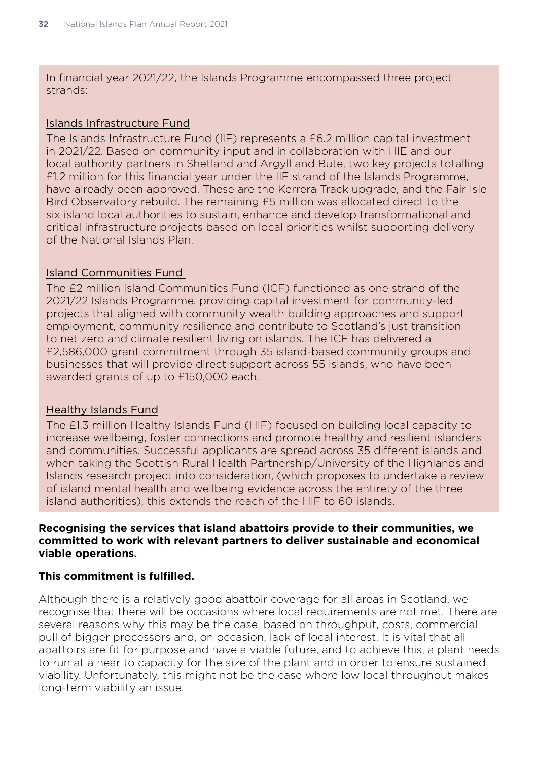In financial year 2021/22, the Islands Programme encompassed three project strands:

Islands Infrastructure Fund

The Islands Infrastructure Fund (IIF) represents a £6.2 million capital investment in 2021/22. Based on community input and in collaboration with HIE and our local authority partners in Shetland and Argyll and Bute, two key projects totalling £1.2 million for this financial year under the IIF strand of the Islands Programme, have already been approved. These are the Kerrera Track upgrade, and the Fair Isle Bird Observatory rebuild. The remaining £5 million was allocated direct to the six island local authorities to sustain, enhance and develop transformational and critical infrastructure projects based on local priorities whilst supporting delivery of the National Islands Plan.

Island Communities Fund

The £2 million Island Communities Fund (ICF) functioned as one strand of the 2021/22 Islands Programme, providing capital investment for community-led projects that aligned with community wealth building approaches and support employment, community resilience and contribute to Scotland's just transition to net zero and climate resilient living on islands. The ICF has delivered a £2,586,000 grant commitment through 35 island-based community groups and businesses that will provide direct support across 55 islands, who have been awarded grants of up to £150,000 each.

Healthy Islands Fund

The £1.3 million Healthy Islands Fund (HIF) focused on building local capacity to increase wellbeing, foster connections and promote healthy and resilient islanders and communities. Successful applicants are spread across 35 different islands and when taking the Scottish Rural Health Partnership/University of the Highlands and Islands research project into consideration, (which proposes to undertake a review of island mental health and wellbeing evidence across the entirety of the three island authorities), this extends the reach of the HIF to 60 islands.

**Recognising the services that island abattoirs provide to their communities, we committed to work with relevant partners to deliver sustainable and economical viable operations.**

**This commitment is fulfilled.**

Although there is a relatively good abattoir coverage for all areas in Scotland, we recognise that there will be occasions where local requirements are not met. There are several reasons why this may be the case, based on throughput, costs, commercial pull of bigger processors and, on occasion, lack of local interest. It is vital that all abattoirs are fit for purpose and have a viable future, and to achieve this, a plant needs to run at a near to capacity for the size of the plant and in order to ensure sustained viability. Unfortunately, this might not be the case where low local throughput makes long-term viability an issue.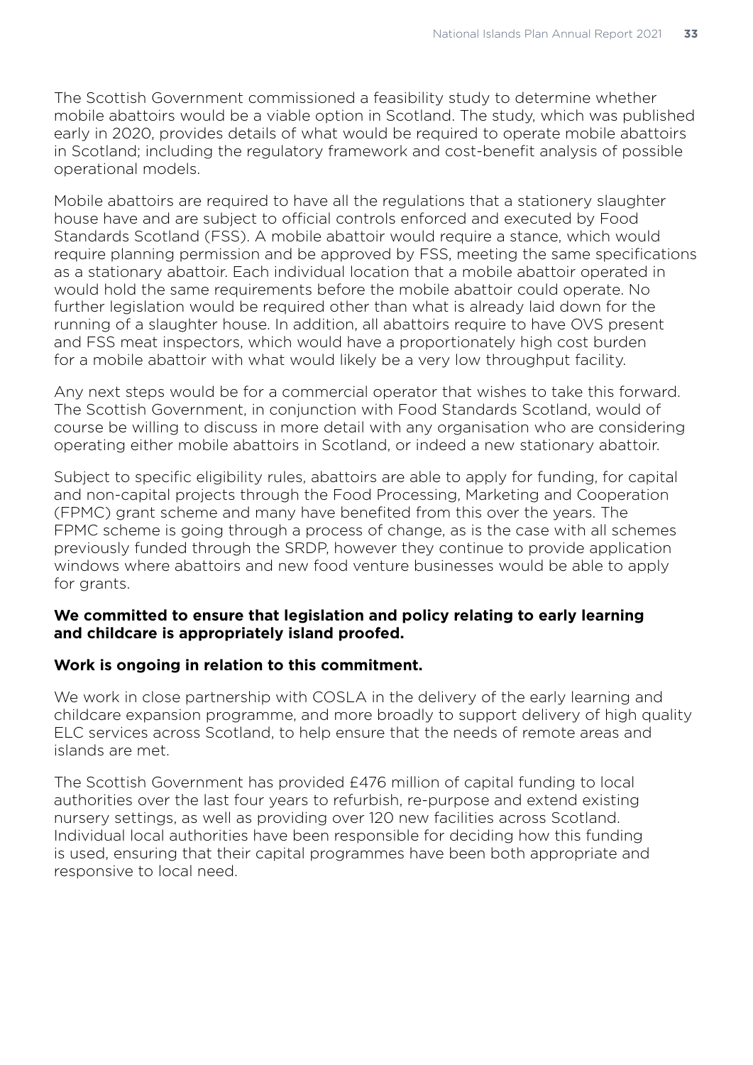The Scottish Government commissioned a feasibility study to determine whether mobile abattoirs would be a viable option in Scotland. The study, which was published early in 2020, provides details of what would be required to operate mobile abattoirs in Scotland; including the regulatory framework and cost-benefit analysis of possible operational models.

Mobile abattoirs are required to have all the regulations that a stationery slaughter house have and are subject to official controls enforced and executed by Food Standards Scotland (FSS). A mobile abattoir would require a stance, which would require planning permission and be approved by FSS, meeting the same specifications as a stationary abattoir. Each individual location that a mobile abattoir operated in would hold the same requirements before the mobile abattoir could operate. No further legislation would be required other than what is already laid down for the running of a slaughter house. In addition, all abattoirs require to have OVS present and FSS meat inspectors, which would have a proportionately high cost burden for a mobile abattoir with what would likely be a very low throughput facility.

Any next steps would be for a commercial operator that wishes to take this forward. The Scottish Government, in conjunction with Food Standards Scotland, would of course be willing to discuss in more detail with any organisation who are considering operating either mobile abattoirs in Scotland, or indeed a new stationary abattoir.

Subject to specific eligibility rules, abattoirs are able to apply for funding, for capital and non-capital projects through the Food Processing, Marketing and Cooperation (FPMC) grant scheme and many have benefited from this over the years. The FPMC scheme is going through a process of change, as is the case with all schemes previously funded through the SRDP, however they continue to provide application windows where abattoirs and new food venture businesses would be able to apply for grants.

**We committed to ensure that legislation and policy relating to early learning and childcare is appropriately island proofed.**

**Work is ongoing in relation to this commitment.**

We work in close partnership with COSLA in the delivery of the early learning and childcare expansion programme, and more broadly to support delivery of high quality ELC services across Scotland, to help ensure that the needs of remote areas and islands are met.

The Scottish Government has provided £476 million of capital funding to local authorities over the last four years to refurbish, re-purpose and extend existing nursery settings, as well as providing over 120 new facilities across Scotland. Individual local authorities have been responsible for deciding how this funding is used, ensuring that their capital programmes have been both appropriate and responsive to local need.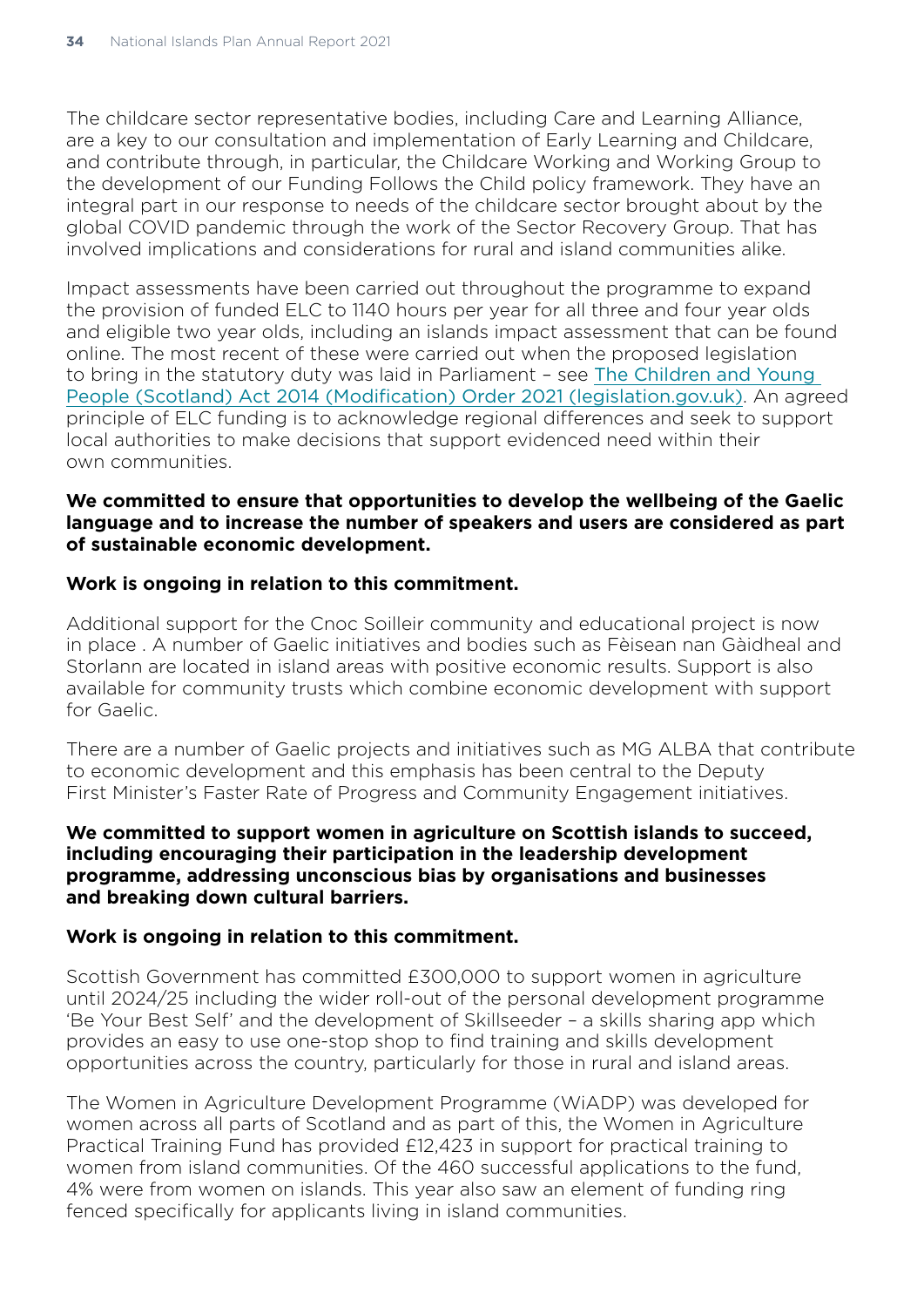The childcare sector representative bodies, including Care and Learning Alliance, are a key to our consultation and implementation of Early Learning and Childcare, and contribute through, in particular, the Childcare Working and Working Group to the development of our Funding Follows the Child policy framework. They have an integral part in our response to needs of the childcare sector brought about by the global COVID pandemic through the work of the Sector Recovery Group. That has involved implications and considerations for rural and island communities alike.

Impact assessments have been carried out throughout the programme to expand the provision of funded ELC to 1140 hours per year for all three and four year olds and eligible two year olds, including an islands impact assessment that can be found online. The most recent of these were carried out when the proposed legislation to bring in the statutory duty was laid in Parliament – see The Children and Young People (Scotland) Act 2014 (Modification) Order 2021 (legislation.gov.uk). An agreed principle of ELC funding is to acknowledge regional differences and seek to support local authorities to make decisions that support evidenced need within their own communities.

**We committed to ensure that opportunities to develop the wellbeing of the Gaelic language and to increase the number of speakers and users are considered as part of sustainable economic development.**

**Work is ongoing in relation to this commitment.**

Additional support for the Cnoc Soilleir community and educational project is now in place . A number of Gaelic initiatives and bodies such as Fèisean nan Gàidheal and Storlann are located in island areas with positive economic results. Support is also available for community trusts which combine economic development with support for Gaelic.

There are a number of Gaelic projects and initiatives such as MG ALBA that contribute to economic development and this emphasis has been central to the Deputy First Minister's Faster Rate of Progress and Community Engagement initiatives.

**We committed to support women in agriculture on Scottish islands to succeed, including encouraging their participation in the leadership development programme, addressing unconscious bias by organisations and businesses and breaking down cultural barriers.**

**Work is ongoing in relation to this commitment.**

Scottish Government has committed £300,000 to support women in agriculture until 2024/25 including the wider roll-out of the personal development programme 'Be Your Best Self' and the development of Skillseeder – a skills sharing app which provides an easy to use one-stop shop to find training and skills development opportunities across the country, particularly for those in rural and island areas.

The Women in Agriculture Development Programme (WiADP) was developed for women across all parts of Scotland and as part of this, the Women in Agriculture Practical Training Fund has provided £12,423 in support for practical training to women from island communities. Of the 460 successful applications to the fund, 4% were from women on islands. This year also saw an element of funding ring fenced specifically for applicants living in island communities.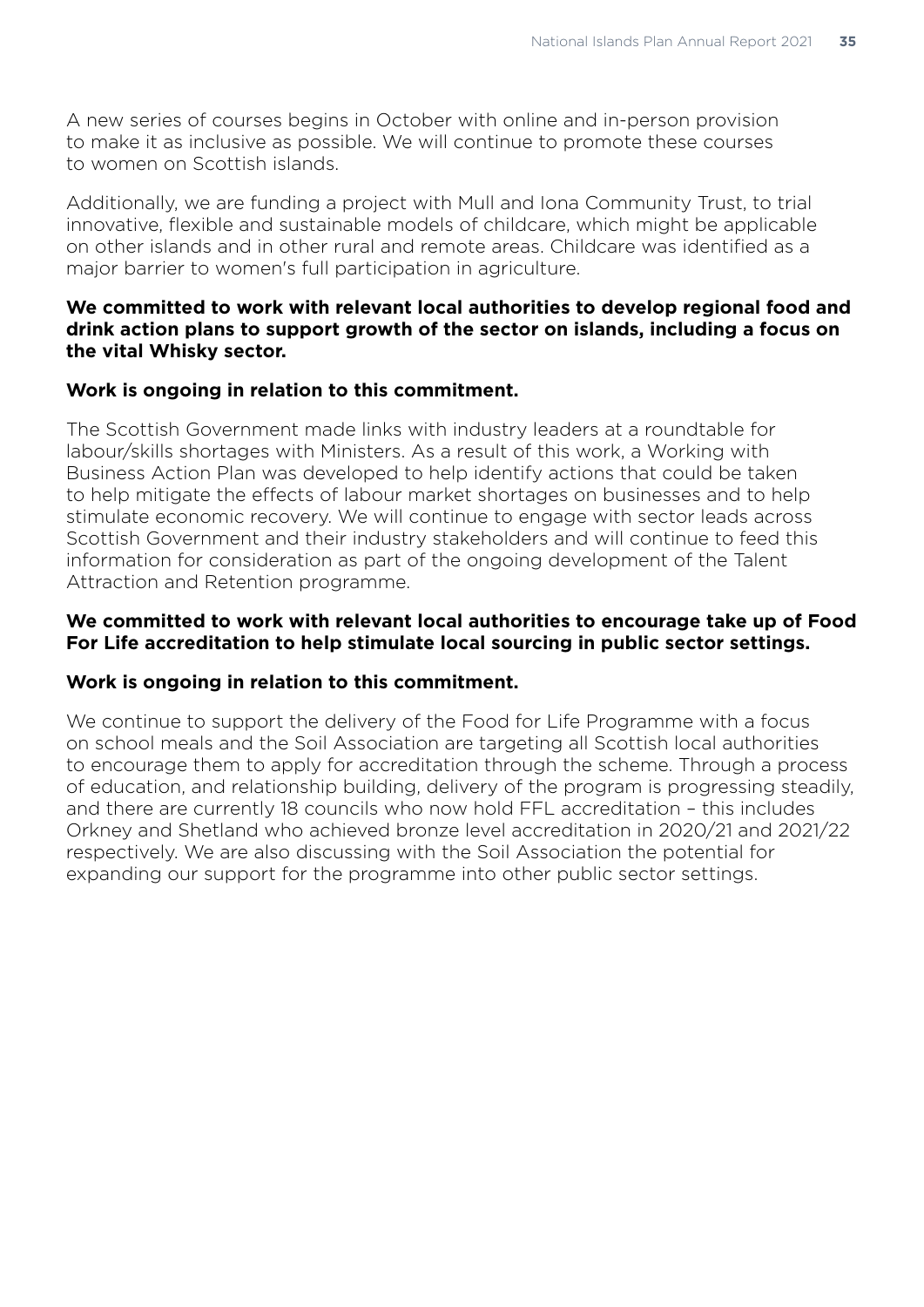A new series of courses begins in October with online and in-person provision to make it as inclusive as possible. We will continue to promote these courses to women on Scottish islands.

Additionally, we are funding a project with Mull and Iona Community Trust, to trial innovative, flexible and sustainable models of childcare, which might be applicable on other islands and in other rural and remote areas. Childcare was identified as a major barrier to women's full participation in agriculture.

**We committed to work with relevant local authorities to develop regional food and drink action plans to support growth of the sector on islands, including a focus on the vital Whisky sector.**

**Work is ongoing in relation to this commitment.**

The Scottish Government made links with industry leaders at a roundtable for labour/skills shortages with Ministers. As a result of this work, a Working with Business Action Plan was developed to help identify actions that could be taken to help mitigate the effects of labour market shortages on businesses and to help stimulate economic recovery. We will continue to engage with sector leads across Scottish Government and their industry stakeholders and will continue to feed this information for consideration as part of the ongoing development of the Talent Attraction and Retention programme.

**We committed to work with relevant local authorities to encourage take up of Food For Life accreditation to help stimulate local sourcing in public sector settings.**

**Work is ongoing in relation to this commitment.**

We continue to support the delivery of the Food for Life Programme with a focus on school meals and the Soil Association are targeting all Scottish local authorities to encourage them to apply for accreditation through the scheme. Through a process of education, and relationship building, delivery of the program is progressing steadily, and there are currently 18 councils who now hold FFL accreditation – this includes Orkney and Shetland who achieved bronze level accreditation in 2020/21 and 2021/22 respectively. We are also discussing with the Soil Association the potential for expanding our support for the programme into other public sector settings.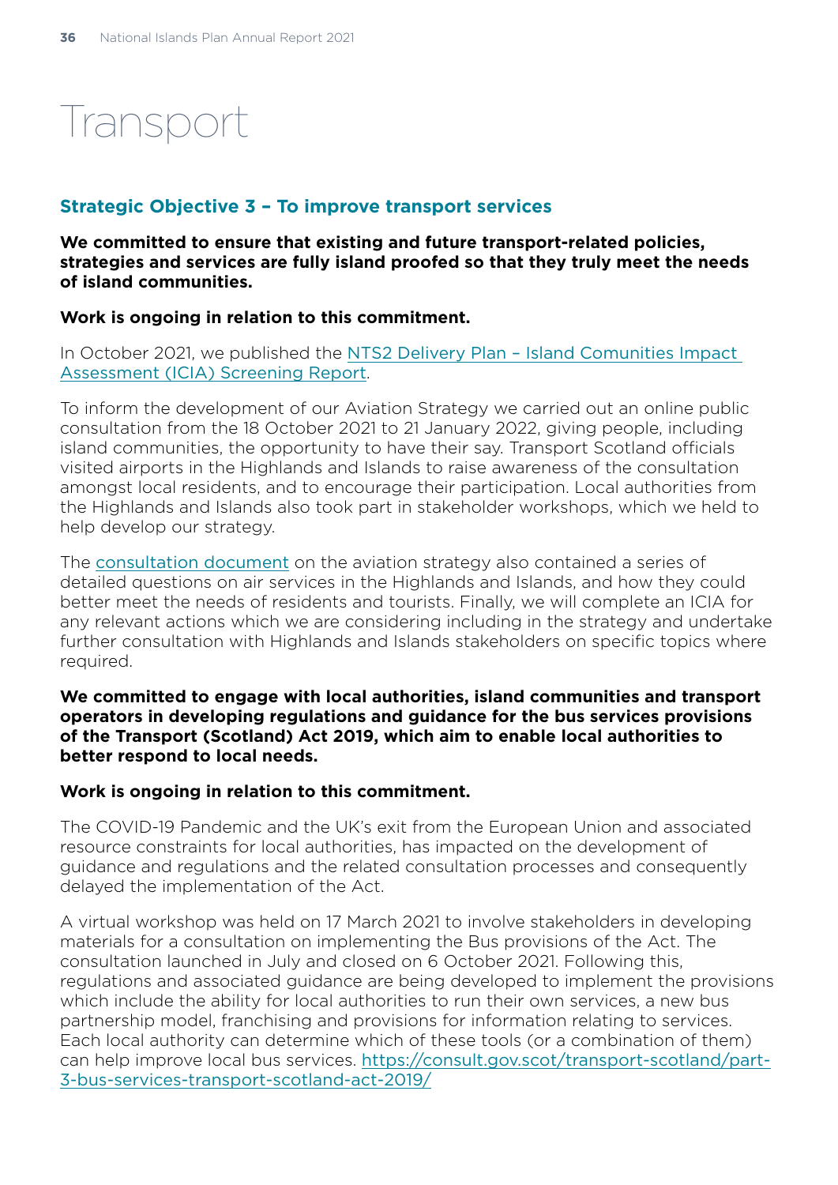# Transport

## Strategic Objective 3 – To improve transport services

**We committed to ensure that existing and future transport-related policies, strategies and services are fully island proofed so that they truly meet the needs of island communities.**

**Work is ongoing in relation to this commitment.**

In October 2021, we published the NTS2 Delivery Plan – Island Comunities Impact Assessment (ICIA) Screening Report.

To inform the development of our Aviation Strategy we carried out an online public consultation from the 18 October 2021 to 21 January 2022, giving people, including island communities, the opportunity to have their say. Transport Scotland officials visited airports in the Highlands and Islands to raise awareness of the consultation amongst local residents, and to encourage their participation. Local authorities from the Highlands and Islands also took part in stakeholder workshops, which we held to help develop our strategy.

The consultation document on the aviation strategy also contained a series of detailed questions on air services in the Highlands and Islands, and how they could better meet the needs of residents and tourists. Finally, we will complete an ICIA for any relevant actions which we are considering including in the strategy and undertake further consultation with Highlands and Islands stakeholders on specific topics where required.

**We committed to engage with local authorities, island communities and transport operators in developing regulations and guidance for the bus services provisions of the Transport (Scotland) Act 2019, which aim to enable local authorities to better respond to local needs.**

**Work is ongoing in relation to this commitment.**

The COVID-19 Pandemic and the UK's exit from the European Union and associated resource constraints for local authorities, has impacted on the development of guidance and regulations and the related consultation processes and consequently delayed the implementation of the Act.

A virtual workshop was held on 17 March 2021 to involve stakeholders in developing materials for a consultation on implementing the Bus provisions of the Act. The consultation launched in July and closed on 6 October 2021. Following this, regulations and associated guidance are being developed to implement the provisions which include the ability for local authorities to run their own services, a new bus partnership model, franchising and provisions for information relating to services. Each local authority can determine which of these tools (or a combination of them) can help improve local bus services. https://consult.gov.scot/transport-scotland/part-3-bus-services-transport-scotland-act-2019/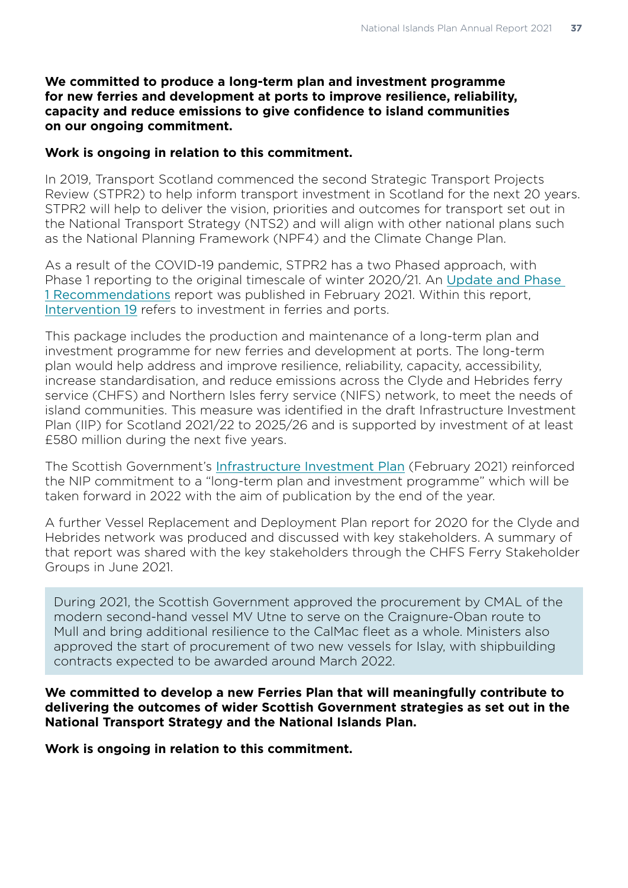**We committed to produce a long-term plan and investment programme for new ferries and development at ports to improve resilience, reliability, capacity and reduce emissions to give confidence to island communities on our ongoing commitment.**

**Work is ongoing in relation to this commitment.**

In 2019, Transport Scotland commenced the second Strategic Transport Projects Review (STPR2) to help inform transport investment in Scotland for the next 20 years. STPR2 will help to deliver the vision, priorities and outcomes for transport set out in the National Transport Strategy (NTS2) and will align with other national plans such as the National Planning Framework (NPF4) and the Climate Change Plan.

As a result of the COVID-19 pandemic, STPR2 has a two Phased approach, with Phase 1 reporting to the original timescale of winter 2020/21. An Update and Phase 1 Recommendations report was published in February 2021. Within this report, Intervention 19 refers to investment in ferries and ports.

This package includes the production and maintenance of a long-term plan and investment programme for new ferries and development at ports. The long-term plan would help address and improve resilience, reliability, capacity, accessibility, increase standardisation, and reduce emissions across the Clyde and Hebrides ferry service (CHFS) and Northern Isles ferry service (NIFS) network, to meet the needs of island communities. This measure was identified in the draft Infrastructure Investment Plan (IIP) for Scotland 2021/22 to 2025/26 and is supported by investment of at least £580 million during the next five years.

The Scottish Government's Infrastructure Investment Plan (February 2021) reinforced the NIP commitment to a "long-term plan and investment programme" which will be taken forward in 2022 with the aim of publication by the end of the year.

A further Vessel Replacement and Deployment Plan report for 2020 for the Clyde and Hebrides network was produced and discussed with key stakeholders. A summary of that report was shared with the key stakeholders through the CHFS Ferry Stakeholder Groups in June 2021.

During 2021, the Scottish Government approved the procurement by CMAL of the modern second-hand vessel MV Utne to serve on the Craignure-Oban route to Mull and bring additional resilience to the CalMac fleet as a whole. Ministers also approved the start of procurement of two new vessels for Islay, with shipbuilding contracts expected to be awarded around March 2022.

**We committed to develop a new Ferries Plan that will meaningfully contribute to delivering the outcomes of wider Scottish Government strategies as set out in the National Transport Strategy and the National Islands Plan.**

**Work is ongoing in relation to this commitment.**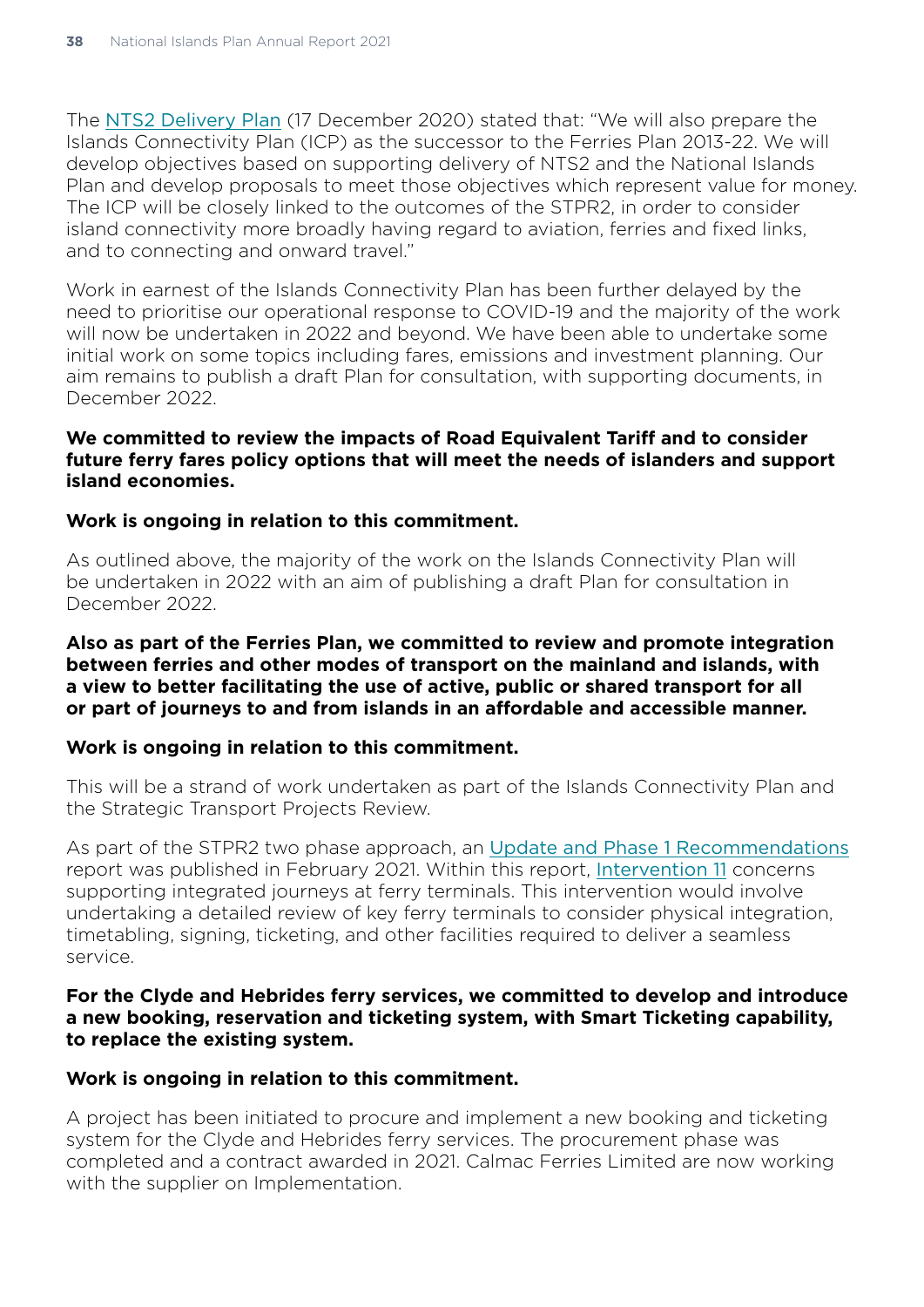The NTS2 Delivery Plan (17 December 2020) stated that: "We will also prepare the Islands Connectivity Plan (ICP) as the successor to the Ferries Plan 2013-22. We will develop objectives based on supporting delivery of NTS2 and the National Islands Plan and develop proposals to meet those objectives which represent value for money. The ICP will be closely linked to the outcomes of the STPR2, in order to consider island connectivity more broadly having regard to aviation, ferries and fixed links, and to connecting and onward travel."

Work in earnest of the Islands Connectivity Plan has been further delayed by the need to prioritise our operational response to COVID-19 and the majority of the work will now be undertaken in 2022 and beyond. We have been able to undertake some initial work on some topics including fares, emissions and investment planning. Our aim remains to publish a draft Plan for consultation, with supporting documents, in December 2022.

**We committed to review the impacts of Road Equivalent Tariff and to consider future ferry fares policy options that will meet the needs of islanders and support island economies.**

**Work is ongoing in relation to this commitment.**

As outlined above, the majority of the work on the Islands Connectivity Plan will be undertaken in 2022 with an aim of publishing a draft Plan for consultation in December 2022.

**Also as part of the Ferries Plan, we committed to review and promote integration between ferries and other modes of transport on the mainland and islands, with a view to better facilitating the use of active, public or shared transport for all or part of journeys to and from islands in an affordable and accessible manner.**

**Work is ongoing in relation to this commitment.**

This will be a strand of work undertaken as part of the Islands Connectivity Plan and the Strategic Transport Projects Review.

As part of the STPR2 two phase approach, an Update and Phase 1 Recommendations report was published in February 2021. Within this report, Intervention 11 concerns supporting integrated journeys at ferry terminals. This intervention would involve undertaking a detailed review of key ferry terminals to consider physical integration, timetabling, signing, ticketing, and other facilities required to deliver a seamless service.

**For the Clyde and Hebrides ferry services, we committed to develop and introduce a new booking, reservation and ticketing system, with Smart Ticketing capability, to replace the existing system.**

**Work is ongoing in relation to this commitment.**

A project has been initiated to procure and implement a new booking and ticketing system for the Clyde and Hebrides ferry services. The procurement phase was completed and a contract awarded in 2021. Calmac Ferries Limited are now working with the supplier on Implementation.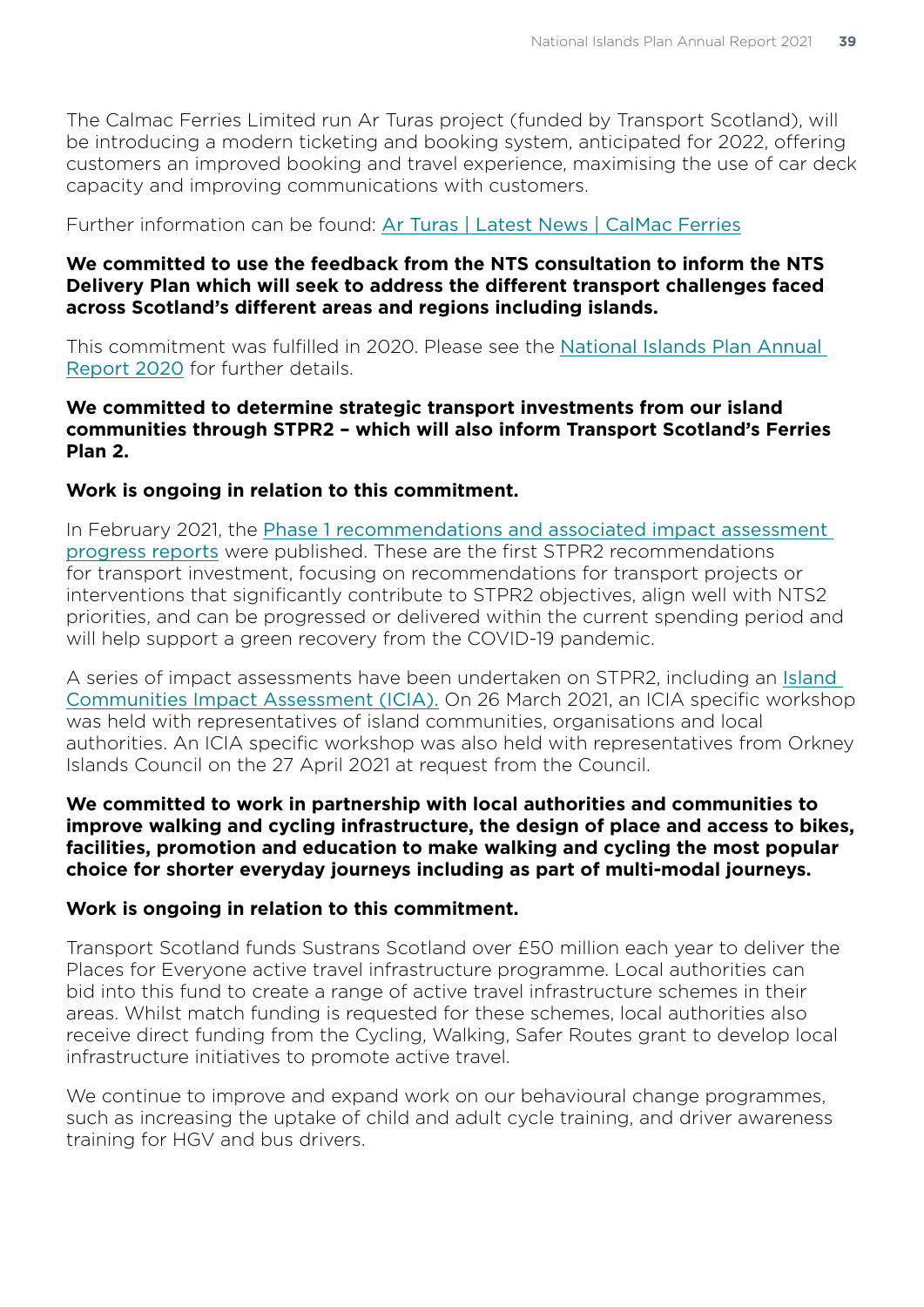The Calmac Ferries Limited run Ar Turas project (funded by Transport Scotland), will be introducing a modern ticketing and booking system, anticipated for 2022, offering customers an improved booking and travel experience, maximising the use of car deck capacity and improving communications with customers.

Further information can be found: Ar Turas | Latest News | CalMac Ferries

**We committed to use the feedback from the NTS consultation to inform the NTS Delivery Plan which will seek to address the different transport challenges faced across Scotland's different areas and regions including islands.**

This commitment was fulfilled in 2020. Please see the National Islands Plan Annual Report 2020 for further details.

**We committed to determine strategic transport investments from our island communities through STPR2 – which will also inform Transport Scotland's Ferries Plan 2.**

**Work is ongoing in relation to this commitment.**

In February 2021, the Phase 1 recommendations and associated impact assessment progress reports were published. These are the first STPR2 recommendations for transport investment, focusing on recommendations for transport projects or interventions that significantly contribute to STPR2 objectives, align well with NTS2 priorities, and can be progressed or delivered within the current spending period and will help support a green recovery from the COVID-19 pandemic.

A series of impact assessments have been undertaken on STPR2, including an Island Communities Impact Assessment (ICIA). On 26 March 2021, an ICIA specific workshop was held with representatives of island communities, organisations and local authorities. An ICIA specific workshop was also held with representatives from Orkney Islands Council on the 27 April 2021 at request from the Council.

**We committed to work in partnership with local authorities and communities to improve walking and cycling infrastructure, the design of place and access to bikes, facilities, promotion and education to make walking and cycling the most popular choice for shorter everyday journeys including as part of multi-modal journeys.**

**Work is ongoing in relation to this commitment.**

Transport Scotland funds Sustrans Scotland over £50 million each year to deliver the Places for Everyone active travel infrastructure programme. Local authorities can bid into this fund to create a range of active travel infrastructure schemes in their areas. Whilst match funding is requested for these schemes, local authorities also receive direct funding from the Cycling, Walking, Safer Routes grant to develop local infrastructure initiatives to promote active travel.

We continue to improve and expand work on our behavioural change programmes, such as increasing the uptake of child and adult cycle training, and driver awareness training for HGV and bus drivers.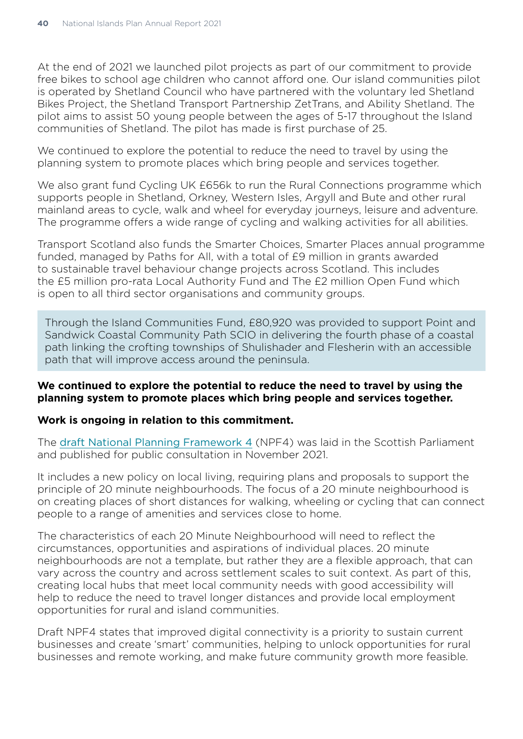At the end of 2021 we launched pilot projects as part of our commitment to provide free bikes to school age children who cannot afford one. Our island communities pilot is operated by Shetland Council who have partnered with the voluntary led Shetland Bikes Project, the Shetland Transport Partnership ZetTrans, and Ability Shetland. The pilot aims to assist 50 young people between the ages of 5-17 throughout the Island communities of Shetland. The pilot has made is first purchase of 25.

We continued to explore the potential to reduce the need to travel by using the planning system to promote places which bring people and services together.

We also grant fund Cycling UK £656k to run the Rural Connections programme which supports people in Shetland, Orkney, Western Isles, Argyll and Bute and other rural mainland areas to cycle, walk and wheel for everyday journeys, leisure and adventure. The programme offers a wide range of cycling and walking activities for all abilities.

Transport Scotland also funds the Smarter Choices, Smarter Places annual programme funded, managed by Paths for All, with a total of £9 million in grants awarded to sustainable travel behaviour change projects across Scotland. This includes the £5 million pro-rata Local Authority Fund and The £2 million Open Fund which is open to all third sector organisations and community groups.

> Through the Island Communities Fund, £80,920 was provided to support Point and Sandwick Coastal Community Path SCIO in delivering the fourth phase of a coastal path linking the crofting townships of Shulishader and Flesherin with an accessible path that will improve access around the peninsula.

**We continued to explore the potential to reduce the need to travel by using the planning system to promote places which bring people and services together.**

**Work is ongoing in relation to this commitment.**

The [draft National Planning Framework 4](#) (NPF4) was laid in the Scottish Parliament and published for public consultation in November 2021.

It includes a new policy on local living, requiring plans and proposals to support the principle of 20 minute neighbourhoods. The focus of a 20 minute neighbourhood is on creating places of short distances for walking, wheeling or cycling that can connect people to a range of amenities and services close to home.

The characteristics of each 20 Minute Neighbourhood will need to reflect the circumstances, opportunities and aspirations of individual places. 20 minute neighbourhoods are not a template, but rather they are a flexible approach, that can vary across the country and across settlement scales to suit context. As part of this, creating local hubs that meet local community needs with good accessibility will help to reduce the need to travel longer distances and provide local employment opportunities for rural and island communities.

Draft NPF4 states that improved digital connectivity is a priority to sustain current businesses and create 'smart' communities, helping to unlock opportunities for rural businesses and remote working, and make future community growth more feasible.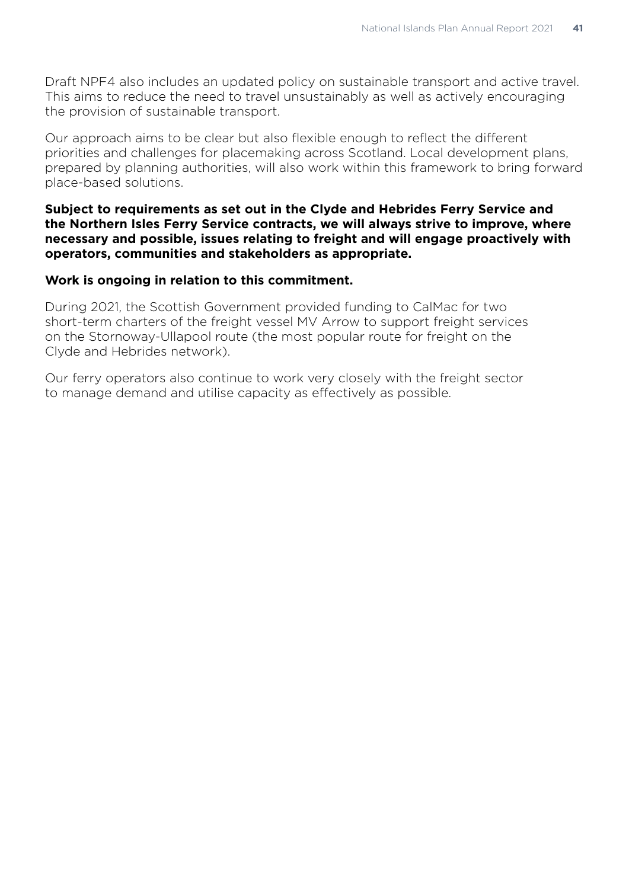Draft NPF4 also includes an updated policy on sustainable transport and active travel. This aims to reduce the need to travel unsustainably as well as actively encouraging the provision of sustainable transport.

Our approach aims to be clear but also flexible enough to reflect the different priorities and challenges for placemaking across Scotland. Local development plans, prepared by planning authorities, will also work within this framework to bring forward place-based solutions.

**Subject to requirements as set out in the Clyde and Hebrides Ferry Service and the Northern Isles Ferry Service contracts, we will always strive to improve, where necessary and possible, issues relating to freight and will engage proactively with operators, communities and stakeholders as appropriate.**

**Work is ongoing in relation to this commitment.**

During 2021, the Scottish Government provided funding to CalMac for two short-term charters of the freight vessel MV Arrow to support freight services on the Stornoway-Ullapool route (the most popular route for freight on the Clyde and Hebrides network).

Our ferry operators also continue to work very closely with the freight sector to manage demand and utilise capacity as effectively as possible.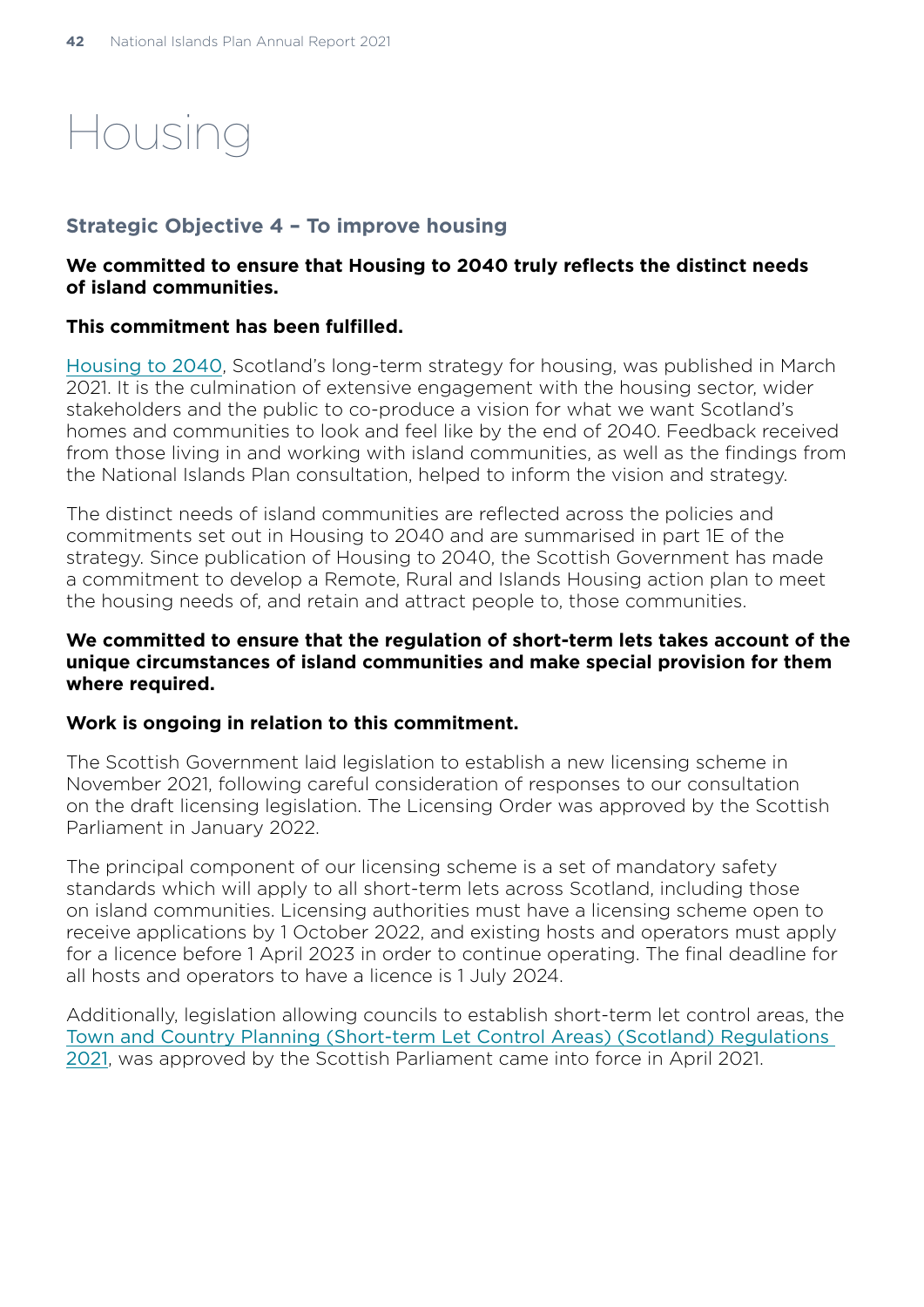# Housing

## Strategic Objective 4 – To improve housing

**We committed to ensure that Housing to 2040 truly reflects the distinct needs of island communities.**

**This commitment has been fulfilled.**

Housing to 2040, Scotland's long-term strategy for housing, was published in March 2021. It is the culmination of extensive engagement with the housing sector, wider stakeholders and the public to co-produce a vision for what we want Scotland's homes and communities to look and feel like by the end of 2040. Feedback received from those living in and working with island communities, as well as the findings from the National Islands Plan consultation, helped to inform the vision and strategy.

The distinct needs of island communities are reflected across the policies and commitments set out in Housing to 2040 and are summarised in part 1E of the strategy. Since publication of Housing to 2040, the Scottish Government has made a commitment to develop a Remote, Rural and Islands Housing action plan to meet the housing needs of, and retain and attract people to, those communities.

**We committed to ensure that the regulation of short-term lets takes account of the unique circumstances of island communities and make special provision for them where required.**

**Work is ongoing in relation to this commitment.**

The Scottish Government laid legislation to establish a new licensing scheme in November 2021, following careful consideration of responses to our consultation on the draft licensing legislation. The Licensing Order was approved by the Scottish Parliament in January 2022.

The principal component of our licensing scheme is a set of mandatory safety standards which will apply to all short-term lets across Scotland, including those on island communities. Licensing authorities must have a licensing scheme open to receive applications by 1 October 2022, and existing hosts and operators must apply for a licence before 1 April 2023 in order to continue operating. The final deadline for all hosts and operators to have a licence is 1 July 2024.

Additionally, legislation allowing councils to establish short-term let control areas, the Town and Country Planning (Short-term Let Control Areas) (Scotland) Regulations 2021, was approved by the Scottish Parliament came into force in April 2021.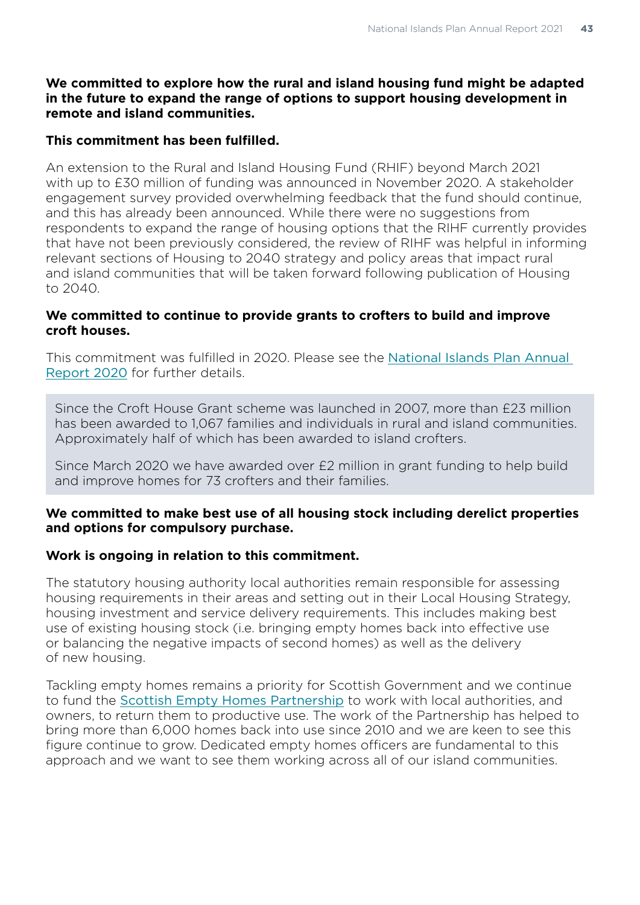**We committed to explore how the rural and island housing fund might be adapted in the future to expand the range of options to support housing development in remote and island communities.**

**This commitment has been fulfilled.**

An extension to the Rural and Island Housing Fund (RHIF) beyond March 2021 with up to £30 million of funding was announced in November 2020. A stakeholder engagement survey provided overwhelming feedback that the fund should continue, and this has already been announced. While there were no suggestions from respondents to expand the range of housing options that the RIHF currently provides that have not been previously considered, the review of RIHF was helpful in informing relevant sections of Housing to 2040 strategy and policy areas that impact rural and island communities that will be taken forward following publication of Housing to 2040.

**We committed to continue to provide grants to crofters to build and improve croft houses.**

This commitment was fulfilled in 2020. Please see the [National Islands Plan Annual Report 2020] for further details.

> Since the Croft House Grant scheme was launched in 2007, more than £23 million has been awarded to 1,067 families and individuals in rural and island communities. Approximately half of which has been awarded to island crofters.
>
> Since March 2020 we have awarded over £2 million in grant funding to help build and improve homes for 73 crofters and their families.

**We committed to make best use of all housing stock including derelict properties and options for compulsory purchase.**

**Work is ongoing in relation to this commitment.**

The statutory housing authority local authorities remain responsible for assessing housing requirements in their areas and setting out in their Local Housing Strategy, housing investment and service delivery requirements. This includes making best use of existing housing stock (i.e. bringing empty homes back into effective use or balancing the negative impacts of second homes) as well as the delivery of new housing.

Tackling empty homes remains a priority for Scottish Government and we continue to fund the [Scottish Empty Homes Partnership] to work with local authorities, and owners, to return them to productive use. The work of the Partnership has helped to bring more than 6,000 homes back into use since 2010 and we are keen to see this figure continue to grow. Dedicated empty homes officers are fundamental to this approach and we want to see them working across all of our island communities.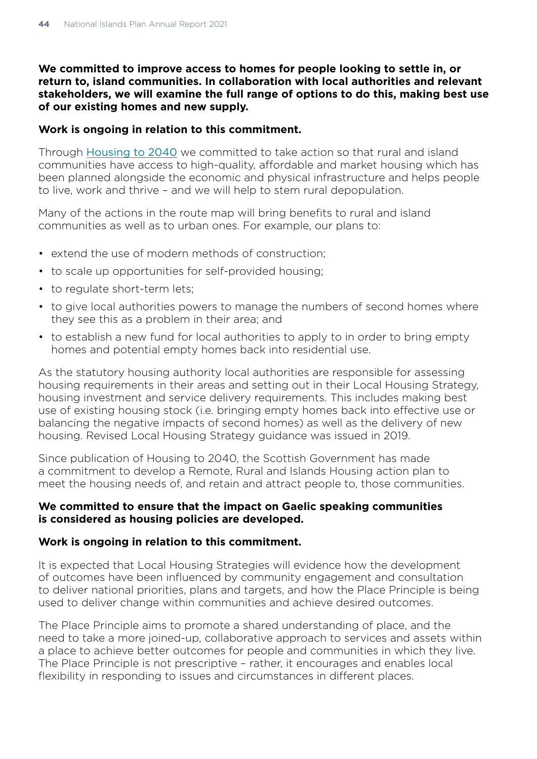**We committed to improve access to homes for people looking to settle in, or return to, island communities. In collaboration with local authorities and relevant stakeholders, we will examine the full range of options to do this, making best use of our existing homes and new supply.**

**Work is ongoing in relation to this commitment.**

Through Housing to 2040 we committed to take action so that rural and island communities have access to high-quality, affordable and market housing which has been planned alongside the economic and physical infrastructure and helps people to live, work and thrive – and we will help to stem rural depopulation.

Many of the actions in the route map will bring benefits to rural and island communities as well as to urban ones. For example, our plans to:

- extend the use of modern methods of construction;
- to scale up opportunities for self-provided housing;
- to regulate short-term lets;
- to give local authorities powers to manage the numbers of second homes where they see this as a problem in their area; and
- to establish a new fund for local authorities to apply to in order to bring empty homes and potential empty homes back into residential use.

As the statutory housing authority local authorities are responsible for assessing housing requirements in their areas and setting out in their Local Housing Strategy, housing investment and service delivery requirements. This includes making best use of existing housing stock (i.e. bringing empty homes back into effective use or balancing the negative impacts of second homes) as well as the delivery of new housing. Revised Local Housing Strategy guidance was issued in 2019.

Since publication of Housing to 2040, the Scottish Government has made a commitment to develop a Remote, Rural and Islands Housing action plan to meet the housing needs of, and retain and attract people to, those communities.

**We committed to ensure that the impact on Gaelic speaking communities is considered as housing policies are developed.**

**Work is ongoing in relation to this commitment.**

It is expected that Local Housing Strategies will evidence how the development of outcomes have been influenced by community engagement and consultation to deliver national priorities, plans and targets, and how the Place Principle is being used to deliver change within communities and achieve desired outcomes.

The Place Principle aims to promote a shared understanding of place, and the need to take a more joined-up, collaborative approach to services and assets within a place to achieve better outcomes for people and communities in which they live. The Place Principle is not prescriptive – rather, it encourages and enables local flexibility in responding to issues and circumstances in different places.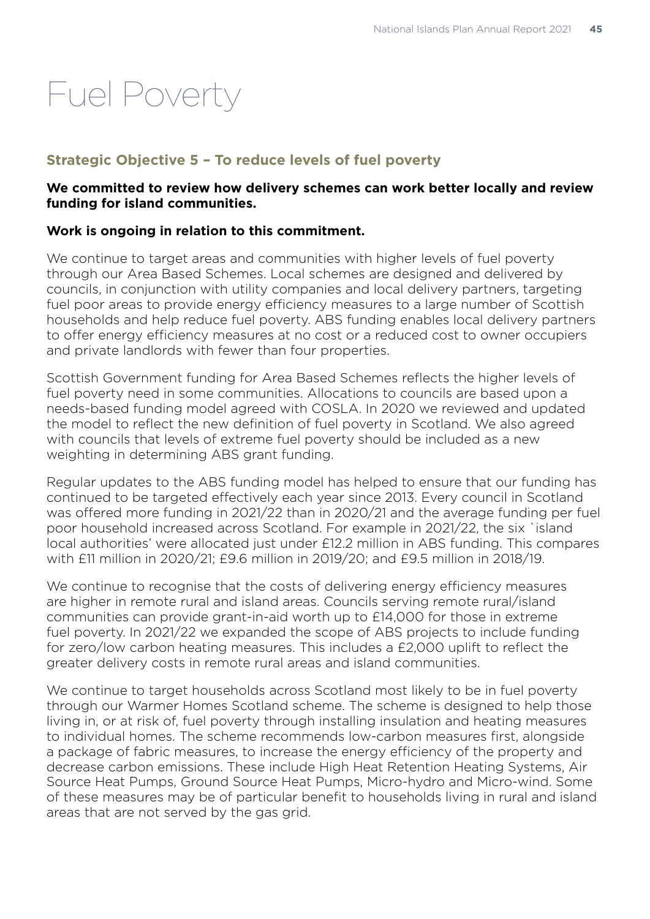# Fuel Poverty

## Strategic Objective 5 – To reduce levels of fuel poverty

**We committed to review how delivery schemes can work better locally and review funding for island communities.**

**Work is ongoing in relation to this commitment.**

We continue to target areas and communities with higher levels of fuel poverty through our Area Based Schemes. Local schemes are designed and delivered by councils, in conjunction with utility companies and local delivery partners, targeting fuel poor areas to provide energy efficiency measures to a large number of Scottish households and help reduce fuel poverty. ABS funding enables local delivery partners to offer energy efficiency measures at no cost or a reduced cost to owner occupiers and private landlords with fewer than four properties.

Scottish Government funding for Area Based Schemes reflects the higher levels of fuel poverty need in some communities. Allocations to councils are based upon a needs-based funding model agreed with COSLA. In 2020 we reviewed and updated the model to reflect the new definition of fuel poverty in Scotland. We also agreed with councils that levels of extreme fuel poverty should be included as a new weighting in determining ABS grant funding.

Regular updates to the ABS funding model has helped to ensure that our funding has continued to be targeted effectively each year since 2013. Every council in Scotland was offered more funding in 2021/22 than in 2020/21 and the average funding per fuel poor household increased across Scotland. For example in 2021/22, the six `island local authorities' were allocated just under £12.2 million in ABS funding. This compares with £11 million in 2020/21; £9.6 million in 2019/20; and £9.5 million in 2018/19.

We continue to recognise that the costs of delivering energy efficiency measures are higher in remote rural and island areas. Councils serving remote rural/island communities can provide grant-in-aid worth up to £14,000 for those in extreme fuel poverty. In 2021/22 we expanded the scope of ABS projects to include funding for zero/low carbon heating measures. This includes a £2,000 uplift to reflect the greater delivery costs in remote rural areas and island communities.

We continue to target households across Scotland most likely to be in fuel poverty through our Warmer Homes Scotland scheme. The scheme is designed to help those living in, or at risk of, fuel poverty through installing insulation and heating measures to individual homes. The scheme recommends low-carbon measures first, alongside a package of fabric measures, to increase the energy efficiency of the property and decrease carbon emissions. These include High Heat Retention Heating Systems, Air Source Heat Pumps, Ground Source Heat Pumps, Micro-hydro and Micro-wind. Some of these measures may be of particular benefit to households living in rural and island areas that are not served by the gas grid.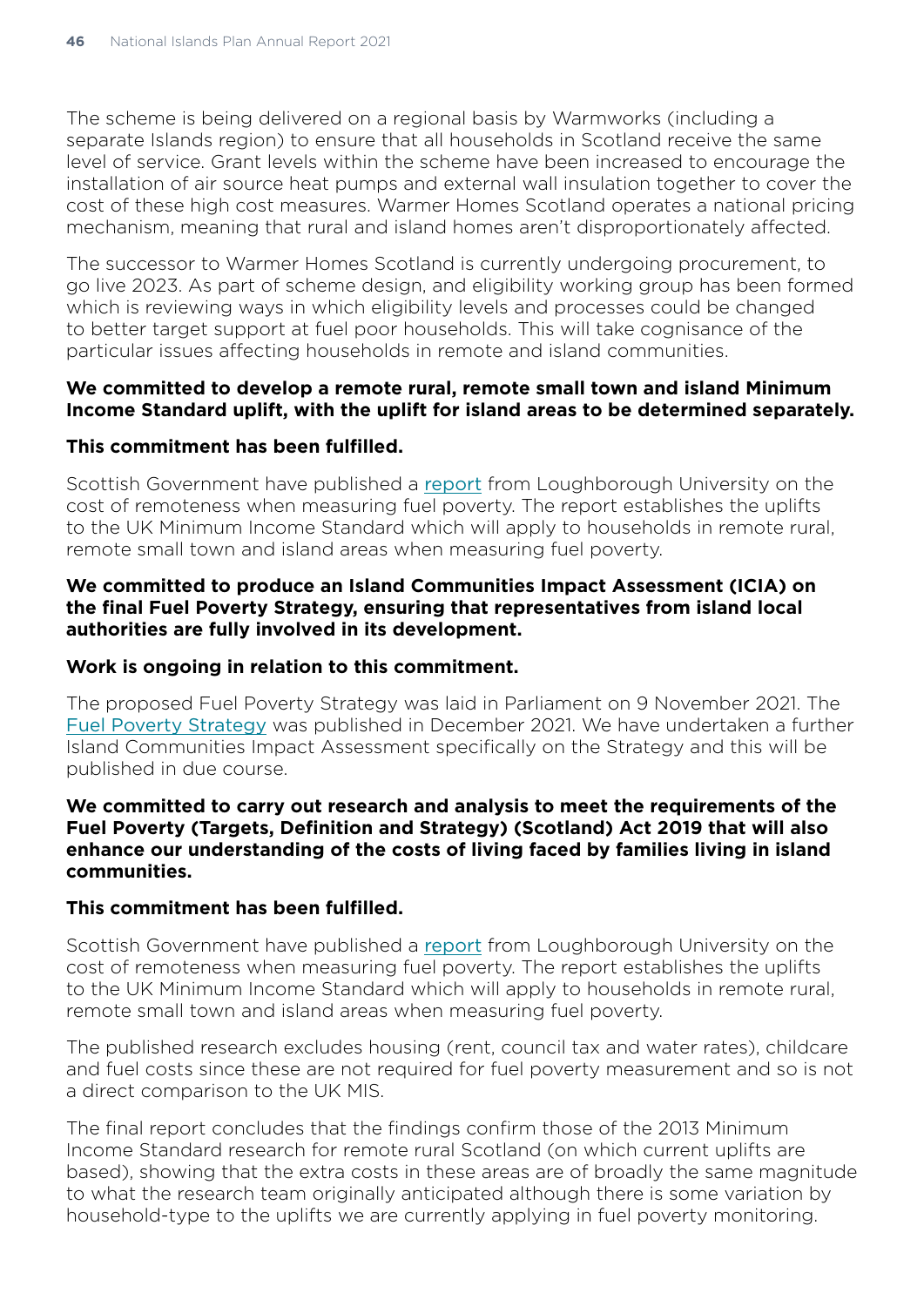The scheme is being delivered on a regional basis by Warmworks (including a separate Islands region) to ensure that all households in Scotland receive the same level of service. Grant levels within the scheme have been increased to encourage the installation of air source heat pumps and external wall insulation together to cover the cost of these high cost measures. Warmer Homes Scotland operates a national pricing mechanism, meaning that rural and island homes aren't disproportionately affected.

The successor to Warmer Homes Scotland is currently undergoing procurement, to go live 2023. As part of scheme design, and eligibility working group has been formed which is reviewing ways in which eligibility levels and processes could be changed to better target support at fuel poor households. This will take cognisance of the particular issues affecting households in remote and island communities.

**We committed to develop a remote rural, remote small town and island Minimum Income Standard uplift, with the uplift for island areas to be determined separately.**

**This commitment has been fulfilled.**

Scottish Government have published a report from Loughborough University on the cost of remoteness when measuring fuel poverty. The report establishes the uplifts to the UK Minimum Income Standard which will apply to households in remote rural, remote small town and island areas when measuring fuel poverty.

**We committed to produce an Island Communities Impact Assessment (ICIA) on the final Fuel Poverty Strategy, ensuring that representatives from island local authorities are fully involved in its development.**

**Work is ongoing in relation to this commitment.**

The proposed Fuel Poverty Strategy was laid in Parliament on 9 November 2021. The Fuel Poverty Strategy was published in December 2021. We have undertaken a further Island Communities Impact Assessment specifically on the Strategy and this will be published in due course.

**We committed to carry out research and analysis to meet the requirements of the Fuel Poverty (Targets, Definition and Strategy) (Scotland) Act 2019 that will also enhance our understanding of the costs of living faced by families living in island communities.**

**This commitment has been fulfilled.**

Scottish Government have published a report from Loughborough University on the cost of remoteness when measuring fuel poverty. The report establishes the uplifts to the UK Minimum Income Standard which will apply to households in remote rural, remote small town and island areas when measuring fuel poverty.

The published research excludes housing (rent, council tax and water rates), childcare and fuel costs since these are not required for fuel poverty measurement and so is not a direct comparison to the UK MIS.

The final report concludes that the findings confirm those of the 2013 Minimum Income Standard research for remote rural Scotland (on which current uplifts are based), showing that the extra costs in these areas are of broadly the same magnitude to what the research team originally anticipated although there is some variation by household-type to the uplifts we are currently applying in fuel poverty monitoring.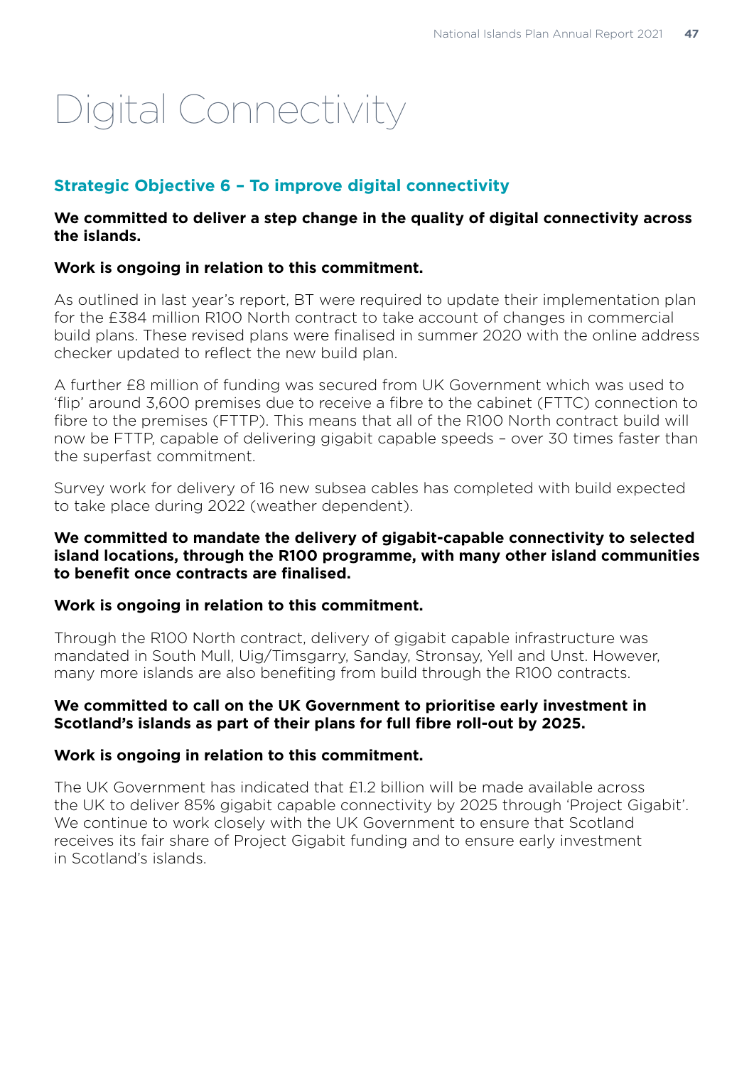# Digital Connectivity

## Strategic Objective 6 – To improve digital connectivity

**We committed to deliver a step change in the quality of digital connectivity across the islands.**

**Work is ongoing in relation to this commitment.**

As outlined in last year's report, BT were required to update their implementation plan for the £384 million R100 North contract to take account of changes in commercial build plans. These revised plans were finalised in summer 2020 with the online address checker updated to reflect the new build plan.

A further £8 million of funding was secured from UK Government which was used to 'flip' around 3,600 premises due to receive a fibre to the cabinet (FTTC) connection to fibre to the premises (FTTP). This means that all of the R100 North contract build will now be FTTP, capable of delivering gigabit capable speeds – over 30 times faster than the superfast commitment.

Survey work for delivery of 16 new subsea cables has completed with build expected to take place during 2022 (weather dependent).

**We committed to mandate the delivery of gigabit-capable connectivity to selected island locations, through the R100 programme, with many other island communities to benefit once contracts are finalised.**

**Work is ongoing in relation to this commitment.**

Through the R100 North contract, delivery of gigabit capable infrastructure was mandated in South Mull, Uig/Timsgarry, Sanday, Stronsay, Yell and Unst. However, many more islands are also benefiting from build through the R100 contracts.

**We committed to call on the UK Government to prioritise early investment in Scotland's islands as part of their plans for full fibre roll-out by 2025.**

**Work is ongoing in relation to this commitment.**

The UK Government has indicated that £1.2 billion will be made available across the UK to deliver 85% gigabit capable connectivity by 2025 through 'Project Gigabit'. We continue to work closely with the UK Government to ensure that Scotland receives its fair share of Project Gigabit funding and to ensure early investment in Scotland's islands.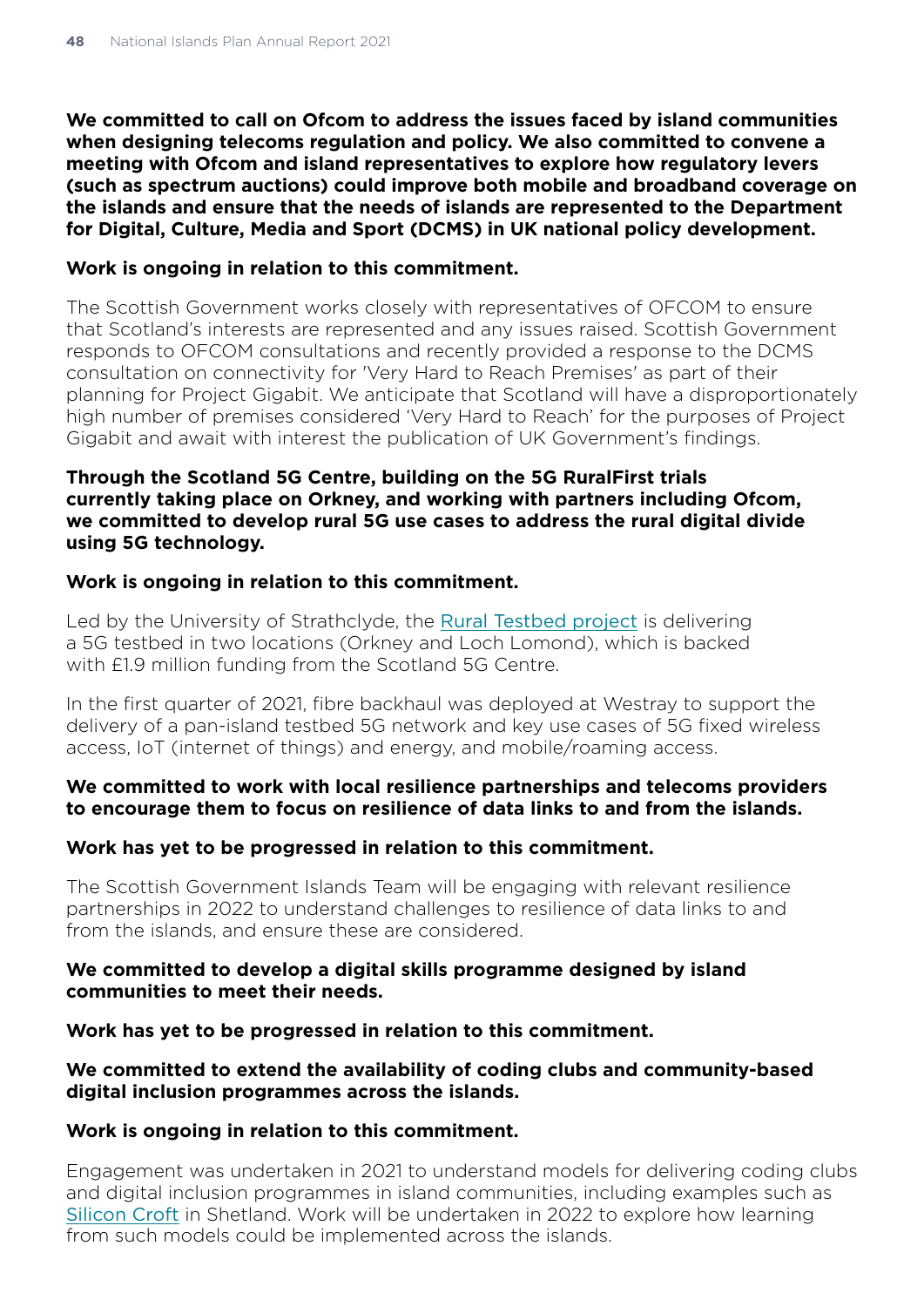**We committed to call on Ofcom to address the issues faced by island communities when designing telecoms regulation and policy. We also committed to convene a meeting with Ofcom and island representatives to explore how regulatory levers (such as spectrum auctions) could improve both mobile and broadband coverage on the islands and ensure that the needs of islands are represented to the Department for Digital, Culture, Media and Sport (DCMS) in UK national policy development.**

**Work is ongoing in relation to this commitment.**

The Scottish Government works closely with representatives of OFCOM to ensure that Scotland's interests are represented and any issues raised. Scottish Government responds to OFCOM consultations and recently provided a response to the DCMS consultation on connectivity for 'Very Hard to Reach Premises' as part of their planning for Project Gigabit. We anticipate that Scotland will have a disproportionately high number of premises considered 'Very Hard to Reach' for the purposes of Project Gigabit and await with interest the publication of UK Government's findings.

**Through the Scotland 5G Centre, building on the 5G RuralFirst trials currently taking place on Orkney, and working with partners including Ofcom, we committed to develop rural 5G use cases to address the rural digital divide using 5G technology.**

**Work is ongoing in relation to this commitment.**

Led by the University of Strathclyde, the Rural Testbed project is delivering a 5G testbed in two locations (Orkney and Loch Lomond), which is backed with £1.9 million funding from the Scotland 5G Centre.

In the first quarter of 2021, fibre backhaul was deployed at Westray to support the delivery of a pan-island testbed 5G network and key use cases of 5G fixed wireless access, IoT (internet of things) and energy, and mobile/roaming access.

**We committed to work with local resilience partnerships and telecoms providers to encourage them to focus on resilience of data links to and from the islands.**

**Work has yet to be progressed in relation to this commitment.**

The Scottish Government Islands Team will be engaging with relevant resilience partnerships in 2022 to understand challenges to resilience of data links to and from the islands, and ensure these are considered.

**We committed to develop a digital skills programme designed by island communities to meet their needs.**

**Work has yet to be progressed in relation to this commitment.**

**We committed to extend the availability of coding clubs and community-based digital inclusion programmes across the islands.**

**Work is ongoing in relation to this commitment.**

Engagement was undertaken in 2021 to understand models for delivering coding clubs and digital inclusion programmes in island communities, including examples such as Silicon Croft in Shetland. Work will be undertaken in 2022 to explore how learning from such models could be implemented across the islands.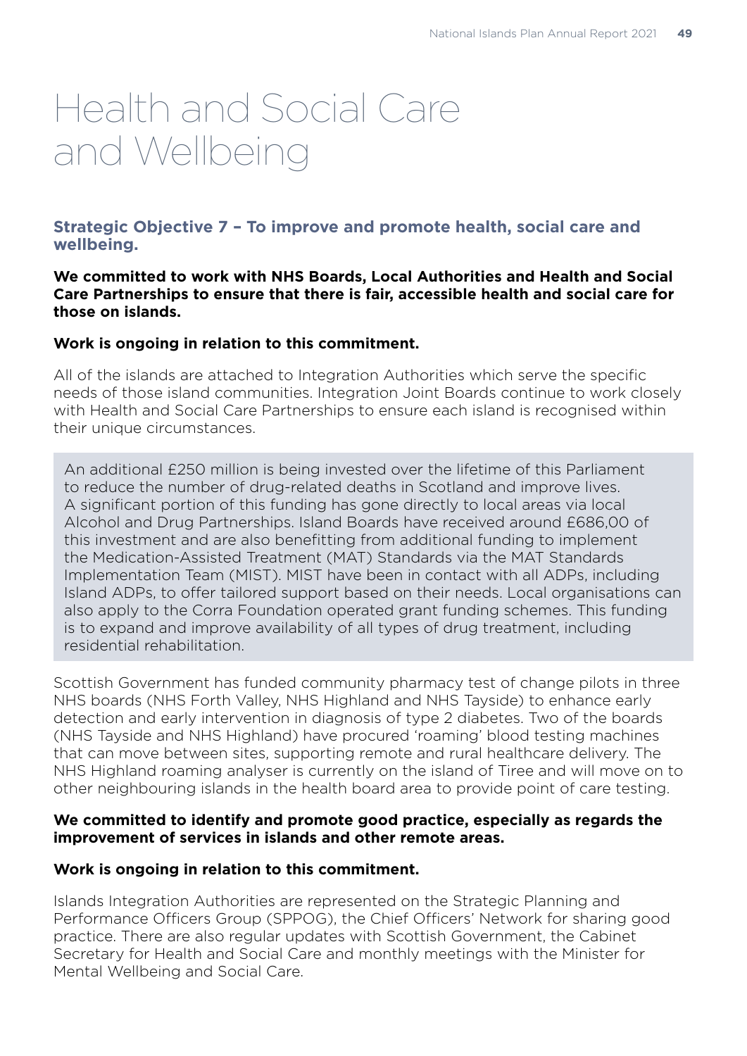# Health and Social Care and Wellbeing

## Strategic Objective 7 – To improve and promote health, social care and wellbeing.

**We committed to work with NHS Boards, Local Authorities and Health and Social Care Partnerships to ensure that there is fair, accessible health and social care for those on islands.**

**Work is ongoing in relation to this commitment.**

All of the islands are attached to Integration Authorities which serve the specific needs of those island communities. Integration Joint Boards continue to work closely with Health and Social Care Partnerships to ensure each island is recognised within their unique circumstances.

An additional £250 million is being invested over the lifetime of this Parliament to reduce the number of drug-related deaths in Scotland and improve lives. A significant portion of this funding has gone directly to local areas via local Alcohol and Drug Partnerships. Island Boards have received around £686,00 of this investment and are also benefitting from additional funding to implement the Medication-Assisted Treatment (MAT) Standards via the MAT Standards Implementation Team (MIST). MIST have been in contact with all ADPs, including Island ADPs, to offer tailored support based on their needs. Local organisations can also apply to the Corra Foundation operated grant funding schemes. This funding is to expand and improve availability of all types of drug treatment, including residential rehabilitation.

Scottish Government has funded community pharmacy test of change pilots in three NHS boards (NHS Forth Valley, NHS Highland and NHS Tayside) to enhance early detection and early intervention in diagnosis of type 2 diabetes. Two of the boards (NHS Tayside and NHS Highland) have procured 'roaming' blood testing machines that can move between sites, supporting remote and rural healthcare delivery. The NHS Highland roaming analyser is currently on the island of Tiree and will move on to other neighbouring islands in the health board area to provide point of care testing.

**We committed to identify and promote good practice, especially as regards the improvement of services in islands and other remote areas.**

**Work is ongoing in relation to this commitment.**

Islands Integration Authorities are represented on the Strategic Planning and Performance Officers Group (SPPOG), the Chief Officers' Network for sharing good practice. There are also regular updates with Scottish Government, the Cabinet Secretary for Health and Social Care and monthly meetings with the Minister for Mental Wellbeing and Social Care.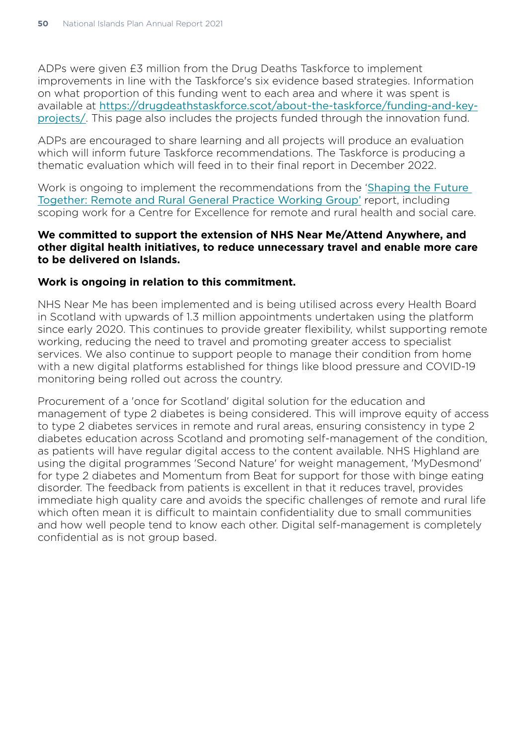ADPs were given £3 million from the Drug Deaths Taskforce to implement improvements in line with the Taskforce's six evidence based strategies. Information on what proportion of this funding went to each area and where it was spent is available at [https://drugdeathstaskforce.scot/about-the-taskforce/funding-and-key-projects/](https://drugdeathstaskforce.scot/about-the-taskforce/funding-and-key-projects/). This page also includes the projects funded through the innovation fund.

ADPs are encouraged to share learning and all projects will produce an evaluation which will inform future Taskforce recommendations. The Taskforce is producing a thematic evaluation which will feed in to their final report in December 2022.

Work is ongoing to implement the recommendations from the 'Shaping the Future Together: Remote and Rural General Practice Working Group' report, including scoping work for a Centre for Excellence for remote and rural health and social care.

**We committed to support the extension of NHS Near Me/Attend Anywhere, and other digital health initiatives, to reduce unnecessary travel and enable more care to be delivered on Islands.**

**Work is ongoing in relation to this commitment.**

NHS Near Me has been implemented and is being utilised across every Health Board in Scotland with upwards of 1.3 million appointments undertaken using the platform since early 2020. This continues to provide greater flexibility, whilst supporting remote working, reducing the need to travel and promoting greater access to specialist services. We also continue to support people to manage their condition from home with a new digital platforms established for things like blood pressure and COVID-19 monitoring being rolled out across the country.

Procurement of a 'once for Scotland' digital solution for the education and management of type 2 diabetes is being considered. This will improve equity of access to type 2 diabetes services in remote and rural areas, ensuring consistency in type 2 diabetes education across Scotland and promoting self-management of the condition, as patients will have regular digital access to the content available. NHS Highland are using the digital programmes 'Second Nature' for weight management, 'MyDesmond' for type 2 diabetes and Momentum from Beat for support for those with binge eating disorder. The feedback from patients is excellent in that it reduces travel, provides immediate high quality care and avoids the specific challenges of remote and rural life which often mean it is difficult to maintain confidentiality due to small communities and how well people tend to know each other. Digital self-management is completely confidential as is not group based.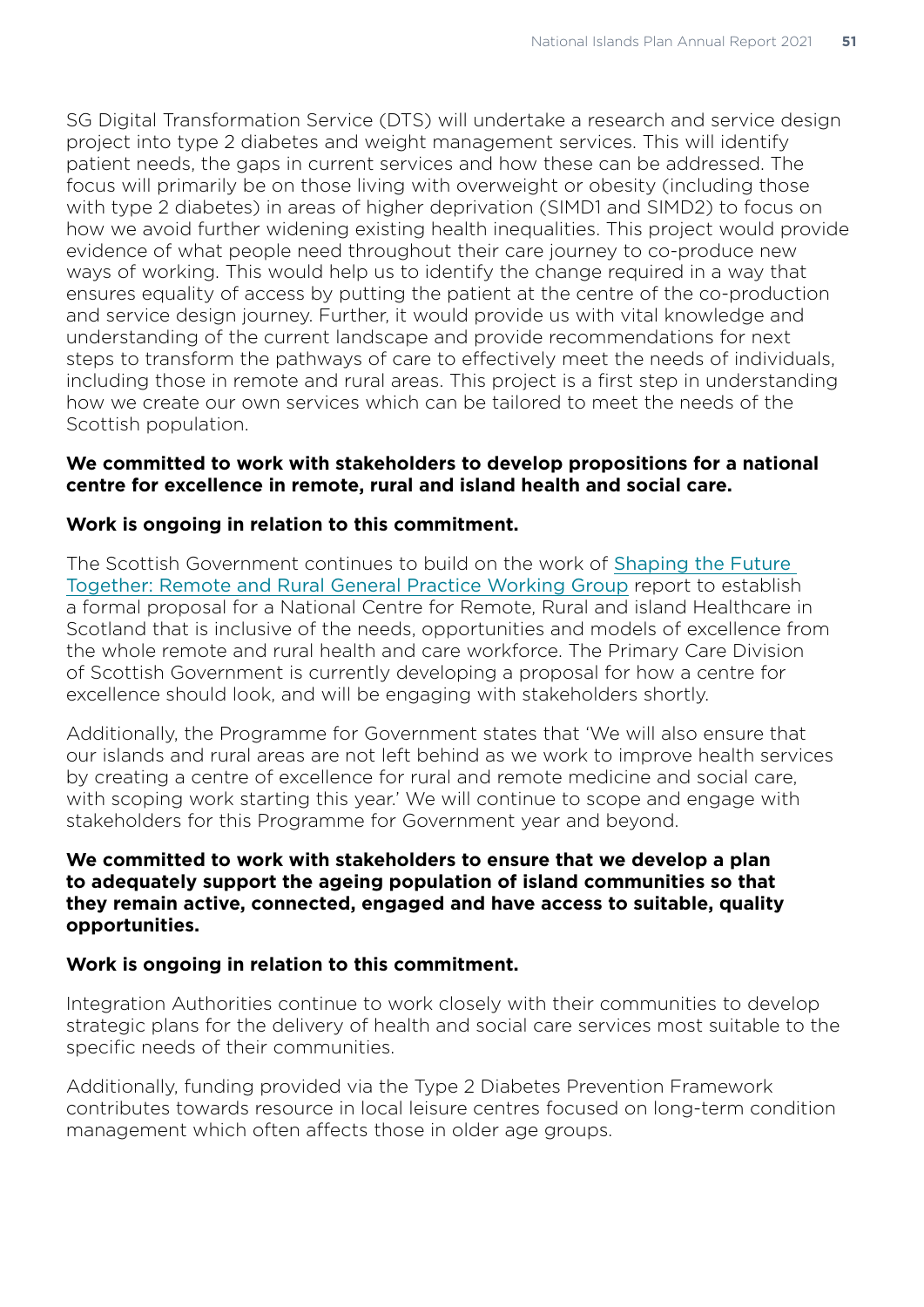SG Digital Transformation Service (DTS) will undertake a research and service design project into type 2 diabetes and weight management services. This will identify patient needs, the gaps in current services and how these can be addressed. The focus will primarily be on those living with overweight or obesity (including those with type 2 diabetes) in areas of higher deprivation (SIMD1 and SIMD2) to focus on how we avoid further widening existing health inequalities. This project would provide evidence of what people need throughout their care journey to co-produce new ways of working. This would help us to identify the change required in a way that ensures equality of access by putting the patient at the centre of the co-production and service design journey. Further, it would provide us with vital knowledge and understanding of the current landscape and provide recommendations for next steps to transform the pathways of care to effectively meet the needs of individuals, including those in remote and rural areas. This project is a first step in understanding how we create our own services which can be tailored to meet the needs of the Scottish population.

**We committed to work with stakeholders to develop propositions for a national centre for excellence in remote, rural and island health and social care.**

**Work is ongoing in relation to this commitment.**

The Scottish Government continues to build on the work of Shaping the Future Together: Remote and Rural General Practice Working Group report to establish a formal proposal for a National Centre for Remote, Rural and island Healthcare in Scotland that is inclusive of the needs, opportunities and models of excellence from the whole remote and rural health and care workforce. The Primary Care Division of Scottish Government is currently developing a proposal for how a centre for excellence should look, and will be engaging with stakeholders shortly.

Additionally, the Programme for Government states that 'We will also ensure that our islands and rural areas are not left behind as we work to improve health services by creating a centre of excellence for rural and remote medicine and social care, with scoping work starting this year.' We will continue to scope and engage with stakeholders for this Programme for Government year and beyond.

**We committed to work with stakeholders to ensure that we develop a plan to adequately support the ageing population of island communities so that they remain active, connected, engaged and have access to suitable, quality opportunities.**

**Work is ongoing in relation to this commitment.**

Integration Authorities continue to work closely with their communities to develop strategic plans for the delivery of health and social care services most suitable to the specific needs of their communities.

Additionally, funding provided via the Type 2 Diabetes Prevention Framework contributes towards resource in local leisure centres focused on long-term condition management which often affects those in older age groups.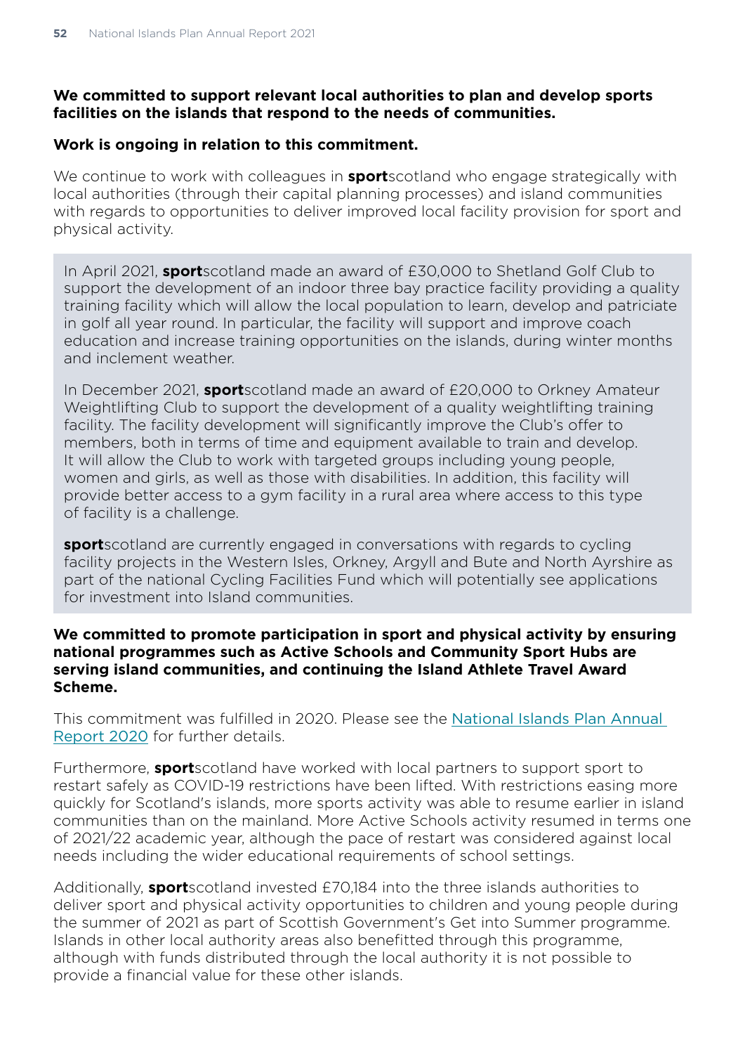**We committed to support relevant local authorities to plan and develop sports facilities on the islands that respond to the needs of communities.**

**Work is ongoing in relation to this commitment.**

We continue to work with colleagues in **sport**scotland who engage strategically with local authorities (through their capital planning processes) and island communities with regards to opportunities to deliver improved local facility provision for sport and physical activity.

In April 2021, **sport**scotland made an award of £30,000 to Shetland Golf Club to support the development of an indoor three bay practice facility providing a quality training facility which will allow the local population to learn, develop and patriciate in golf all year round. In particular, the facility will support and improve coach education and increase training opportunities on the islands, during winter months and inclement weather.

In December 2021, **sport**scotland made an award of £20,000 to Orkney Amateur Weightlifting Club to support the development of a quality weightlifting training facility. The facility development will significantly improve the Club's offer to members, both in terms of time and equipment available to train and develop. It will allow the Club to work with targeted groups including young people, women and girls, as well as those with disabilities. In addition, this facility will provide better access to a gym facility in a rural area where access to this type of facility is a challenge.

**sport**scotland are currently engaged in conversations with regards to cycling facility projects in the Western Isles, Orkney, Argyll and Bute and North Ayrshire as part of the national Cycling Facilities Fund which will potentially see applications for investment into Island communities.

**We committed to promote participation in sport and physical activity by ensuring national programmes such as Active Schools and Community Sport Hubs are serving island communities, and continuing the Island Athlete Travel Award Scheme.**

This commitment was fulfilled in 2020. Please see the National Islands Plan Annual Report 2020 for further details.

Furthermore, **sport**scotland have worked with local partners to support sport to restart safely as COVID-19 restrictions have been lifted. With restrictions easing more quickly for Scotland's islands, more sports activity was able to resume earlier in island communities than on the mainland. More Active Schools activity resumed in terms one of 2021/22 academic year, although the pace of restart was considered against local needs including the wider educational requirements of school settings.

Additionally, **sport**scotland invested £70,184 into the three islands authorities to deliver sport and physical activity opportunities to children and young people during the summer of 2021 as part of Scottish Government's Get into Summer programme. Islands in other local authority areas also benefitted through this programme, although with funds distributed through the local authority it is not possible to provide a financial value for these other islands.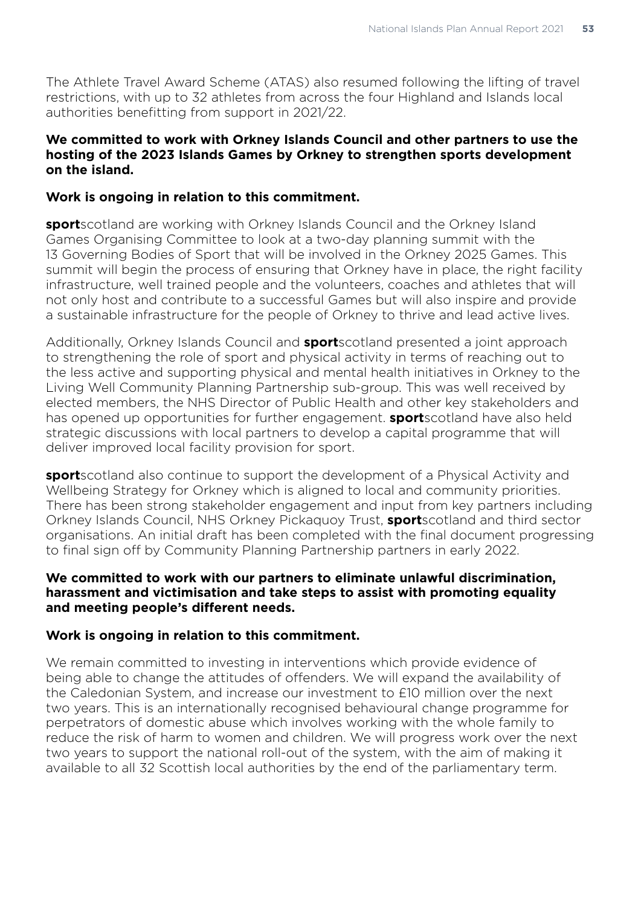The Athlete Travel Award Scheme (ATAS) also resumed following the lifting of travel restrictions, with up to 32 athletes from across the four Highland and Islands local authorities benefitting from support in 2021/22.

**We committed to work with Orkney Islands Council and other partners to use the hosting of the 2023 Islands Games by Orkney to strengthen sports development on the island.**

**Work is ongoing in relation to this commitment.**

**sport**scotland are working with Orkney Islands Council and the Orkney Island Games Organising Committee to look at a two-day planning summit with the 13 Governing Bodies of Sport that will be involved in the Orkney 2025 Games. This summit will begin the process of ensuring that Orkney have in place, the right facility infrastructure, well trained people and the volunteers, coaches and athletes that will not only host and contribute to a successful Games but will also inspire and provide a sustainable infrastructure for the people of Orkney to thrive and lead active lives.

Additionally, Orkney Islands Council and **sport**scotland presented a joint approach to strengthening the role of sport and physical activity in terms of reaching out to the less active and supporting physical and mental health initiatives in Orkney to the Living Well Community Planning Partnership sub-group. This was well received by elected members, the NHS Director of Public Health and other key stakeholders and has opened up opportunities for further engagement. **sport**scotland have also held strategic discussions with local partners to develop a capital programme that will deliver improved local facility provision for sport.

**sport**scotland also continue to support the development of a Physical Activity and Wellbeing Strategy for Orkney which is aligned to local and community priorities. There has been strong stakeholder engagement and input from key partners including Orkney Islands Council, NHS Orkney Pickaquoy Trust, **sport**scotland and third sector organisations. An initial draft has been completed with the final document progressing to final sign off by Community Planning Partnership partners in early 2022.

**We committed to work with our partners to eliminate unlawful discrimination, harassment and victimisation and take steps to assist with promoting equality and meeting people's different needs.**

**Work is ongoing in relation to this commitment.**

We remain committed to investing in interventions which provide evidence of being able to change the attitudes of offenders. We will expand the availability of the Caledonian System, and increase our investment to £10 million over the next two years. This is an internationally recognised behavioural change programme for perpetrators of domestic abuse which involves working with the whole family to reduce the risk of harm to women and children. We will progress work over the next two years to support the national roll-out of the system, with the aim of making it available to all 32 Scottish local authorities by the end of the parliamentary term.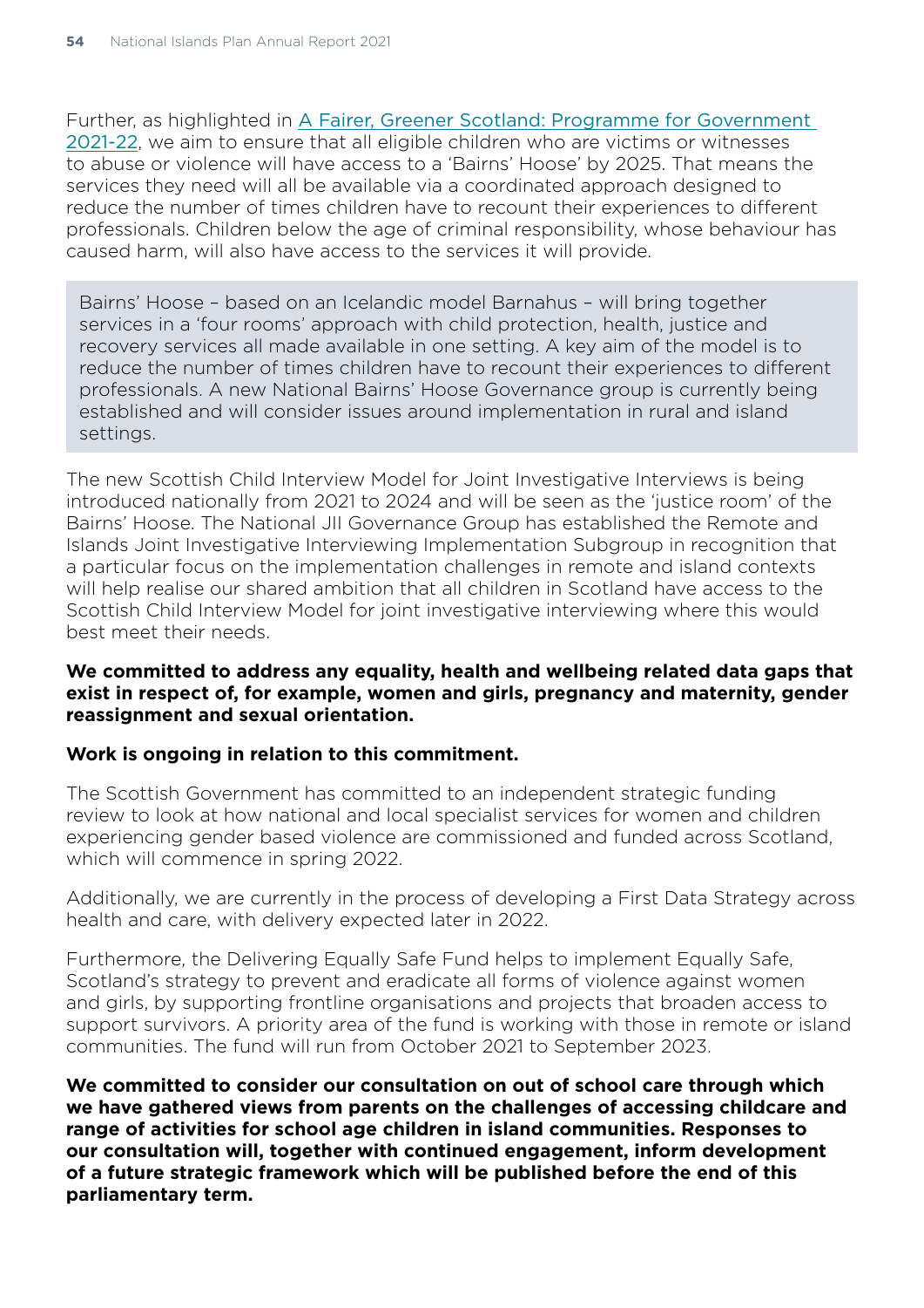Further, as highlighted in [A Fairer, Greener Scotland: Programme for Government 2021-22](), we aim to ensure that all eligible children who are victims or witnesses to abuse or violence will have access to a 'Bairns' Hoose' by 2025. That means the services they need will all be available via a coordinated approach designed to reduce the number of times children have to recount their experiences to different professionals. Children below the age of criminal responsibility, whose behaviour has caused harm, will also have access to the services it will provide.

> Bairns' Hoose – based on an Icelandic model Barnahus – will bring together services in a 'four rooms' approach with child protection, health, justice and recovery services all made available in one setting. A key aim of the model is to reduce the number of times children have to recount their experiences to different professionals. A new National Bairns' Hoose Governance group is currently being established and will consider issues around implementation in rural and island settings.

The new Scottish Child Interview Model for Joint Investigative Interviews is being introduced nationally from 2021 to 2024 and will be seen as the 'justice room' of the Bairns' Hoose. The National JII Governance Group has established the Remote and Islands Joint Investigative Interviewing Implementation Subgroup in recognition that a particular focus on the implementation challenges in remote and island contexts will help realise our shared ambition that all children in Scotland have access to the Scottish Child Interview Model for joint investigative interviewing where this would best meet their needs.

**We committed to address any equality, health and wellbeing related data gaps that exist in respect of, for example, women and girls, pregnancy and maternity, gender reassignment and sexual orientation.**

**Work is ongoing in relation to this commitment.**

The Scottish Government has committed to an independent strategic funding review to look at how national and local specialist services for women and children experiencing gender based violence are commissioned and funded across Scotland, which will commence in spring 2022.

Additionally, we are currently in the process of developing a First Data Strategy across health and care, with delivery expected later in 2022.

Furthermore, the Delivering Equally Safe Fund helps to implement Equally Safe, Scotland's strategy to prevent and eradicate all forms of violence against women and girls, by supporting frontline organisations and projects that broaden access to support survivors. A priority area of the fund is working with those in remote or island communities. The fund will run from October 2021 to September 2023.

**We committed to consider our consultation on out of school care through which we have gathered views from parents on the challenges of accessing childcare and range of activities for school age children in island communities. Responses to our consultation will, together with continued engagement, inform development of a future strategic framework which will be published before the end of this parliamentary term.**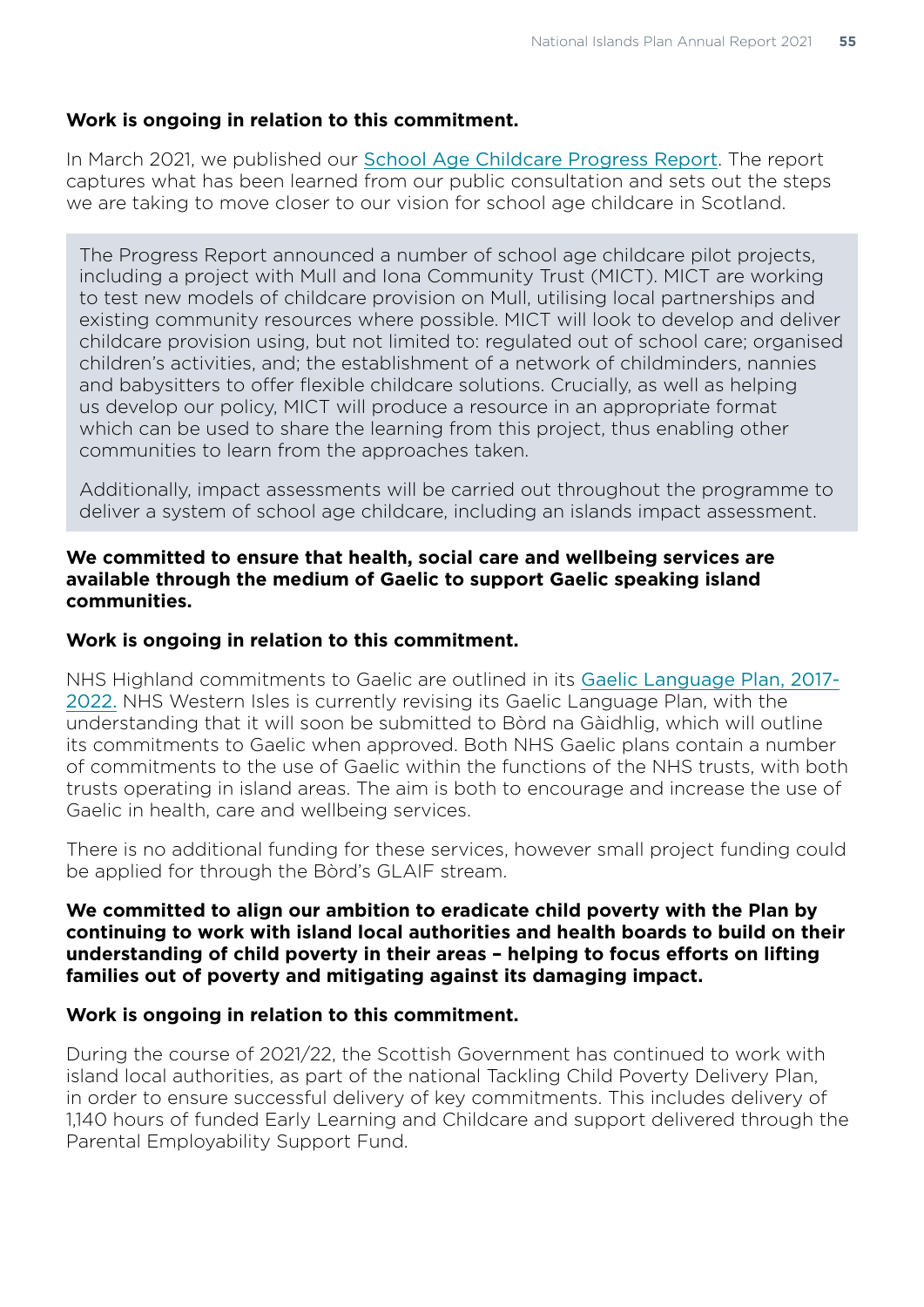**Work is ongoing in relation to this commitment.**

In March 2021, we published our School Age Childcare Progress Report. The report captures what has been learned from our public consultation and sets out the steps we are taking to move closer to our vision for school age childcare in Scotland.

> The Progress Report announced a number of school age childcare pilot projects, including a project with Mull and Iona Community Trust (MICT). MICT are working to test new models of childcare provision on Mull, utilising local partnerships and existing community resources where possible. MICT will look to develop and deliver childcare provision using, but not limited to: regulated out of school care; organised children's activities, and; the establishment of a network of childminders, nannies and babysitters to offer flexible childcare solutions. Crucially, as well as helping us develop our policy, MICT will produce a resource in an appropriate format which can be used to share the learning from this project, thus enabling other communities to learn from the approaches taken.
>
> Additionally, impact assessments will be carried out throughout the programme to deliver a system of school age childcare, including an islands impact assessment.

**We committed to ensure that health, social care and wellbeing services are available through the medium of Gaelic to support Gaelic speaking island communities.**

**Work is ongoing in relation to this commitment.**

NHS Highland commitments to Gaelic are outlined in its Gaelic Language Plan, 2017-2022. NHS Western Isles is currently revising its Gaelic Language Plan, with the understanding that it will soon be submitted to Bòrd na Gàidhlig, which will outline its commitments to Gaelic when approved. Both NHS Gaelic plans contain a number of commitments to the use of Gaelic within the functions of the NHS trusts, with both trusts operating in island areas. The aim is both to encourage and increase the use of Gaelic in health, care and wellbeing services.

There is no additional funding for these services, however small project funding could be applied for through the Bòrd's GLAIF stream.

**We committed to align our ambition to eradicate child poverty with the Plan by continuing to work with island local authorities and health boards to build on their understanding of child poverty in their areas – helping to focus efforts on lifting families out of poverty and mitigating against its damaging impact.**

**Work is ongoing in relation to this commitment.**

During the course of 2021/22, the Scottish Government has continued to work with island local authorities, as part of the national Tackling Child Poverty Delivery Plan, in order to ensure successful delivery of key commitments. This includes delivery of 1,140 hours of funded Early Learning and Childcare and support delivered through the Parental Employability Support Fund.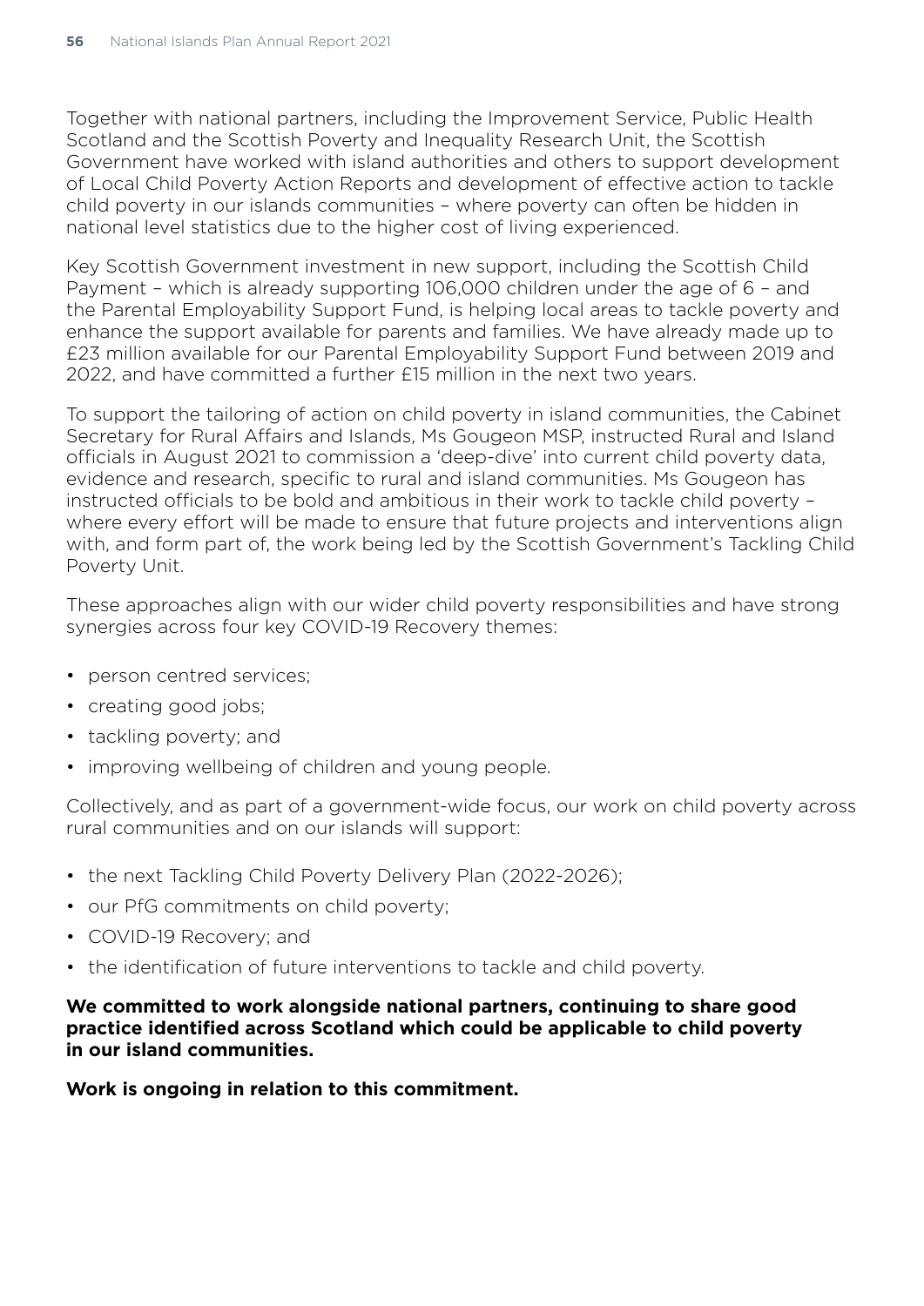Together with national partners, including the Improvement Service, Public Health Scotland and the Scottish Poverty and Inequality Research Unit, the Scottish Government have worked with island authorities and others to support development of Local Child Poverty Action Reports and development of effective action to tackle child poverty in our islands communities – where poverty can often be hidden in national level statistics due to the higher cost of living experienced.

Key Scottish Government investment in new support, including the Scottish Child Payment – which is already supporting 106,000 children under the age of 6 – and the Parental Employability Support Fund, is helping local areas to tackle poverty and enhance the support available for parents and families. We have already made up to £23 million available for our Parental Employability Support Fund between 2019 and 2022, and have committed a further £15 million in the next two years.

To support the tailoring of action on child poverty in island communities, the Cabinet Secretary for Rural Affairs and Islands, Ms Gougeon MSP, instructed Rural and Island officials in August 2021 to commission a 'deep-dive' into current child poverty data, evidence and research, specific to rural and island communities. Ms Gougeon has instructed officials to be bold and ambitious in their work to tackle child poverty – where every effort will be made to ensure that future projects and interventions align with, and form part of, the work being led by the Scottish Government's Tackling Child Poverty Unit.

These approaches align with our wider child poverty responsibilities and have strong synergies across four key COVID-19 Recovery themes:

- person centred services;
- creating good jobs;
- tackling poverty; and
- improving wellbeing of children and young people.

Collectively, and as part of a government-wide focus, our work on child poverty across rural communities and on our islands will support:

- the next Tackling Child Poverty Delivery Plan (2022-2026);
- our PfG commitments on child poverty;
- COVID-19 Recovery; and
- the identification of future interventions to tackle and child poverty.

**We committed to work alongside national partners, continuing to share good practice identified across Scotland which could be applicable to child poverty in our island communities.**

**Work is ongoing in relation to this commitment.**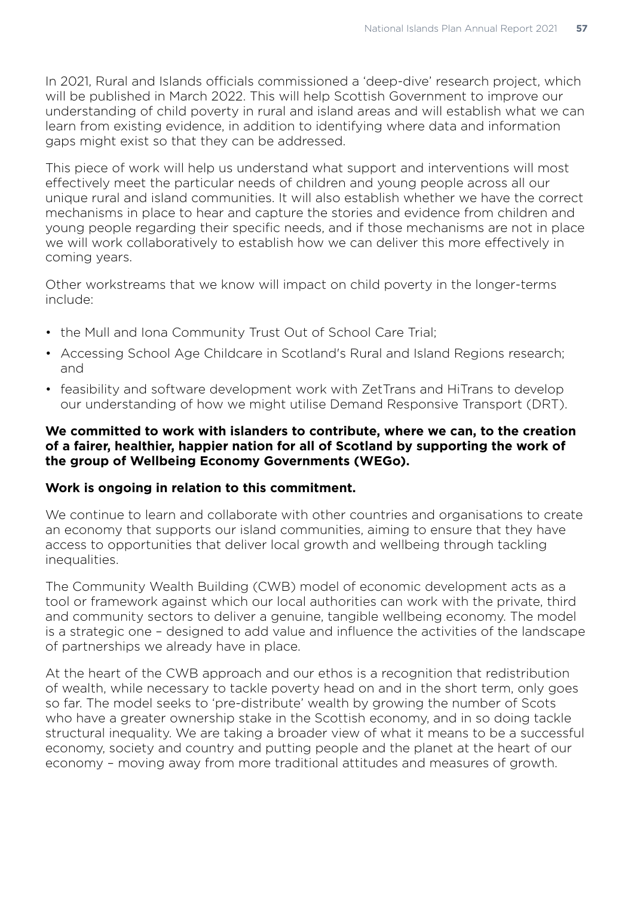In 2021, Rural and Islands officials commissioned a 'deep-dive' research project, which will be published in March 2022. This will help Scottish Government to improve our understanding of child poverty in rural and island areas and will establish what we can learn from existing evidence, in addition to identifying where data and information gaps might exist so that they can be addressed.

This piece of work will help us understand what support and interventions will most effectively meet the particular needs of children and young people across all our unique rural and island communities. It will also establish whether we have the correct mechanisms in place to hear and capture the stories and evidence from children and young people regarding their specific needs, and if those mechanisms are not in place we will work collaboratively to establish how we can deliver this more effectively in coming years.

Other workstreams that we know will impact on child poverty in the longer-terms include:

- the Mull and Iona Community Trust Out of School Care Trial;
- Accessing School Age Childcare in Scotland's Rural and Island Regions research; and
- feasibility and software development work with ZetTrans and HiTrans to develop our understanding of how we might utilise Demand Responsive Transport (DRT).

**We committed to work with islanders to contribute, where we can, to the creation of a fairer, healthier, happier nation for all of Scotland by supporting the work of the group of Wellbeing Economy Governments (WEGo).**

**Work is ongoing in relation to this commitment.**

We continue to learn and collaborate with other countries and organisations to create an economy that supports our island communities, aiming to ensure that they have access to opportunities that deliver local growth and wellbeing through tackling inequalities.

The Community Wealth Building (CWB) model of economic development acts as a tool or framework against which our local authorities can work with the private, third and community sectors to deliver a genuine, tangible wellbeing economy. The model is a strategic one – designed to add value and influence the activities of the landscape of partnerships we already have in place.

At the heart of the CWB approach and our ethos is a recognition that redistribution of wealth, while necessary to tackle poverty head on and in the short term, only goes so far. The model seeks to 'pre-distribute' wealth by growing the number of Scots who have a greater ownership stake in the Scottish economy, and in so doing tackle structural inequality. We are taking a broader view of what it means to be a successful economy, society and country and putting people and the planet at the heart of our economy – moving away from more traditional attitudes and measures of growth.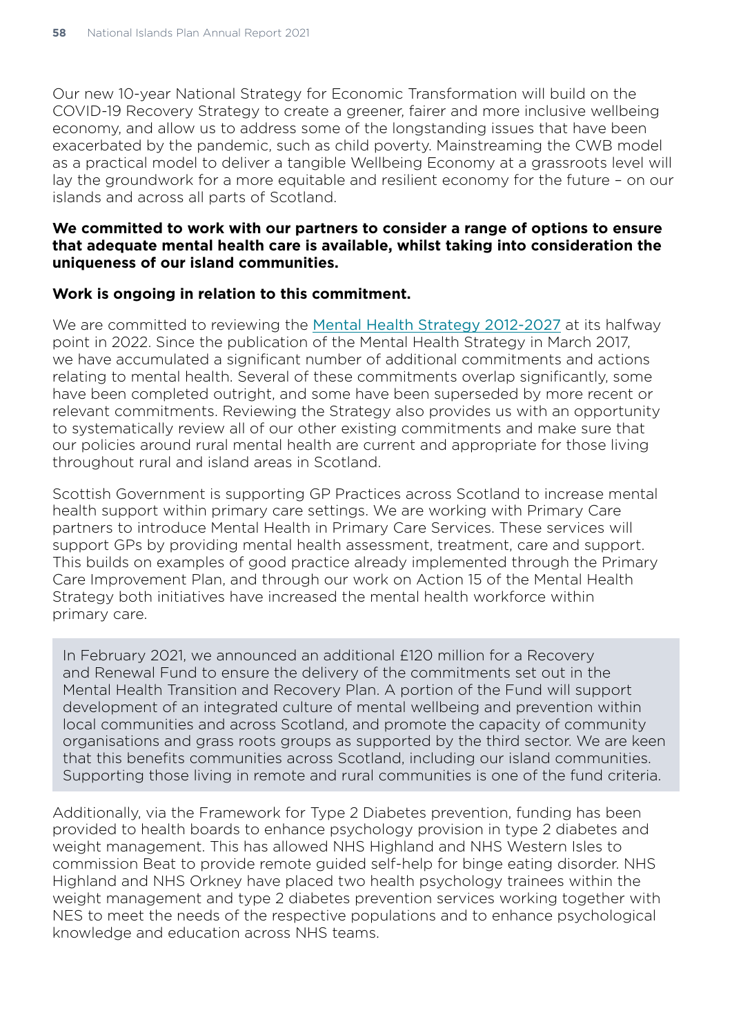Our new 10-year National Strategy for Economic Transformation will build on the COVID-19 Recovery Strategy to create a greener, fairer and more inclusive wellbeing economy, and allow us to address some of the longstanding issues that have been exacerbated by the pandemic, such as child poverty. Mainstreaming the CWB model as a practical model to deliver a tangible Wellbeing Economy at a grassroots level will lay the groundwork for a more equitable and resilient economy for the future – on our islands and across all parts of Scotland.

**We committed to work with our partners to consider a range of options to ensure that adequate mental health care is available, whilst taking into consideration the uniqueness of our island communities.**

**Work is ongoing in relation to this commitment.**

We are committed to reviewing the Mental Health Strategy 2012-2027 at its halfway point in 2022. Since the publication of the Mental Health Strategy in March 2017, we have accumulated a significant number of additional commitments and actions relating to mental health. Several of these commitments overlap significantly, some have been completed outright, and some have been superseded by more recent or relevant commitments. Reviewing the Strategy also provides us with an opportunity to systematically review all of our other existing commitments and make sure that our policies around rural mental health are current and appropriate for those living throughout rural and island areas in Scotland.

Scottish Government is supporting GP Practices across Scotland to increase mental health support within primary care settings. We are working with Primary Care partners to introduce Mental Health in Primary Care Services. These services will support GPs by providing mental health assessment, treatment, care and support. This builds on examples of good practice already implemented through the Primary Care Improvement Plan, and through our work on Action 15 of the Mental Health Strategy both initiatives have increased the mental health workforce within primary care.

> In February 2021, we announced an additional £120 million for a Recovery and Renewal Fund to ensure the delivery of the commitments set out in the Mental Health Transition and Recovery Plan. A portion of the Fund will support development of an integrated culture of mental wellbeing and prevention within local communities and across Scotland, and promote the capacity of community organisations and grass roots groups as supported by the third sector. We are keen that this benefits communities across Scotland, including our island communities. Supporting those living in remote and rural communities is one of the fund criteria.

Additionally, via the Framework for Type 2 Diabetes prevention, funding has been provided to health boards to enhance psychology provision in type 2 diabetes and weight management. This has allowed NHS Highland and NHS Western Isles to commission Beat to provide remote guided self-help for binge eating disorder. NHS Highland and NHS Orkney have placed two health psychology trainees within the weight management and type 2 diabetes prevention services working together with NES to meet the needs of the respective populations and to enhance psychological knowledge and education across NHS teams.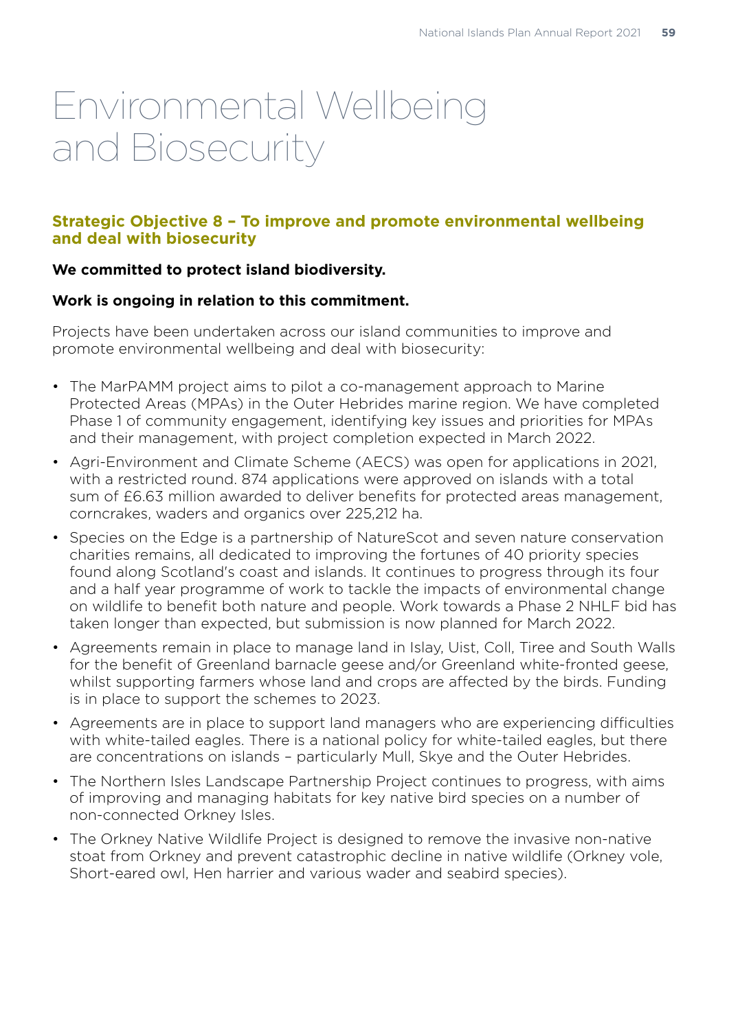# Environmental Wellbeing and Biosecurity

## Strategic Objective 8 – To improve and promote environmental wellbeing and deal with biosecurity

**We committed to protect island biodiversity.**

**Work is ongoing in relation to this commitment.**

Projects have been undertaken across our island communities to improve and promote environmental wellbeing and deal with biosecurity:

- The MarPAMM project aims to pilot a co-management approach to Marine Protected Areas (MPAs) in the Outer Hebrides marine region. We have completed Phase 1 of community engagement, identifying key issues and priorities for MPAs and their management, with project completion expected in March 2022.
- Agri-Environment and Climate Scheme (AECS) was open for applications in 2021, with a restricted round. 874 applications were approved on islands with a total sum of £6.63 million awarded to deliver benefits for protected areas management, corncrakes, waders and organics over 225,212 ha.
- Species on the Edge is a partnership of NatureScot and seven nature conservation charities remains, all dedicated to improving the fortunes of 40 priority species found along Scotland's coast and islands. It continues to progress through its four and a half year programme of work to tackle the impacts of environmental change on wildlife to benefit both nature and people. Work towards a Phase 2 NHLF bid has taken longer than expected, but submission is now planned for March 2022.
- Agreements remain in place to manage land in Islay, Uist, Coll, Tiree and South Walls for the benefit of Greenland barnacle geese and/or Greenland white-fronted geese, whilst supporting farmers whose land and crops are affected by the birds. Funding is in place to support the schemes to 2023.
- Agreements are in place to support land managers who are experiencing difficulties with white-tailed eagles. There is a national policy for white-tailed eagles, but there are concentrations on islands – particularly Mull, Skye and the Outer Hebrides.
- The Northern Isles Landscape Partnership Project continues to progress, with aims of improving and managing habitats for key native bird species on a number of non-connected Orkney Isles.
- The Orkney Native Wildlife Project is designed to remove the invasive non-native stoat from Orkney and prevent catastrophic decline in native wildlife (Orkney vole, Short-eared owl, Hen harrier and various wader and seabird species).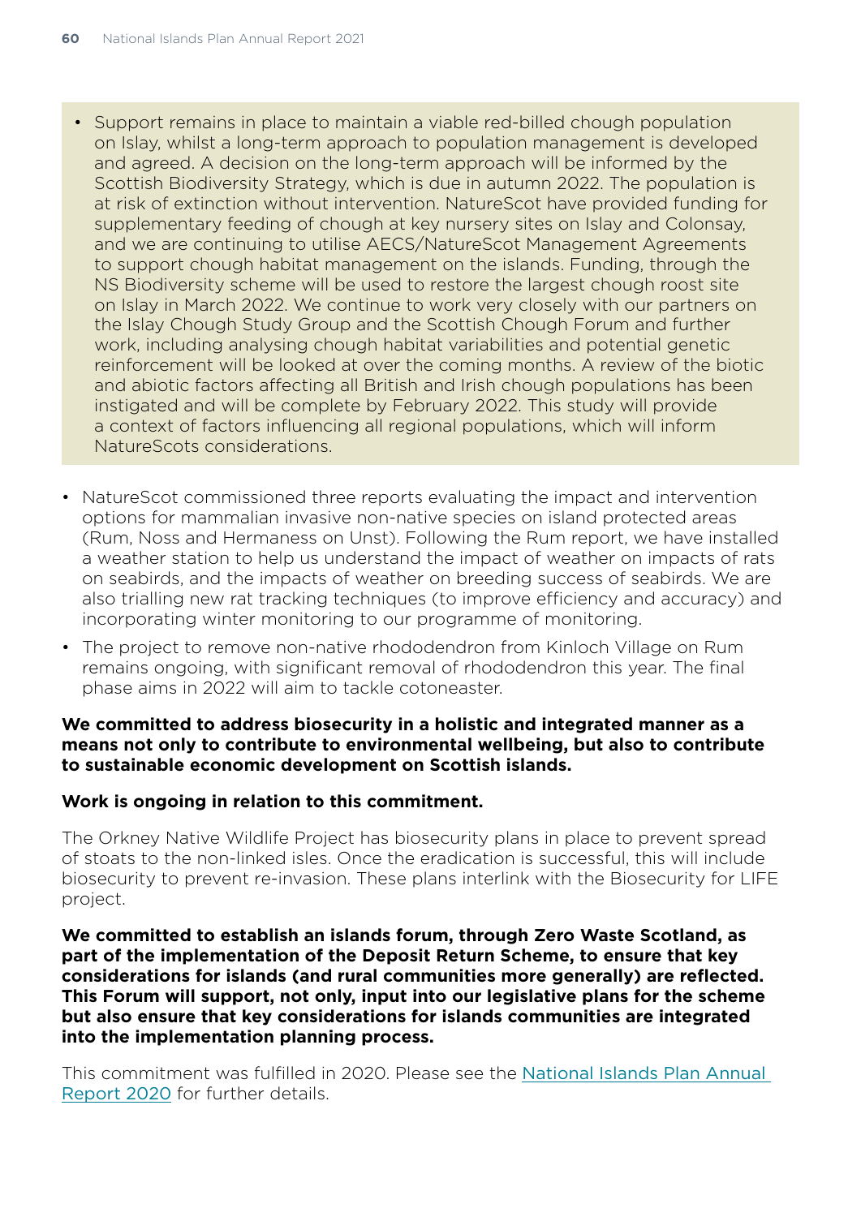- Support remains in place to maintain a viable red-billed chough population on Islay, whilst a long-term approach to population management is developed and agreed. A decision on the long-term approach will be informed by the Scottish Biodiversity Strategy, which is due in autumn 2022. The population is at risk of extinction without intervention. NatureScot have provided funding for supplementary feeding of chough at key nursery sites on Islay and Colonsay, and we are continuing to utilise AECS/NatureScot Management Agreements to support chough habitat management on the islands. Funding, through the NS Biodiversity scheme will be used to restore the largest chough roost site on Islay in March 2022. We continue to work very closely with our partners on the Islay Chough Study Group and the Scottish Chough Forum and further work, including analysing chough habitat variabilities and potential genetic reinforcement will be looked at over the coming months. A review of the biotic and abiotic factors affecting all British and Irish chough populations has been instigated and will be complete by February 2022. This study will provide a context of factors influencing all regional populations, which will inform NatureScots considerations.

- NatureScot commissioned three reports evaluating the impact and intervention options for mammalian invasive non-native species on island protected areas (Rum, Noss and Hermaness on Unst). Following the Rum report, we have installed a weather station to help us understand the impact of weather on impacts of rats on seabirds, and the impacts of weather on breeding success of seabirds. We are also trialling new rat tracking techniques (to improve efficiency and accuracy) and incorporating winter monitoring to our programme of monitoring.
- The project to remove non-native rhododendron from Kinloch Village on Rum remains ongoing, with significant removal of rhododendron this year. The final phase aims in 2022 will aim to tackle cotoneaster.

**We committed to address biosecurity in a holistic and integrated manner as a means not only to contribute to environmental wellbeing, but also to contribute to sustainable economic development on Scottish islands.**

**Work is ongoing in relation to this commitment.**

The Orkney Native Wildlife Project has biosecurity plans in place to prevent spread of stoats to the non-linked isles. Once the eradication is successful, this will include biosecurity to prevent re-invasion. These plans interlink with the Biosecurity for LIFE project.

**We committed to establish an islands forum, through Zero Waste Scotland, as part of the implementation of the Deposit Return Scheme, to ensure that key considerations for islands (and rural communities more generally) are reflected. This Forum will support, not only, input into our legislative plans for the scheme but also ensure that key considerations for islands communities are integrated into the implementation planning process.**

This commitment was fulfilled in 2020. Please see the National Islands Plan Annual Report 2020 for further details.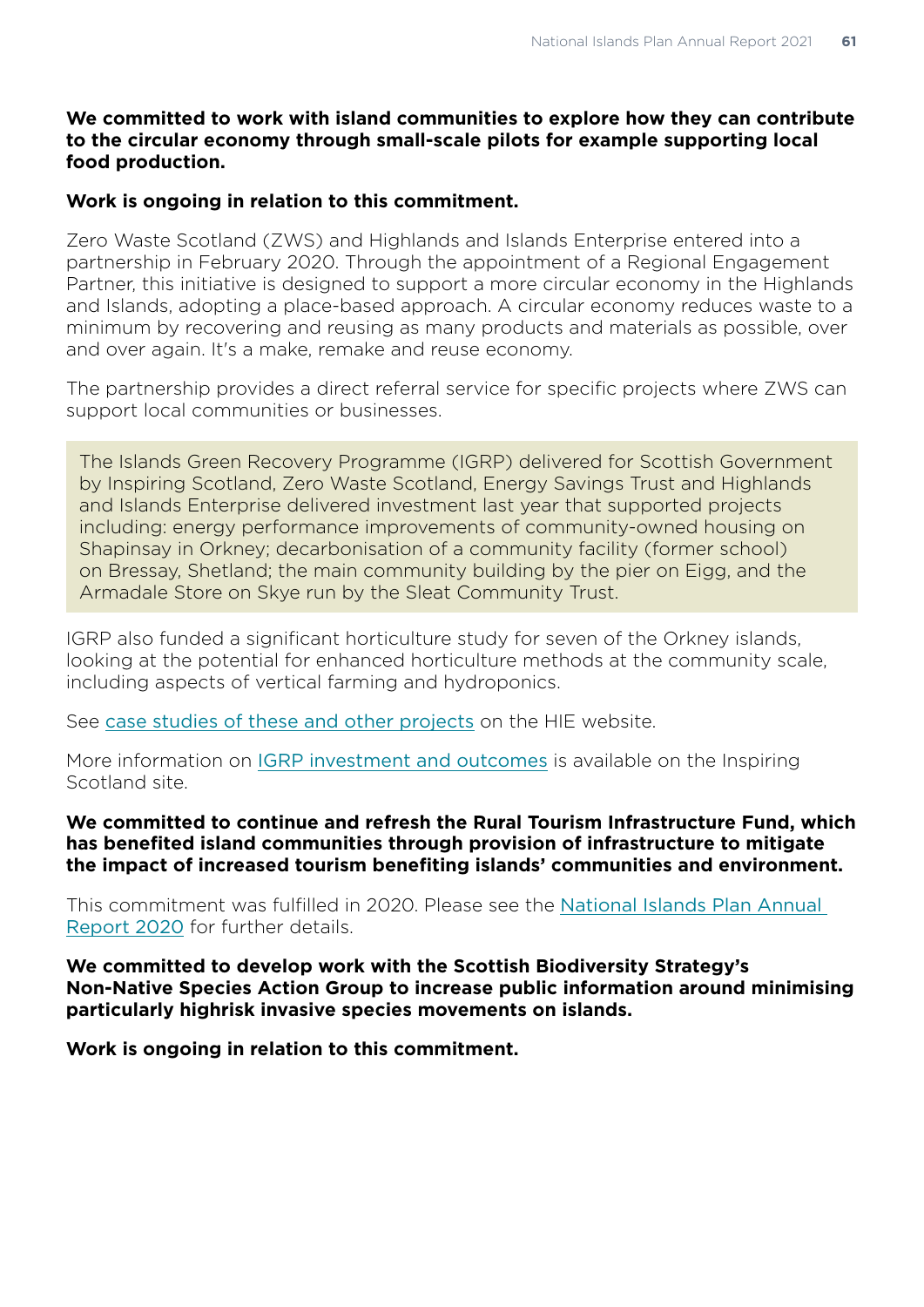**We committed to work with island communities to explore how they can contribute to the circular economy through small-scale pilots for example supporting local food production.**

**Work is ongoing in relation to this commitment.**

Zero Waste Scotland (ZWS) and Highlands and Islands Enterprise entered into a partnership in February 2020. Through the appointment of a Regional Engagement Partner, this initiative is designed to support a more circular economy in the Highlands and Islands, adopting a place-based approach. A circular economy reduces waste to a minimum by recovering and reusing as many products and materials as possible, over and over again. It's a make, remake and reuse economy.

The partnership provides a direct referral service for specific projects where ZWS can support local communities or businesses.

> The Islands Green Recovery Programme (IGRP) delivered for Scottish Government by Inspiring Scotland, Zero Waste Scotland, Energy Savings Trust and Highlands and Islands Enterprise delivered investment last year that supported projects including: energy performance improvements of community-owned housing on Shapinsay in Orkney; decarbonisation of a community facility (former school) on Bressay, Shetland; the main community building by the pier on Eigg, and the Armadale Store on Skye run by the Sleat Community Trust.

IGRP also funded a significant horticulture study for seven of the Orkney islands, looking at the potential for enhanced horticulture methods at the community scale, including aspects of vertical farming and hydroponics.

See case studies of these and other projects on the HIE website.

More information on IGRP investment and outcomes is available on the Inspiring Scotland site.

**We committed to continue and refresh the Rural Tourism Infrastructure Fund, which has benefited island communities through provision of infrastructure to mitigate the impact of increased tourism benefiting islands' communities and environment.**

This commitment was fulfilled in 2020. Please see the National Islands Plan Annual Report 2020 for further details.

**We committed to develop work with the Scottish Biodiversity Strategy's Non-Native Species Action Group to increase public information around minimising particularly highrisk invasive species movements on islands.**

**Work is ongoing in relation to this commitment.**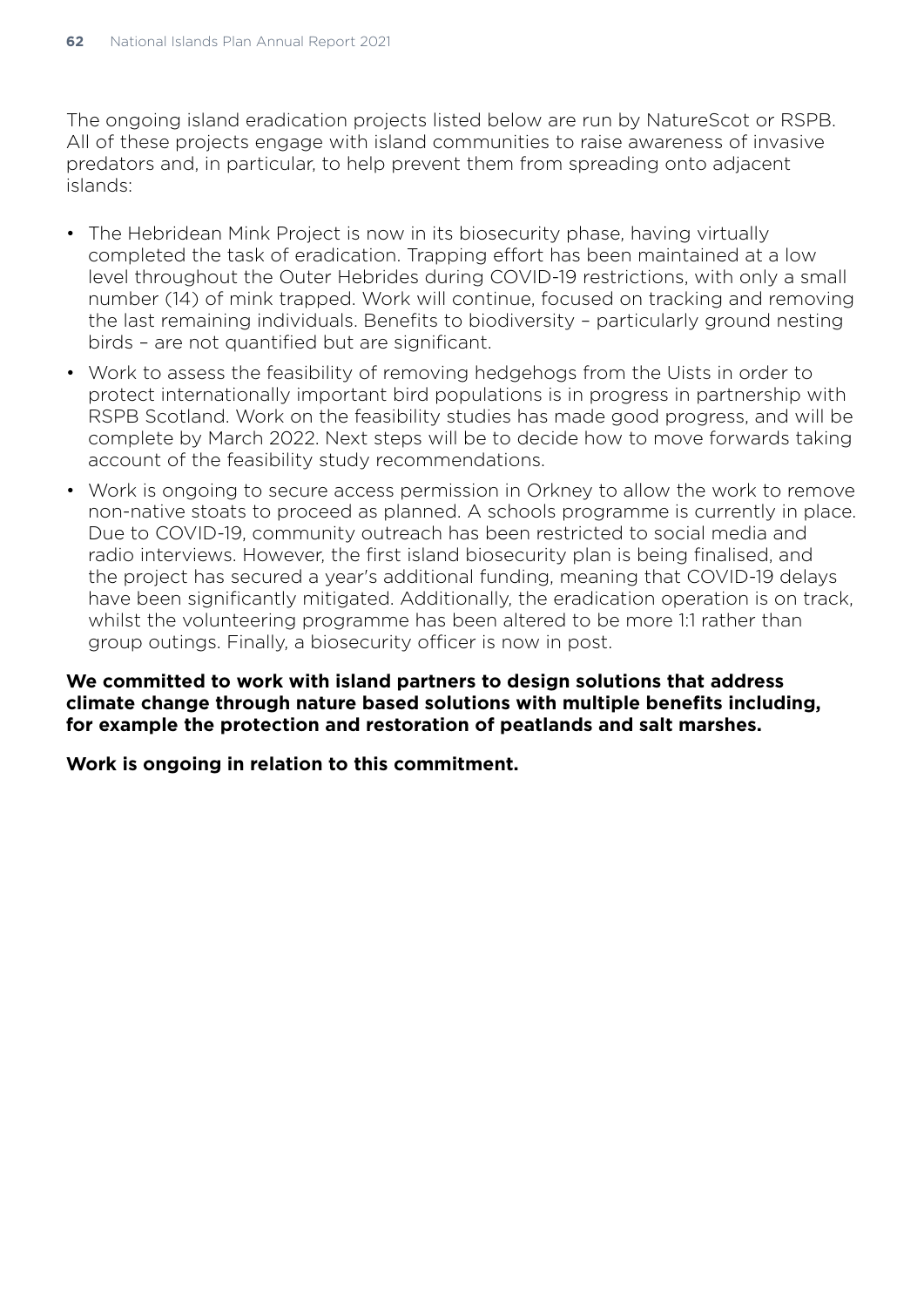The ongoing island eradication projects listed below are run by NatureScot or RSPB. All of these projects engage with island communities to raise awareness of invasive predators and, in particular, to help prevent them from spreading onto adjacent islands:

- The Hebridean Mink Project is now in its biosecurity phase, having virtually completed the task of eradication. Trapping effort has been maintained at a low level throughout the Outer Hebrides during COVID-19 restrictions, with only a small number (14) of mink trapped. Work will continue, focused on tracking and removing the last remaining individuals. Benefits to biodiversity – particularly ground nesting birds – are not quantified but are significant.
- Work to assess the feasibility of removing hedgehogs from the Uists in order to protect internationally important bird populations is in progress in partnership with RSPB Scotland. Work on the feasibility studies has made good progress, and will be complete by March 2022. Next steps will be to decide how to move forwards taking account of the feasibility study recommendations.
- Work is ongoing to secure access permission in Orkney to allow the work to remove non-native stoats to proceed as planned. A schools programme is currently in place. Due to COVID-19, community outreach has been restricted to social media and radio interviews. However, the first island biosecurity plan is being finalised, and the project has secured a year's additional funding, meaning that COVID-19 delays have been significantly mitigated. Additionally, the eradication operation is on track, whilst the volunteering programme has been altered to be more 1:1 rather than group outings. Finally, a biosecurity officer is now in post.

**We committed to work with island partners to design solutions that address climate change through nature based solutions with multiple benefits including, for example the protection and restoration of peatlands and salt marshes.**

**Work is ongoing in relation to this commitment.**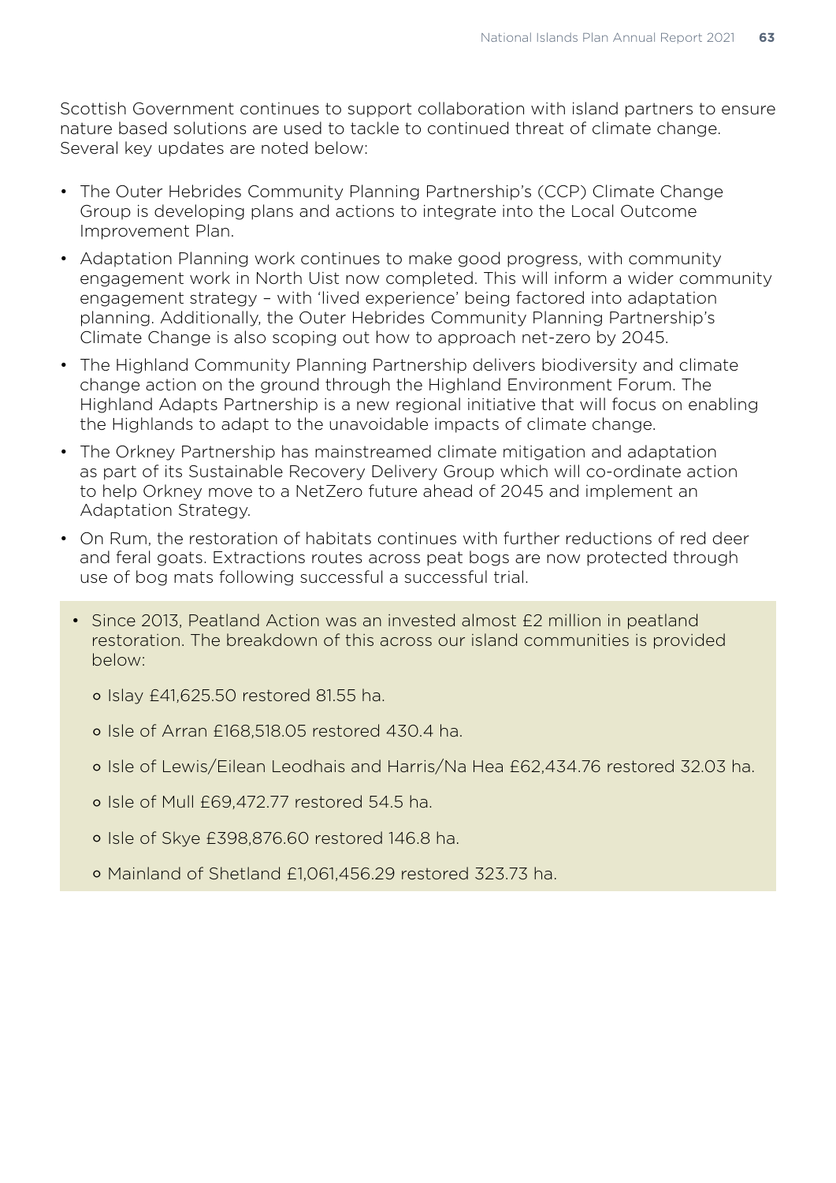Scottish Government continues to support collaboration with island partners to ensure nature based solutions are used to tackle to continued threat of climate change. Several key updates are noted below:

- The Outer Hebrides Community Planning Partnership's (CCP) Climate Change Group is developing plans and actions to integrate into the Local Outcome Improvement Plan.
- Adaptation Planning work continues to make good progress, with community engagement work in North Uist now completed. This will inform a wider community engagement strategy – with 'lived experience' being factored into adaptation planning. Additionally, the Outer Hebrides Community Planning Partnership's Climate Change is also scoping out how to approach net-zero by 2045.
- The Highland Community Planning Partnership delivers biodiversity and climate change action on the ground through the Highland Environment Forum. The Highland Adapts Partnership is a new regional initiative that will focus on enabling the Highlands to adapt to the unavoidable impacts of climate change.
- The Orkney Partnership has mainstreamed climate mitigation and adaptation as part of its Sustainable Recovery Delivery Group which will co-ordinate action to help Orkney move to a NetZero future ahead of 2045 and implement an Adaptation Strategy.
- On Rum, the restoration of habitats continues with further reductions of red deer and feral goats. Extractions routes across peat bogs are now protected through use of bog mats following successful a successful trial.

- Since 2013, Peatland Action was an invested almost £2 million in peatland restoration. The breakdown of this across our island communities is provided below:
  - Islay £41,625.50 restored 81.55 ha.
  - Isle of Arran £168,518.05 restored 430.4 ha.
  - Isle of Lewis/Eilean Leodhais and Harris/Na Hea £62,434.76 restored 32.03 ha.
  - Isle of Mull £69,472.77 restored 54.5 ha.
  - Isle of Skye £398,876.60 restored 146.8 ha.
  - Mainland of Shetland £1,061,456.29 restored 323.73 ha.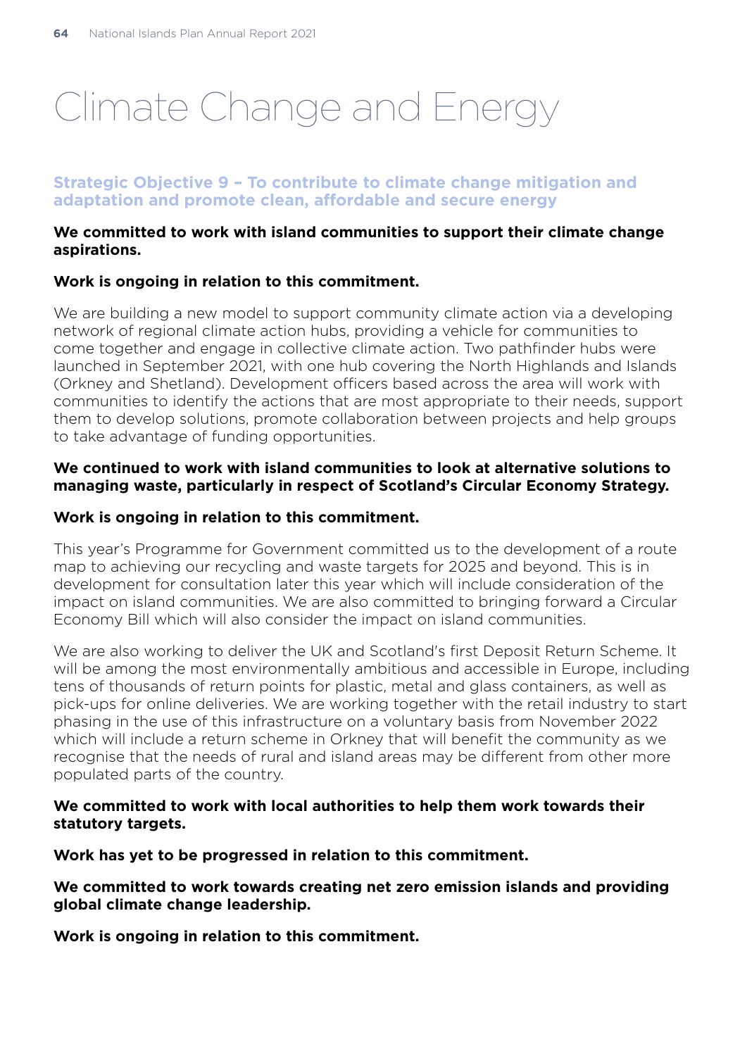# Climate Change and Energy

## Strategic Objective 9 – To contribute to climate change mitigation and adaptation and promote clean, affordable and secure energy

**We committed to work with island communities to support their climate change aspirations.**

**Work is ongoing in relation to this commitment.**

We are building a new model to support community climate action via a developing network of regional climate action hubs, providing a vehicle for communities to come together and engage in collective climate action. Two pathfinder hubs were launched in September 2021, with one hub covering the North Highlands and Islands (Orkney and Shetland). Development officers based across the area will work with communities to identify the actions that are most appropriate to their needs, support them to develop solutions, promote collaboration between projects and help groups to take advantage of funding opportunities.

**We continued to work with island communities to look at alternative solutions to managing waste, particularly in respect of Scotland's Circular Economy Strategy.**

**Work is ongoing in relation to this commitment.**

This year's Programme for Government committed us to the development of a route map to achieving our recycling and waste targets for 2025 and beyond. This is in development for consultation later this year which will include consideration of the impact on island communities. We are also committed to bringing forward a Circular Economy Bill which will also consider the impact on island communities.

We are also working to deliver the UK and Scotland's first Deposit Return Scheme. It will be among the most environmentally ambitious and accessible in Europe, including tens of thousands of return points for plastic, metal and glass containers, as well as pick-ups for online deliveries. We are working together with the retail industry to start phasing in the use of this infrastructure on a voluntary basis from November 2022 which will include a return scheme in Orkney that will benefit the community as we recognise that the needs of rural and island areas may be different from other more populated parts of the country.

**We committed to work with local authorities to help them work towards their statutory targets.**

**Work has yet to be progressed in relation to this commitment.**

**We committed to work towards creating net zero emission islands and providing global climate change leadership.**

**Work is ongoing in relation to this commitment.**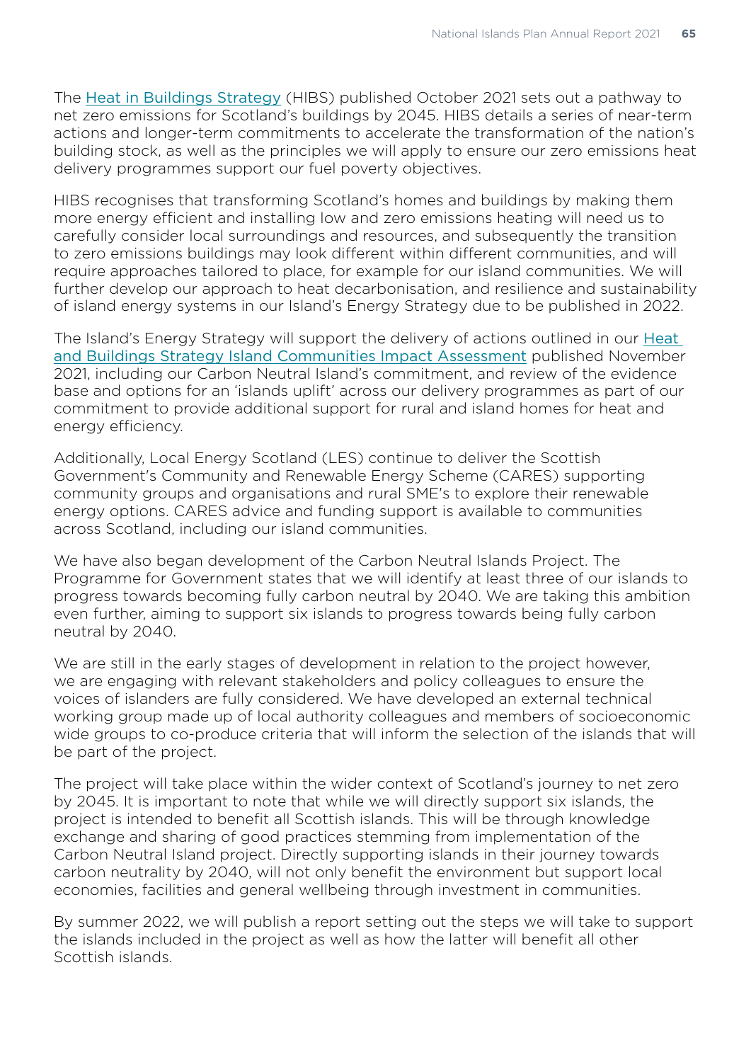The Heat in Buildings Strategy (HIBS) published October 2021 sets out a pathway to net zero emissions for Scotland's buildings by 2045. HIBS details a series of near-term actions and longer-term commitments to accelerate the transformation of the nation's building stock, as well as the principles we will apply to ensure our zero emissions heat delivery programmes support our fuel poverty objectives.

HIBS recognises that transforming Scotland's homes and buildings by making them more energy efficient and installing low and zero emissions heating will need us to carefully consider local surroundings and resources, and subsequently the transition to zero emissions buildings may look different within different communities, and will require approaches tailored to place, for example for our island communities. We will further develop our approach to heat decarbonisation, and resilience and sustainability of island energy systems in our Island's Energy Strategy due to be published in 2022.

The Island's Energy Strategy will support the delivery of actions outlined in our Heat and Buildings Strategy Island Communities Impact Assessment published November 2021, including our Carbon Neutral Island's commitment, and review of the evidence base and options for an 'islands uplift' across our delivery programmes as part of our commitment to provide additional support for rural and island homes for heat and energy efficiency.

Additionally, Local Energy Scotland (LES) continue to deliver the Scottish Government's Community and Renewable Energy Scheme (CARES) supporting community groups and organisations and rural SME's to explore their renewable energy options. CARES advice and funding support is available to communities across Scotland, including our island communities.

We have also began development of the Carbon Neutral Islands Project. The Programme for Government states that we will identify at least three of our islands to progress towards becoming fully carbon neutral by 2040. We are taking this ambition even further, aiming to support six islands to progress towards being fully carbon neutral by 2040.

We are still in the early stages of development in relation to the project however, we are engaging with relevant stakeholders and policy colleagues to ensure the voices of islanders are fully considered. We have developed an external technical working group made up of local authority colleagues and members of socioeconomic wide groups to co-produce criteria that will inform the selection of the islands that will be part of the project.

The project will take place within the wider context of Scotland's journey to net zero by 2045. It is important to note that while we will directly support six islands, the project is intended to benefit all Scottish islands. This will be through knowledge exchange and sharing of good practices stemming from implementation of the Carbon Neutral Island project. Directly supporting islands in their journey towards carbon neutrality by 2040, will not only benefit the environment but support local economies, facilities and general wellbeing through investment in communities.

By summer 2022, we will publish a report setting out the steps we will take to support the islands included in the project as well as how the latter will benefit all other Scottish islands.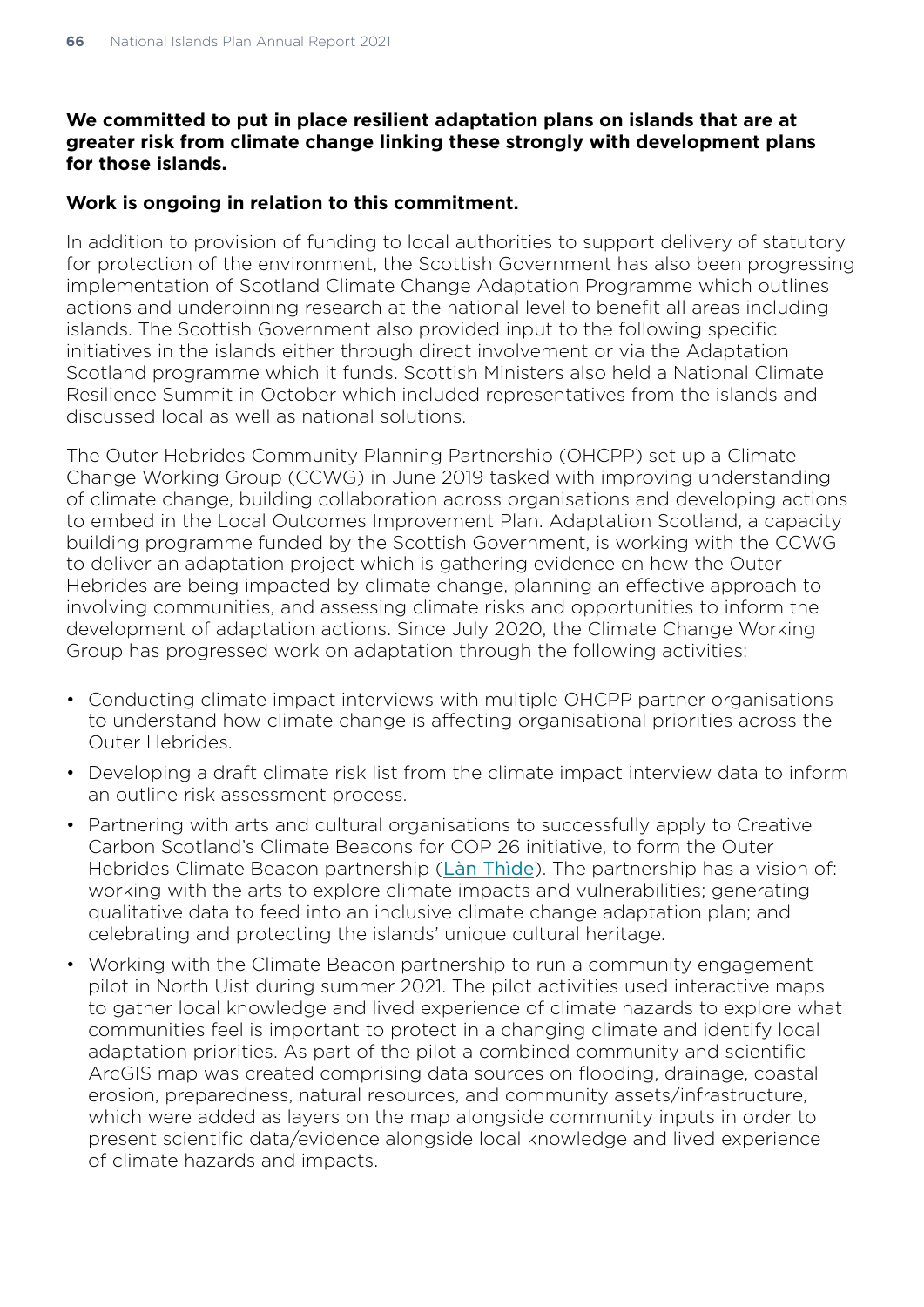**We committed to put in place resilient adaptation plans on islands that are at greater risk from climate change linking these strongly with development plans for those islands.**

**Work is ongoing in relation to this commitment.**

In addition to provision of funding to local authorities to support delivery of statutory for protection of the environment, the Scottish Government has also been progressing implementation of Scotland Climate Change Adaptation Programme which outlines actions and underpinning research at the national level to benefit all areas including islands. The Scottish Government also provided input to the following specific initiatives in the islands either through direct involvement or via the Adaptation Scotland programme which it funds. Scottish Ministers also held a National Climate Resilience Summit in October which included representatives from the islands and discussed local as well as national solutions.

The Outer Hebrides Community Planning Partnership (OHCPP) set up a Climate Change Working Group (CCWG) in June 2019 tasked with improving understanding of climate change, building collaboration across organisations and developing actions to embed in the Local Outcomes Improvement Plan. Adaptation Scotland, a capacity building programme funded by the Scottish Government, is working with the CCWG to deliver an adaptation project which is gathering evidence on how the Outer Hebrides are being impacted by climate change, planning an effective approach to involving communities, and assessing climate risks and opportunities to inform the development of adaptation actions. Since July 2020, the Climate Change Working Group has progressed work on adaptation through the following activities:

- Conducting climate impact interviews with multiple OHCPP partner organisations to understand how climate change is affecting organisational priorities across the Outer Hebrides.
- Developing a draft climate risk list from the climate impact interview data to inform an outline risk assessment process.
- Partnering with arts and cultural organisations to successfully apply to Creative Carbon Scotland's Climate Beacons for COP 26 initiative, to form the Outer Hebrides Climate Beacon partnership (Làn Thìde). The partnership has a vision of: working with the arts to explore climate impacts and vulnerabilities; generating qualitative data to feed into an inclusive climate change adaptation plan; and celebrating and protecting the islands' unique cultural heritage.
- Working with the Climate Beacon partnership to run a community engagement pilot in North Uist during summer 2021. The pilot activities used interactive maps to gather local knowledge and lived experience of climate hazards to explore what communities feel is important to protect in a changing climate and identify local adaptation priorities. As part of the pilot a combined community and scientific ArcGIS map was created comprising data sources on flooding, drainage, coastal erosion, preparedness, natural resources, and community assets/infrastructure, which were added as layers on the map alongside community inputs in order to present scientific data/evidence alongside local knowledge and lived experience of climate hazards and impacts.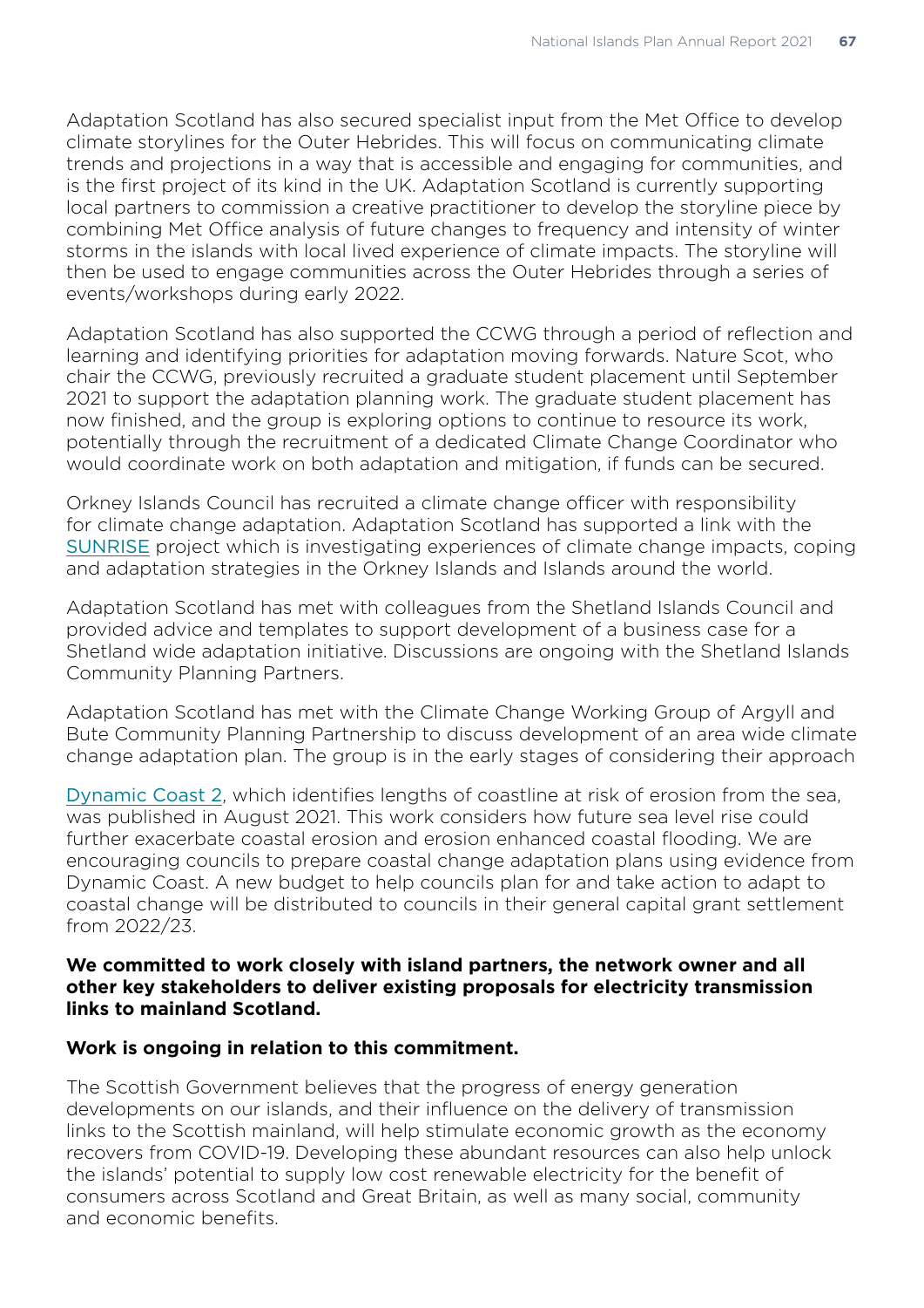Adaptation Scotland has also secured specialist input from the Met Office to develop climate storylines for the Outer Hebrides. This will focus on communicating climate trends and projections in a way that is accessible and engaging for communities, and is the first project of its kind in the UK. Adaptation Scotland is currently supporting local partners to commission a creative practitioner to develop the storyline piece by combining Met Office analysis of future changes to frequency and intensity of winter storms in the islands with local lived experience of climate impacts. The storyline will then be used to engage communities across the Outer Hebrides through a series of events/workshops during early 2022.

Adaptation Scotland has also supported the CCWG through a period of reflection and learning and identifying priorities for adaptation moving forwards. Nature Scot, who chair the CCWG, previously recruited a graduate student placement until September 2021 to support the adaptation planning work. The graduate student placement has now finished, and the group is exploring options to continue to resource its work, potentially through the recruitment of a dedicated Climate Change Coordinator who would coordinate work on both adaptation and mitigation, if funds can be secured.

Orkney Islands Council has recruited a climate change officer with responsibility for climate change adaptation. Adaptation Scotland has supported a link with the SUNRISE project which is investigating experiences of climate change impacts, coping and adaptation strategies in the Orkney Islands and Islands around the world.

Adaptation Scotland has met with colleagues from the Shetland Islands Council and provided advice and templates to support development of a business case for a Shetland wide adaptation initiative. Discussions are ongoing with the Shetland Islands Community Planning Partners.

Adaptation Scotland has met with the Climate Change Working Group of Argyll and Bute Community Planning Partnership to discuss development of an area wide climate change adaptation plan. The group is in the early stages of considering their approach

Dynamic Coast 2, which identifies lengths of coastline at risk of erosion from the sea, was published in August 2021. This work considers how future sea level rise could further exacerbate coastal erosion and erosion enhanced coastal flooding. We are encouraging councils to prepare coastal change adaptation plans using evidence from Dynamic Coast. A new budget to help councils plan for and take action to adapt to coastal change will be distributed to councils in their general capital grant settlement from 2022/23.

**We committed to work closely with island partners, the network owner and all other key stakeholders to deliver existing proposals for electricity transmission links to mainland Scotland.**

**Work is ongoing in relation to this commitment.**

The Scottish Government believes that the progress of energy generation developments on our islands, and their influence on the delivery of transmission links to the Scottish mainland, will help stimulate economic growth as the economy recovers from COVID-19. Developing these abundant resources can also help unlock the islands' potential to supply low cost renewable electricity for the benefit of consumers across Scotland and Great Britain, as well as many social, community and economic benefits.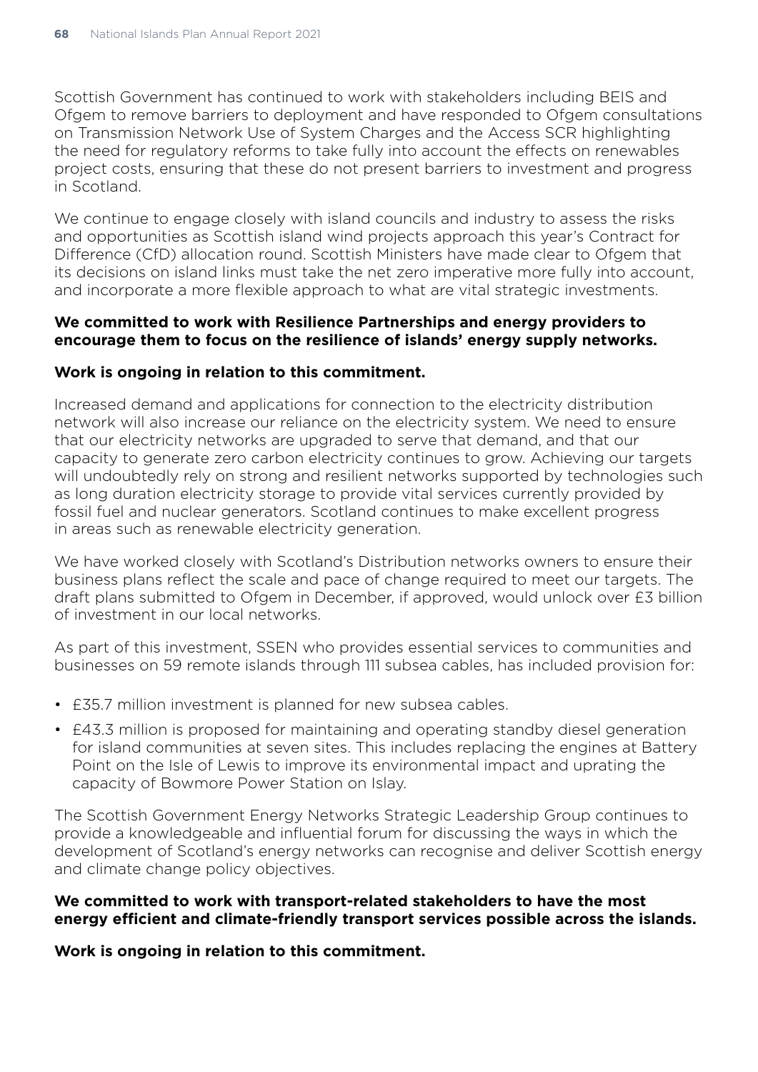Scottish Government has continued to work with stakeholders including BEIS and Ofgem to remove barriers to deployment and have responded to Ofgem consultations on Transmission Network Use of System Charges and the Access SCR highlighting the need for regulatory reforms to take fully into account the effects on renewables project costs, ensuring that these do not present barriers to investment and progress in Scotland.

We continue to engage closely with island councils and industry to assess the risks and opportunities as Scottish island wind projects approach this year's Contract for Difference (CfD) allocation round. Scottish Ministers have made clear to Ofgem that its decisions on island links must take the net zero imperative more fully into account, and incorporate a more flexible approach to what are vital strategic investments.

**We committed to work with Resilience Partnerships and energy providers to encourage them to focus on the resilience of islands' energy supply networks.**

**Work is ongoing in relation to this commitment.**

Increased demand and applications for connection to the electricity distribution network will also increase our reliance on the electricity system. We need to ensure that our electricity networks are upgraded to serve that demand, and that our capacity to generate zero carbon electricity continues to grow. Achieving our targets will undoubtedly rely on strong and resilient networks supported by technologies such as long duration electricity storage to provide vital services currently provided by fossil fuel and nuclear generators. Scotland continues to make excellent progress in areas such as renewable electricity generation.

We have worked closely with Scotland's Distribution networks owners to ensure their business plans reflect the scale and pace of change required to meet our targets. The draft plans submitted to Ofgem in December, if approved, would unlock over £3 billion of investment in our local networks.

As part of this investment, SSEN who provides essential services to communities and businesses on 59 remote islands through 111 subsea cables, has included provision for:

- £35.7 million investment is planned for new subsea cables.
- £43.3 million is proposed for maintaining and operating standby diesel generation for island communities at seven sites. This includes replacing the engines at Battery Point on the Isle of Lewis to improve its environmental impact and uprating the capacity of Bowmore Power Station on Islay.

The Scottish Government Energy Networks Strategic Leadership Group continues to provide a knowledgeable and influential forum for discussing the ways in which the development of Scotland's energy networks can recognise and deliver Scottish energy and climate change policy objectives.

**We committed to work with transport-related stakeholders to have the most energy efficient and climate-friendly transport services possible across the islands.**

**Work is ongoing in relation to this commitment.**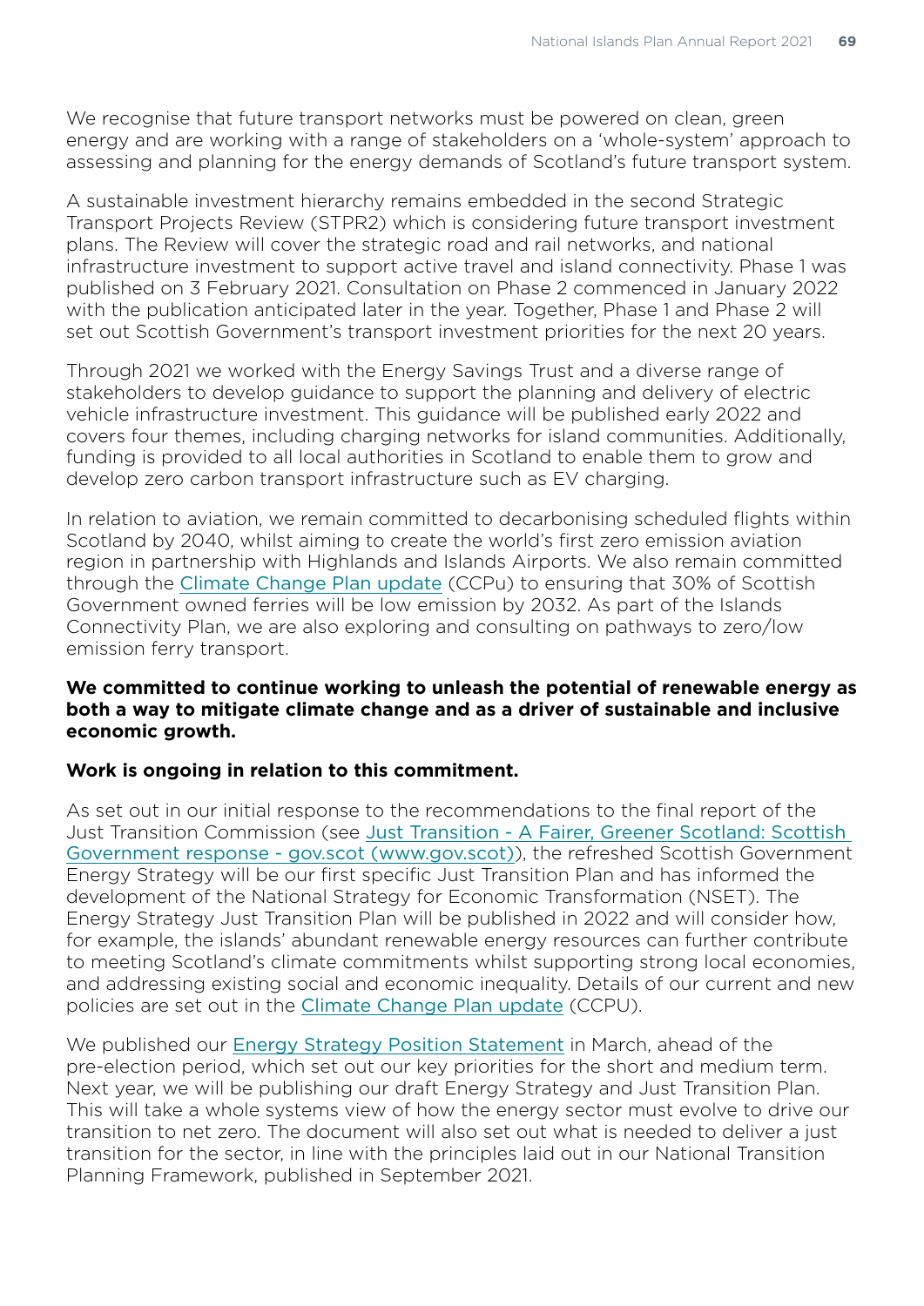We recognise that future transport networks must be powered on clean, green energy and are working with a range of stakeholders on a 'whole-system' approach to assessing and planning for the energy demands of Scotland's future transport system.

A sustainable investment hierarchy remains embedded in the second Strategic Transport Projects Review (STPR2) which is considering future transport investment plans. The Review will cover the strategic road and rail networks, and national infrastructure investment to support active travel and island connectivity. Phase 1 was published on 3 February 2021. Consultation on Phase 2 commenced in January 2022 with the publication anticipated later in the year. Together, Phase 1 and Phase 2 will set out Scottish Government's transport investment priorities for the next 20 years.

Through 2021 we worked with the Energy Savings Trust and a diverse range of stakeholders to develop guidance to support the planning and delivery of electric vehicle infrastructure investment. This guidance will be published early 2022 and covers four themes, including charging networks for island communities. Additionally, funding is provided to all local authorities in Scotland to enable them to grow and develop zero carbon transport infrastructure such as EV charging.

In relation to aviation, we remain committed to decarbonising scheduled flights within Scotland by 2040, whilst aiming to create the world's first zero emission aviation region in partnership with Highlands and Islands Airports. We also remain committed through the [Climate Change Plan update](#) (CCPu) to ensuring that 30% of Scottish Government owned ferries will be low emission by 2032. As part of the Islands Connectivity Plan, we are also exploring and consulting on pathways to zero/low emission ferry transport.

**We committed to continue working to unleash the potential of renewable energy as both a way to mitigate climate change and as a driver of sustainable and inclusive economic growth.**

**Work is ongoing in relation to this commitment.**

As set out in our initial response to the recommendations to the final report of the Just Transition Commission (see [Just Transition - A Fairer, Greener Scotland: Scottish Government response - gov.scot (www.gov.scot)](#)), the refreshed Scottish Government Energy Strategy will be our first specific Just Transition Plan and has informed the development of the National Strategy for Economic Transformation (NSET). The Energy Strategy Just Transition Plan will be published in 2022 and will consider how, for example, the islands' abundant renewable energy resources can further contribute to meeting Scotland's climate commitments whilst supporting strong local economies, and addressing existing social and economic inequality. Details of our current and new policies are set out in the [Climate Change Plan update](#) (CCPU).

We published our [Energy Strategy Position Statement](#) in March, ahead of the pre-election period, which set out our key priorities for the short and medium term. Next year, we will be publishing our draft Energy Strategy and Just Transition Plan. This will take a whole systems view of how the energy sector must evolve to drive our transition to net zero. The document will also set out what is needed to deliver a just transition for the sector, in line with the principles laid out in our National Transition Planning Framework, published in September 2021.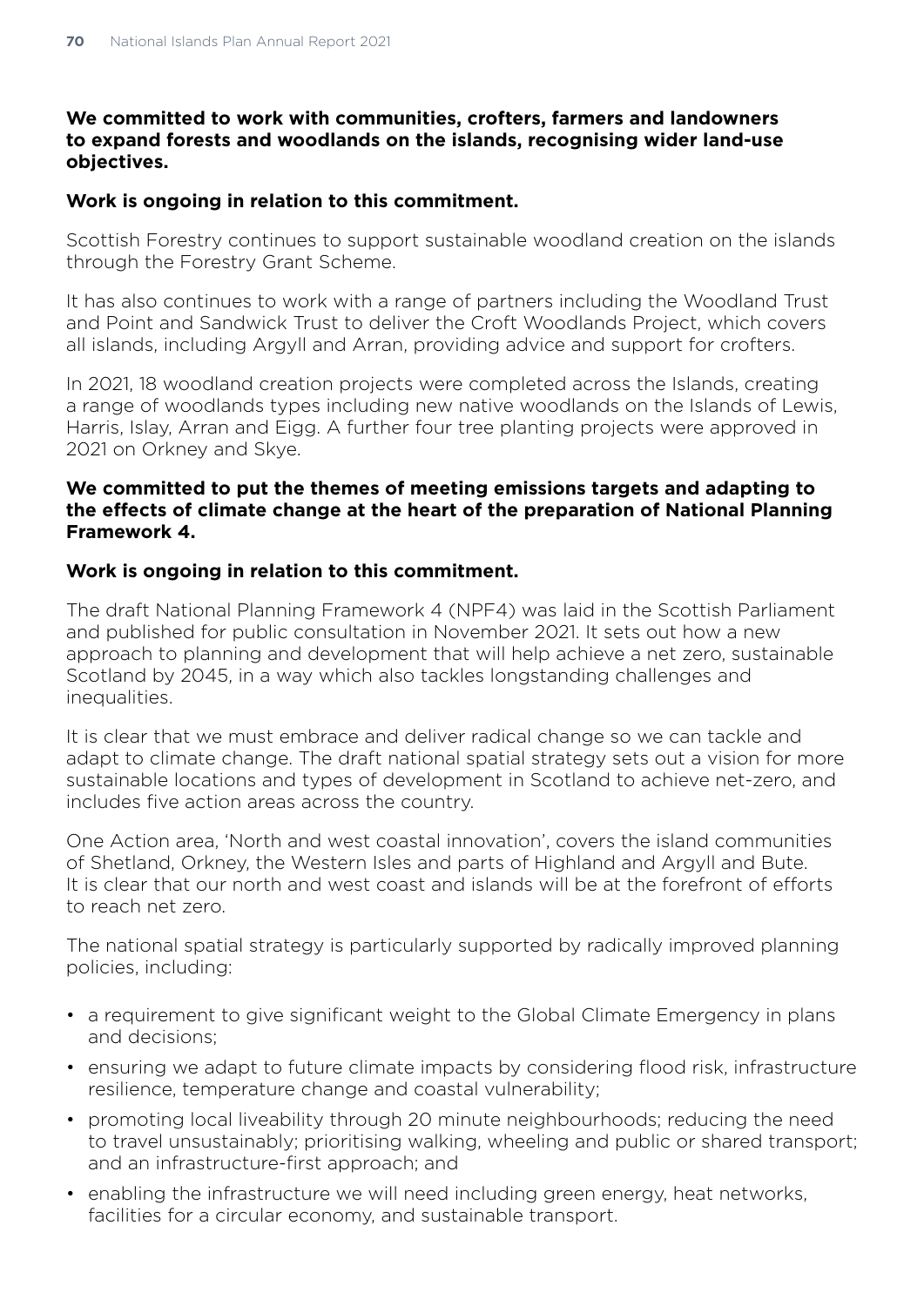**We committed to work with communities, crofters, farmers and landowners to expand forests and woodlands on the islands, recognising wider land-use objectives.**

**Work is ongoing in relation to this commitment.**

Scottish Forestry continues to support sustainable woodland creation on the islands through the Forestry Grant Scheme.

It has also continues to work with a range of partners including the Woodland Trust and Point and Sandwick Trust to deliver the Croft Woodlands Project, which covers all islands, including Argyll and Arran, providing advice and support for crofters.

In 2021, 18 woodland creation projects were completed across the Islands, creating a range of woodlands types including new native woodlands on the Islands of Lewis, Harris, Islay, Arran and Eigg. A further four tree planting projects were approved in 2021 on Orkney and Skye.

**We committed to put the themes of meeting emissions targets and adapting to the effects of climate change at the heart of the preparation of National Planning Framework 4.**

**Work is ongoing in relation to this commitment.**

The draft National Planning Framework 4 (NPF4) was laid in the Scottish Parliament and published for public consultation in November 2021. It sets out how a new approach to planning and development that will help achieve a net zero, sustainable Scotland by 2045, in a way which also tackles longstanding challenges and inequalities.

It is clear that we must embrace and deliver radical change so we can tackle and adapt to climate change. The draft national spatial strategy sets out a vision for more sustainable locations and types of development in Scotland to achieve net-zero, and includes five action areas across the country.

One Action area, 'North and west coastal innovation', covers the island communities of Shetland, Orkney, the Western Isles and parts of Highland and Argyll and Bute. It is clear that our north and west coast and islands will be at the forefront of efforts to reach net zero.

The national spatial strategy is particularly supported by radically improved planning policies, including:

- a requirement to give significant weight to the Global Climate Emergency in plans and decisions;
- ensuring we adapt to future climate impacts by considering flood risk, infrastructure resilience, temperature change and coastal vulnerability;
- promoting local liveability through 20 minute neighbourhoods; reducing the need to travel unsustainably; prioritising walking, wheeling and public or shared transport; and an infrastructure-first approach; and
- enabling the infrastructure we will need including green energy, heat networks, facilities for a circular economy, and sustainable transport.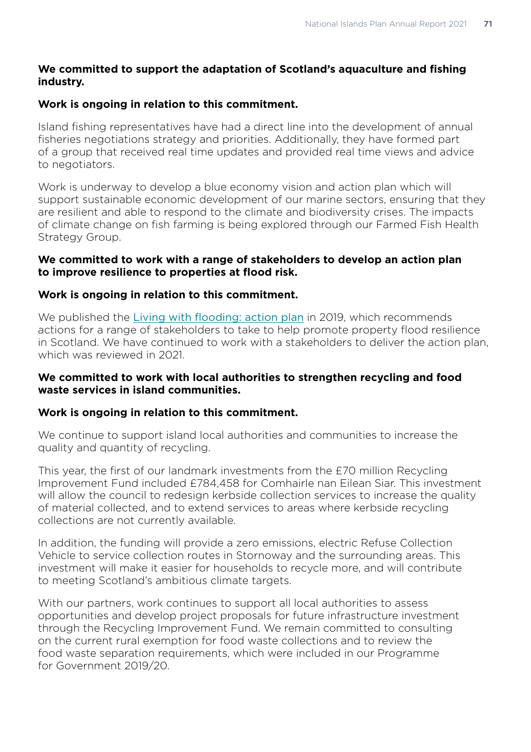**We committed to support the adaptation of Scotland's aquaculture and fishing industry.**

**Work is ongoing in relation to this commitment.**

Island fishing representatives have had a direct line into the development of annual fisheries negotiations strategy and priorities. Additionally, they have formed part of a group that received real time updates and provided real time views and advice to negotiators.

Work is underway to develop a blue economy vision and action plan which will support sustainable economic development of our marine sectors, ensuring that they are resilient and able to respond to the climate and biodiversity crises. The impacts of climate change on fish farming is being explored through our Farmed Fish Health Strategy Group.

**We committed to work with a range of stakeholders to develop an action plan to improve resilience to properties at flood risk.**

**Work is ongoing in relation to this commitment.**

We published the Living with flooding: action plan in 2019, which recommends actions for a range of stakeholders to take to help promote property flood resilience in Scotland. We have continued to work with a stakeholders to deliver the action plan, which was reviewed in 2021.

**We committed to work with local authorities to strengthen recycling and food waste services in island communities.**

**Work is ongoing in relation to this commitment.**

We continue to support island local authorities and communities to increase the quality and quantity of recycling.

This year, the first of our landmark investments from the £70 million Recycling Improvement Fund included £784,458 for Comhairle nan Eilean Siar. This investment will allow the council to redesign kerbside collection services to increase the quality of material collected, and to extend services to areas where kerbside recycling collections are not currently available.

In addition, the funding will provide a zero emissions, electric Refuse Collection Vehicle to service collection routes in Stornoway and the surrounding areas. This investment will make it easier for households to recycle more, and will contribute to meeting Scotland's ambitious climate targets.

With our partners, work continues to support all local authorities to assess opportunities and develop project proposals for future infrastructure investment through the Recycling Improvement Fund. We remain committed to consulting on the current rural exemption for food waste collections and to review the food waste separation requirements, which were included in our Programme for Government 2019/20.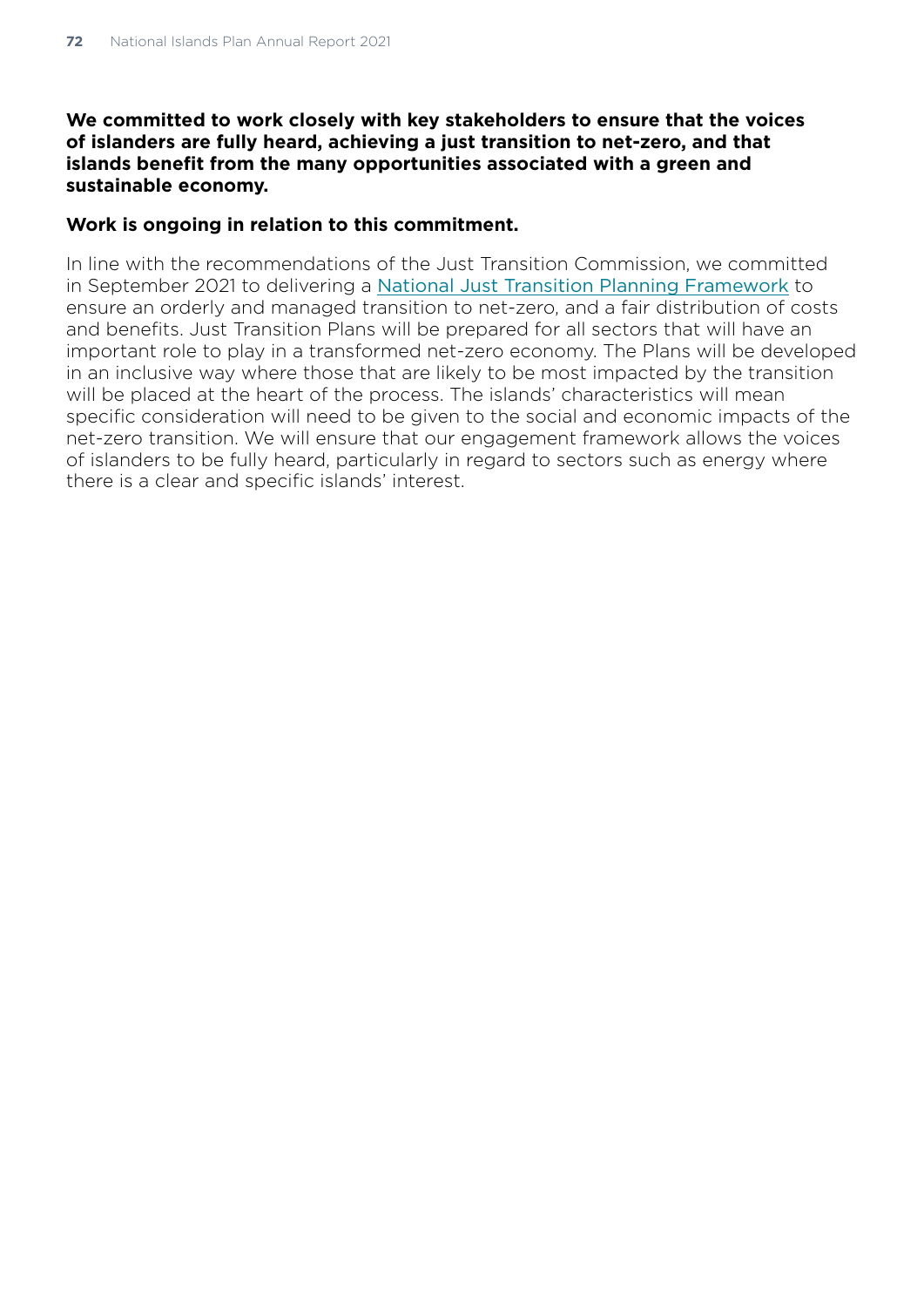**We committed to work closely with key stakeholders to ensure that the voices of islanders are fully heard, achieving a just transition to net-zero, and that islands benefit from the many opportunities associated with a green and sustainable economy.**

**Work is ongoing in relation to this commitment.**

In line with the recommendations of the Just Transition Commission, we committed in September 2021 to delivering a National Just Transition Planning Framework to ensure an orderly and managed transition to net-zero, and a fair distribution of costs and benefits. Just Transition Plans will be prepared for all sectors that will have an important role to play in a transformed net-zero economy. The Plans will be developed in an inclusive way where those that are likely to be most impacted by the transition will be placed at the heart of the process. The islands' characteristics will mean specific consideration will need to be given to the social and economic impacts of the net-zero transition. We will ensure that our engagement framework allows the voices of islanders to be fully heard, particularly in regard to sectors such as energy where there is a clear and specific islands' interest.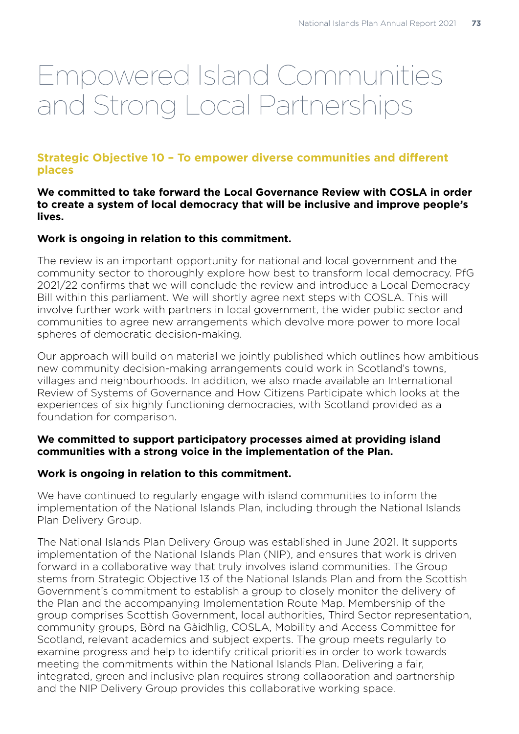# Empowered Island Communities and Strong Local Partnerships

## Strategic Objective 10 – To empower diverse communities and different places

**We committed to take forward the Local Governance Review with COSLA in order to create a system of local democracy that will be inclusive and improve people's lives.**

**Work is ongoing in relation to this commitment.**

The review is an important opportunity for national and local government and the community sector to thoroughly explore how best to transform local democracy. PfG 2021/22 confirms that we will conclude the review and introduce a Local Democracy Bill within this parliament. We will shortly agree next steps with COSLA. This will involve further work with partners in local government, the wider public sector and communities to agree new arrangements which devolve more power to more local spheres of democratic decision-making.

Our approach will build on material we jointly published which outlines how ambitious new community decision-making arrangements could work in Scotland's towns, villages and neighbourhoods. In addition, we also made available an International Review of Systems of Governance and How Citizens Participate which looks at the experiences of six highly functioning democracies, with Scotland provided as a foundation for comparison.

**We committed to support participatory processes aimed at providing island communities with a strong voice in the implementation of the Plan.**

**Work is ongoing in relation to this commitment.**

We have continued to regularly engage with island communities to inform the implementation of the National Islands Plan, including through the National Islands Plan Delivery Group.

The National Islands Plan Delivery Group was established in June 2021. It supports implementation of the National Islands Plan (NIP), and ensures that work is driven forward in a collaborative way that truly involves island communities. The Group stems from Strategic Objective 13 of the National Islands Plan and from the Scottish Government's commitment to establish a group to closely monitor the delivery of the Plan and the accompanying Implementation Route Map. Membership of the group comprises Scottish Government, local authorities, Third Sector representation, community groups, Bòrd na Gàidhlig, COSLA, Mobility and Access Committee for Scotland, relevant academics and subject experts. The group meets regularly to examine progress and help to identify critical priorities in order to work towards meeting the commitments within the National Islands Plan. Delivering a fair, integrated, green and inclusive plan requires strong collaboration and partnership and the NIP Delivery Group provides this collaborative working space.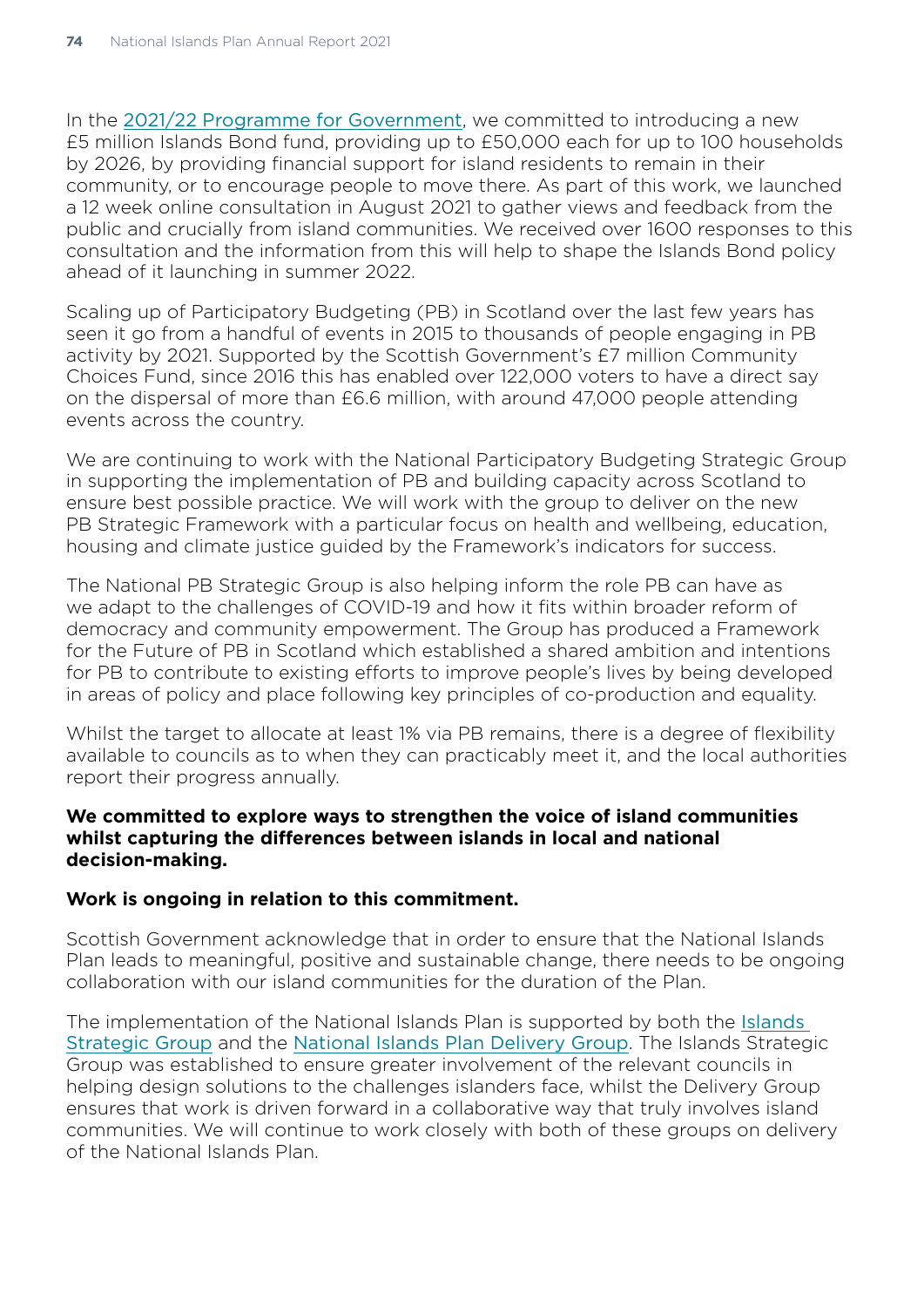In the [2021/22 Programme for Government](), we committed to introducing a new £5 million Islands Bond fund, providing up to £50,000 each for up to 100 households by 2026, by providing financial support for island residents to remain in their community, or to encourage people to move there. As part of this work, we launched a 12 week online consultation in August 2021 to gather views and feedback from the public and crucially from island communities. We received over 1600 responses to this consultation and the information from this will help to shape the Islands Bond policy ahead of it launching in summer 2022.

Scaling up of Participatory Budgeting (PB) in Scotland over the last few years has seen it go from a handful of events in 2015 to thousands of people engaging in PB activity by 2021. Supported by the Scottish Government's £7 million Community Choices Fund, since 2016 this has enabled over 122,000 voters to have a direct say on the dispersal of more than £6.6 million, with around 47,000 people attending events across the country.

We are continuing to work with the National Participatory Budgeting Strategic Group in supporting the implementation of PB and building capacity across Scotland to ensure best possible practice. We will work with the group to deliver on the new PB Strategic Framework with a particular focus on health and wellbeing, education, housing and climate justice guided by the Framework's indicators for success.

The National PB Strategic Group is also helping inform the role PB can have as we adapt to the challenges of COVID-19 and how it fits within broader reform of democracy and community empowerment. The Group has produced a Framework for the Future of PB in Scotland which established a shared ambition and intentions for PB to contribute to existing efforts to improve people's lives by being developed in areas of policy and place following key principles of co-production and equality.

Whilst the target to allocate at least 1% via PB remains, there is a degree of flexibility available to councils as to when they can practicably meet it, and the local authorities report their progress annually.

**We committed to explore ways to strengthen the voice of island communities whilst capturing the differences between islands in local and national decision-making.**

**Work is ongoing in relation to this commitment.**

Scottish Government acknowledge that in order to ensure that the National Islands Plan leads to meaningful, positive and sustainable change, there needs to be ongoing collaboration with our island communities for the duration of the Plan.

The implementation of the National Islands Plan is supported by both the [Islands Strategic Group]() and the [National Islands Plan Delivery Group](). The Islands Strategic Group was established to ensure greater involvement of the relevant councils in helping design solutions to the challenges islanders face, whilst the Delivery Group ensures that work is driven forward in a collaborative way that truly involves island communities. We will continue to work closely with both of these groups on delivery of the National Islands Plan.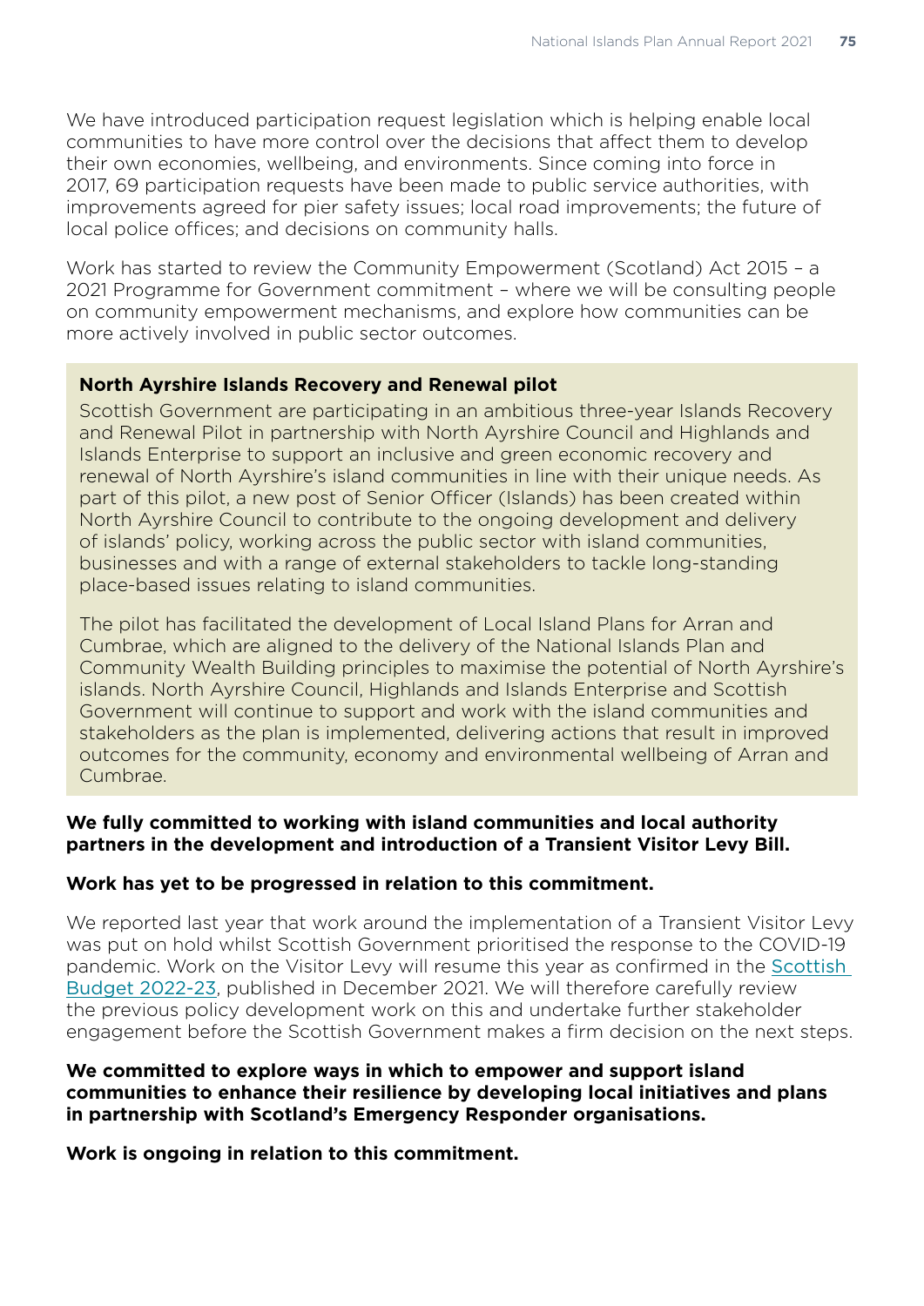We have introduced participation request legislation which is helping enable local communities to have more control over the decisions that affect them to develop their own economies, wellbeing, and environments. Since coming into force in 2017, 69 participation requests have been made to public service authorities, with improvements agreed for pier safety issues; local road improvements; the future of local police offices; and decisions on community halls.

Work has started to review the Community Empowerment (Scotland) Act 2015 – a 2021 Programme for Government commitment – where we will be consulting people on community empowerment mechanisms, and explore how communities can be more actively involved in public sector outcomes.

**North Ayrshire Islands Recovery and Renewal pilot**

Scottish Government are participating in an ambitious three-year Islands Recovery and Renewal Pilot in partnership with North Ayrshire Council and Highlands and Islands Enterprise to support an inclusive and green economic recovery and renewal of North Ayrshire's island communities in line with their unique needs. As part of this pilot, a new post of Senior Officer (Islands) has been created within North Ayrshire Council to contribute to the ongoing development and delivery of islands' policy, working across the public sector with island communities, businesses and with a range of external stakeholders to tackle long-standing place-based issues relating to island communities.

The pilot has facilitated the development of Local Island Plans for Arran and Cumbrae, which are aligned to the delivery of the National Islands Plan and Community Wealth Building principles to maximise the potential of North Ayrshire's islands. North Ayrshire Council, Highlands and Islands Enterprise and Scottish Government will continue to support and work with the island communities and stakeholders as the plan is implemented, delivering actions that result in improved outcomes for the community, economy and environmental wellbeing of Arran and Cumbrae.

**We fully committed to working with island communities and local authority partners in the development and introduction of a Transient Visitor Levy Bill.**

**Work has yet to be progressed in relation to this commitment.**

We reported last year that work around the implementation of a Transient Visitor Levy was put on hold whilst Scottish Government prioritised the response to the COVID-19 pandemic. Work on the Visitor Levy will resume this year as confirmed in the Scottish Budget 2022-23, published in December 2021. We will therefore carefully review the previous policy development work on this and undertake further stakeholder engagement before the Scottish Government makes a firm decision on the next steps.

**We committed to explore ways in which to empower and support island communities to enhance their resilience by developing local initiatives and plans in partnership with Scotland's Emergency Responder organisations.**

**Work is ongoing in relation to this commitment.**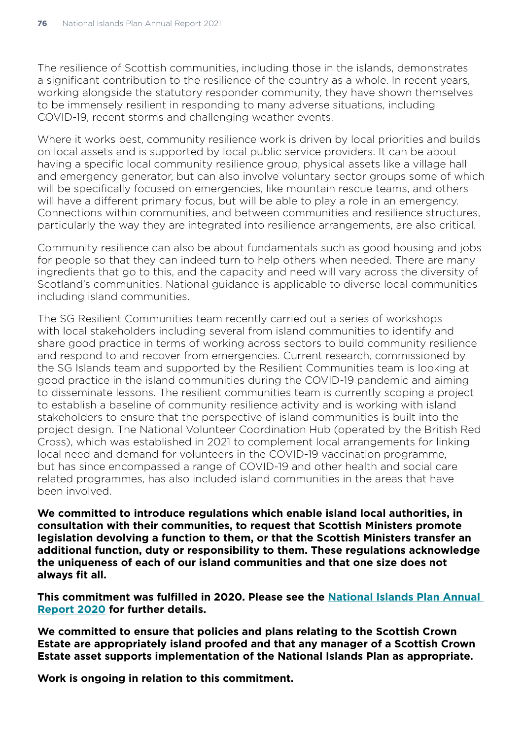The resilience of Scottish communities, including those in the islands, demonstrates a significant contribution to the resilience of the country as a whole. In recent years, working alongside the statutory responder community, they have shown themselves to be immensely resilient in responding to many adverse situations, including COVID-19, recent storms and challenging weather events.

Where it works best, community resilience work is driven by local priorities and builds on local assets and is supported by local public service providers. It can be about having a specific local community resilience group, physical assets like a village hall and emergency generator, but can also involve voluntary sector groups some of which will be specifically focused on emergencies, like mountain rescue teams, and others will have a different primary focus, but will be able to play a role in an emergency. Connections within communities, and between communities and resilience structures, particularly the way they are integrated into resilience arrangements, are also critical.

Community resilience can also be about fundamentals such as good housing and jobs for people so that they can indeed turn to help others when needed. There are many ingredients that go to this, and the capacity and need will vary across the diversity of Scotland's communities. National guidance is applicable to diverse local communities including island communities.

The SG Resilient Communities team recently carried out a series of workshops with local stakeholders including several from island communities to identify and share good practice in terms of working across sectors to build community resilience and respond to and recover from emergencies. Current research, commissioned by the SG Islands team and supported by the Resilient Communities team is looking at good practice in the island communities during the COVID-19 pandemic and aiming to disseminate lessons. The resilient communities team is currently scoping a project to establish a baseline of community resilience activity and is working with island stakeholders to ensure that the perspective of island communities is built into the project design. The National Volunteer Coordination Hub (operated by the British Red Cross), which was established in 2021 to complement local arrangements for linking local need and demand for volunteers in the COVID-19 vaccination programme, but has since encompassed a range of COVID-19 and other health and social care related programmes, has also included island communities in the areas that have been involved.

**We committed to introduce regulations which enable island local authorities, in consultation with their communities, to request that Scottish Ministers promote legislation devolving a function to them, or that the Scottish Ministers transfer an additional function, duty or responsibility to them. These regulations acknowledge the uniqueness of each of our island communities and that one size does not always fit all.**

**This commitment was fulfilled in 2020. Please see the National Islands Plan Annual Report 2020 for further details.**

**We committed to ensure that policies and plans relating to the Scottish Crown Estate are appropriately island proofed and that any manager of a Scottish Crown Estate asset supports implementation of the National Islands Plan as appropriate.**

**Work is ongoing in relation to this commitment.**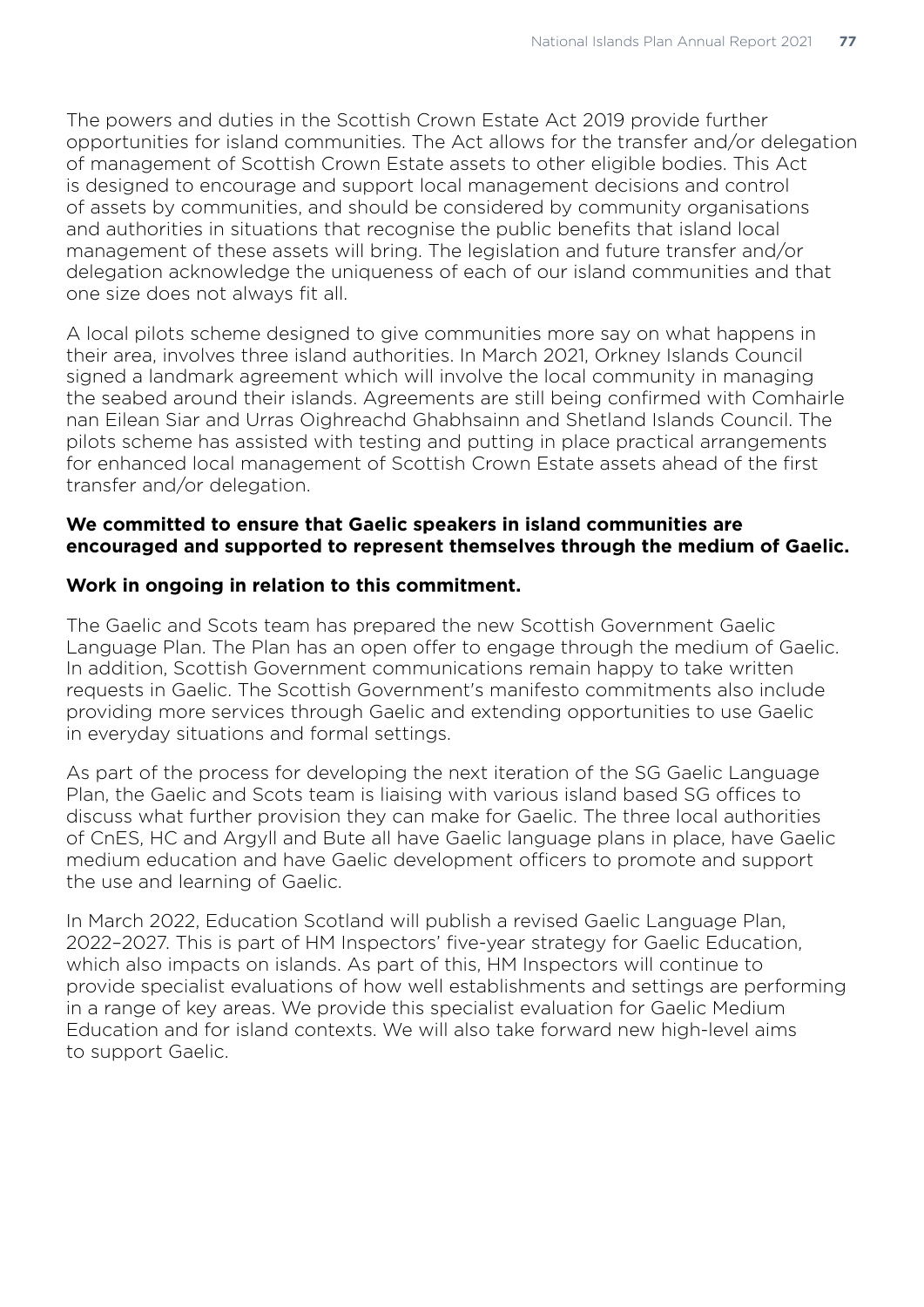The powers and duties in the Scottish Crown Estate Act 2019 provide further opportunities for island communities. The Act allows for the transfer and/or delegation of management of Scottish Crown Estate assets to other eligible bodies. This Act is designed to encourage and support local management decisions and control of assets by communities, and should be considered by community organisations and authorities in situations that recognise the public benefits that island local management of these assets will bring. The legislation and future transfer and/or delegation acknowledge the uniqueness of each of our island communities and that one size does not always fit all.

A local pilots scheme designed to give communities more say on what happens in their area, involves three island authorities. In March 2021, Orkney Islands Council signed a landmark agreement which will involve the local community in managing the seabed around their islands. Agreements are still being confirmed with Comhairle nan Eilean Siar and Urras Oighreachd Ghabhsainn and Shetland Islands Council. The pilots scheme has assisted with testing and putting in place practical arrangements for enhanced local management of Scottish Crown Estate assets ahead of the first transfer and/or delegation.

**We committed to ensure that Gaelic speakers in island communities are encouraged and supported to represent themselves through the medium of Gaelic.**

**Work in ongoing in relation to this commitment.**

The Gaelic and Scots team has prepared the new Scottish Government Gaelic Language Plan. The Plan has an open offer to engage through the medium of Gaelic. In addition, Scottish Government communications remain happy to take written requests in Gaelic. The Scottish Government's manifesto commitments also include providing more services through Gaelic and extending opportunities to use Gaelic in everyday situations and formal settings.

As part of the process for developing the next iteration of the SG Gaelic Language Plan, the Gaelic and Scots team is liaising with various island based SG offices to discuss what further provision they can make for Gaelic. The three local authorities of CnES, HC and Argyll and Bute all have Gaelic language plans in place, have Gaelic medium education and have Gaelic development officers to promote and support the use and learning of Gaelic.

In March 2022, Education Scotland will publish a revised Gaelic Language Plan, 2022–2027. This is part of HM Inspectors' five-year strategy for Gaelic Education, which also impacts on islands. As part of this, HM Inspectors will continue to provide specialist evaluations of how well establishments and settings are performing in a range of key areas. We provide this specialist evaluation for Gaelic Medium Education and for island contexts. We will also take forward new high-level aims to support Gaelic.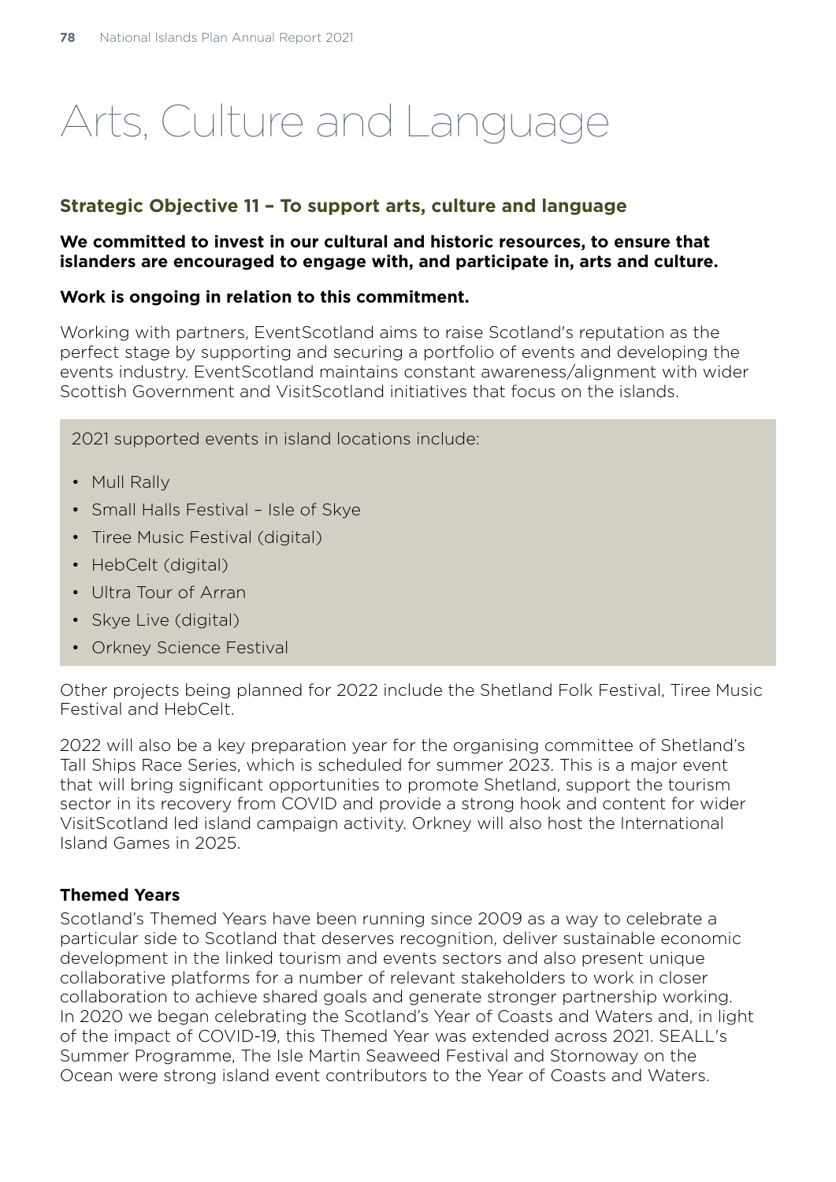# Arts, Culture and Language

## Strategic Objective 11 – To support arts, culture and language

**We committed to invest in our cultural and historic resources, to ensure that islanders are encouraged to engage with, and participate in, arts and culture.**

**Work is ongoing in relation to this commitment.**

Working with partners, EventScotland aims to raise Scotland's reputation as the perfect stage by supporting and securing a portfolio of events and developing the events industry. EventScotland maintains constant awareness/alignment with wider Scottish Government and VisitScotland initiatives that focus on the islands.

2021 supported events in island locations include:

- Mull Rally
- Small Halls Festival – Isle of Skye
- Tiree Music Festival (digital)
- HebCelt (digital)
- Ultra Tour of Arran
- Skye Live (digital)
- Orkney Science Festival

Other projects being planned for 2022 include the Shetland Folk Festival, Tiree Music Festival and HebCelt.

2022 will also be a key preparation year for the organising committee of Shetland's Tall Ships Race Series, which is scheduled for summer 2023. This is a major event that will bring significant opportunities to promote Shetland, support the tourism sector in its recovery from COVID and provide a strong hook and content for wider VisitScotland led island campaign activity. Orkney will also host the International Island Games in 2025.

**Themed Years**

Scotland's Themed Years have been running since 2009 as a way to celebrate a particular side to Scotland that deserves recognition, deliver sustainable economic development in the linked tourism and events sectors and also present unique collaborative platforms for a number of relevant stakeholders to work in closer collaboration to achieve shared goals and generate stronger partnership working. In 2020 we began celebrating the Scotland's Year of Coasts and Waters and, in light of the impact of COVID-19, this Themed Year was extended across 2021. SEALL's Summer Programme, The Isle Martin Seaweed Festival and Stornoway on the Ocean were strong island event contributors to the Year of Coasts and Waters.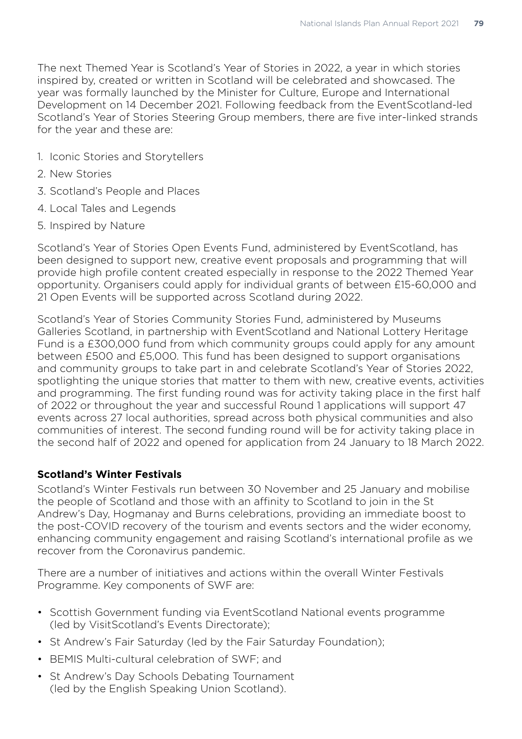The next Themed Year is Scotland's Year of Stories in 2022, a year in which stories inspired by, created or written in Scotland will be celebrated and showcased. The year was formally launched by the Minister for Culture, Europe and International Development on 14 December 2021. Following feedback from the EventScotland-led Scotland's Year of Stories Steering Group members, there are five inter-linked strands for the year and these are:

1. Iconic Stories and Storytellers
2. New Stories
3. Scotland's People and Places
4. Local Tales and Legends
5. Inspired by Nature

Scotland's Year of Stories Open Events Fund, administered by EventScotland, has been designed to support new, creative event proposals and programming that will provide high profile content created especially in response to the 2022 Themed Year opportunity. Organisers could apply for individual grants of between £15-60,000 and 21 Open Events will be supported across Scotland during 2022.

Scotland's Year of Stories Community Stories Fund, administered by Museums Galleries Scotland, in partnership with EventScotland and National Lottery Heritage Fund is a £300,000 fund from which community groups could apply for any amount between £500 and £5,000. This fund has been designed to support organisations and community groups to take part in and celebrate Scotland's Year of Stories 2022, spotlighting the unique stories that matter to them with new, creative events, activities and programming. The first funding round was for activity taking place in the first half of 2022 or throughout the year and successful Round 1 applications will support 47 events across 27 local authorities, spread across both physical communities and also communities of interest. The second funding round will be for activity taking place in the second half of 2022 and opened for application from 24 January to 18 March 2022.

**Scotland's Winter Festivals**

Scotland's Winter Festivals run between 30 November and 25 January and mobilise the people of Scotland and those with an affinity to Scotland to join in the St Andrew's Day, Hogmanay and Burns celebrations, providing an immediate boost to the post-COVID recovery of the tourism and events sectors and the wider economy, enhancing community engagement and raising Scotland's international profile as we recover from the Coronavirus pandemic.

There are a number of initiatives and actions within the overall Winter Festivals Programme. Key components of SWF are:

- Scottish Government funding via EventScotland National events programme (led by VisitScotland's Events Directorate);
- St Andrew's Fair Saturday (led by the Fair Saturday Foundation);
- BEMIS Multi-cultural celebration of SWF; and
- St Andrew's Day Schools Debating Tournament (led by the English Speaking Union Scotland).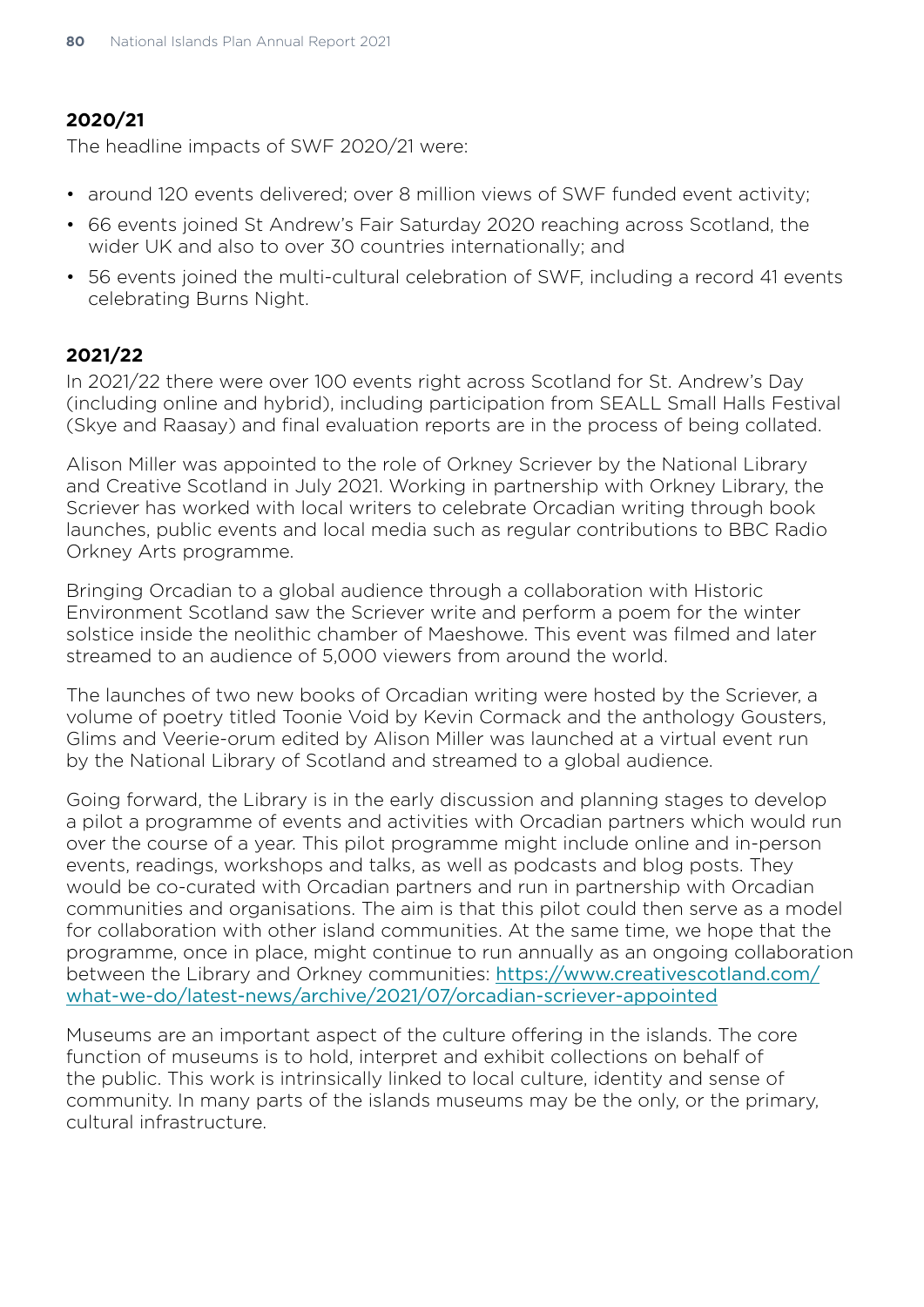### 2020/21

The headline impacts of SWF 2020/21 were:

- around 120 events delivered; over 8 million views of SWF funded event activity;
- 66 events joined St Andrew's Fair Saturday 2020 reaching across Scotland, the wider UK and also to over 30 countries internationally; and
- 56 events joined the multi-cultural celebration of SWF, including a record 41 events celebrating Burns Night.

### 2021/22

In 2021/22 there were over 100 events right across Scotland for St. Andrew's Day (including online and hybrid), including participation from SEALL Small Halls Festival (Skye and Raasay) and final evaluation reports are in the process of being collated.

Alison Miller was appointed to the role of Orkney Scriever by the National Library and Creative Scotland in July 2021. Working in partnership with Orkney Library, the Scriever has worked with local writers to celebrate Orcadian writing through book launches, public events and local media such as regular contributions to BBC Radio Orkney Arts programme.

Bringing Orcadian to a global audience through a collaboration with Historic Environment Scotland saw the Scriever write and perform a poem for the winter solstice inside the neolithic chamber of Maeshowe. This event was filmed and later streamed to an audience of 5,000 viewers from around the world.

The launches of two new books of Orcadian writing were hosted by the Scriever, a volume of poetry titled Toonie Void by Kevin Cormack and the anthology Gousters, Glims and Veerie-orum edited by Alison Miller was launched at a virtual event run by the National Library of Scotland and streamed to a global audience.

Going forward, the Library is in the early discussion and planning stages to develop a pilot a programme of events and activities with Orcadian partners which would run over the course of a year. This pilot programme might include online and in-person events, readings, workshops and talks, as well as podcasts and blog posts. They would be co-curated with Orcadian partners and run in partnership with Orcadian communities and organisations. The aim is that this pilot could then serve as a model for collaboration with other island communities. At the same time, we hope that the programme, once in place, might continue to run annually as an ongoing collaboration between the Library and Orkney communities: [https://www.creativescotland.com/what-we-do/latest-news/archive/2021/07/orcadian-scriever-appointed](https://www.creativescotland.com/what-we-do/latest-news/archive/2021/07/orcadian-scriever-appointed)

Museums are an important aspect of the culture offering in the islands. The core function of museums is to hold, interpret and exhibit collections on behalf of the public. This work is intrinsically linked to local culture, identity and sense of community. In many parts of the islands museums may be the only, or the primary, cultural infrastructure.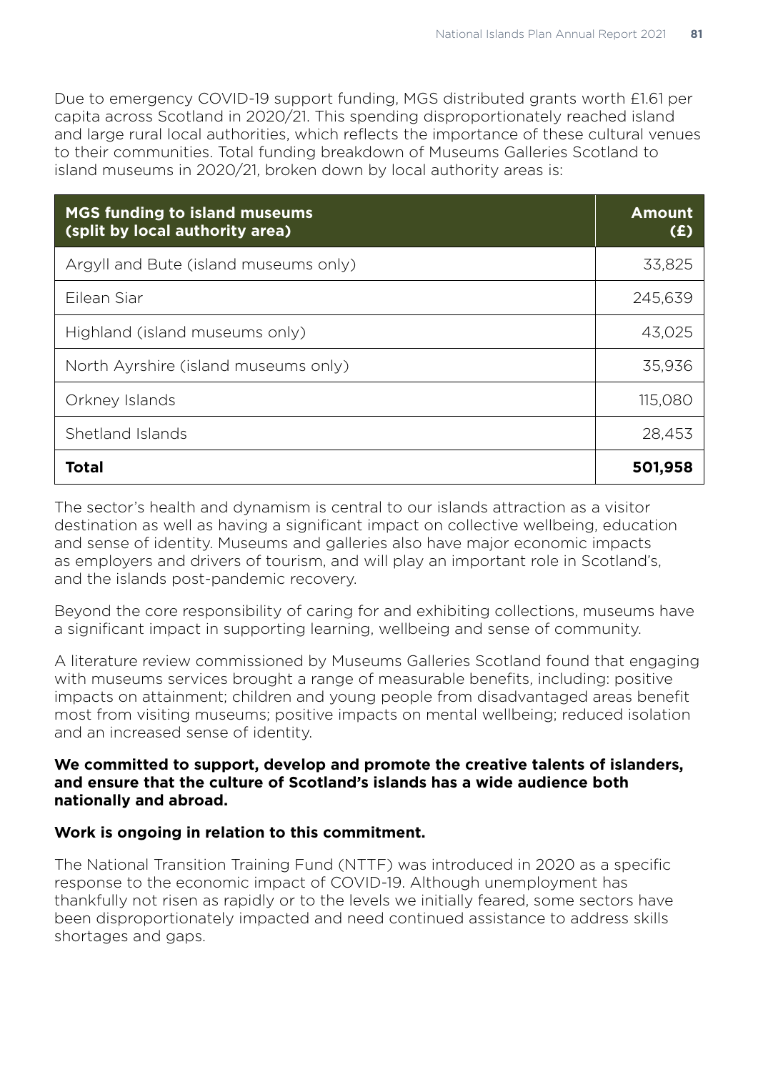Due to emergency COVID-19 support funding, MGS distributed grants worth £1.61 per capita across Scotland in 2020/21. This spending disproportionately reached island and large rural local authorities, which reflects the importance of these cultural venues to their communities. Total funding breakdown of Museums Galleries Scotland to island museums in 2020/21, broken down by local authority areas is:

| MGS funding to island museums (split by local authority area) | Amount (£) |
|---|---|
| Argyll and Bute (island museums only) | 33,825 |
| Eilean Siar | 245,639 |
| Highland (island museums only) | 43,025 |
| North Ayrshire (island museums only) | 35,936 |
| Orkney Islands | 115,080 |
| Shetland Islands | 28,453 |
| **Total** | **501,958** |

The sector's health and dynamism is central to our islands attraction as a visitor destination as well as having a significant impact on collective wellbeing, education and sense of identity. Museums and galleries also have major economic impacts as employers and drivers of tourism, and will play an important role in Scotland's, and the islands post-pandemic recovery.

Beyond the core responsibility of caring for and exhibiting collections, museums have a significant impact in supporting learning, wellbeing and sense of community.

A literature review commissioned by Museums Galleries Scotland found that engaging with museums services brought a range of measurable benefits, including: positive impacts on attainment; children and young people from disadvantaged areas benefit most from visiting museums; positive impacts on mental wellbeing; reduced isolation and an increased sense of identity.

**We committed to support, develop and promote the creative talents of islanders, and ensure that the culture of Scotland's islands has a wide audience both nationally and abroad.**

**Work is ongoing in relation to this commitment.**

The National Transition Training Fund (NTTF) was introduced in 2020 as a specific response to the economic impact of COVID-19. Although unemployment has thankfully not risen as rapidly or to the levels we initially feared, some sectors have been disproportionately impacted and need continued assistance to address skills shortages and gaps.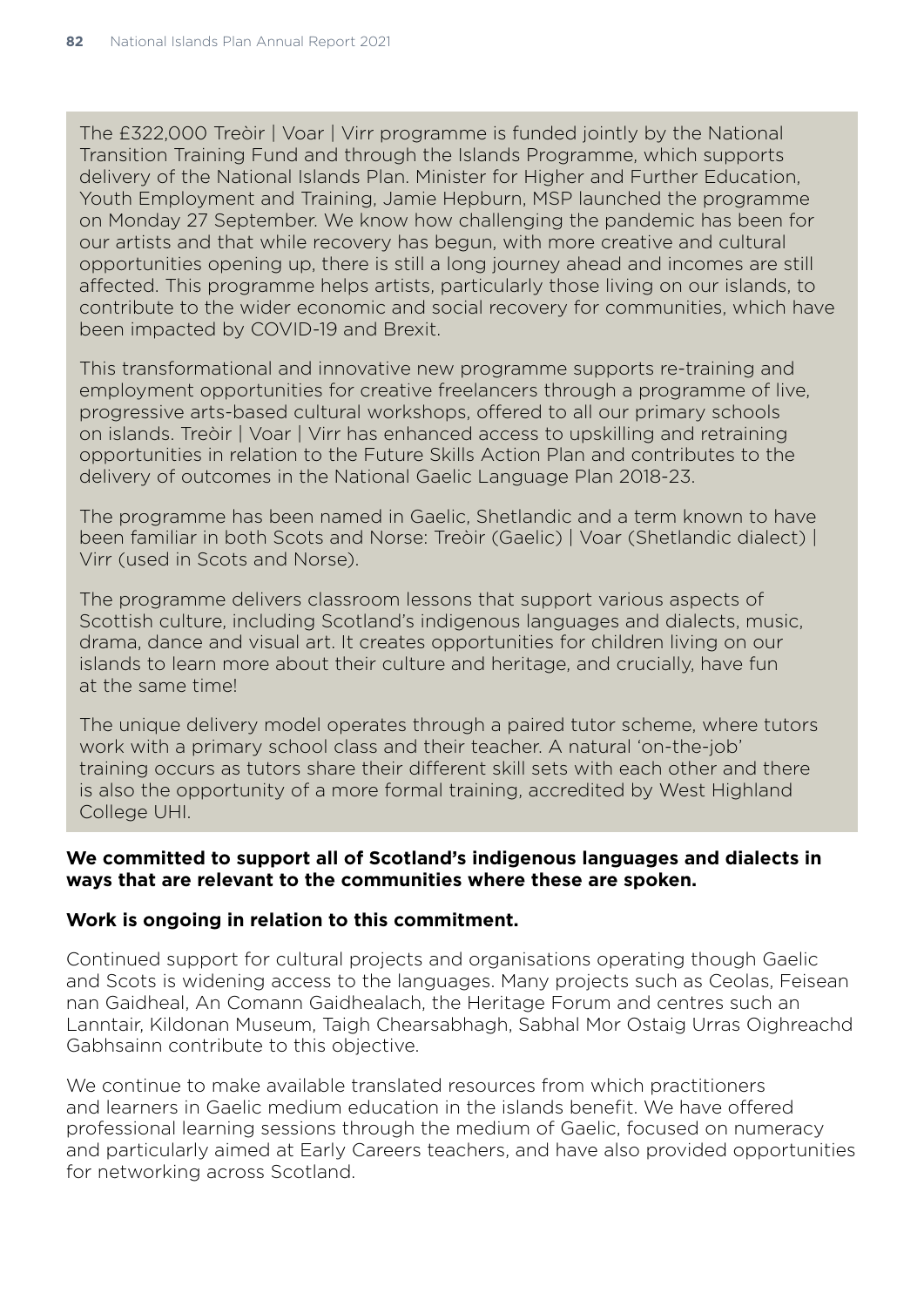The £322,000 Treòir | Voar | Virr programme is funded jointly by the National Transition Training Fund and through the Islands Programme, which supports delivery of the National Islands Plan. Minister for Higher and Further Education, Youth Employment and Training, Jamie Hepburn, MSP launched the programme on Monday 27 September. We know how challenging the pandemic has been for our artists and that while recovery has begun, with more creative and cultural opportunities opening up, there is still a long journey ahead and incomes are still affected. This programme helps artists, particularly those living on our islands, to contribute to the wider economic and social recovery for communities, which have been impacted by COVID-19 and Brexit.

This transformational and innovative new programme supports re-training and employment opportunities for creative freelancers through a programme of live, progressive arts-based cultural workshops, offered to all our primary schools on islands. Treòir | Voar | Virr has enhanced access to upskilling and retraining opportunities in relation to the Future Skills Action Plan and contributes to the delivery of outcomes in the National Gaelic Language Plan 2018-23.

The programme has been named in Gaelic, Shetlandic and a term known to have been familiar in both Scots and Norse: Treòir (Gaelic) | Voar (Shetlandic dialect) | Virr (used in Scots and Norse).

The programme delivers classroom lessons that support various aspects of Scottish culture, including Scotland's indigenous languages and dialects, music, drama, dance and visual art. It creates opportunities for children living on our islands to learn more about their culture and heritage, and crucially, have fun at the same time!

The unique delivery model operates through a paired tutor scheme, where tutors work with a primary school class and their teacher. A natural 'on-the-job' training occurs as tutors share their different skill sets with each other and there is also the opportunity of a more formal training, accredited by West Highland College UHI.

**We committed to support all of Scotland's indigenous languages and dialects in ways that are relevant to the communities where these are spoken.**

**Work is ongoing in relation to this commitment.**

Continued support for cultural projects and organisations operating though Gaelic and Scots is widening access to the languages. Many projects such as Ceolas, Feisean nan Gaidheal, An Comann Gaidhealach, the Heritage Forum and centres such an Lanntair, Kildonan Museum, Taigh Chearsabhagh, Sabhal Mor Ostaig Urras Oighreachd Gabhsainn contribute to this objective.

We continue to make available translated resources from which practitioners and learners in Gaelic medium education in the islands benefit. We have offered professional learning sessions through the medium of Gaelic, focused on numeracy and particularly aimed at Early Careers teachers, and have also provided opportunities for networking across Scotland.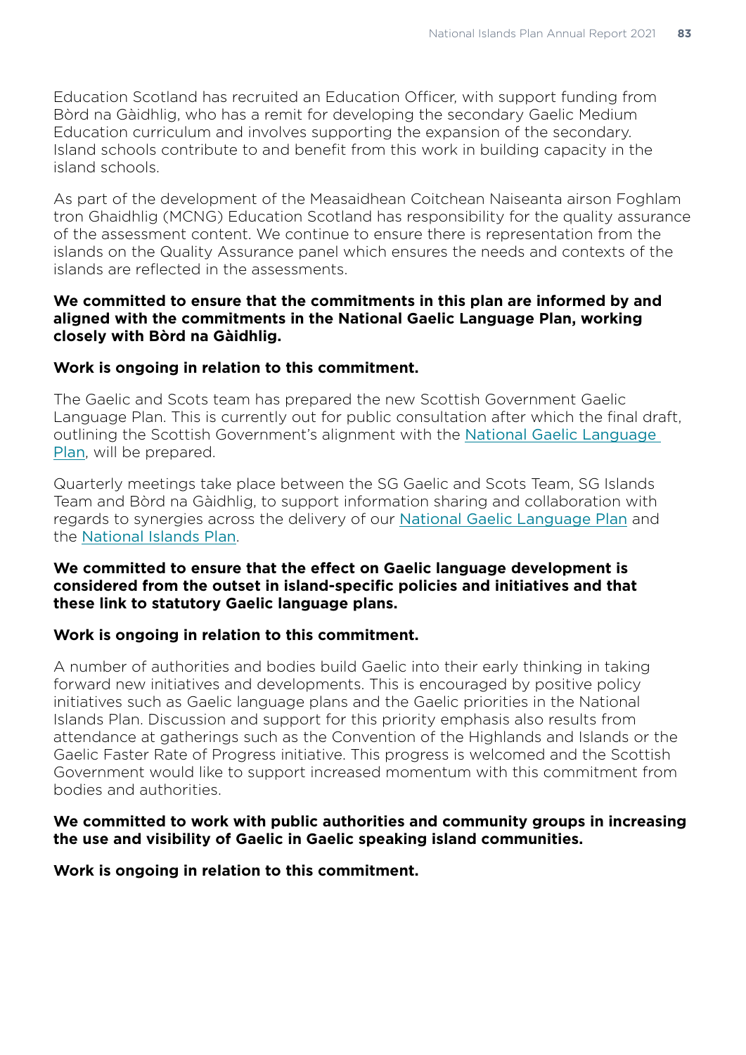Education Scotland has recruited an Education Officer, with support funding from Bòrd na Gàidhlig, who has a remit for developing the secondary Gaelic Medium Education curriculum and involves supporting the expansion of the secondary. Island schools contribute to and benefit from this work in building capacity in the island schools.

As part of the development of the Measaidhean Coitchean Naiseanta airson Foghlam tron Ghaidhlig (MCNG) Education Scotland has responsibility for the quality assurance of the assessment content. We continue to ensure there is representation from the islands on the Quality Assurance panel which ensures the needs and contexts of the islands are reflected in the assessments.

**We committed to ensure that the commitments in this plan are informed by and aligned with the commitments in the National Gaelic Language Plan, working closely with Bòrd na Gàidhlig.**

**Work is ongoing in relation to this commitment.**

The Gaelic and Scots team has prepared the new Scottish Government Gaelic Language Plan. This is currently out for public consultation after which the final draft, outlining the Scottish Government's alignment with the National Gaelic Language Plan, will be prepared.

Quarterly meetings take place between the SG Gaelic and Scots Team, SG Islands Team and Bòrd na Gàidhlig, to support information sharing and collaboration with regards to synergies across the delivery of our National Gaelic Language Plan and the National Islands Plan.

**We committed to ensure that the effect on Gaelic language development is considered from the outset in island-specific policies and initiatives and that these link to statutory Gaelic language plans.**

**Work is ongoing in relation to this commitment.**

A number of authorities and bodies build Gaelic into their early thinking in taking forward new initiatives and developments. This is encouraged by positive policy initiatives such as Gaelic language plans and the Gaelic priorities in the National Islands Plan. Discussion and support for this priority emphasis also results from attendance at gatherings such as the Convention of the Highlands and Islands or the Gaelic Faster Rate of Progress initiative. This progress is welcomed and the Scottish Government would like to support increased momentum with this commitment from bodies and authorities.

**We committed to work with public authorities and community groups in increasing the use and visibility of Gaelic in Gaelic speaking island communities.**

**Work is ongoing in relation to this commitment.**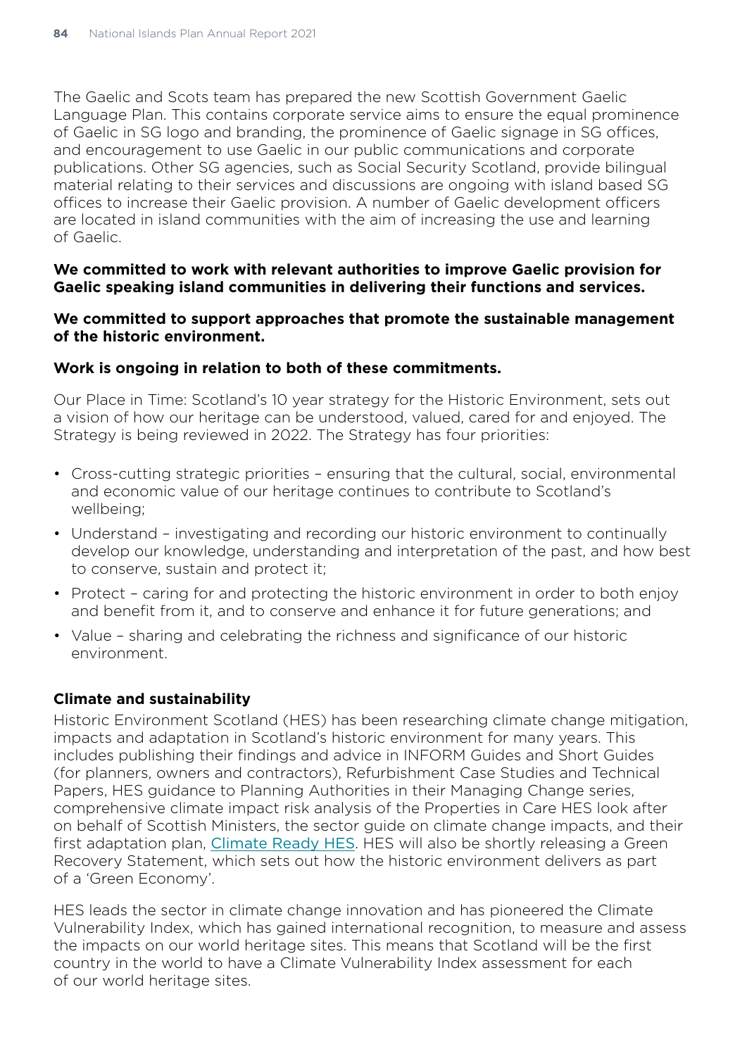The Gaelic and Scots team has prepared the new Scottish Government Gaelic Language Plan. This contains corporate service aims to ensure the equal prominence of Gaelic in SG logo and branding, the prominence of Gaelic signage in SG offices, and encouragement to use Gaelic in our public communications and corporate publications. Other SG agencies, such as Social Security Scotland, provide bilingual material relating to their services and discussions are ongoing with island based SG offices to increase their Gaelic provision. A number of Gaelic development officers are located in island communities with the aim of increasing the use and learning of Gaelic.

**We committed to work with relevant authorities to improve Gaelic provision for Gaelic speaking island communities in delivering their functions and services.**

**We committed to support approaches that promote the sustainable management of the historic environment.**

**Work is ongoing in relation to both of these commitments.**

Our Place in Time: Scotland's 10 year strategy for the Historic Environment, sets out a vision of how our heritage can be understood, valued, cared for and enjoyed. The Strategy is being reviewed in 2022. The Strategy has four priorities:

- Cross-cutting strategic priorities – ensuring that the cultural, social, environmental and economic value of our heritage continues to contribute to Scotland's wellbeing;
- Understand – investigating and recording our historic environment to continually develop our knowledge, understanding and interpretation of the past, and how best to conserve, sustain and protect it;
- Protect – caring for and protecting the historic environment in order to both enjoy and benefit from it, and to conserve and enhance it for future generations; and
- Value – sharing and celebrating the richness and significance of our historic environment.

**Climate and sustainability**

Historic Environment Scotland (HES) has been researching climate change mitigation, impacts and adaptation in Scotland's historic environment for many years. This includes publishing their findings and advice in INFORM Guides and Short Guides (for planners, owners and contractors), Refurbishment Case Studies and Technical Papers, HES guidance to Planning Authorities in their Managing Change series, comprehensive climate impact risk analysis of the Properties in Care HES look after on behalf of Scottish Ministers, the sector guide on climate change impacts, and their first adaptation plan, Climate Ready HES. HES will also be shortly releasing a Green Recovery Statement, which sets out how the historic environment delivers as part of a 'Green Economy'.

HES leads the sector in climate change innovation and has pioneered the Climate Vulnerability Index, which has gained international recognition, to measure and assess the impacts on our world heritage sites. This means that Scotland will be the first country in the world to have a Climate Vulnerability Index assessment for each of our world heritage sites.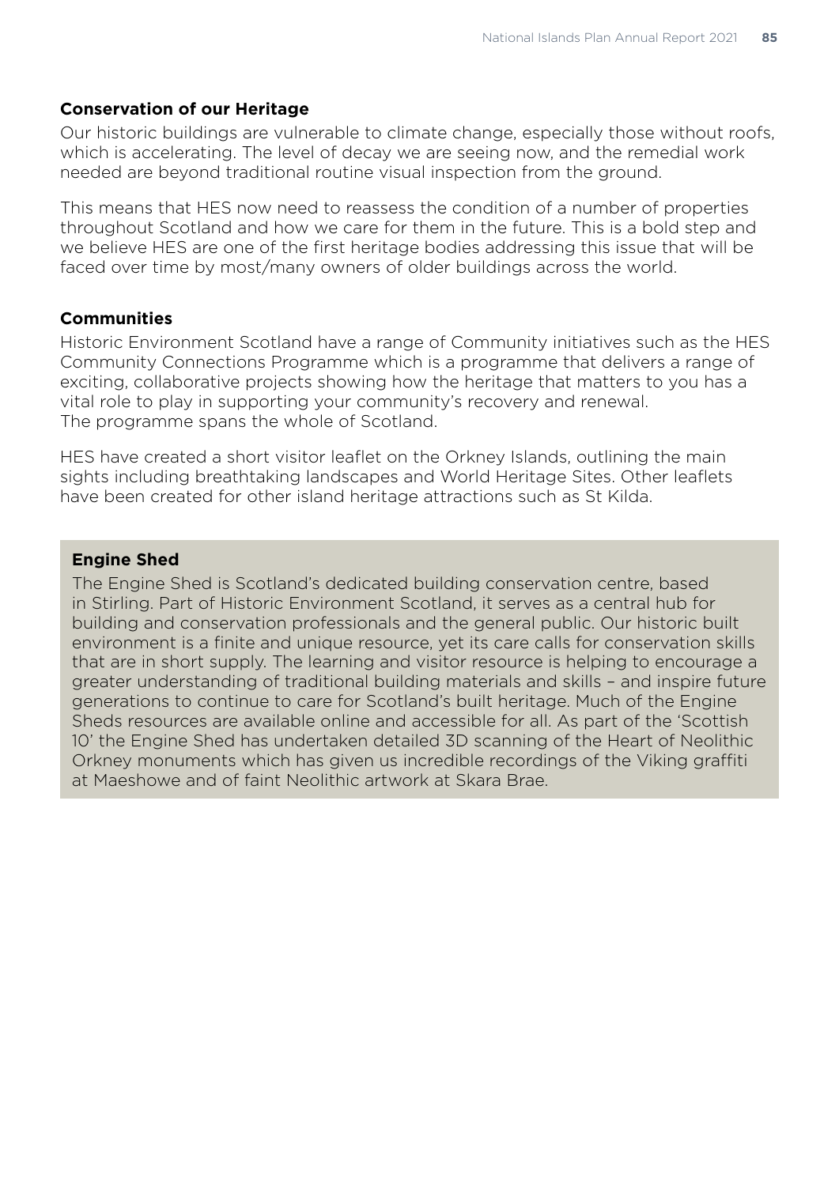### Conservation of our Heritage

Our historic buildings are vulnerable to climate change, especially those without roofs, which is accelerating. The level of decay we are seeing now, and the remedial work needed are beyond traditional routine visual inspection from the ground.

This means that HES now need to reassess the condition of a number of properties throughout Scotland and how we care for them in the future. This is a bold step and we believe HES are one of the first heritage bodies addressing this issue that will be faced over time by most/many owners of older buildings across the world.

### Communities

Historic Environment Scotland have a range of Community initiatives such as the HES Community Connections Programme which is a programme that delivers a range of exciting, collaborative projects showing how the heritage that matters to you has a vital role to play in supporting your community's recovery and renewal.
The programme spans the whole of Scotland.

HES have created a short visitor leaflet on the Orkney Islands, outlining the main sights including breathtaking landscapes and World Heritage Sites. Other leaflets have been created for other island heritage attractions such as St Kilda.

### Engine Shed

The Engine Shed is Scotland's dedicated building conservation centre, based in Stirling. Part of Historic Environment Scotland, it serves as a central hub for building and conservation professionals and the general public. Our historic built environment is a finite and unique resource, yet its care calls for conservation skills that are in short supply. The learning and visitor resource is helping to encourage a greater understanding of traditional building materials and skills – and inspire future generations to continue to care for Scotland's built heritage. Much of the Engine Sheds resources are available online and accessible for all. As part of the 'Scottish 10' the Engine Shed has undertaken detailed 3D scanning of the Heart of Neolithic Orkney monuments which has given us incredible recordings of the Viking graffiti at Maeshowe and of faint Neolithic artwork at Skara Brae.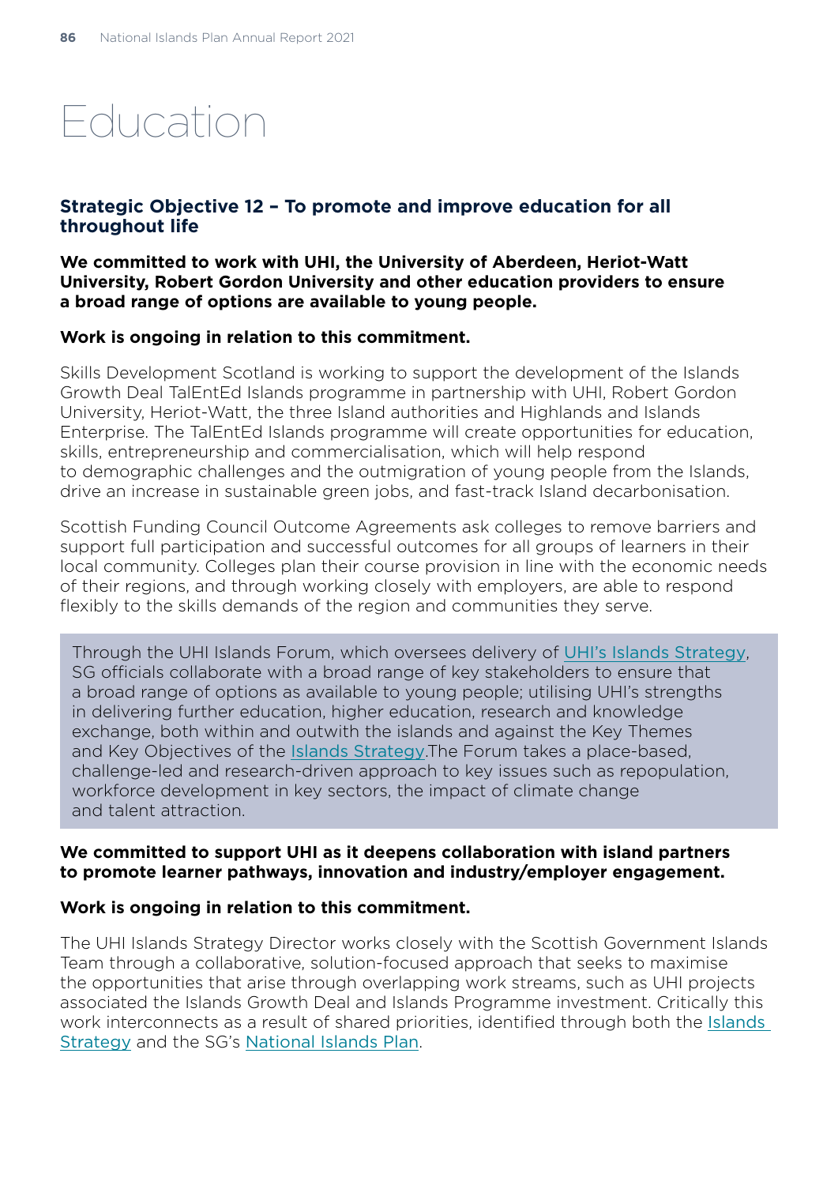# Education

## Strategic Objective 12 – To promote and improve education for all throughout life

**We committed to work with UHI, the University of Aberdeen, Heriot-Watt University, Robert Gordon University and other education providers to ensure a broad range of options are available to young people.**

**Work is ongoing in relation to this commitment.**

Skills Development Scotland is working to support the development of the Islands Growth Deal TalEntEd Islands programme in partnership with UHI, Robert Gordon University, Heriot-Watt, the three Island authorities and Highlands and Islands Enterprise. The TalEntEd Islands programme will create opportunities for education, skills, entrepreneurship and commercialisation, which will help respond to demographic challenges and the outmigration of young people from the Islands, drive an increase in sustainable green jobs, and fast-track Island decarbonisation.

Scottish Funding Council Outcome Agreements ask colleges to remove barriers and support full participation and successful outcomes for all groups of learners in their local community. Colleges plan their course provision in line with the economic needs of their regions, and through working closely with employers, are able to respond flexibly to the skills demands of the region and communities they serve.

Through the UHI Islands Forum, which oversees delivery of UHI's Islands Strategy, SG officials collaborate with a broad range of key stakeholders to ensure that a broad range of options as available to young people; utilising UHI's strengths in delivering further education, higher education, research and knowledge exchange, both within and outwith the islands and against the Key Themes and Key Objectives of the Islands Strategy.The Forum takes a place-based, challenge-led and research-driven approach to key issues such as repopulation, workforce development in key sectors, the impact of climate change and talent attraction.

**We committed to support UHI as it deepens collaboration with island partners to promote learner pathways, innovation and industry/employer engagement.**

**Work is ongoing in relation to this commitment.**

The UHI Islands Strategy Director works closely with the Scottish Government Islands Team through a collaborative, solution-focused approach that seeks to maximise the opportunities that arise through overlapping work streams, such as UHI projects associated the Islands Growth Deal and Islands Programme investment. Critically this work interconnects as a result of shared priorities, identified through both the Islands Strategy and the SG's National Islands Plan.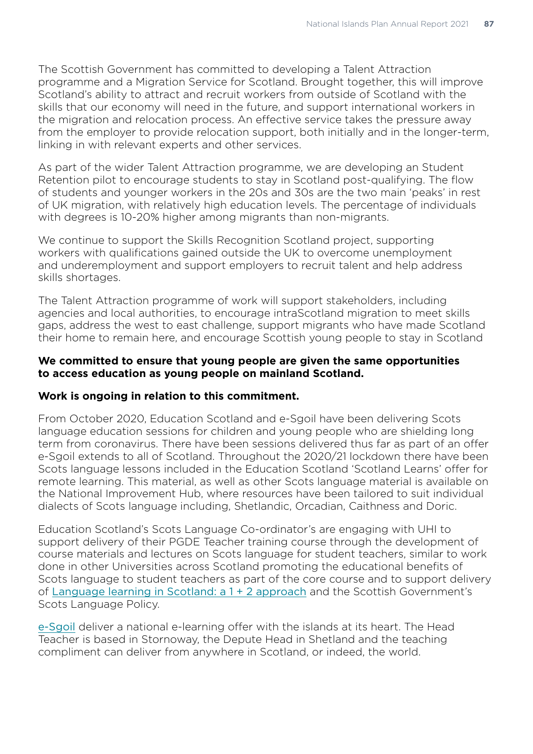The Scottish Government has committed to developing a Talent Attraction programme and a Migration Service for Scotland. Brought together, this will improve Scotland's ability to attract and recruit workers from outside of Scotland with the skills that our economy will need in the future, and support international workers in the migration and relocation process. An effective service takes the pressure away from the employer to provide relocation support, both initially and in the longer-term, linking in with relevant experts and other services.

As part of the wider Talent Attraction programme, we are developing an Student Retention pilot to encourage students to stay in Scotland post-qualifying. The flow of students and younger workers in the 20s and 30s are the two main 'peaks' in rest of UK migration, with relatively high education levels. The percentage of individuals with degrees is 10-20% higher among migrants than non-migrants.

We continue to support the Skills Recognition Scotland project, supporting workers with qualifications gained outside the UK to overcome unemployment and underemployment and support employers to recruit talent and help address skills shortages.

The Talent Attraction programme of work will support stakeholders, including agencies and local authorities, to encourage intraScotland migration to meet skills gaps, address the west to east challenge, support migrants who have made Scotland their home to remain here, and encourage Scottish young people to stay in Scotland

**We committed to ensure that young people are given the same opportunities to access education as young people on mainland Scotland.**

**Work is ongoing in relation to this commitment.**

From October 2020, Education Scotland and e-Sgoil have been delivering Scots language education sessions for children and young people who are shielding long term from coronavirus. There have been sessions delivered thus far as part of an offer e-Sgoil extends to all of Scotland. Throughout the 2020/21 lockdown there have been Scots language lessons included in the Education Scotland 'Scotland Learns' offer for remote learning. This material, as well as other Scots language material is available on the National Improvement Hub, where resources have been tailored to suit individual dialects of Scots language including, Shetlandic, Orcadian, Caithness and Doric.

Education Scotland's Scots Language Co-ordinator's are engaging with UHI to support delivery of their PGDE Teacher training course through the development of course materials and lectures on Scots language for student teachers, similar to work done in other Universities across Scotland promoting the educational benefits of Scots language to student teachers as part of the core course and to support delivery of Language learning in Scotland: a 1 + 2 approach and the Scottish Government's Scots Language Policy.

e-Sgoil deliver a national e-learning offer with the islands at its heart. The Head Teacher is based in Stornoway, the Depute Head in Shetland and the teaching compliment can deliver from anywhere in Scotland, or indeed, the world.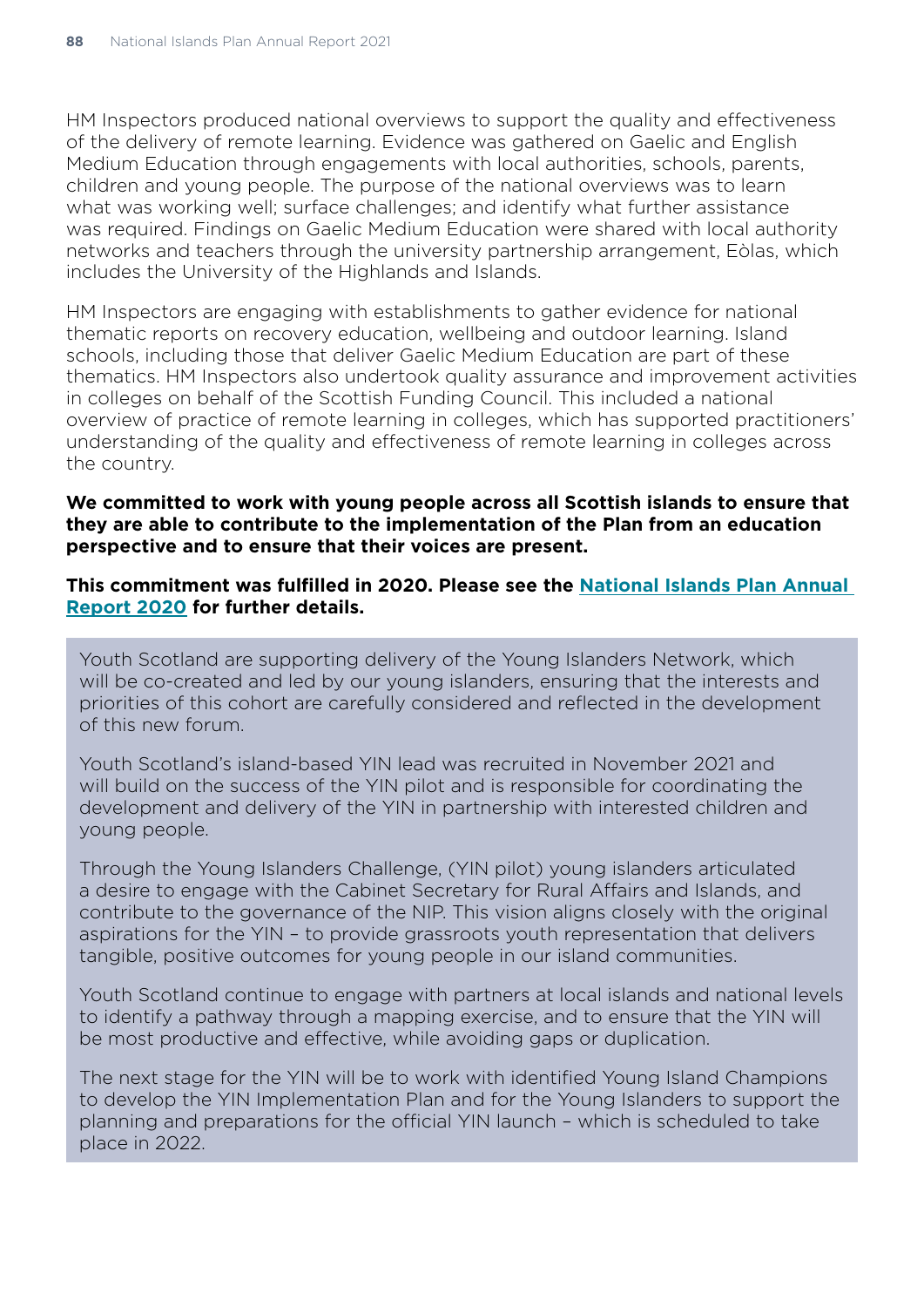HM Inspectors produced national overviews to support the quality and effectiveness of the delivery of remote learning. Evidence was gathered on Gaelic and English Medium Education through engagements with local authorities, schools, parents, children and young people. The purpose of the national overviews was to learn what was working well; surface challenges; and identify what further assistance was required. Findings on Gaelic Medium Education were shared with local authority networks and teachers through the university partnership arrangement, Eòlas, which includes the University of the Highlands and Islands.

HM Inspectors are engaging with establishments to gather evidence for national thematic reports on recovery education, wellbeing and outdoor learning. Island schools, including those that deliver Gaelic Medium Education are part of these thematics. HM Inspectors also undertook quality assurance and improvement activities in colleges on behalf of the Scottish Funding Council. This included a national overview of practice of remote learning in colleges, which has supported practitioners' understanding of the quality and effectiveness of remote learning in colleges across the country.

**We committed to work with young people across all Scottish islands to ensure that they are able to contribute to the implementation of the Plan from an education perspective and to ensure that their voices are present.**

**This commitment was fulfilled in 2020. Please see the National Islands Plan Annual Report 2020 for further details.**

Youth Scotland are supporting delivery of the Young Islanders Network, which will be co-created and led by our young islanders, ensuring that the interests and priorities of this cohort are carefully considered and reflected in the development of this new forum.

Youth Scotland's island-based YIN lead was recruited in November 2021 and will build on the success of the YIN pilot and is responsible for coordinating the development and delivery of the YIN in partnership with interested children and young people.

Through the Young Islanders Challenge, (YIN pilot) young islanders articulated a desire to engage with the Cabinet Secretary for Rural Affairs and Islands, and contribute to the governance of the NIP. This vision aligns closely with the original aspirations for the YIN – to provide grassroots youth representation that delivers tangible, positive outcomes for young people in our island communities.

Youth Scotland continue to engage with partners at local islands and national levels to identify a pathway through a mapping exercise, and to ensure that the YIN will be most productive and effective, while avoiding gaps or duplication.

The next stage for the YIN will be to work with identified Young Island Champions to develop the YIN Implementation Plan and for the Young Islanders to support the planning and preparations for the official YIN launch – which is scheduled to take place in 2022.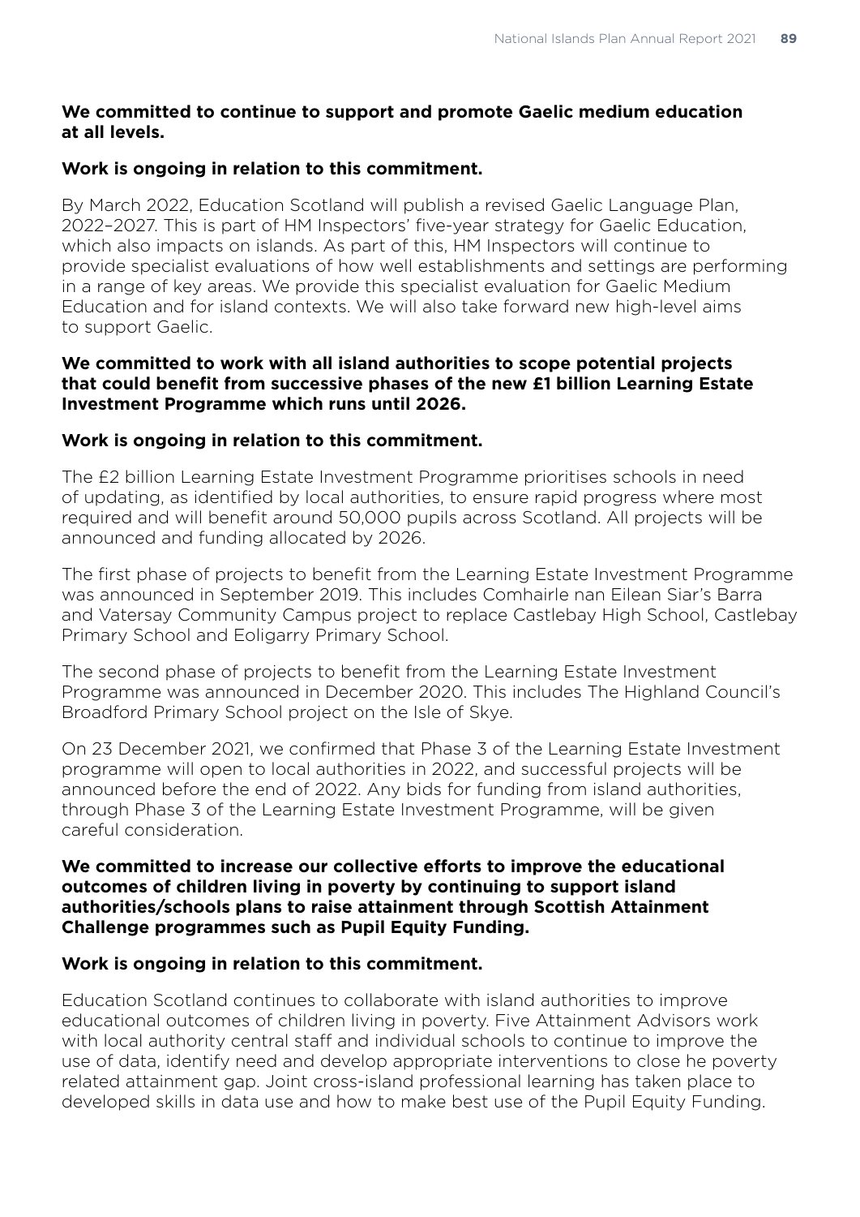**We committed to continue to support and promote Gaelic medium education at all levels.**

**Work is ongoing in relation to this commitment.**

By March 2022, Education Scotland will publish a revised Gaelic Language Plan, 2022–2027. This is part of HM Inspectors' five-year strategy for Gaelic Education, which also impacts on islands. As part of this, HM Inspectors will continue to provide specialist evaluations of how well establishments and settings are performing in a range of key areas. We provide this specialist evaluation for Gaelic Medium Education and for island contexts. We will also take forward new high-level aims to support Gaelic.

**We committed to work with all island authorities to scope potential projects that could benefit from successive phases of the new £1 billion Learning Estate Investment Programme which runs until 2026.**

**Work is ongoing in relation to this commitment.**

The £2 billion Learning Estate Investment Programme prioritises schools in need of updating, as identified by local authorities, to ensure rapid progress where most required and will benefit around 50,000 pupils across Scotland. All projects will be announced and funding allocated by 2026.

The first phase of projects to benefit from the Learning Estate Investment Programme was announced in September 2019. This includes Comhairle nan Eilean Siar's Barra and Vatersay Community Campus project to replace Castlebay High School, Castlebay Primary School and Eoligarry Primary School.

The second phase of projects to benefit from the Learning Estate Investment Programme was announced in December 2020. This includes The Highland Council's Broadford Primary School project on the Isle of Skye.

On 23 December 2021, we confirmed that Phase 3 of the Learning Estate Investment programme will open to local authorities in 2022, and successful projects will be announced before the end of 2022. Any bids for funding from island authorities, through Phase 3 of the Learning Estate Investment Programme, will be given careful consideration.

**We committed to increase our collective efforts to improve the educational outcomes of children living in poverty by continuing to support island authorities/schools plans to raise attainment through Scottish Attainment Challenge programmes such as Pupil Equity Funding.**

**Work is ongoing in relation to this commitment.**

Education Scotland continues to collaborate with island authorities to improve educational outcomes of children living in poverty. Five Attainment Advisors work with local authority central staff and individual schools to continue to improve the use of data, identify need and develop appropriate interventions to close he poverty related attainment gap. Joint cross-island professional learning has taken place to developed skills in data use and how to make best use of the Pupil Equity Funding.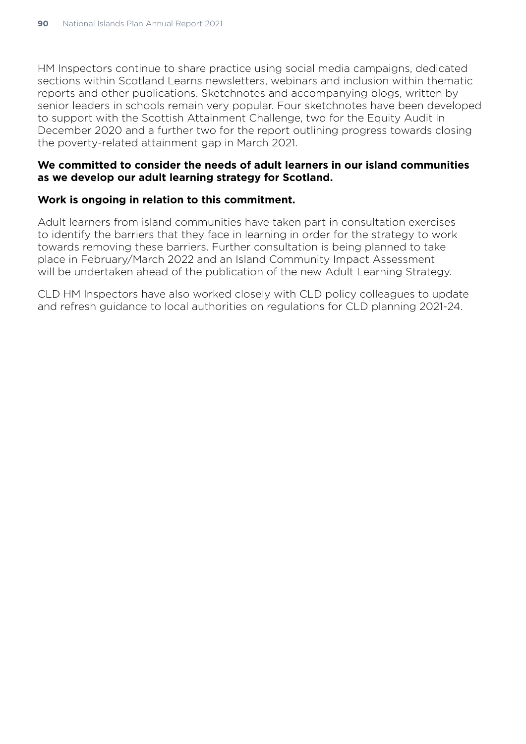HM Inspectors continue to share practice using social media campaigns, dedicated sections within Scotland Learns newsletters, webinars and inclusion within thematic reports and other publications. Sketchnotes and accompanying blogs, written by senior leaders in schools remain very popular. Four sketchnotes have been developed to support with the Scottish Attainment Challenge, two for the Equity Audit in December 2020 and a further two for the report outlining progress towards closing the poverty-related attainment gap in March 2021.

**We committed to consider the needs of adult learners in our island communities as we develop our adult learning strategy for Scotland.**

**Work is ongoing in relation to this commitment.**

Adult learners from island communities have taken part in consultation exercises to identify the barriers that they face in learning in order for the strategy to work towards removing these barriers. Further consultation is being planned to take place in February/March 2022 and an Island Community Impact Assessment will be undertaken ahead of the publication of the new Adult Learning Strategy.

CLD HM Inspectors have also worked closely with CLD policy colleagues to update and refresh guidance to local authorities on regulations for CLD planning 2021-24.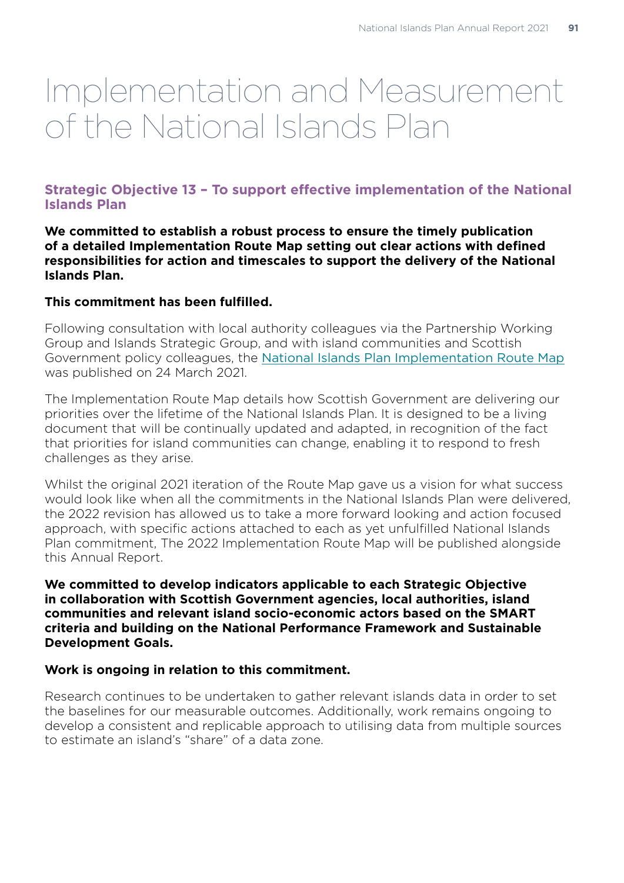# Implementation and Measurement of the National Islands Plan

## Strategic Objective 13 – To support effective implementation of the National Islands Plan

**We committed to establish a robust process to ensure the timely publication of a detailed Implementation Route Map setting out clear actions with defined responsibilities for action and timescales to support the delivery of the National Islands Plan.**

**This commitment has been fulfilled.**

Following consultation with local authority colleagues via the Partnership Working Group and Islands Strategic Group, and with island communities and Scottish Government policy colleagues, the National Islands Plan Implementation Route Map was published on 24 March 2021.

The Implementation Route Map details how Scottish Government are delivering our priorities over the lifetime of the National Islands Plan. It is designed to be a living document that will be continually updated and adapted, in recognition of the fact that priorities for island communities can change, enabling it to respond to fresh challenges as they arise.

Whilst the original 2021 iteration of the Route Map gave us a vision for what success would look like when all the commitments in the National Islands Plan were delivered, the 2022 revision has allowed us to take a more forward looking and action focused approach, with specific actions attached to each as yet unfulfilled National Islands Plan commitment, The 2022 Implementation Route Map will be published alongside this Annual Report.

**We committed to develop indicators applicable to each Strategic Objective in collaboration with Scottish Government agencies, local authorities, island communities and relevant island socio-economic actors based on the SMART criteria and building on the National Performance Framework and Sustainable Development Goals.**

**Work is ongoing in relation to this commitment.**

Research continues to be undertaken to gather relevant islands data in order to set the baselines for our measurable outcomes. Additionally, work remains ongoing to develop a consistent and replicable approach to utilising data from multiple sources to estimate an island's "share" of a data zone.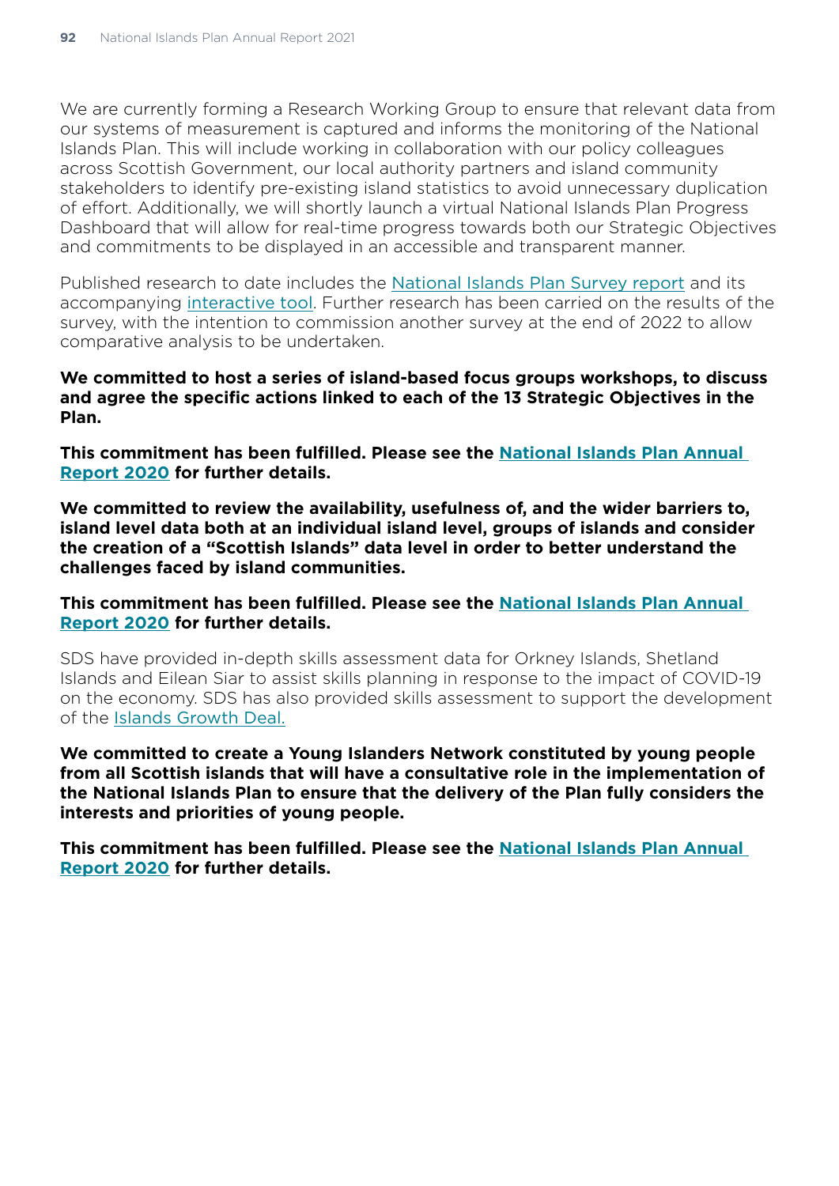We are currently forming a Research Working Group to ensure that relevant data from our systems of measurement is captured and informs the monitoring of the National Islands Plan. This will include working in collaboration with our policy colleagues across Scottish Government, our local authority partners and island community stakeholders to identify pre-existing island statistics to avoid unnecessary duplication of effort. Additionally, we will shortly launch a virtual National Islands Plan Progress Dashboard that will allow for real-time progress towards both our Strategic Objectives and commitments to be displayed in an accessible and transparent manner.

Published research to date includes the National Islands Plan Survey report and its accompanying interactive tool. Further research has been carried on the results of the survey, with the intention to commission another survey at the end of 2022 to allow comparative analysis to be undertaken.

**We committed to host a series of island-based focus groups workshops, to discuss and agree the specific actions linked to each of the 13 Strategic Objectives in the Plan.**

**This commitment has been fulfilled. Please see the National Islands Plan Annual Report 2020 for further details.**

**We committed to review the availability, usefulness of, and the wider barriers to, island level data both at an individual island level, groups of islands and consider the creation of a "Scottish Islands" data level in order to better understand the challenges faced by island communities.**

**This commitment has been fulfilled. Please see the National Islands Plan Annual Report 2020 for further details.**

SDS have provided in-depth skills assessment data for Orkney Islands, Shetland Islands and Eilean Siar to assist skills planning in response to the impact of COVID-19 on the economy. SDS has also provided skills assessment to support the development of the Islands Growth Deal.

**We committed to create a Young Islanders Network constituted by young people from all Scottish islands that will have a consultative role in the implementation of the National Islands Plan to ensure that the delivery of the Plan fully considers the interests and priorities of young people.**

**This commitment has been fulfilled. Please see the National Islands Plan Annual Report 2020 for further details.**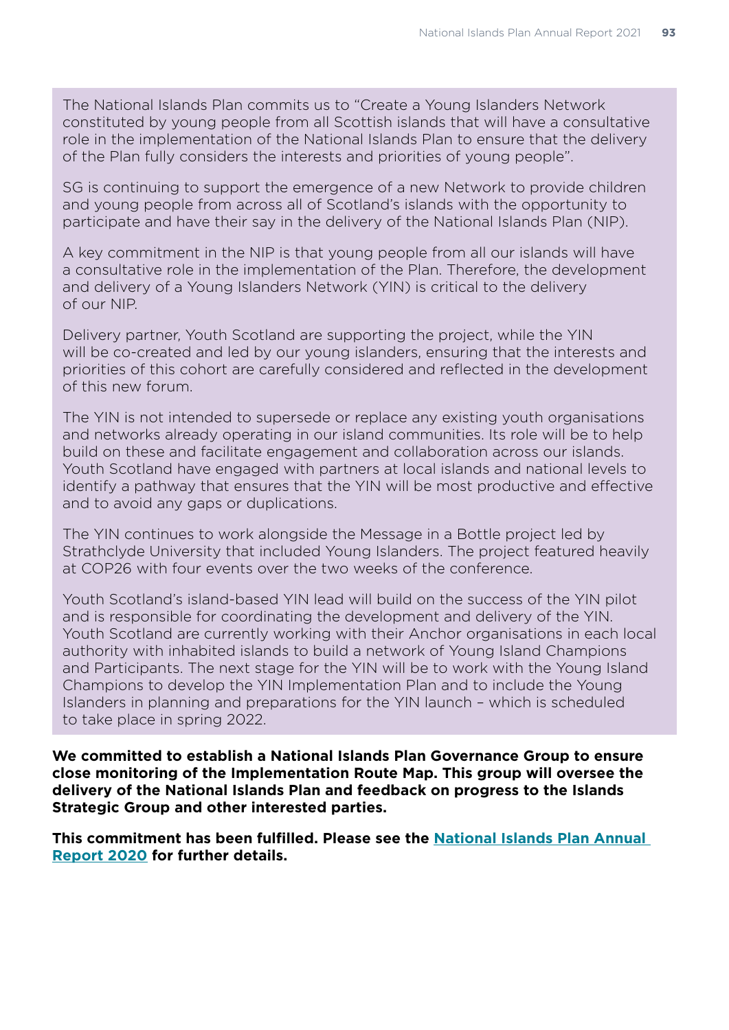The National Islands Plan commits us to "Create a Young Islanders Network constituted by young people from all Scottish islands that will have a consultative role in the implementation of the National Islands Plan to ensure that the delivery of the Plan fully considers the interests and priorities of young people".

SG is continuing to support the emergence of a new Network to provide children and young people from across all of Scotland's islands with the opportunity to participate and have their say in the delivery of the National Islands Plan (NIP).

A key commitment in the NIP is that young people from all our islands will have a consultative role in the implementation of the Plan. Therefore, the development and delivery of a Young Islanders Network (YIN) is critical to the delivery of our NIP.

Delivery partner, Youth Scotland are supporting the project, while the YIN will be co-created and led by our young islanders, ensuring that the interests and priorities of this cohort are carefully considered and reflected in the development of this new forum.

The YIN is not intended to supersede or replace any existing youth organisations and networks already operating in our island communities. Its role will be to help build on these and facilitate engagement and collaboration across our islands. Youth Scotland have engaged with partners at local islands and national levels to identify a pathway that ensures that the YIN will be most productive and effective and to avoid any gaps or duplications.

The YIN continues to work alongside the Message in a Bottle project led by Strathclyde University that included Young Islanders. The project featured heavily at COP26 with four events over the two weeks of the conference.

Youth Scotland's island-based YIN lead will build on the success of the YIN pilot and is responsible for coordinating the development and delivery of the YIN. Youth Scotland are currently working with their Anchor organisations in each local authority with inhabited islands to build a network of Young Island Champions and Participants. The next stage for the YIN will be to work with the Young Island Champions to develop the YIN Implementation Plan and to include the Young Islanders in planning and preparations for the YIN launch – which is scheduled to take place in spring 2022.

**We committed to establish a National Islands Plan Governance Group to ensure close monitoring of the Implementation Route Map. This group will oversee the delivery of the National Islands Plan and feedback on progress to the Islands Strategic Group and other interested parties.**

**This commitment has been fulfilled. Please see the National Islands Plan Annual Report 2020 for further details.**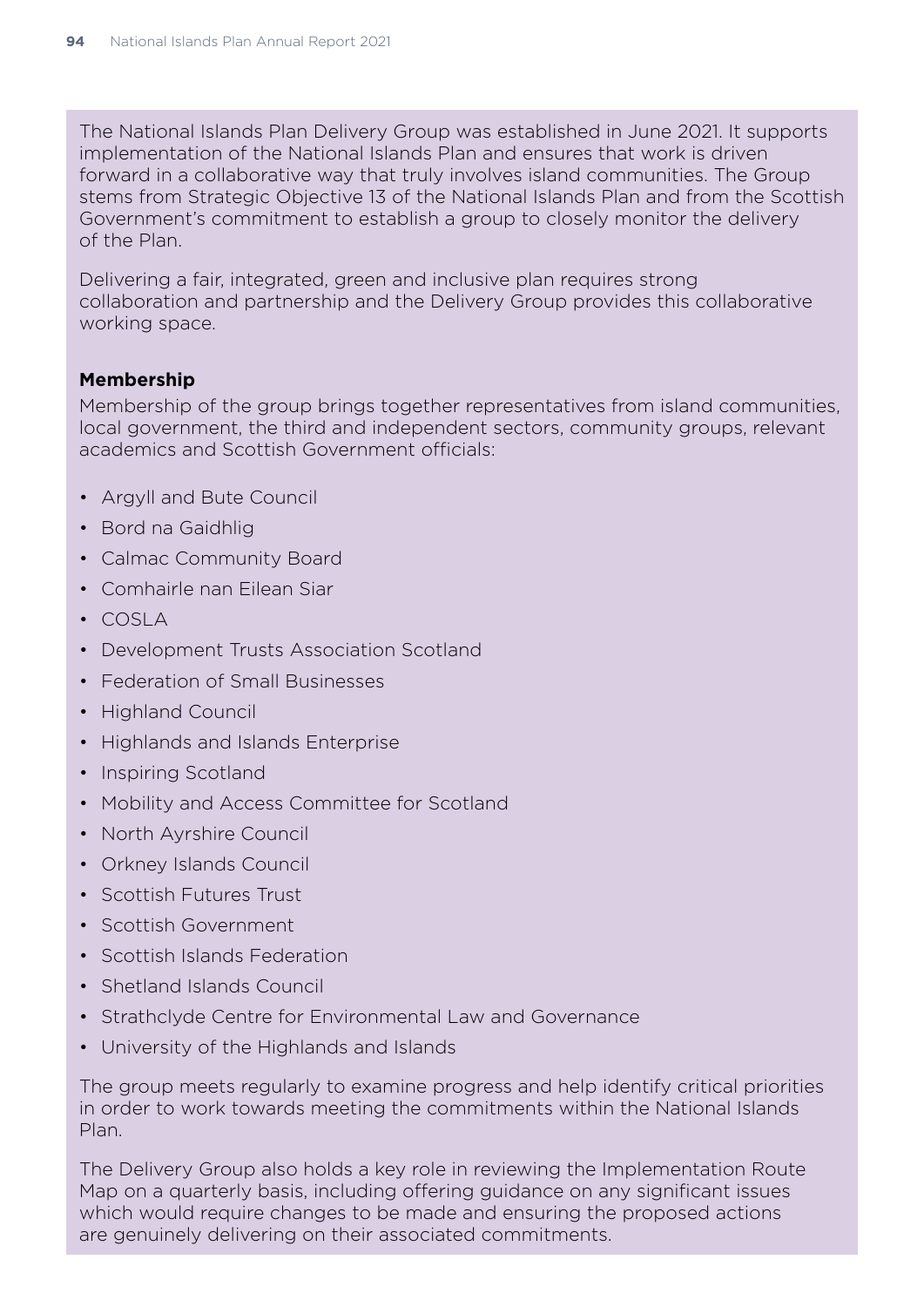The National Islands Plan Delivery Group was established in June 2021. It supports implementation of the National Islands Plan and ensures that work is driven forward in a collaborative way that truly involves island communities. The Group stems from Strategic Objective 13 of the National Islands Plan and from the Scottish Government's commitment to establish a group to closely monitor the delivery of the Plan.

Delivering a fair, integrated, green and inclusive plan requires strong collaboration and partnership and the Delivery Group provides this collaborative working space.

**Membership**

Membership of the group brings together representatives from island communities, local government, the third and independent sectors, community groups, relevant academics and Scottish Government officials:

- Argyll and Bute Council
- Bord na Gaidhlig
- Calmac Community Board
- Comhairle nan Eilean Siar
- COSLA
- Development Trusts Association Scotland
- Federation of Small Businesses
- Highland Council
- Highlands and Islands Enterprise
- Inspiring Scotland
- Mobility and Access Committee for Scotland
- North Ayrshire Council
- Orkney Islands Council
- Scottish Futures Trust
- Scottish Government
- Scottish Islands Federation
- Shetland Islands Council
- Strathclyde Centre for Environmental Law and Governance
- University of the Highlands and Islands

The group meets regularly to examine progress and help identify critical priorities in order to work towards meeting the commitments within the National Islands Plan.

The Delivery Group also holds a key role in reviewing the Implementation Route Map on a quarterly basis, including offering guidance on any significant issues which would require changes to be made and ensuring the proposed actions are genuinely delivering on their associated commitments.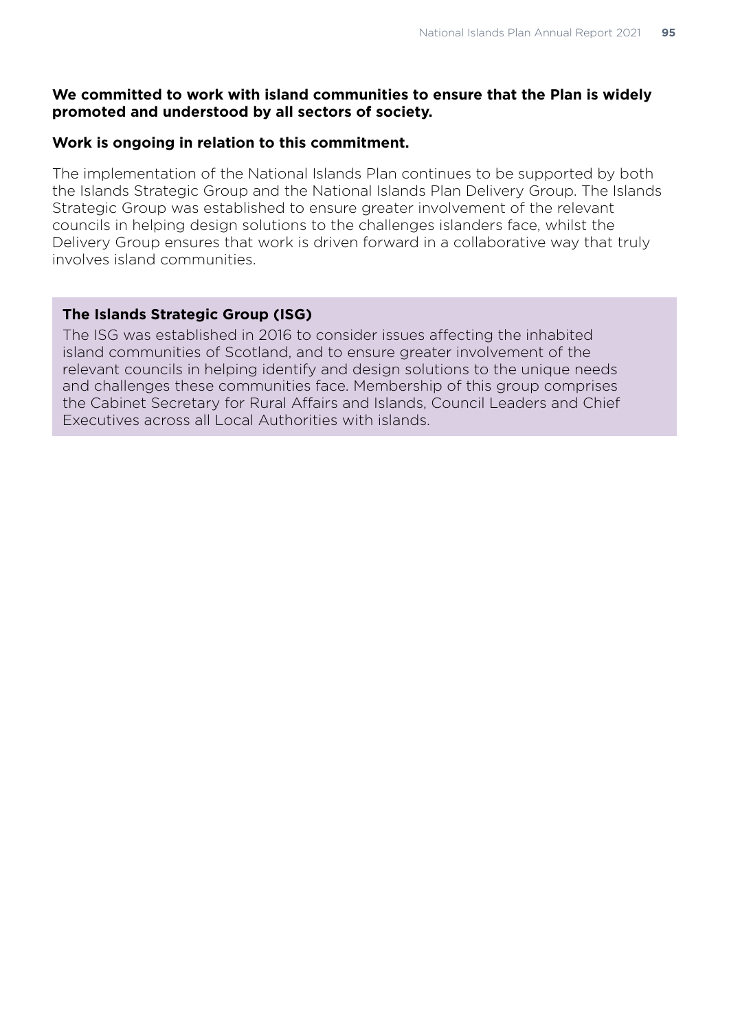**We committed to work with island communities to ensure that the Plan is widely promoted and understood by all sectors of society.**

**Work is ongoing in relation to this commitment.**

The implementation of the National Islands Plan continues to be supported by both the Islands Strategic Group and the National Islands Plan Delivery Group. The Islands Strategic Group was established to ensure greater involvement of the relevant councils in helping design solutions to the challenges islanders face, whilst the Delivery Group ensures that work is driven forward in a collaborative way that truly involves island communities.

**The Islands Strategic Group (ISG)**

The ISG was established in 2016 to consider issues affecting the inhabited island communities of Scotland, and to ensure greater involvement of the relevant councils in helping identify and design solutions to the unique needs and challenges these communities face. Membership of this group comprises the Cabinet Secretary for Rural Affairs and Islands, Council Leaders and Chief Executives across all Local Authorities with islands.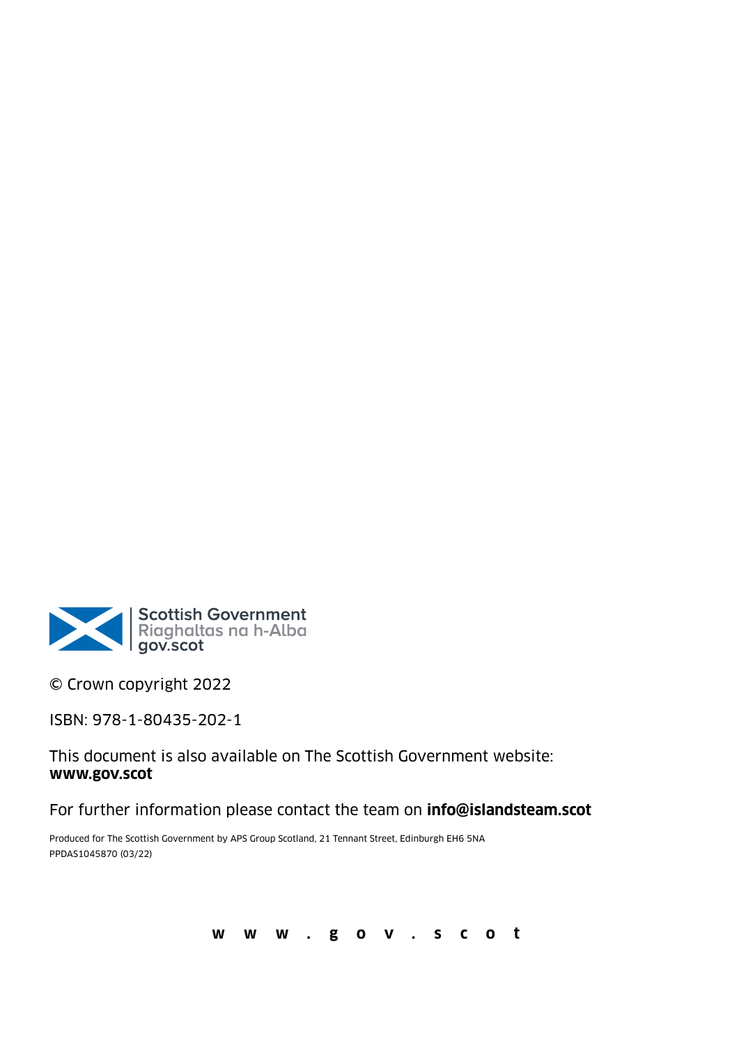Scottish Government
Riaghaltas na h-Alba
gov.scot

© Crown copyright 2022

ISBN: 978-1-80435-202-1

This document is also available on The Scottish Government website:
**www.gov.scot**

For further information please contact the team on **info@islandsteam.scot**

Produced for The Scottish Government by APS Group Scotland, 21 Tennant Street, Edinburgh EH6 5NA
PPDAS1045870 (03/22)

**w w w . g o v . s c o t**